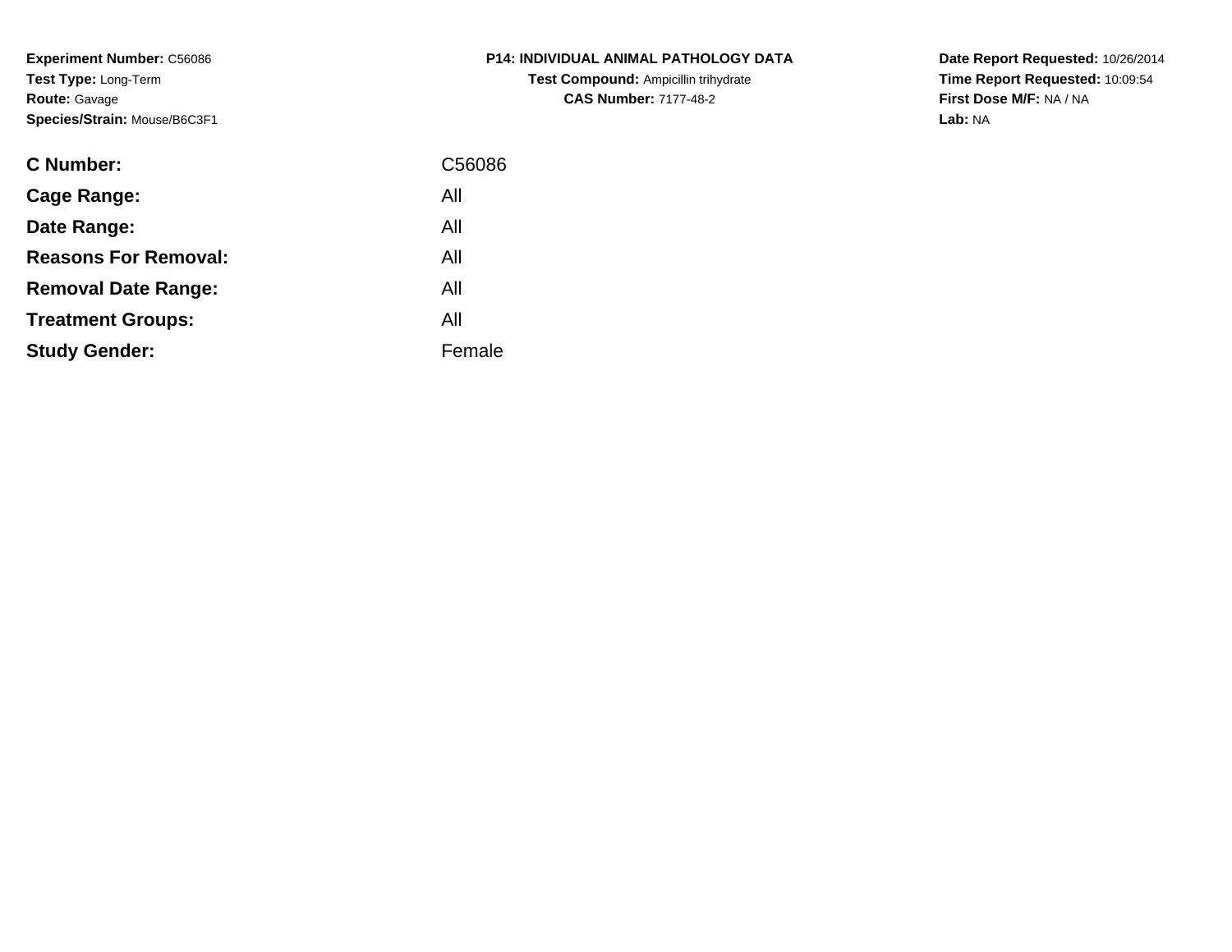**Experiment Number:** C56086
**Test Type:** Long-Term
**Route:** Gavage
**Species/Strain:** Mouse/B6C3F1

**P14: INDIVIDUAL ANIMAL PATHOLOGY DATA**
**Test Compound:** Ampicillin trihydrate
**CAS Number:** 7177-48-2

**Date Report Requested:** 10/26/2014
**Time Report Requested:** 10:09:54
**First Dose M/F:** NA / NA
**Lab:** NA

| | |
|---|---|
| **C Number:** | C56086 |
| **Cage Range:** | All |
| **Date Range:** | All |
| **Reasons For Removal:** | All |
| **Removal Date Range:** | All |
| **Treatment Groups:** | All |
| **Study Gender:** | Female |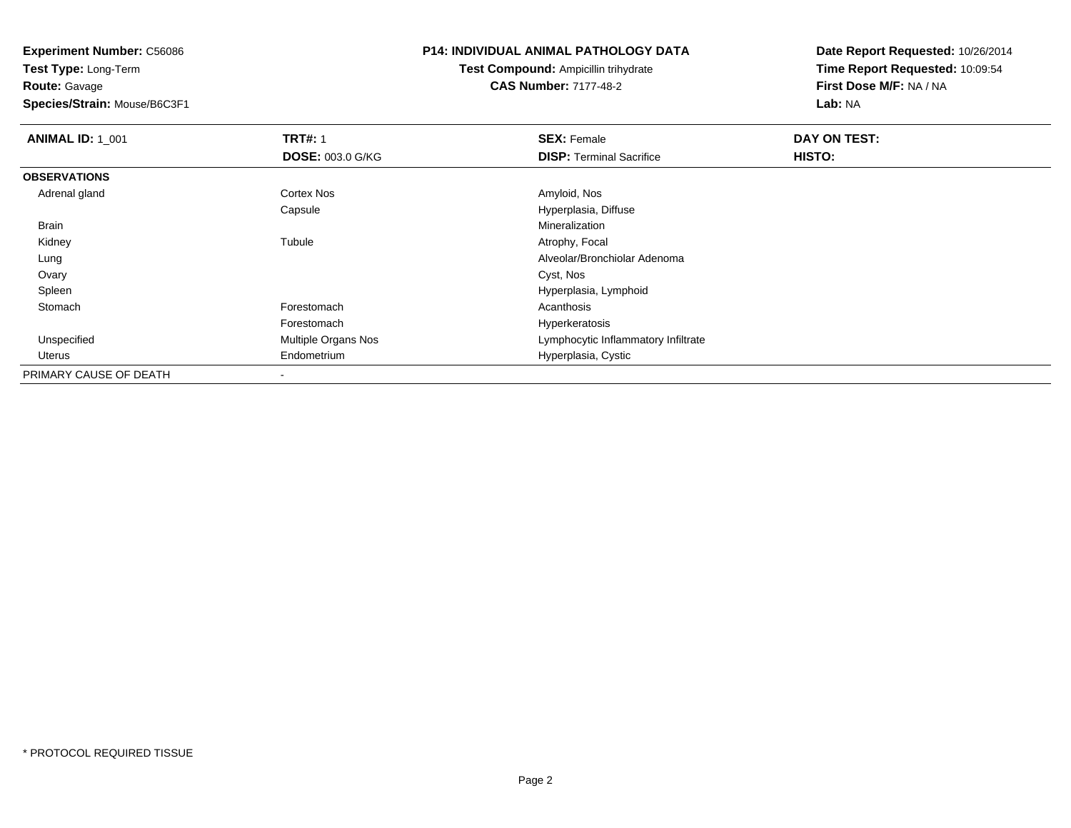**Experiment Number:** C56086
**Test Type:** Long-Term
**Route:** Gavage
**Species/Strain:** Mouse/B6C3F1

## P14: INDIVIDUAL ANIMAL PATHOLOGY DATA

**Test Compound:** Ampicillin trihydrate
**CAS Number:** 7177-48-2

**Date Report Requested:** 10/26/2014
**Time Report Requested:** 10:09:54
**First Dose M/F:** NA / NA
**Lab:** NA

| **ANIMAL ID:** 1_001 | **TRT#:** 1 | **SEX:** Female | **DAY ON TEST:** |
|---|---|---|---|
| | **DOSE:** 003.0 G/KG | **DISP:** Terminal Sacrifice | **HISTO:** |
| **OBSERVATIONS** | | | |
| Adrenal gland | Cortex Nos | Amyloid, Nos | |
| | Capsule | Hyperplasia, Diffuse | |
| Brain | | Mineralization | |
| Kidney | Tubule | Atrophy, Focal | |
| Lung | | Alveolar/Bronchiolar Adenoma | |
| Ovary | | Cyst, Nos | |
| Spleen | | Hyperplasia, Lymphoid | |
| Stomach | Forestomach | Acanthosis | |
| | Forestomach | Hyperkeratosis | |
| Unspecified | Multiple Organs Nos | Lymphocytic Inflammatory Infiltrate | |
| Uterus | Endometrium | Hyperplasia, Cystic | |
| PRIMARY CAUSE OF DEATH | - | | |

* PROTOCOL REQUIRED TISSUE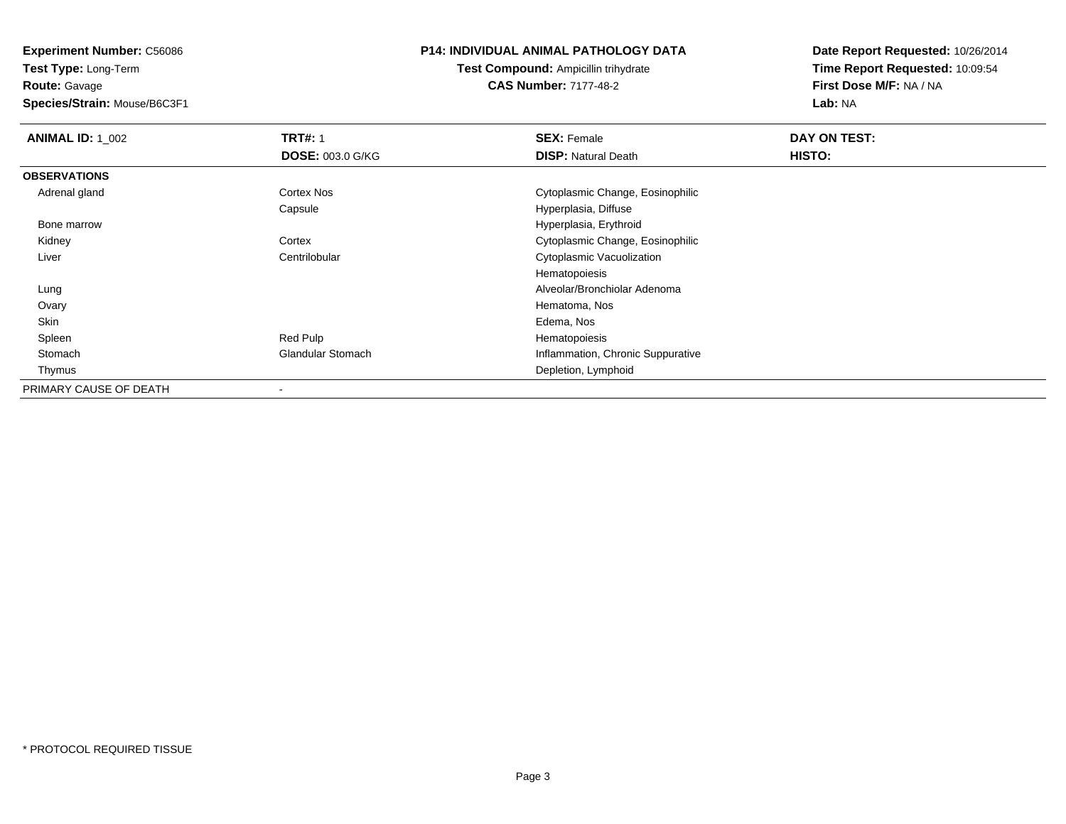**Experiment Number:** C56086
**Test Type:** Long-Term
**Route:** Gavage
**Species/Strain:** Mouse/B6C3F1

**P14: INDIVIDUAL ANIMAL PATHOLOGY DATA**
**Test Compound:** Ampicillin trihydrate
**CAS Number:** 7177-48-2

**Date Report Requested:** 10/26/2014
**Time Report Requested:** 10:09:54
**First Dose M/F:** NA / NA
**Lab:** NA

| **ANIMAL ID:** 1_002 | **TRT#:** 1 | **SEX:** Female | **DAY ON TEST:** |
|---|---|---|---|
| | **DOSE:** 003.0 G/KG | **DISP:** Natural Death | **HISTO:** |
| **OBSERVATIONS** | | | |
| Adrenal gland | Cortex Nos | Cytoplasmic Change, Eosinophilic | |
| | Capsule | Hyperplasia, Diffuse | |
| Bone marrow | | Hyperplasia, Erythroid | |
| Kidney | Cortex | Cytoplasmic Change, Eosinophilic | |
| Liver | Centrilobular | Cytoplasmic Vacuolization | |
| | | Hematopoiesis | |
| Lung | | Alveolar/Bronchiolar Adenoma | |
| Ovary | | Hematoma, Nos | |
| Skin | | Edema, Nos | |
| Spleen | Red Pulp | Hematopoiesis | |
| Stomach | Glandular Stomach | Inflammation, Chronic Suppurative | |
| Thymus | | Depletion, Lymphoid | |
| PRIMARY CAUSE OF DEATH | - | | |

* PROTOCOL REQUIRED TISSUE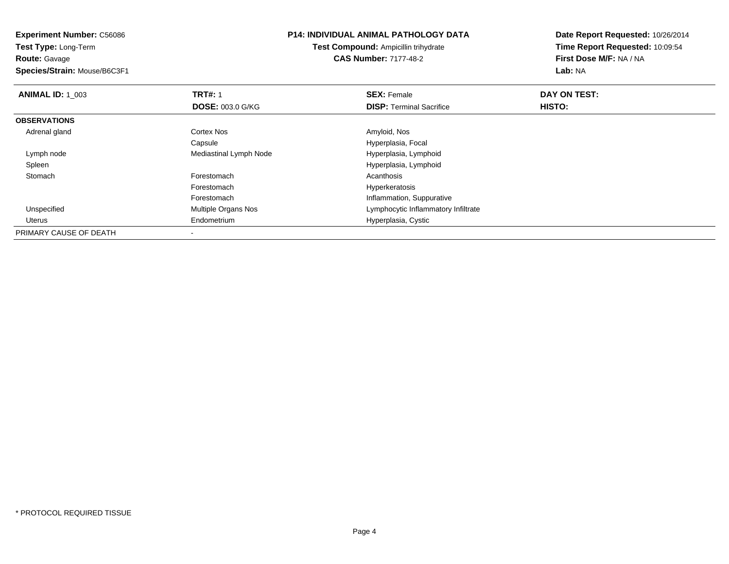**Experiment Number:** C56086
**Test Type:** Long-Term
**Route:** Gavage
**Species/Strain:** Mouse/B6C3F1

**P14: INDIVIDUAL ANIMAL PATHOLOGY DATA**
**Test Compound:** Ampicillin trihydrate
**CAS Number:** 7177-48-2

**Date Report Requested:** 10/26/2014
**Time Report Requested:** 10:09:54
**First Dose M/F:** NA / NA
**Lab:** NA

| **ANIMAL ID:** 1_003 | **TRT#:** 1 | **SEX:** Female | **DAY ON TEST:** |
|---|---|---|---|
| | **DOSE:** 003.0 G/KG | **DISP:** Terminal Sacrifice | **HISTO:** |
| **OBSERVATIONS** | | | |
| Adrenal gland | Cortex Nos | Amyloid, Nos | |
| | Capsule | Hyperplasia, Focal | |
| Lymph node | Mediastinal Lymph Node | Hyperplasia, Lymphoid | |
| Spleen | | Hyperplasia, Lymphoid | |
| Stomach | Forestomach | Acanthosis | |
| | Forestomach | Hyperkeratosis | |
| | Forestomach | Inflammation, Suppurative | |
| Unspecified | Multiple Organs Nos | Lymphocytic Inflammatory Infiltrate | |
| Uterus | Endometrium | Hyperplasia, Cystic | |
| PRIMARY CAUSE OF DEATH | - | | |

* PROTOCOL REQUIRED TISSUE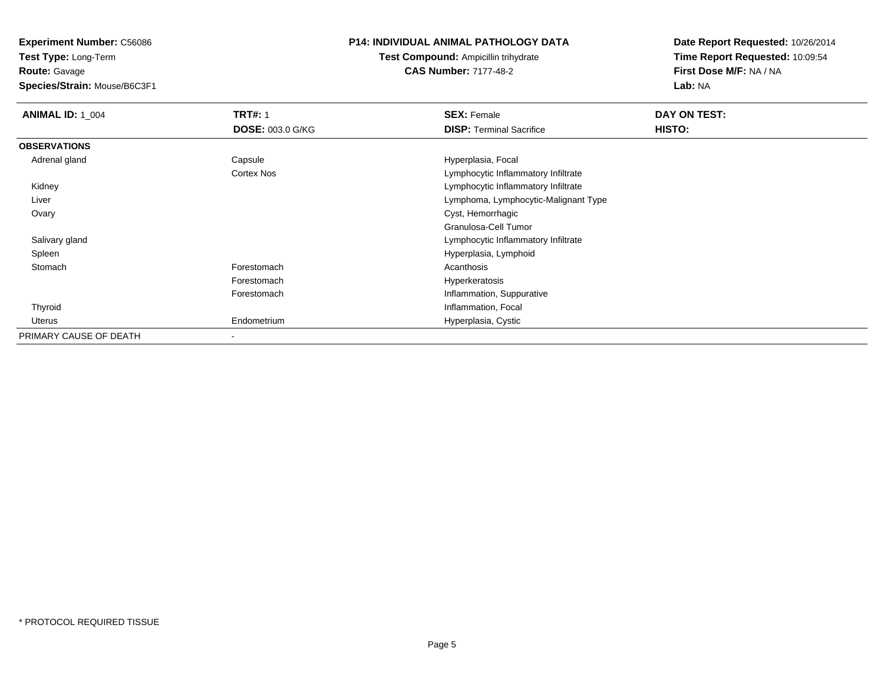**Experiment Number:** C56086
**Test Type:** Long-Term
**Route:** Gavage
**Species/Strain:** Mouse/B6C3F1

**P14: INDIVIDUAL ANIMAL PATHOLOGY DATA**
**Test Compound:** Ampicillin trihydrate
**CAS Number:** 7177-48-2

**Date Report Requested:** 10/26/2014
**Time Report Requested:** 10:09:54
**First Dose M/F:** NA / NA
**Lab:** NA

| **ANIMAL ID:** 1_004 | **TRT#:** 1 | **SEX:** Female | **DAY ON TEST:** |
|---|---|---|---|
| | **DOSE:** 003.0 G/KG | **DISP:** Terminal Sacrifice | **HISTO:** |
| **OBSERVATIONS** | | | |
| Adrenal gland | Capsule | Hyperplasia, Focal | |
| | Cortex Nos | Lymphocytic Inflammatory Infiltrate | |
| Kidney | | Lymphocytic Inflammatory Infiltrate | |
| Liver | | Lymphoma, Lymphocytic-Malignant Type | |
| Ovary | | Cyst, Hemorrhagic | |
| | | Granulosa-Cell Tumor | |
| Salivary gland | | Lymphocytic Inflammatory Infiltrate | |
| Spleen | | Hyperplasia, Lymphoid | |
| Stomach | Forestomach | Acanthosis | |
| | Forestomach | Hyperkeratosis | |
| | Forestomach | Inflammation, Suppurative | |
| Thyroid | | Inflammation, Focal | |
| Uterus | Endometrium | Hyperplasia, Cystic | |
| PRIMARY CAUSE OF DEATH | - | | |

* PROTOCOL REQUIRED TISSUE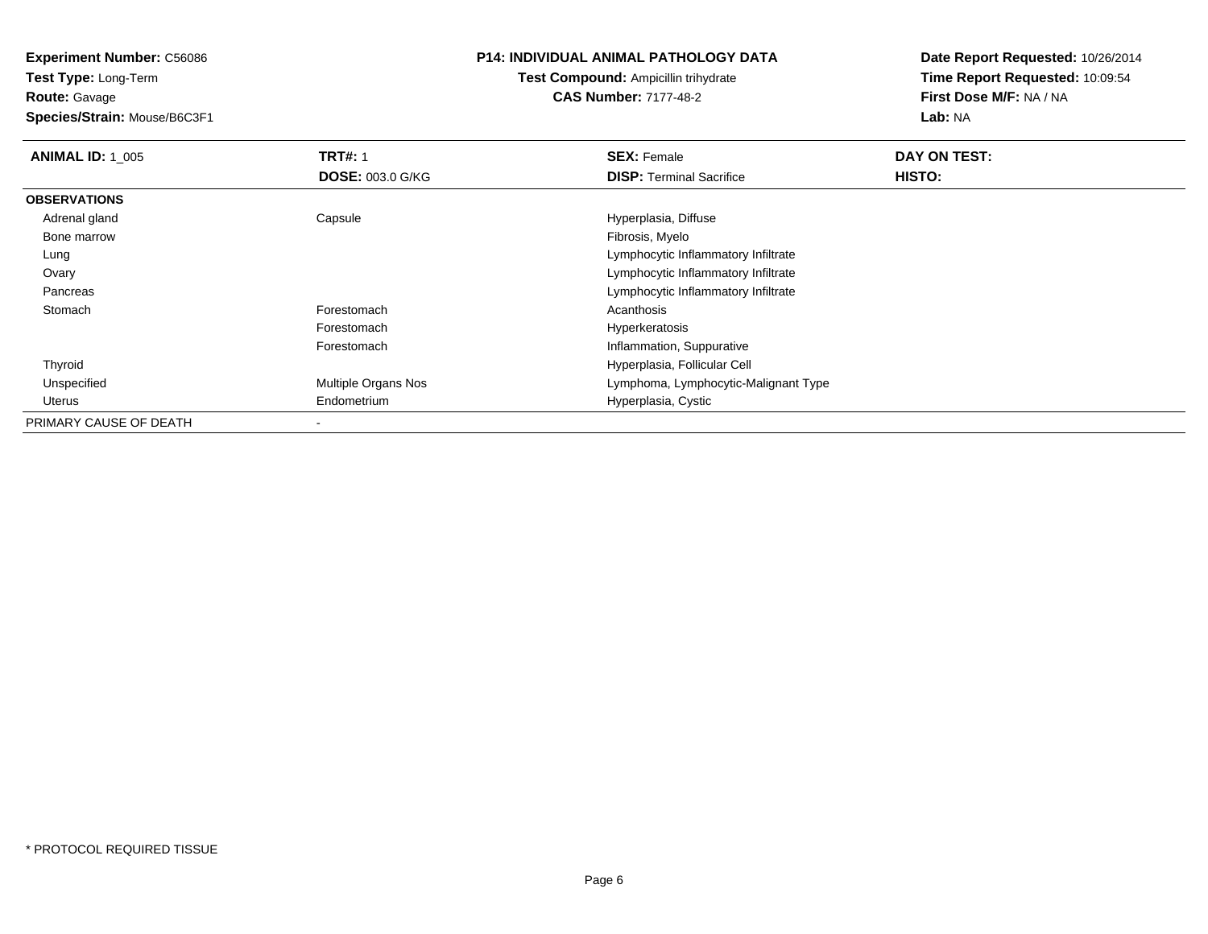**Experiment Number:** C56086
**Test Type:** Long-Term
**Route:** Gavage
**Species/Strain:** Mouse/B6C3F1

## P14: INDIVIDUAL ANIMAL PATHOLOGY DATA

**Test Compound:** Ampicillin trihydrate
**CAS Number:** 7177-48-2

**Date Report Requested:** 10/26/2014
**Time Report Requested:** 10:09:54
**First Dose M/F:** NA / NA
**Lab:** NA

| **ANIMAL ID:** 1_005 | **TRT#:** 1 | **SEX:** Female | **DAY ON TEST:** |
|---|---|---|---|
| | **DOSE:** 003.0 G/KG | **DISP:** Terminal Sacrifice | **HISTO:** |
| **OBSERVATIONS** | | | |
| Adrenal gland | Capsule | Hyperplasia, Diffuse | |
| Bone marrow | | Fibrosis, Myelo | |
| Lung | | Lymphocytic Inflammatory Infiltrate | |
| Ovary | | Lymphocytic Inflammatory Infiltrate | |
| Pancreas | | Lymphocytic Inflammatory Infiltrate | |
| Stomach | Forestomach | Acanthosis | |
| | Forestomach | Hyperkeratosis | |
| | Forestomach | Inflammation, Suppurative | |
| Thyroid | | Hyperplasia, Follicular Cell | |
| Unspecified | Multiple Organs Nos | Lymphoma, Lymphocytic-Malignant Type | |
| Uterus | Endometrium | Hyperplasia, Cystic | |
| PRIMARY CAUSE OF DEATH | - | | |

* PROTOCOL REQUIRED TISSUE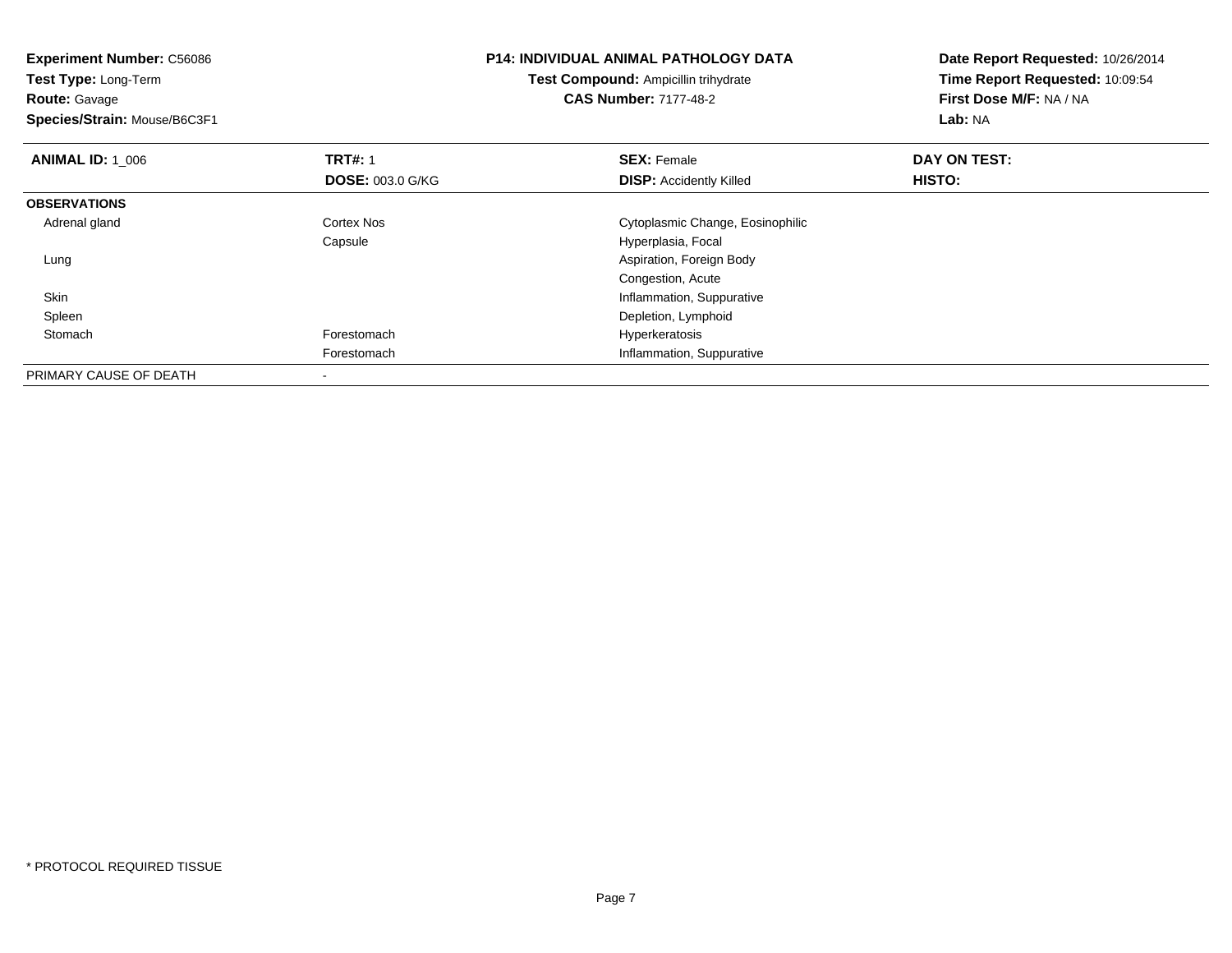**Experiment Number:** C56086
**Test Type:** Long-Term
**Route:** Gavage
**Species/Strain:** Mouse/B6C3F1

**P14: INDIVIDUAL ANIMAL PATHOLOGY DATA**
**Test Compound:** Ampicillin trihydrate
**CAS Number:** 7177-48-2

**Date Report Requested:** 10/26/2014
**Time Report Requested:** 10:09:54
**First Dose M/F:** NA / NA
**Lab:** NA

| **ANIMAL ID:** 1_006 | **TRT#:** 1 | **SEX:** Female | **DAY ON TEST:** |
|---|---|---|---|
| | **DOSE:** 003.0 G/KG | **DISP:** Accidently Killed | **HISTO:** |
| **OBSERVATIONS** | | | |
| Adrenal gland | Cortex Nos | Cytoplasmic Change, Eosinophilic | |
| | Capsule | Hyperplasia, Focal | |
| Lung | | Aspiration, Foreign Body | |
| | | Congestion, Acute | |
| Skin | | Inflammation, Suppurative | |
| Spleen | | Depletion, Lymphoid | |
| Stomach | Forestomach | Hyperkeratosis | |
| | Forestomach | Inflammation, Suppurative | |
| PRIMARY CAUSE OF DEATH | - | | |

\* PROTOCOL REQUIRED TISSUE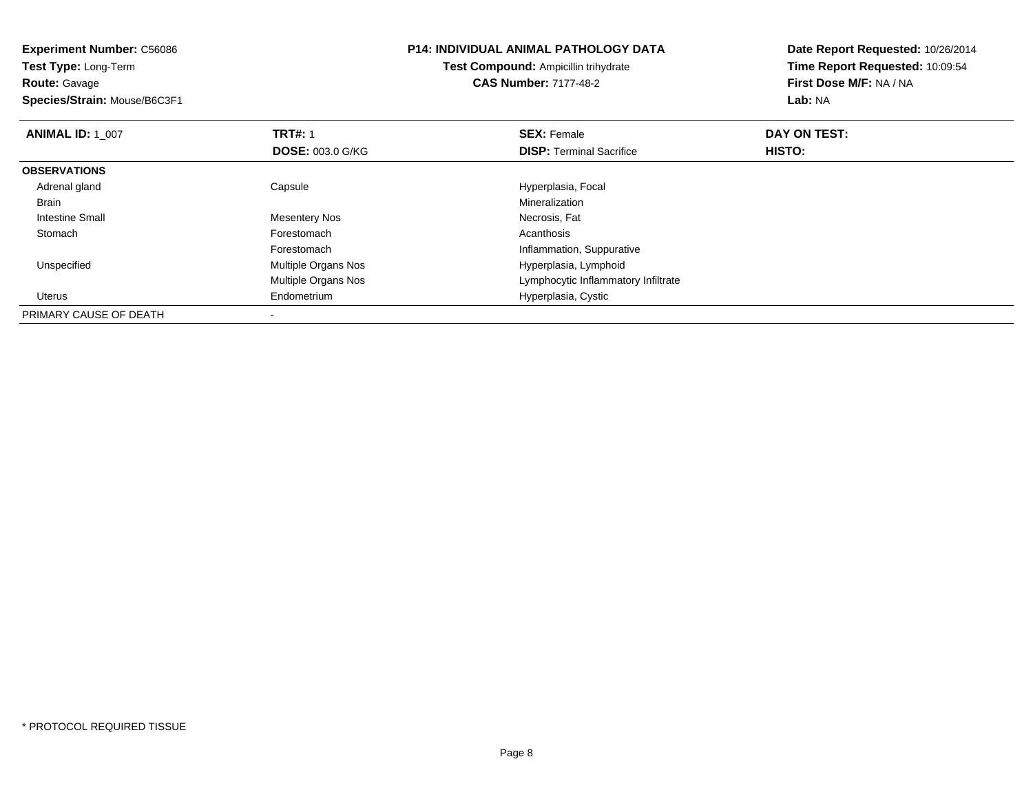**Experiment Number:** C56086
**Test Type:** Long-Term
**Route:** Gavage
**Species/Strain:** Mouse/B6C3F1

**P14: INDIVIDUAL ANIMAL PATHOLOGY DATA**
**Test Compound:** Ampicillin trihydrate
**CAS Number:** 7177-48-2

**Date Report Requested:** 10/26/2014
**Time Report Requested:** 10:09:54
**First Dose M/F:** NA / NA
**Lab:** NA

| **ANIMAL ID:** 1_007 | **TRT#:** 1 | **SEX:** Female | **DAY ON TEST:** |
|---|---|---|---|
| | **DOSE:** 003.0 G/KG | **DISP:** Terminal Sacrifice | **HISTO:** |
| **OBSERVATIONS** | | | |
| Adrenal gland | Capsule | Hyperplasia, Focal | |
| Brain | | Mineralization | |
| Intestine Small | Mesentery Nos | Necrosis, Fat | |
| Stomach | Forestomach | Acanthosis | |
| | Forestomach | Inflammation, Suppurative | |
| Unspecified | Multiple Organs Nos | Hyperplasia, Lymphoid | |
| | Multiple Organs Nos | Lymphocytic Inflammatory Infiltrate | |
| Uterus | Endometrium | Hyperplasia, Cystic | |
| PRIMARY CAUSE OF DEATH | - | | |

* PROTOCOL REQUIRED TISSUE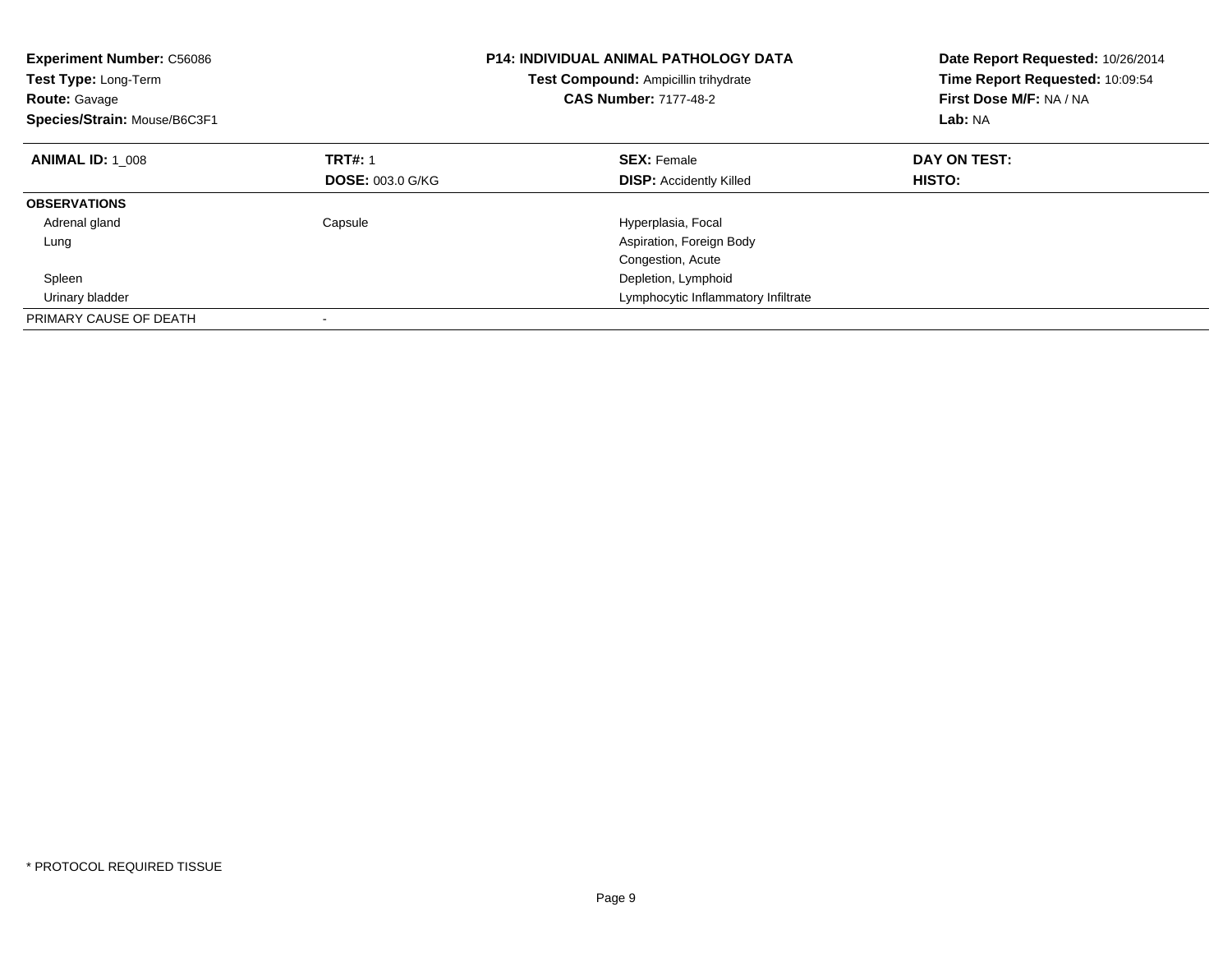**Experiment Number:** C56086
**Test Type:** Long-Term
**Route:** Gavage
**Species/Strain:** Mouse/B6C3F1

**P14: INDIVIDUAL ANIMAL PATHOLOGY DATA**
**Test Compound:** Ampicillin trihydrate
**CAS Number:** 7177-48-2

**Date Report Requested:** 10/26/2014
**Time Report Requested:** 10:09:54
**First Dose M/F:** NA / NA
**Lab:** NA

| **ANIMAL ID:** 1_008 | **TRT#:** 1 | **SEX:** Female | **DAY ON TEST:** |
|---|---|---|---|
| | **DOSE:** 003.0 G/KG | **DISP:** Accidently Killed | **HISTO:** |
| **OBSERVATIONS** | | | |
| Adrenal gland | Capsule | Hyperplasia, Focal | |
| Lung | | Aspiration, Foreign Body | |
| | | Congestion, Acute | |
| Spleen | | Depletion, Lymphoid | |
| Urinary bladder | | Lymphocytic Inflammatory Infiltrate | |
| PRIMARY CAUSE OF DEATH | - | | |

* PROTOCOL REQUIRED TISSUE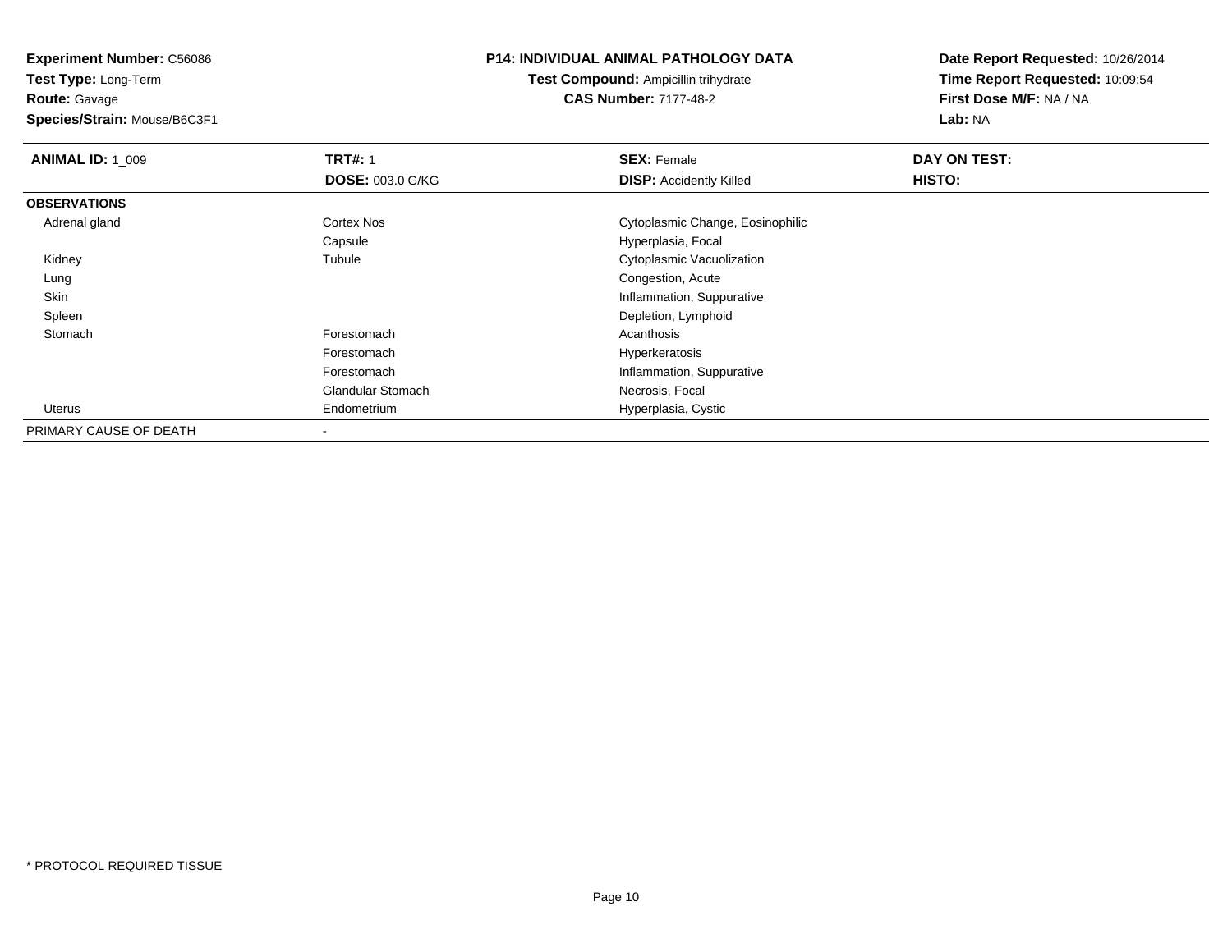**Experiment Number:** C56086
**Test Type:** Long-Term
**Route:** Gavage
**Species/Strain:** Mouse/B6C3F1

**P14: INDIVIDUAL ANIMAL PATHOLOGY DATA**
**Test Compound:** Ampicillin trihydrate
**CAS Number:** 7177-48-2

**Date Report Requested:** 10/26/2014
**Time Report Requested:** 10:09:54
**First Dose M/F:** NA / NA
**Lab:** NA

| **ANIMAL ID:** 1_009 | **TRT#:** 1 | **SEX:** Female | **DAY ON TEST:** |
|---|---|---|---|
| | **DOSE:** 003.0 G/KG | **DISP:** Accidently Killed | **HISTO:** |
| **OBSERVATIONS** | | | |
| Adrenal gland | Cortex Nos | Cytoplasmic Change, Eosinophilic | |
| | Capsule | Hyperplasia, Focal | |
| Kidney | Tubule | Cytoplasmic Vacuolization | |
| Lung | | Congestion, Acute | |
| Skin | | Inflammation, Suppurative | |
| Spleen | | Depletion, Lymphoid | |
| Stomach | Forestomach | Acanthosis | |
| | Forestomach | Hyperkeratosis | |
| | Forestomach | Inflammation, Suppurative | |
| | Glandular Stomach | Necrosis, Focal | |
| Uterus | Endometrium | Hyperplasia, Cystic | |
| PRIMARY CAUSE OF DEATH | - | | |

* PROTOCOL REQUIRED TISSUE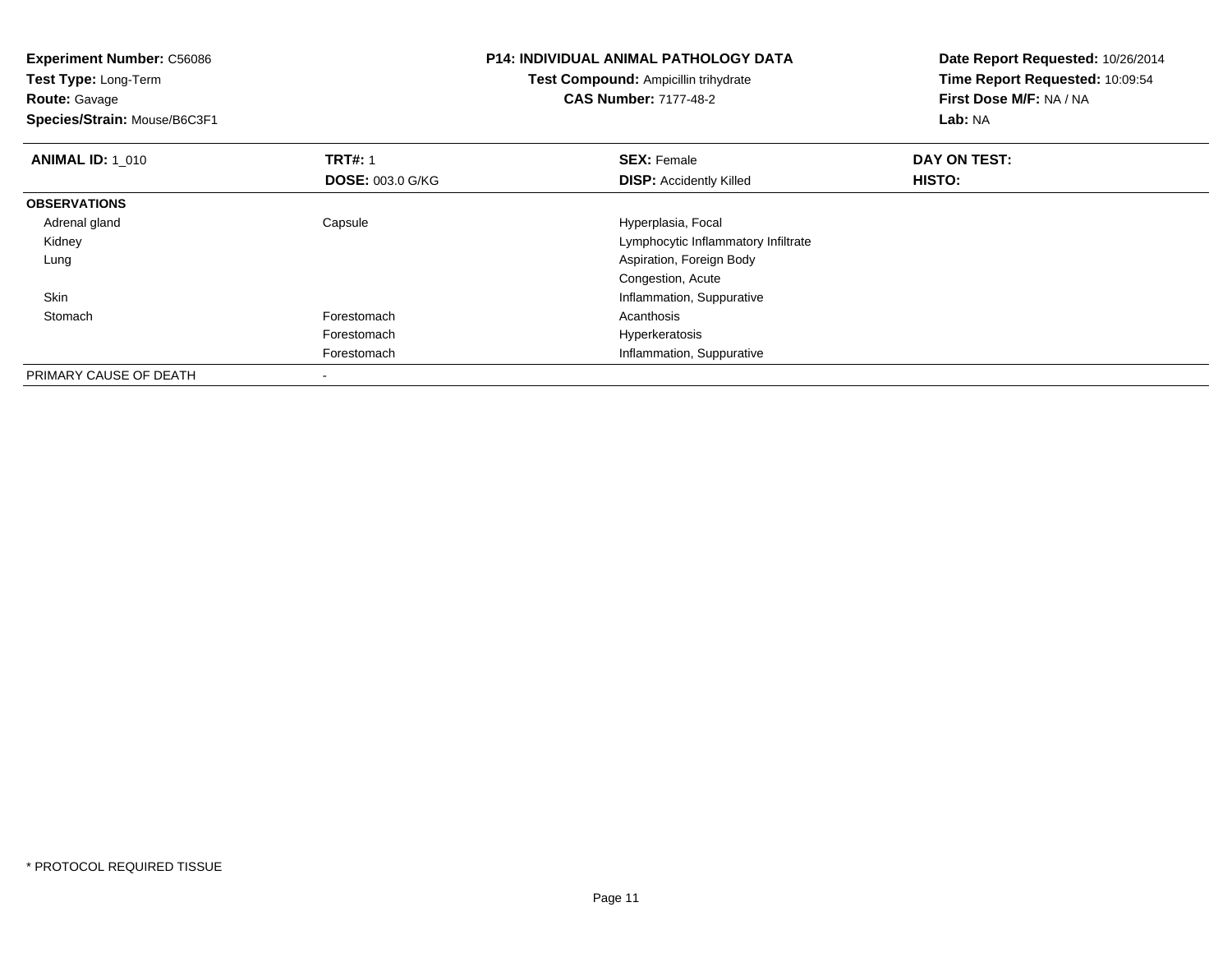**Experiment Number:** C56086
**Test Type:** Long-Term
**Route:** Gavage
**Species/Strain:** Mouse/B6C3F1

**P14: INDIVIDUAL ANIMAL PATHOLOGY DATA**
**Test Compound:** Ampicillin trihydrate
**CAS Number:** 7177-48-2

**Date Report Requested:** 10/26/2014
**Time Report Requested:** 10:09:54
**First Dose M/F:** NA / NA
**Lab:** NA

| **ANIMAL ID:** 1_010 | **TRT#:** 1 | **SEX:** Female | **DAY ON TEST:** |
|---|---|---|---|
| | **DOSE:** 003.0 G/KG | **DISP:** Accidently Killed | **HISTO:** |
| **OBSERVATIONS** | | | |
| Adrenal gland | Capsule | Hyperplasia, Focal | |
| Kidney | | Lymphocytic Inflammatory Infiltrate | |
| Lung | | Aspiration, Foreign Body | |
| | | Congestion, Acute | |
| Skin | | Inflammation, Suppurative | |
| Stomach | Forestomach | Acanthosis | |
| | Forestomach | Hyperkeratosis | |
| | Forestomach | Inflammation, Suppurative | |
| PRIMARY CAUSE OF DEATH | - | | |

* PROTOCOL REQUIRED TISSUE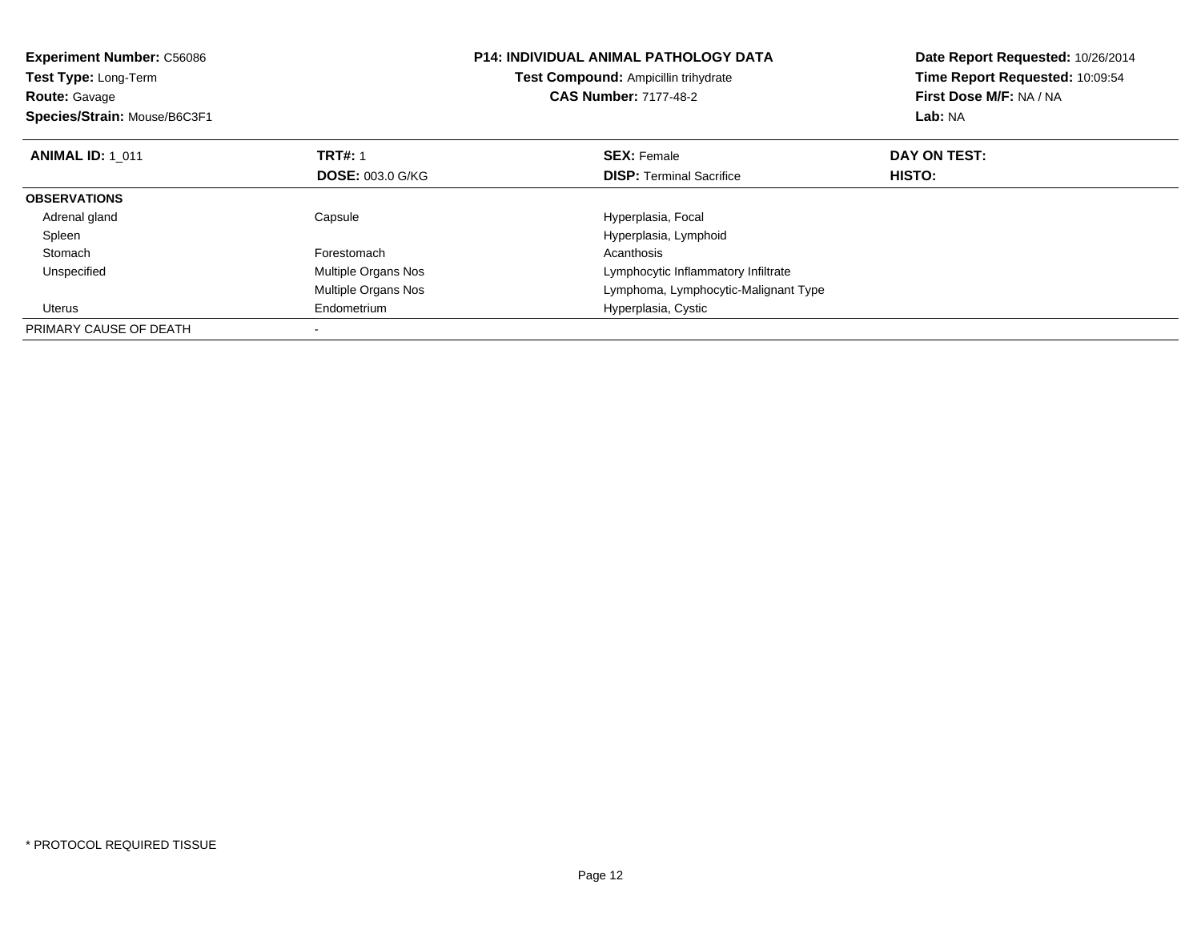**Experiment Number:** C56086
**Test Type:** Long-Term
**Route:** Gavage
**Species/Strain:** Mouse/B6C3F1

**P14: INDIVIDUAL ANIMAL PATHOLOGY DATA**
**Test Compound:** Ampicillin trihydrate
**CAS Number:** 7177-48-2

**Date Report Requested:** 10/26/2014
**Time Report Requested:** 10:09:54
**First Dose M/F:** NA / NA
**Lab:** NA

| **ANIMAL ID:** 1_011 | **TRT#:** 1 | **SEX:** Female | **DAY ON TEST:** |
|---|---|---|---|
| | **DOSE:** 003.0 G/KG | **DISP:** Terminal Sacrifice | **HISTO:** |
| **OBSERVATIONS** | | | |
| Adrenal gland | Capsule | Hyperplasia, Focal | |
| Spleen | | Hyperplasia, Lymphoid | |
| Stomach | Forestomach | Acanthosis | |
| Unspecified | Multiple Organs Nos | Lymphocytic Inflammatory Infiltrate | |
| | Multiple Organs Nos | Lymphoma, Lymphocytic-Malignant Type | |
| Uterus | Endometrium | Hyperplasia, Cystic | |
| PRIMARY CAUSE OF DEATH | - | | |

* PROTOCOL REQUIRED TISSUE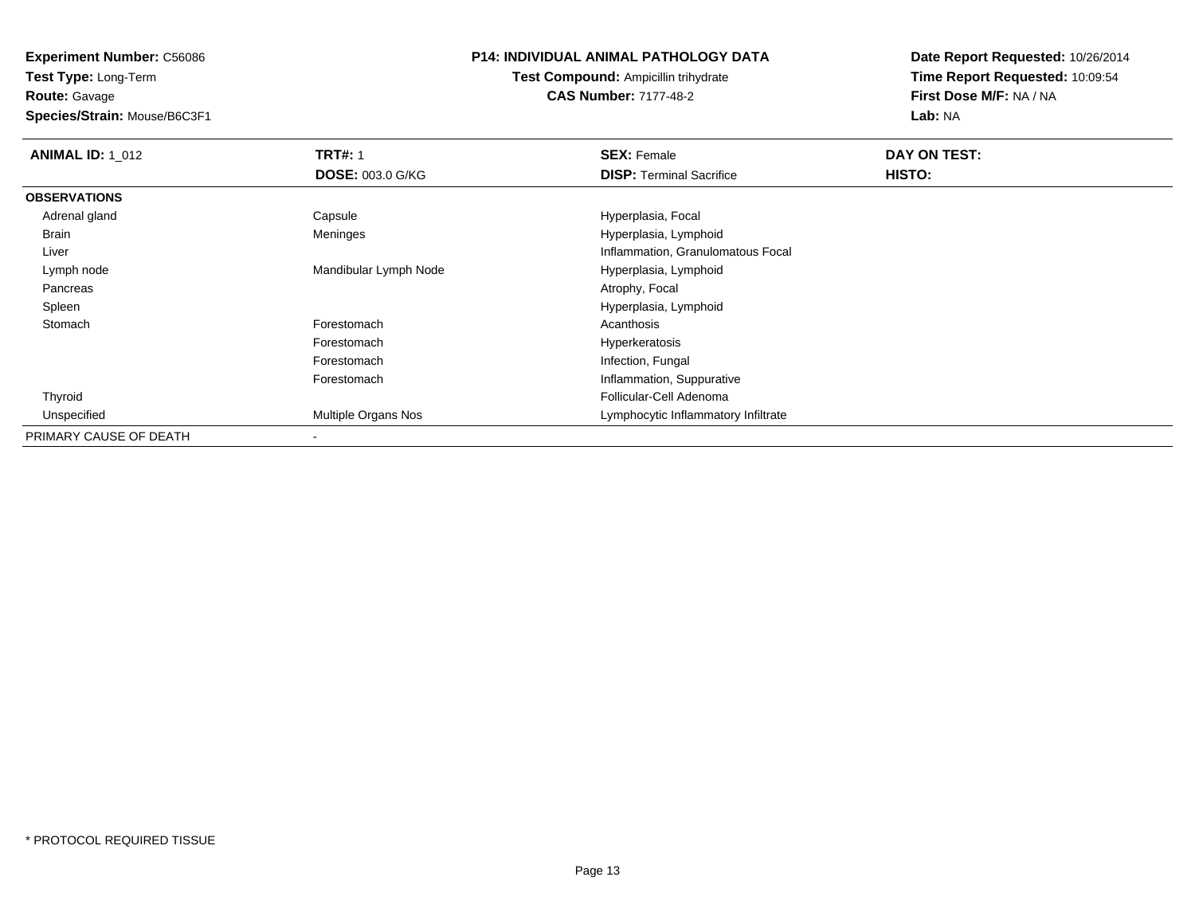**Experiment Number:** C56086
**Test Type:** Long-Term
**Route:** Gavage
**Species/Strain:** Mouse/B6C3F1

**P14: INDIVIDUAL ANIMAL PATHOLOGY DATA**
**Test Compound:** Ampicillin trihydrate
**CAS Number:** 7177-48-2

**Date Report Requested:** 10/26/2014
**Time Report Requested:** 10:09:54
**First Dose M/F:** NA / NA
**Lab:** NA

| **ANIMAL ID:** 1_012 | **TRT#:** 1 | **SEX:** Female | **DAY ON TEST:** |
|---|---|---|---|
| | **DOSE:** 003.0 G/KG | **DISP:** Terminal Sacrifice | **HISTO:** |
| **OBSERVATIONS** | | | |
| Adrenal gland | Capsule | Hyperplasia, Focal | |
| Brain | Meninges | Hyperplasia, Lymphoid | |
| Liver | | Inflammation, Granulomatous Focal | |
| Lymph node | Mandibular Lymph Node | Hyperplasia, Lymphoid | |
| Pancreas | | Atrophy, Focal | |
| Spleen | | Hyperplasia, Lymphoid | |
| Stomach | Forestomach | Acanthosis | |
| | Forestomach | Hyperkeratosis | |
| | Forestomach | Infection, Fungal | |
| | Forestomach | Inflammation, Suppurative | |
| Thyroid | | Follicular-Cell Adenoma | |
| Unspecified | Multiple Organs Nos | Lymphocytic Inflammatory Infiltrate | |
| PRIMARY CAUSE OF DEATH | - | | |

* PROTOCOL REQUIRED TISSUE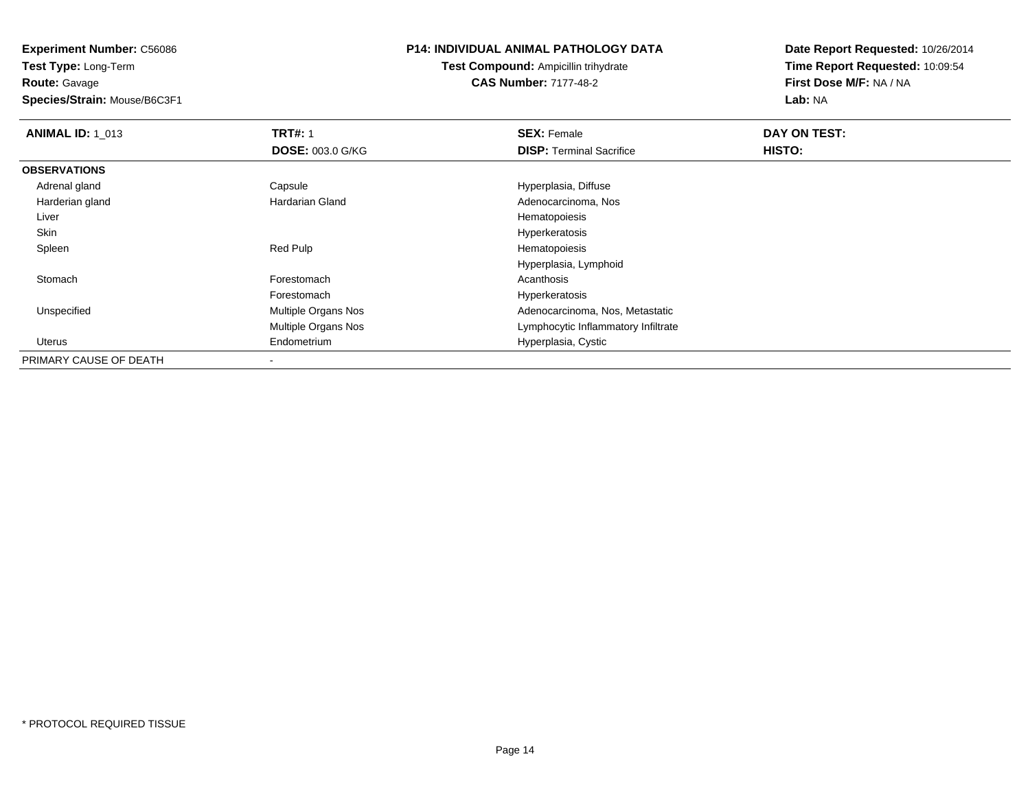**Experiment Number:** C56086
**Test Type:** Long-Term
**Route:** Gavage
**Species/Strain:** Mouse/B6C3F1

**P14: INDIVIDUAL ANIMAL PATHOLOGY DATA**
**Test Compound:** Ampicillin trihydrate
**CAS Number:** 7177-48-2

**Date Report Requested:** 10/26/2014
**Time Report Requested:** 10:09:54
**First Dose M/F:** NA / NA
**Lab:** NA

| **ANIMAL ID:** 1_013 | **TRT#:** 1 | **SEX:** Female | **DAY ON TEST:** |
|---|---|---|---|
| | **DOSE:** 003.0 G/KG | **DISP:** Terminal Sacrifice | **HISTO:** |
| **OBSERVATIONS** | | | |
| Adrenal gland | Capsule | Hyperplasia, Diffuse | |
| Harderian gland | Hardarian Gland | Adenocarcinoma, Nos | |
| Liver | | Hematopoiesis | |
| Skin | | Hyperkeratosis | |
| Spleen | Red Pulp | Hematopoiesis | |
| | | Hyperplasia, Lymphoid | |
| Stomach | Forestomach | Acanthosis | |
| | Forestomach | Hyperkeratosis | |
| Unspecified | Multiple Organs Nos | Adenocarcinoma, Nos, Metastatic | |
| | Multiple Organs Nos | Lymphocytic Inflammatory Infiltrate | |
| Uterus | Endometrium | Hyperplasia, Cystic | |
| PRIMARY CAUSE OF DEATH | - | | |

* PROTOCOL REQUIRED TISSUE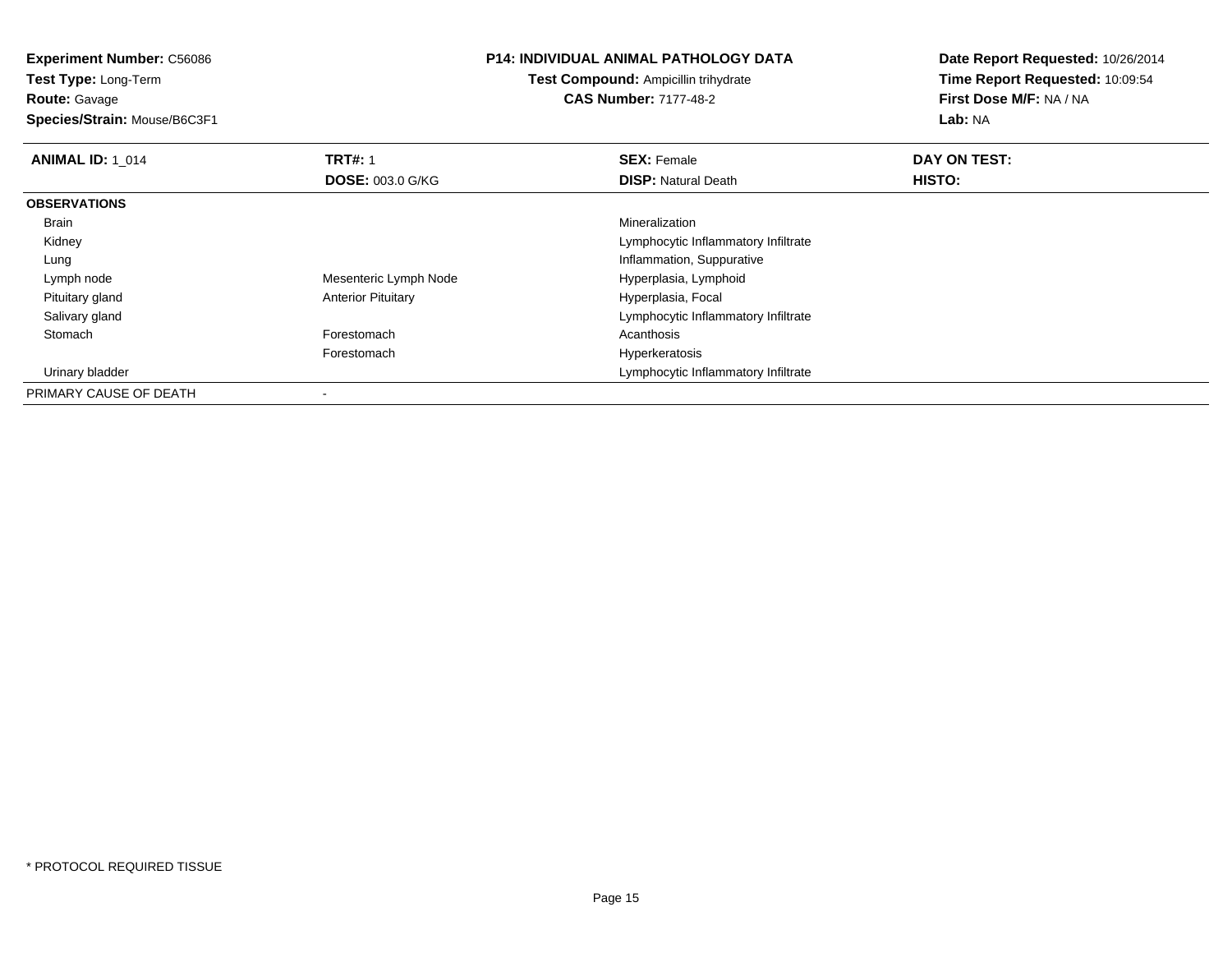**Experiment Number:** C56086
**Test Type:** Long-Term
**Route:** Gavage
**Species/Strain:** Mouse/B6C3F1

**P14: INDIVIDUAL ANIMAL PATHOLOGY DATA**
**Test Compound:** Ampicillin trihydrate
**CAS Number:** 7177-48-2

**Date Report Requested:** 10/26/2014
**Time Report Requested:** 10:09:54
**First Dose M/F:** NA / NA
**Lab:** NA

| **ANIMAL ID:** 1_014 | **TRT#:** 1 | **SEX:** Female | **DAY ON TEST:** |
|---|---|---|---|
| | **DOSE:** 003.0 G/KG | **DISP:** Natural Death | **HISTO:** |
| **OBSERVATIONS** | | | |
| Brain | | Mineralization | |
| Kidney | | Lymphocytic Inflammatory Infiltrate | |
| Lung | | Inflammation, Suppurative | |
| Lymph node | Mesenteric Lymph Node | Hyperplasia, Lymphoid | |
| Pituitary gland | Anterior Pituitary | Hyperplasia, Focal | |
| Salivary gland | | Lymphocytic Inflammatory Infiltrate | |
| Stomach | Forestomach | Acanthosis | |
| | Forestomach | Hyperkeratosis | |
| Urinary bladder | | Lymphocytic Inflammatory Infiltrate | |
| PRIMARY CAUSE OF DEATH | - | | |

* PROTOCOL REQUIRED TISSUE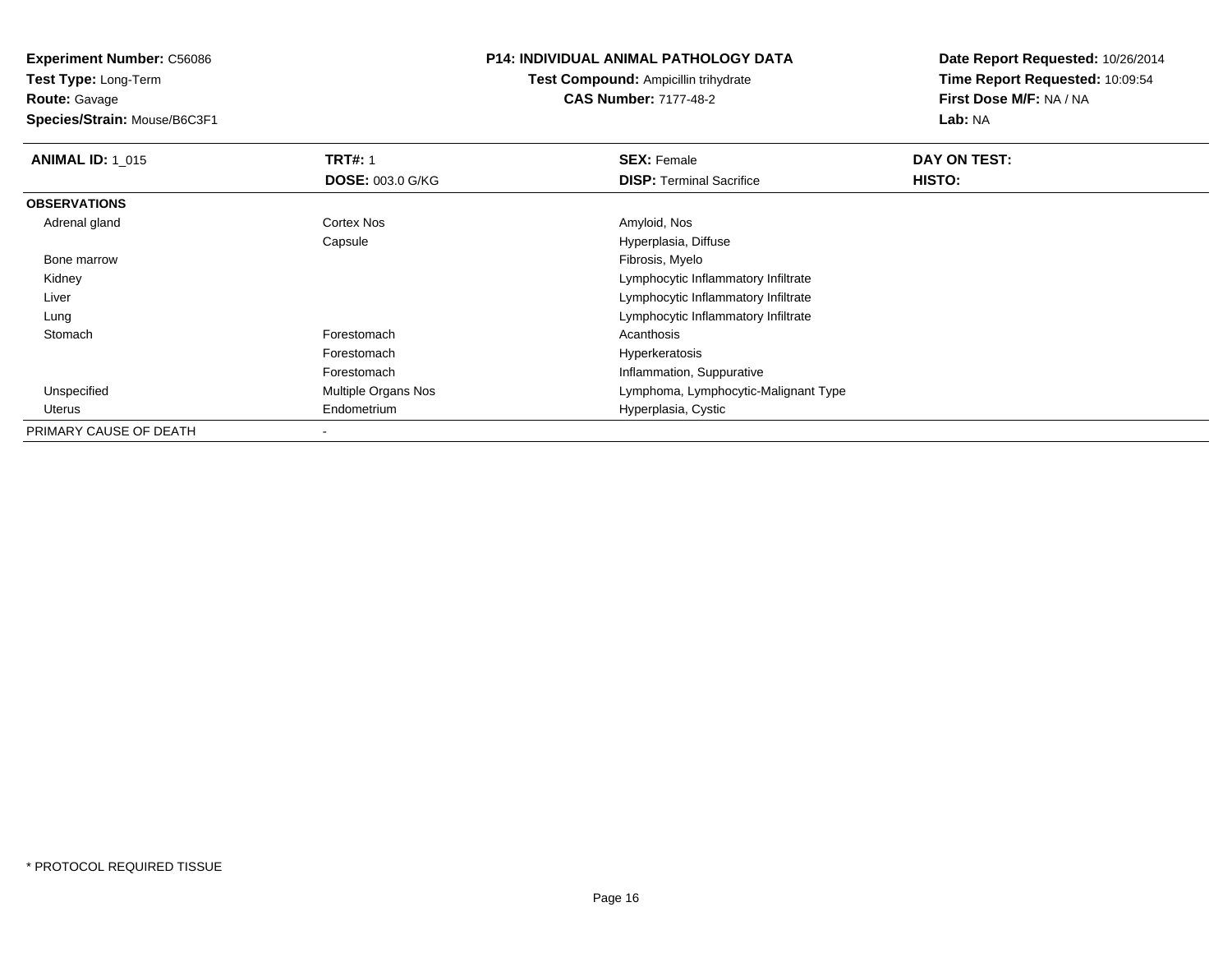**Experiment Number:** C56086
**Test Type:** Long-Term
**Route:** Gavage
**Species/Strain:** Mouse/B6C3F1

**P14: INDIVIDUAL ANIMAL PATHOLOGY DATA**
**Test Compound:** Ampicillin trihydrate
**CAS Number:** 7177-48-2

**Date Report Requested:** 10/26/2014
**Time Report Requested:** 10:09:54
**First Dose M/F:** NA / NA
**Lab:** NA

| **ANIMAL ID:** 1_015 | **TRT#:** 1 | **SEX:** Female | **DAY ON TEST:** |
|---|---|---|---|
| | **DOSE:** 003.0 G/KG | **DISP:** Terminal Sacrifice | **HISTO:** |
| **OBSERVATIONS** | | | |
| Adrenal gland | Cortex Nos | Amyloid, Nos | |
| | Capsule | Hyperplasia, Diffuse | |
| Bone marrow | | Fibrosis, Myelo | |
| Kidney | | Lymphocytic Inflammatory Infiltrate | |
| Liver | | Lymphocytic Inflammatory Infiltrate | |
| Lung | | Lymphocytic Inflammatory Infiltrate | |
| Stomach | Forestomach | Acanthosis | |
| | Forestomach | Hyperkeratosis | |
| | Forestomach | Inflammation, Suppurative | |
| Unspecified | Multiple Organs Nos | Lymphoma, Lymphocytic-Malignant Type | |
| Uterus | Endometrium | Hyperplasia, Cystic | |
| PRIMARY CAUSE OF DEATH | - | | |

* PROTOCOL REQUIRED TISSUE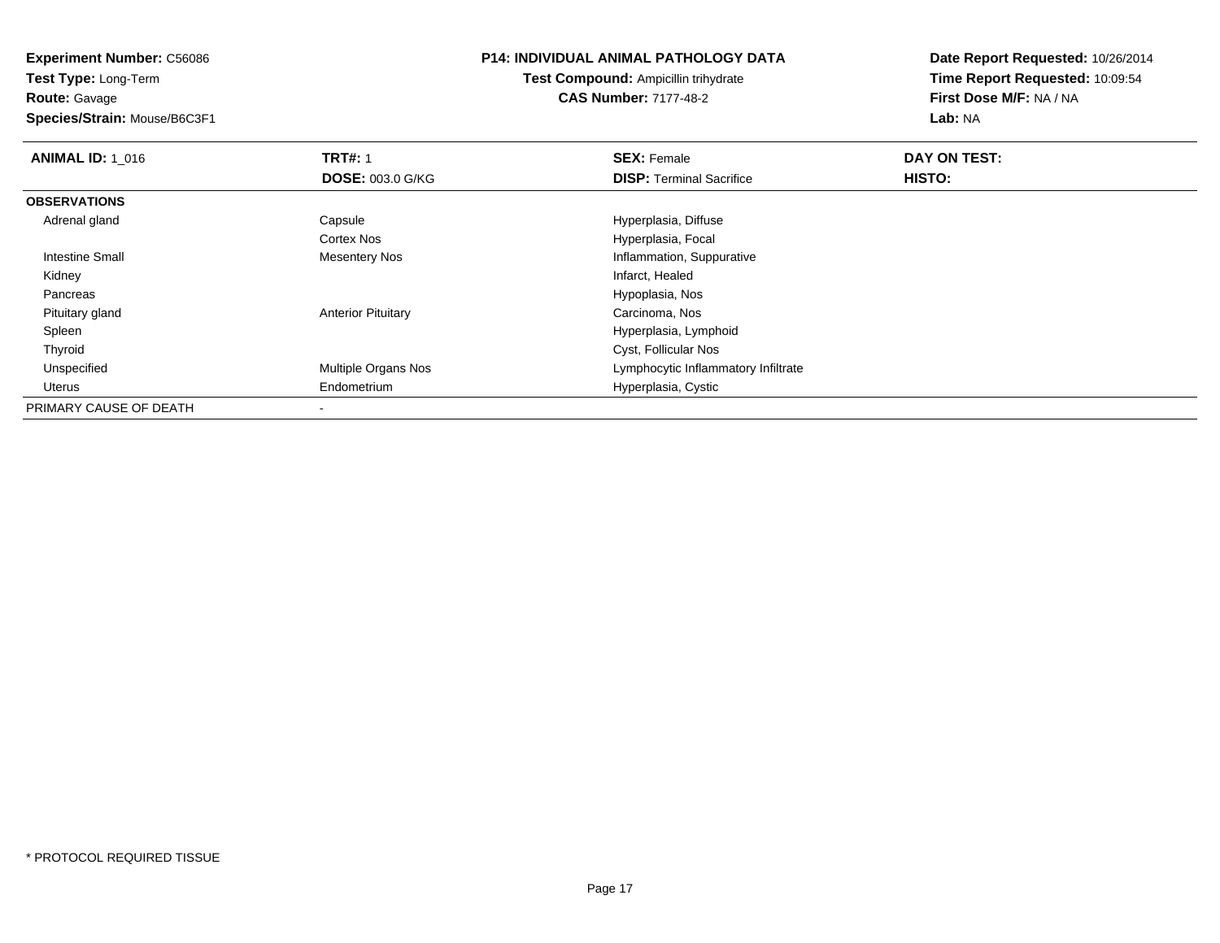**Experiment Number:** C56086
**Test Type:** Long-Term
**Route:** Gavage
**Species/Strain:** Mouse/B6C3F1

**P14: INDIVIDUAL ANIMAL PATHOLOGY DATA**
**Test Compound:** Ampicillin trihydrate
**CAS Number:** 7177-48-2

**Date Report Requested:** 10/26/2014
**Time Report Requested:** 10:09:54
**First Dose M/F:** NA / NA
**Lab:** NA

| **ANIMAL ID:** 1_016 | **TRT#:** 1 | **SEX:** Female | **DAY ON TEST:** |
|---|---|---|---|
| | **DOSE:** 003.0 G/KG | **DISP:** Terminal Sacrifice | **HISTO:** |
| **OBSERVATIONS** | | | |
| Adrenal gland | Capsule | Hyperplasia, Diffuse | |
| | Cortex Nos | Hyperplasia, Focal | |
| Intestine Small | Mesentery Nos | Inflammation, Suppurative | |
| Kidney | | Infarct, Healed | |
| Pancreas | | Hypoplasia, Nos | |
| Pituitary gland | Anterior Pituitary | Carcinoma, Nos | |
| Spleen | | Hyperplasia, Lymphoid | |
| Thyroid | | Cyst, Follicular Nos | |
| Unspecified | Multiple Organs Nos | Lymphocytic Inflammatory Infiltrate | |
| Uterus | Endometrium | Hyperplasia, Cystic | |
| PRIMARY CAUSE OF DEATH | - | | |

* PROTOCOL REQUIRED TISSUE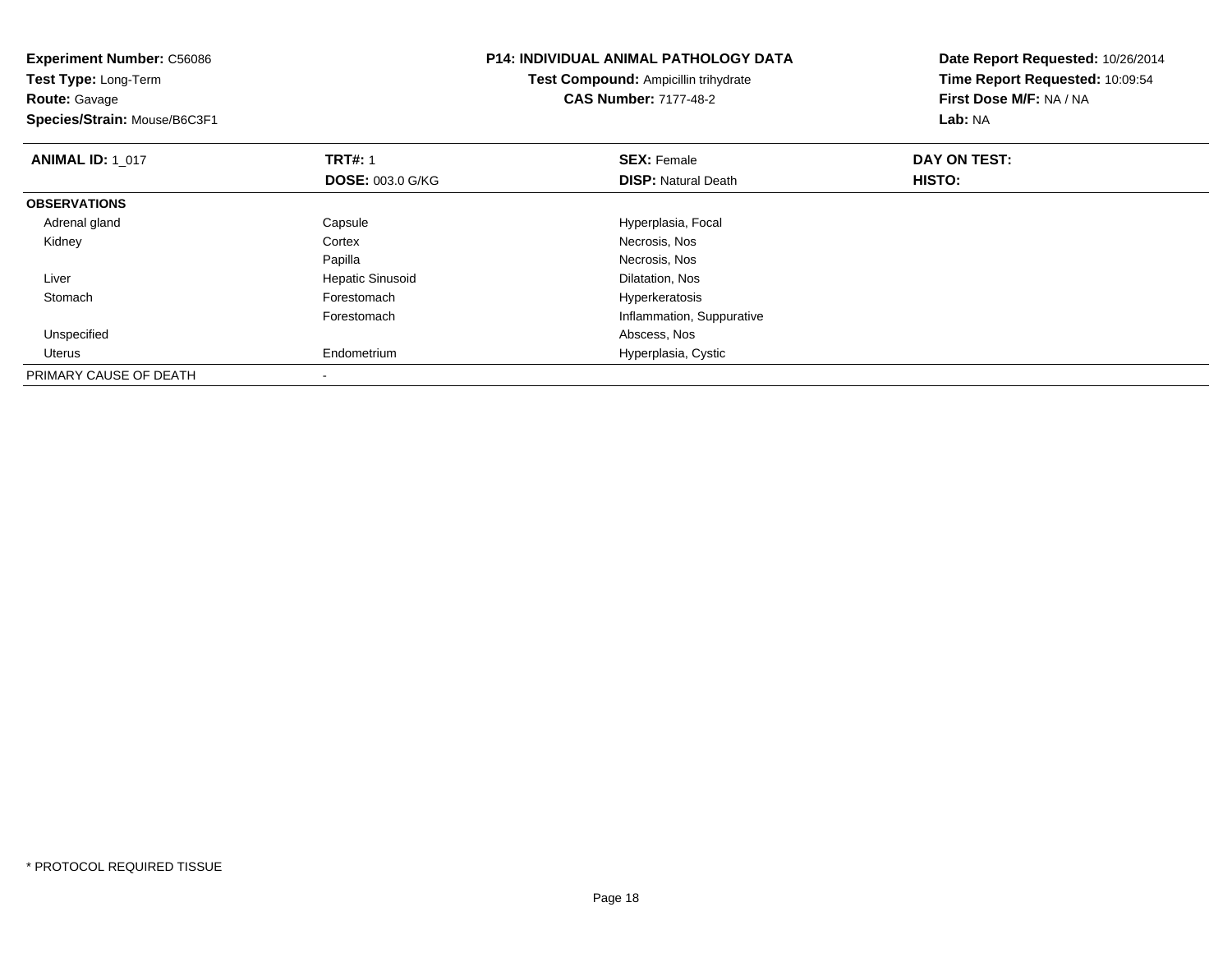**Experiment Number:** C56086
**Test Type:** Long-Term
**Route:** Gavage
**Species/Strain:** Mouse/B6C3F1

**P14: INDIVIDUAL ANIMAL PATHOLOGY DATA**
**Test Compound:** Ampicillin trihydrate
**CAS Number:** 7177-48-2

**Date Report Requested:** 10/26/2014
**Time Report Requested:** 10:09:54
**First Dose M/F:** NA / NA
**Lab:** NA

| **ANIMAL ID:** 1_017 | **TRT#:** 1 | **SEX:** Female | **DAY ON TEST:** |
|---|---|---|---|
| | **DOSE:** 003.0 G/KG | **DISP:** Natural Death | **HISTO:** |
| **OBSERVATIONS** | | | |
| Adrenal gland | Capsule | Hyperplasia, Focal | |
| Kidney | Cortex | Necrosis, Nos | |
| | Papilla | Necrosis, Nos | |
| Liver | Hepatic Sinusoid | Dilatation, Nos | |
| Stomach | Forestomach | Hyperkeratosis | |
| | Forestomach | Inflammation, Suppurative | |
| Unspecified | | Abscess, Nos | |
| Uterus | Endometrium | Hyperplasia, Cystic | |
| PRIMARY CAUSE OF DEATH | - | | |

* PROTOCOL REQUIRED TISSUE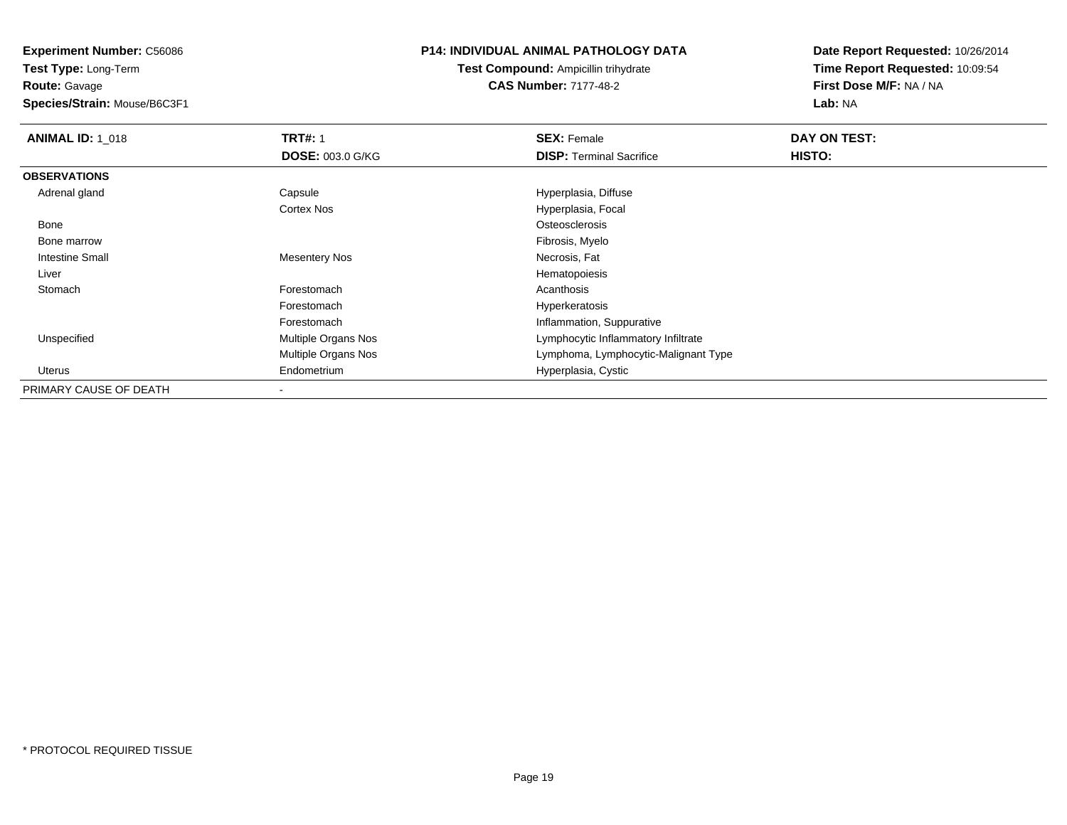**Experiment Number:** C56086
**Test Type:** Long-Term
**Route:** Gavage
**Species/Strain:** Mouse/B6C3F1

**P14: INDIVIDUAL ANIMAL PATHOLOGY DATA**
**Test Compound:** Ampicillin trihydrate
**CAS Number:** 7177-48-2

**Date Report Requested:** 10/26/2014
**Time Report Requested:** 10:09:54
**First Dose M/F:** NA / NA
**Lab:** NA

| **ANIMAL ID:** 1_018 | **TRT#:** 1 | **SEX:** Female | **DAY ON TEST:** |
|---|---|---|---|
| | **DOSE:** 003.0 G/KG | **DISP:** Terminal Sacrifice | **HISTO:** |
| **OBSERVATIONS** | | | |
| Adrenal gland | Capsule | Hyperplasia, Diffuse | |
| | Cortex Nos | Hyperplasia, Focal | |
| Bone | | Osteosclerosis | |
| Bone marrow | | Fibrosis, Myelo | |
| Intestine Small | Mesentery Nos | Necrosis, Fat | |
| Liver | | Hematopoiesis | |
| Stomach | Forestomach | Acanthosis | |
| | Forestomach | Hyperkeratosis | |
| | Forestomach | Inflammation, Suppurative | |
| Unspecified | Multiple Organs Nos | Lymphocytic Inflammatory Infiltrate | |
| | Multiple Organs Nos | Lymphoma, Lymphocytic-Malignant Type | |
| Uterus | Endometrium | Hyperplasia, Cystic | |
| PRIMARY CAUSE OF DEATH | - | | |

* PROTOCOL REQUIRED TISSUE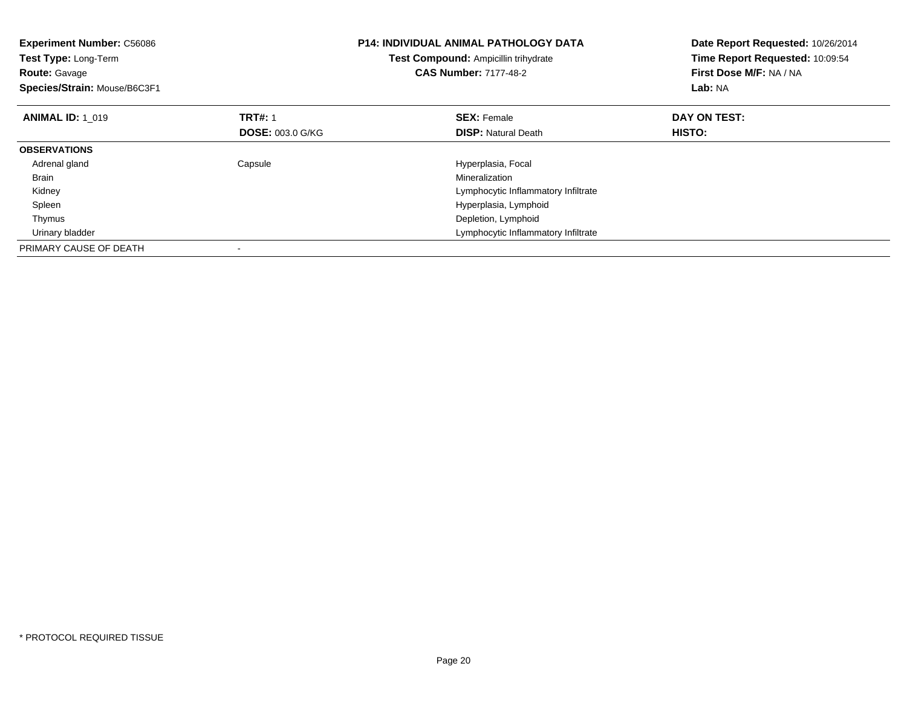**Experiment Number:** C56086
**Test Type:** Long-Term
**Route:** Gavage
**Species/Strain:** Mouse/B6C3F1

**P14: INDIVIDUAL ANIMAL PATHOLOGY DATA**
**Test Compound:** Ampicillin trihydrate
**CAS Number:** 7177-48-2

**Date Report Requested:** 10/26/2014
**Time Report Requested:** 10:09:54
**First Dose M/F:** NA / NA
**Lab:** NA

| **ANIMAL ID:** 1_019 | **TRT#:** 1 | **SEX:** Female | **DAY ON TEST:** |
|---|---|---|---|
| | **DOSE:** 003.0 G/KG | **DISP:** Natural Death | **HISTO:** |
| **OBSERVATIONS** | | | |
| Adrenal gland | Capsule | Hyperplasia, Focal | |
| Brain | | Mineralization | |
| Kidney | | Lymphocytic Inflammatory Infiltrate | |
| Spleen | | Hyperplasia, Lymphoid | |
| Thymus | | Depletion, Lymphoid | |
| Urinary bladder | | Lymphocytic Inflammatory Infiltrate | |
| PRIMARY CAUSE OF DEATH | - | | |

* PROTOCOL REQUIRED TISSUE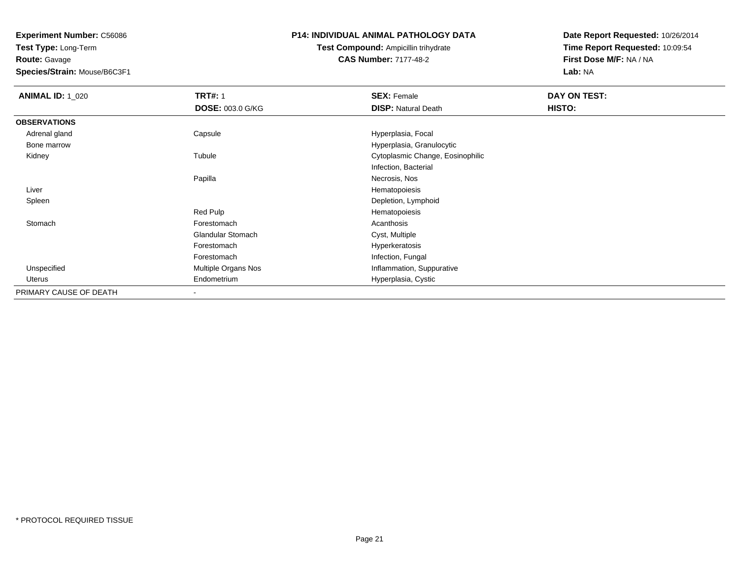**Experiment Number:** C56086
**Test Type:** Long-Term
**Route:** Gavage
**Species/Strain:** Mouse/B6C3F1

**P14: INDIVIDUAL ANIMAL PATHOLOGY DATA**
**Test Compound:** Ampicillin trihydrate
**CAS Number:** 7177-48-2

**Date Report Requested:** 10/26/2014
**Time Report Requested:** 10:09:54
**First Dose M/F:** NA / NA
**Lab:** NA

| **ANIMAL ID:** 1_020 | **TRT#:** 1 | **SEX:** Female | **DAY ON TEST:** |
|---|---|---|---|
| | **DOSE:** 003.0 G/KG | **DISP:** Natural Death | **HISTO:** |
| **OBSERVATIONS** | | | |
| Adrenal gland | Capsule | Hyperplasia, Focal | |
| Bone marrow | | Hyperplasia, Granulocytic | |
| Kidney | Tubule | Cytoplasmic Change, Eosinophilic | |
| | | Infection, Bacterial | |
| | Papilla | Necrosis, Nos | |
| Liver | | Hematopoiesis | |
| Spleen | | Depletion, Lymphoid | |
| | Red Pulp | Hematopoiesis | |
| Stomach | Forestomach | Acanthosis | |
| | Glandular Stomach | Cyst, Multiple | |
| | Forestomach | Hyperkeratosis | |
| | Forestomach | Infection, Fungal | |
| Unspecified | Multiple Organs Nos | Inflammation, Suppurative | |
| Uterus | Endometrium | Hyperplasia, Cystic | |
| PRIMARY CAUSE OF DEATH | - | | |

* PROTOCOL REQUIRED TISSUE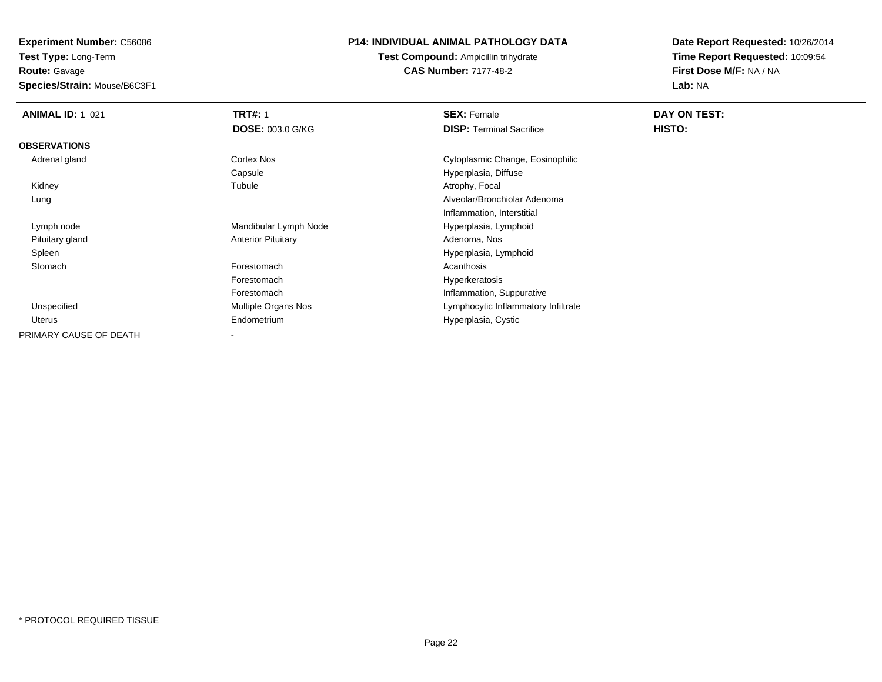**Experiment Number:** C56086
**Test Type:** Long-Term
**Route:** Gavage
**Species/Strain:** Mouse/B6C3F1

**P14: INDIVIDUAL ANIMAL PATHOLOGY DATA**
**Test Compound:** Ampicillin trihydrate
**CAS Number:** 7177-48-2

**Date Report Requested:** 10/26/2014
**Time Report Requested:** 10:09:54
**First Dose M/F:** NA / NA
**Lab:** NA

| **ANIMAL ID:** 1_021 | **TRT#:** 1 | **SEX:** Female | **DAY ON TEST:** |
|---|---|---|---|
| | **DOSE:** 003.0 G/KG | **DISP:** Terminal Sacrifice | **HISTO:** |
| **OBSERVATIONS** | | | |
| Adrenal gland | Cortex Nos | Cytoplasmic Change, Eosinophilic | |
| | Capsule | Hyperplasia, Diffuse | |
| Kidney | Tubule | Atrophy, Focal | |
| Lung | | Alveolar/Bronchiolar Adenoma | |
| | | Inflammation, Interstitial | |
| Lymph node | Mandibular Lymph Node | Hyperplasia, Lymphoid | |
| Pituitary gland | Anterior Pituitary | Adenoma, Nos | |
| Spleen | | Hyperplasia, Lymphoid | |
| Stomach | Forestomach | Acanthosis | |
| | Forestomach | Hyperkeratosis | |
| | Forestomach | Inflammation, Suppurative | |
| Unspecified | Multiple Organs Nos | Lymphocytic Inflammatory Infiltrate | |
| Uterus | Endometrium | Hyperplasia, Cystic | |
| PRIMARY CAUSE OF DEATH | - | | |

* PROTOCOL REQUIRED TISSUE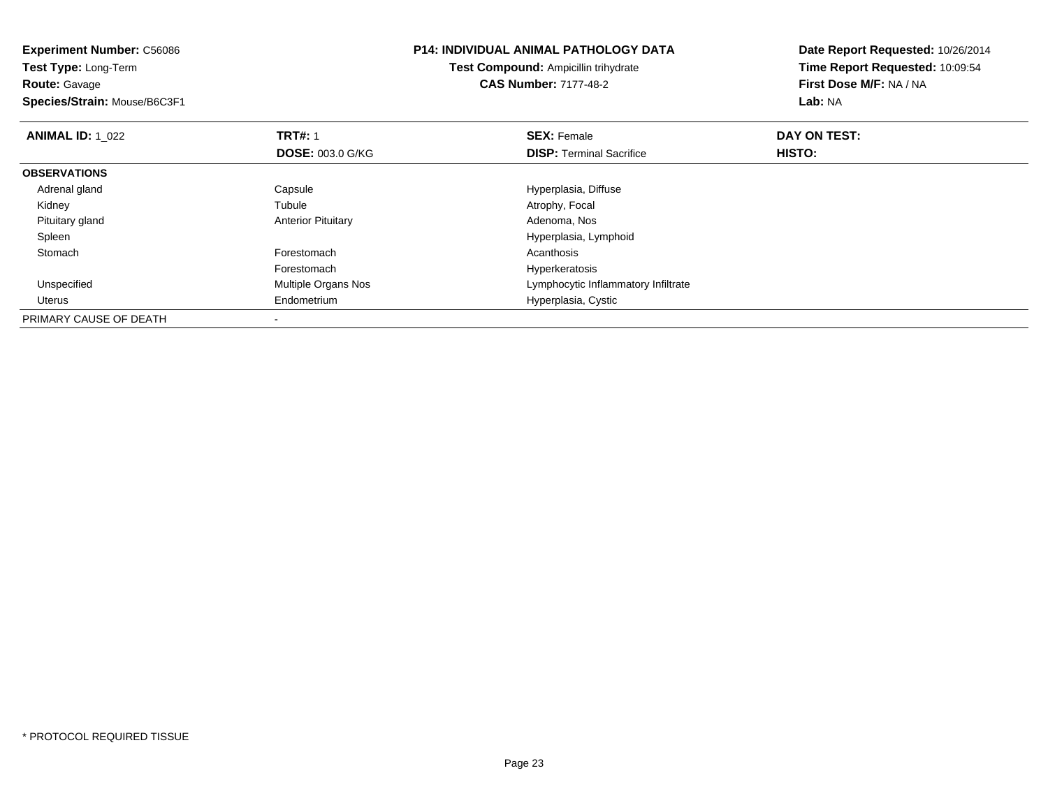**Experiment Number:** C56086
**Test Type:** Long-Term
**Route:** Gavage
**Species/Strain:** Mouse/B6C3F1

**P14: INDIVIDUAL ANIMAL PATHOLOGY DATA**
**Test Compound:** Ampicillin trihydrate
**CAS Number:** 7177-48-2

**Date Report Requested:** 10/26/2014
**Time Report Requested:** 10:09:54
**First Dose M/F:** NA / NA
**Lab:** NA

| **ANIMAL ID:** 1_022 | **TRT#:** 1 | **SEX:** Female | **DAY ON TEST:** |
|---|---|---|---|
| | **DOSE:** 003.0 G/KG | **DISP:** Terminal Sacrifice | **HISTO:** |
| **OBSERVATIONS** | | | |
| Adrenal gland | Capsule | Hyperplasia, Diffuse | |
| Kidney | Tubule | Atrophy, Focal | |
| Pituitary gland | Anterior Pituitary | Adenoma, Nos | |
| Spleen | | Hyperplasia, Lymphoid | |
| Stomach | Forestomach | Acanthosis | |
| | Forestomach | Hyperkeratosis | |
| Unspecified | Multiple Organs Nos | Lymphocytic Inflammatory Infiltrate | |
| Uterus | Endometrium | Hyperplasia, Cystic | |
| PRIMARY CAUSE OF DEATH | - | | |

* PROTOCOL REQUIRED TISSUE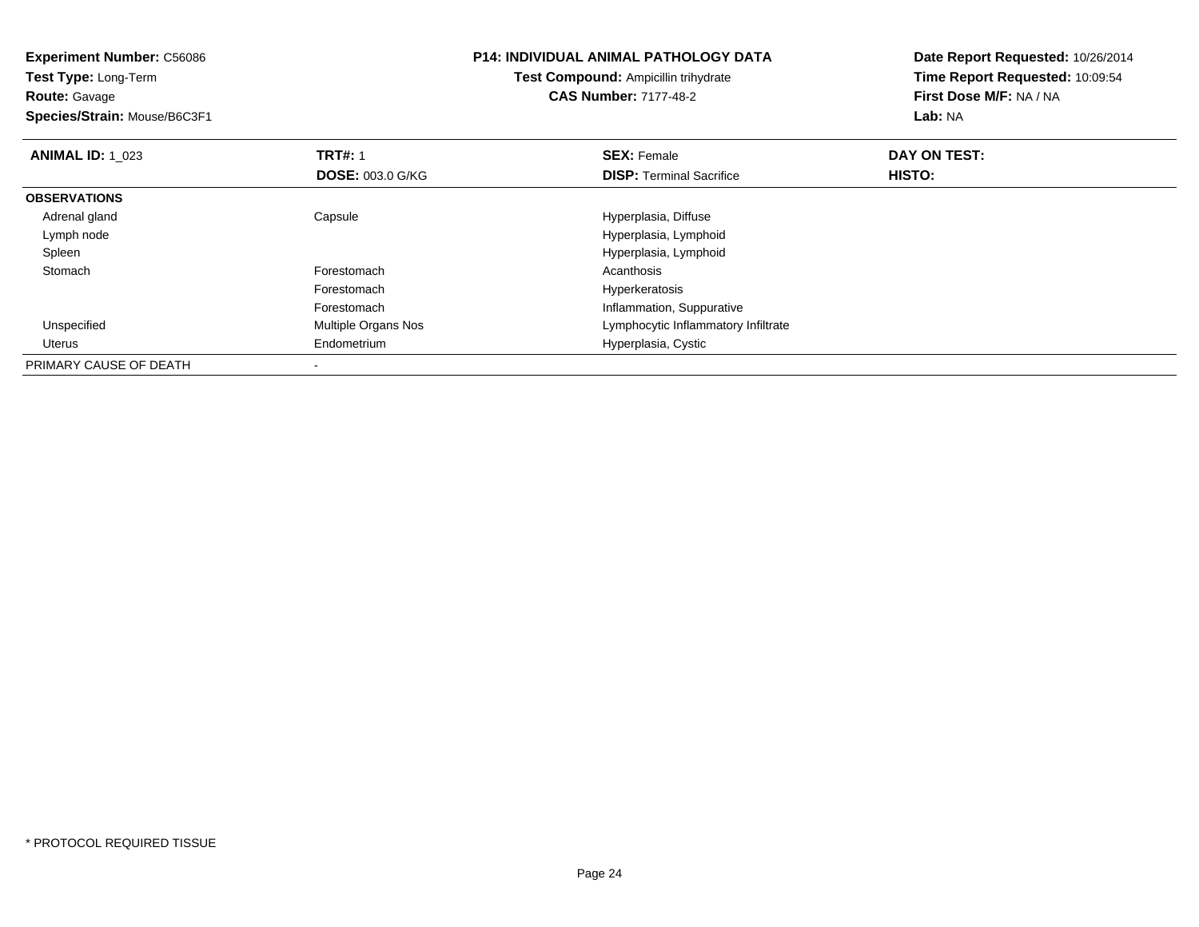**Experiment Number:** C56086
**Test Type:** Long-Term
**Route:** Gavage
**Species/Strain:** Mouse/B6C3F1

**P14: INDIVIDUAL ANIMAL PATHOLOGY DATA**
**Test Compound:** Ampicillin trihydrate
**CAS Number:** 7177-48-2

**Date Report Requested:** 10/26/2014
**Time Report Requested:** 10:09:54
**First Dose M/F:** NA / NA
**Lab:** NA

| **ANIMAL ID:** 1_023 | **TRT#:** 1 | **SEX:** Female | **DAY ON TEST:** |
|---|---|---|---|
| | **DOSE:** 003.0 G/KG | **DISP:** Terminal Sacrifice | **HISTO:** |
| **OBSERVATIONS** | | | |
| Adrenal gland | Capsule | Hyperplasia, Diffuse | |
| Lymph node | | Hyperplasia, Lymphoid | |
| Spleen | | Hyperplasia, Lymphoid | |
| Stomach | Forestomach | Acanthosis | |
| | Forestomach | Hyperkeratosis | |
| | Forestomach | Inflammation, Suppurative | |
| Unspecified | Multiple Organs Nos | Lymphocytic Inflammatory Infiltrate | |
| Uterus | Endometrium | Hyperplasia, Cystic | |
| PRIMARY CAUSE OF DEATH | - | | |

* PROTOCOL REQUIRED TISSUE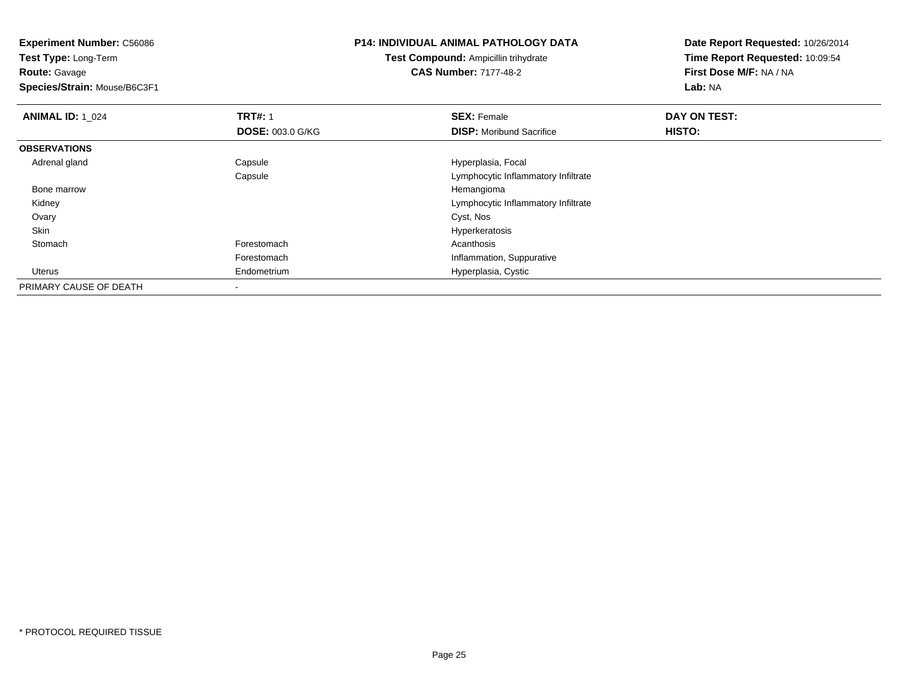**Experiment Number:** C56086
**Test Type:** Long-Term
**Route:** Gavage
**Species/Strain:** Mouse/B6C3F1

**P14: INDIVIDUAL ANIMAL PATHOLOGY DATA**
**Test Compound:** Ampicillin trihydrate
**CAS Number:** 7177-48-2

**Date Report Requested:** 10/26/2014
**Time Report Requested:** 10:09:54
**First Dose M/F:** NA / NA
**Lab:** NA

| **ANIMAL ID:** 1_024 | **TRT#:** 1 | **SEX:** Female | **DAY ON TEST:** |
|---|---|---|---|
| | **DOSE:** 003.0 G/KG | **DISP:** Moribund Sacrifice | **HISTO:** |
| **OBSERVATIONS** | | | |
| Adrenal gland | Capsule | Hyperplasia, Focal | |
| | Capsule | Lymphocytic Inflammatory Infiltrate | |
| Bone marrow | | Hemangioma | |
| Kidney | | Lymphocytic Inflammatory Infiltrate | |
| Ovary | | Cyst, Nos | |
| Skin | | Hyperkeratosis | |
| Stomach | Forestomach | Acanthosis | |
| | Forestomach | Inflammation, Suppurative | |
| Uterus | Endometrium | Hyperplasia, Cystic | |
| PRIMARY CAUSE OF DEATH | - | | |

* PROTOCOL REQUIRED TISSUE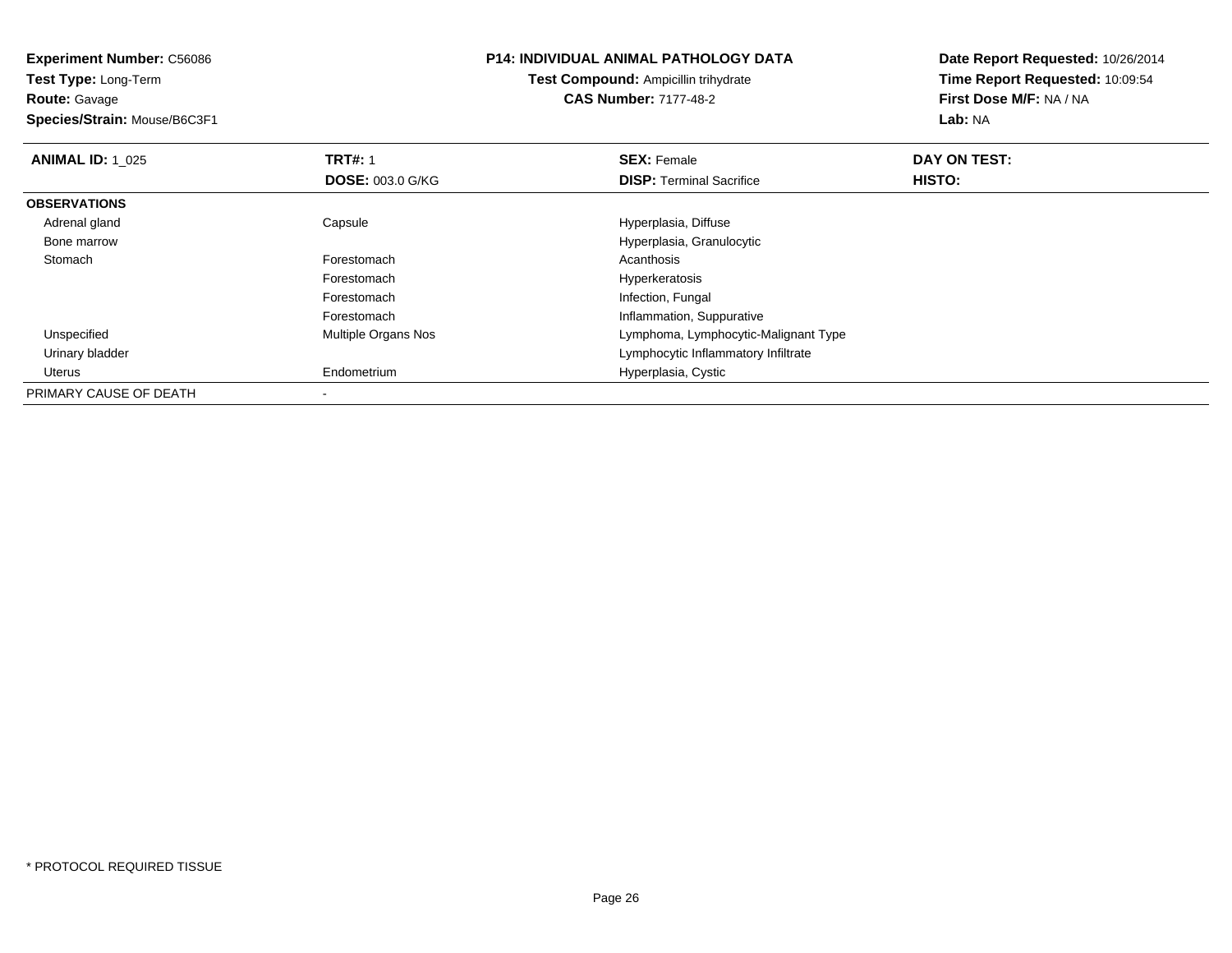**Experiment Number:** C56086
**Test Type:** Long-Term
**Route:** Gavage
**Species/Strain:** Mouse/B6C3F1

**P14: INDIVIDUAL ANIMAL PATHOLOGY DATA**
**Test Compound:** Ampicillin trihydrate
**CAS Number:** 7177-48-2

**Date Report Requested:** 10/26/2014
**Time Report Requested:** 10:09:54
**First Dose M/F:** NA / NA
**Lab:** NA

| **ANIMAL ID:** 1_025 | **TRT#:** 1 | **SEX:** Female | **DAY ON TEST:** |
|---|---|---|---|
| | **DOSE:** 003.0 G/KG | **DISP:** Terminal Sacrifice | **HISTO:** |
| **OBSERVATIONS** | | | |
| Adrenal gland | Capsule | Hyperplasia, Diffuse | |
| Bone marrow | | Hyperplasia, Granulocytic | |
| Stomach | Forestomach | Acanthosis | |
| | Forestomach | Hyperkeratosis | |
| | Forestomach | Infection, Fungal | |
| | Forestomach | Inflammation, Suppurative | |
| Unspecified | Multiple Organs Nos | Lymphoma, Lymphocytic-Malignant Type | |
| Urinary bladder | | Lymphocytic Inflammatory Infiltrate | |
| Uterus | Endometrium | Hyperplasia, Cystic | |
| PRIMARY CAUSE OF DEATH | - | | |

* PROTOCOL REQUIRED TISSUE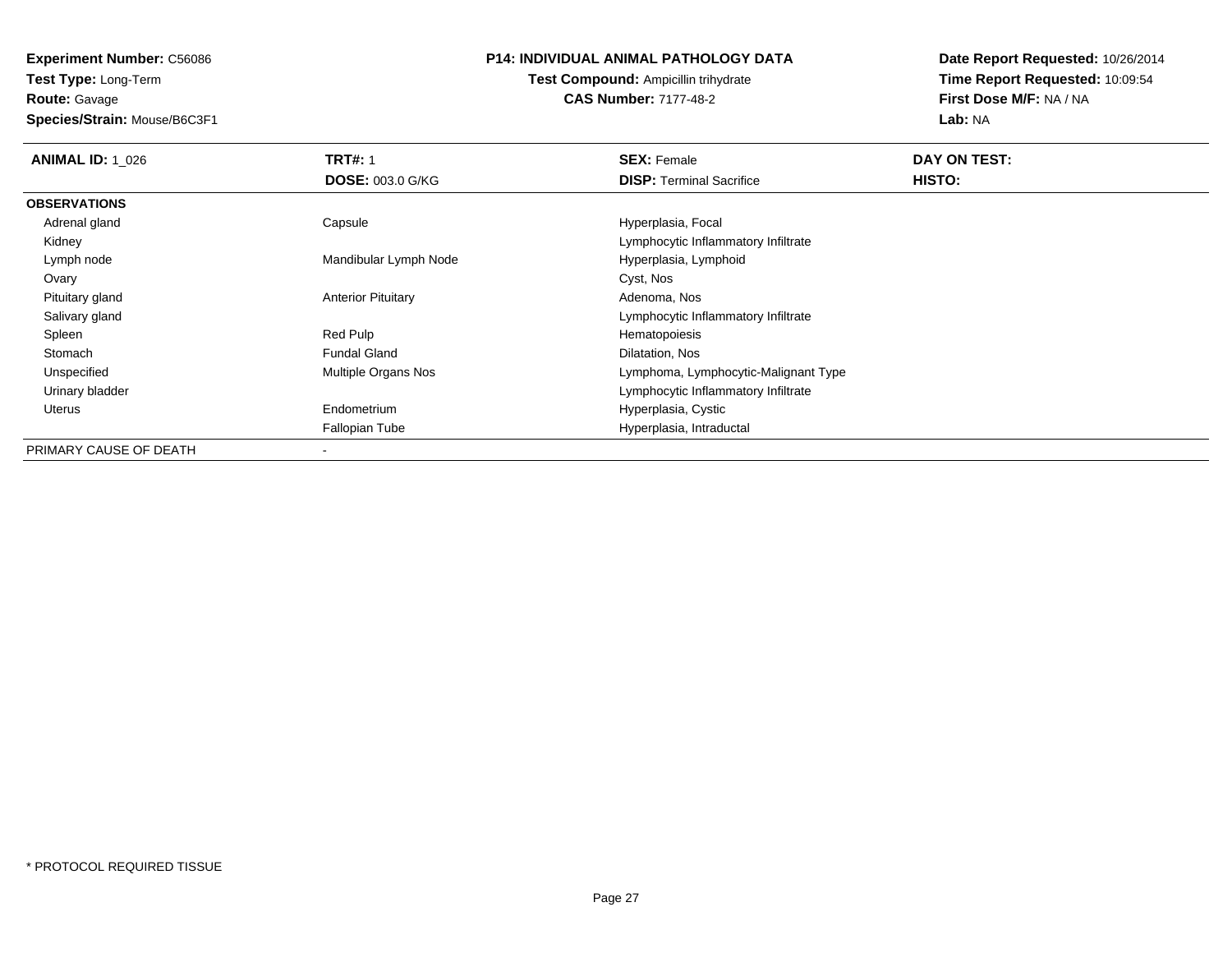**Experiment Number:** C56086
**Test Type:** Long-Term
**Route:** Gavage
**Species/Strain:** Mouse/B6C3F1

# P14: INDIVIDUAL ANIMAL PATHOLOGY DATA

**Test Compound:** Ampicillin trihydrate
**CAS Number:** 7177-48-2

**Date Report Requested:** 10/26/2014
**Time Report Requested:** 10:09:54
**First Dose M/F:** NA / NA
**Lab:** NA

| **ANIMAL ID:** 1_026 | **TRT#:** 1 | **SEX:** Female | **DAY ON TEST:** |
|---|---|---|---|
| | **DOSE:** 003.0 G/KG | **DISP:** Terminal Sacrifice | **HISTO:** |
| **OBSERVATIONS** | | | |
| Adrenal gland | Capsule | Hyperplasia, Focal | |
| Kidney | | Lymphocytic Inflammatory Infiltrate | |
| Lymph node | Mandibular Lymph Node | Hyperplasia, Lymphoid | |
| Ovary | | Cyst, Nos | |
| Pituitary gland | Anterior Pituitary | Adenoma, Nos | |
| Salivary gland | | Lymphocytic Inflammatory Infiltrate | |
| Spleen | Red Pulp | Hematopoiesis | |
| Stomach | Fundal Gland | Dilatation, Nos | |
| Unspecified | Multiple Organs Nos | Lymphoma, Lymphocytic-Malignant Type | |
| Urinary bladder | | Lymphocytic Inflammatory Infiltrate | |
| Uterus | Endometrium | Hyperplasia, Cystic | |
| | Fallopian Tube | Hyperplasia, Intraductal | |
| PRIMARY CAUSE OF DEATH | - | | |

* PROTOCOL REQUIRED TISSUE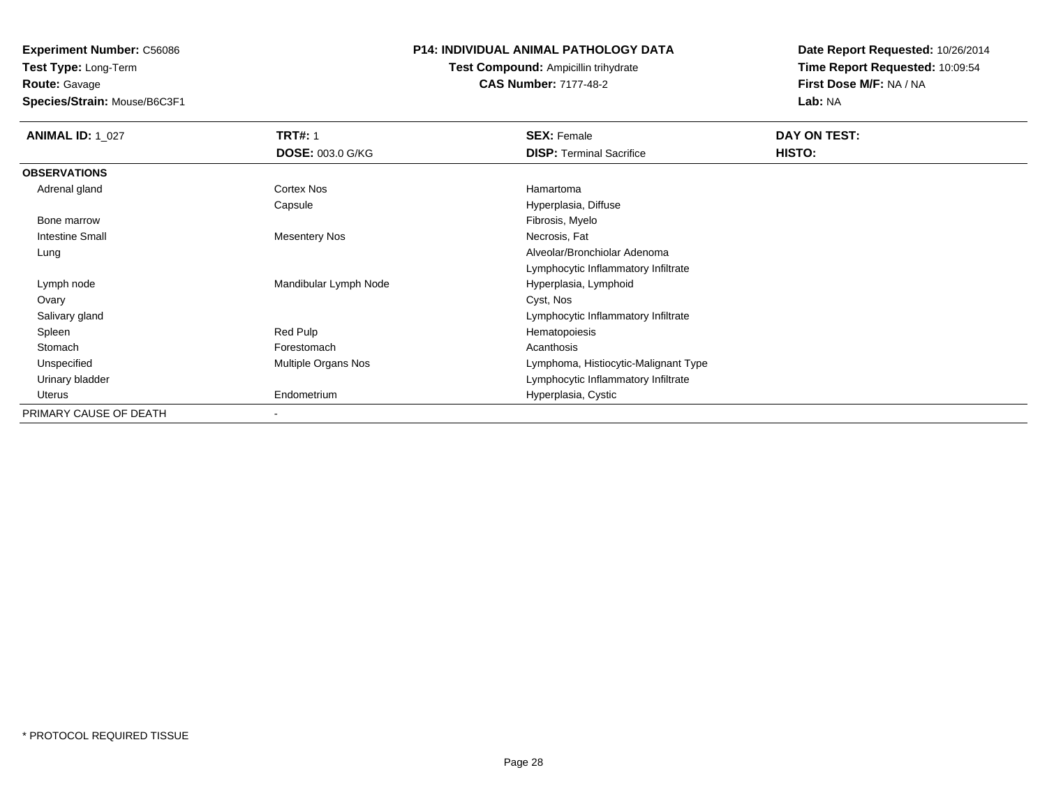**Experiment Number:** C56086
**Test Type:** Long-Term
**Route:** Gavage
**Species/Strain:** Mouse/B6C3F1

**P14: INDIVIDUAL ANIMAL PATHOLOGY DATA**
**Test Compound:** Ampicillin trihydrate
**CAS Number:** 7177-48-2

**Date Report Requested:** 10/26/2014
**Time Report Requested:** 10:09:54
**First Dose M/F:** NA / NA
**Lab:** NA

| **ANIMAL ID:** 1_027 | **TRT#:** 1 | **SEX:** Female | **DAY ON TEST:** |
|---|---|---|---|
| | **DOSE:** 003.0 G/KG | **DISP:** Terminal Sacrifice | **HISTO:** |
| **OBSERVATIONS** | | | |
| Adrenal gland | Cortex Nos | Hamartoma | |
| | Capsule | Hyperplasia, Diffuse | |
| Bone marrow | | Fibrosis, Myelo | |
| Intestine Small | Mesentery Nos | Necrosis, Fat | |
| Lung | | Alveolar/Bronchiolar Adenoma | |
| | | Lymphocytic Inflammatory Infiltrate | |
| Lymph node | Mandibular Lymph Node | Hyperplasia, Lymphoid | |
| Ovary | | Cyst, Nos | |
| Salivary gland | | Lymphocytic Inflammatory Infiltrate | |
| Spleen | Red Pulp | Hematopoiesis | |
| Stomach | Forestomach | Acanthosis | |
| Unspecified | Multiple Organs Nos | Lymphoma, Histiocytic-Malignant Type | |
| Urinary bladder | | Lymphocytic Inflammatory Infiltrate | |
| Uterus | Endometrium | Hyperplasia, Cystic | |
| PRIMARY CAUSE OF DEATH | - | | |

* PROTOCOL REQUIRED TISSUE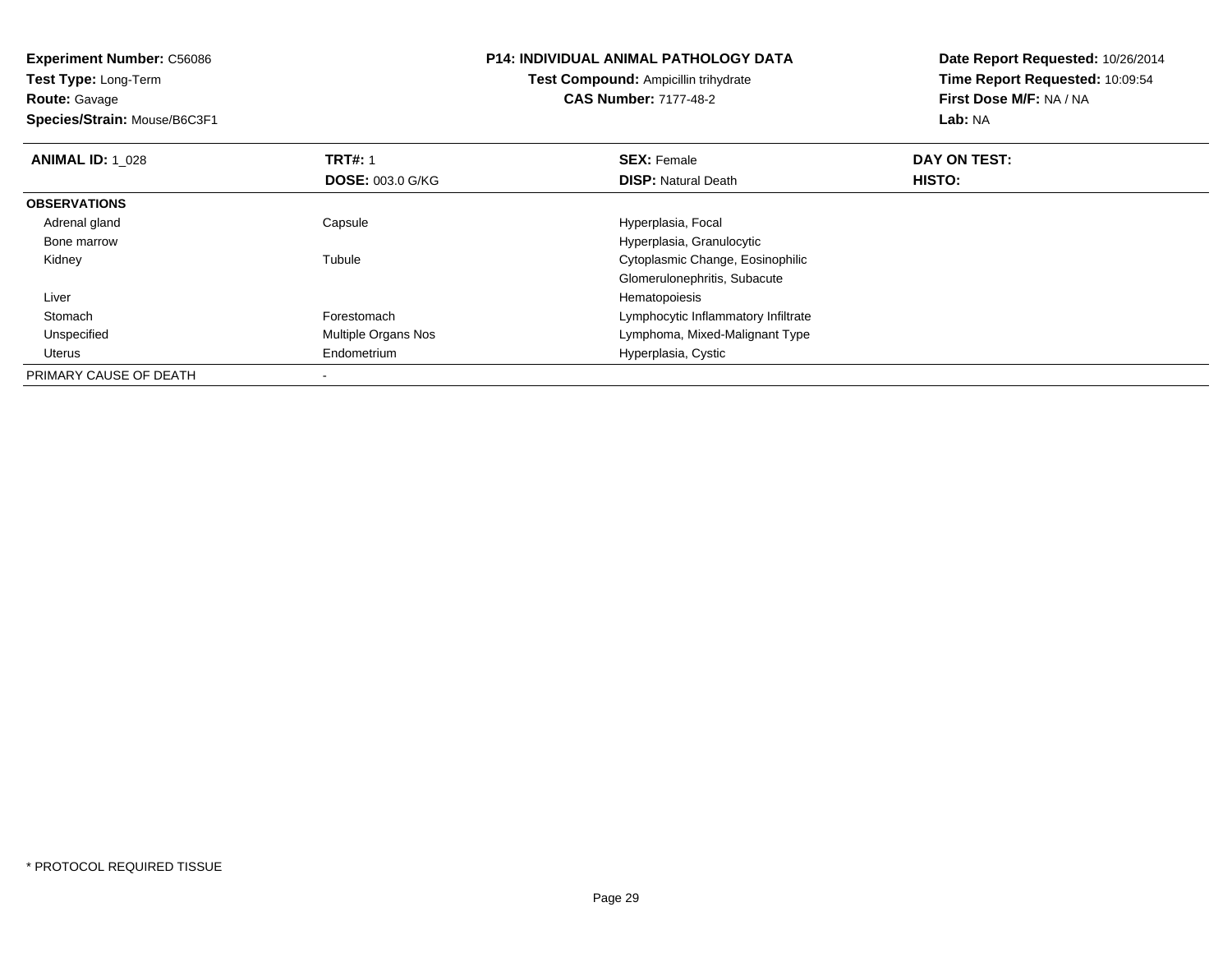**Experiment Number:** C56086
**Test Type:** Long-Term
**Route:** Gavage
**Species/Strain:** Mouse/B6C3F1

**P14: INDIVIDUAL ANIMAL PATHOLOGY DATA**
**Test Compound:** Ampicillin trihydrate
**CAS Number:** 7177-48-2

**Date Report Requested:** 10/26/2014
**Time Report Requested:** 10:09:54
**First Dose M/F:** NA / NA
**Lab:** NA

| **ANIMAL ID:** 1_028 | **TRT#:** 1 | **SEX:** Female | **DAY ON TEST:** |
|---|---|---|---|
| | **DOSE:** 003.0 G/KG | **DISP:** Natural Death | **HISTO:** |
| **OBSERVATIONS** | | | |
| Adrenal gland | Capsule | Hyperplasia, Focal | |
| Bone marrow | | Hyperplasia, Granulocytic | |
| Kidney | Tubule | Cytoplasmic Change, Eosinophilic | |
| | | Glomerulonephritis, Subacute | |
| Liver | | Hematopoiesis | |
| Stomach | Forestomach | Lymphocytic Inflammatory Infiltrate | |
| Unspecified | Multiple Organs Nos | Lymphoma, Mixed-Malignant Type | |
| Uterus | Endometrium | Hyperplasia, Cystic | |
| PRIMARY CAUSE OF DEATH | - | | |

* PROTOCOL REQUIRED TISSUE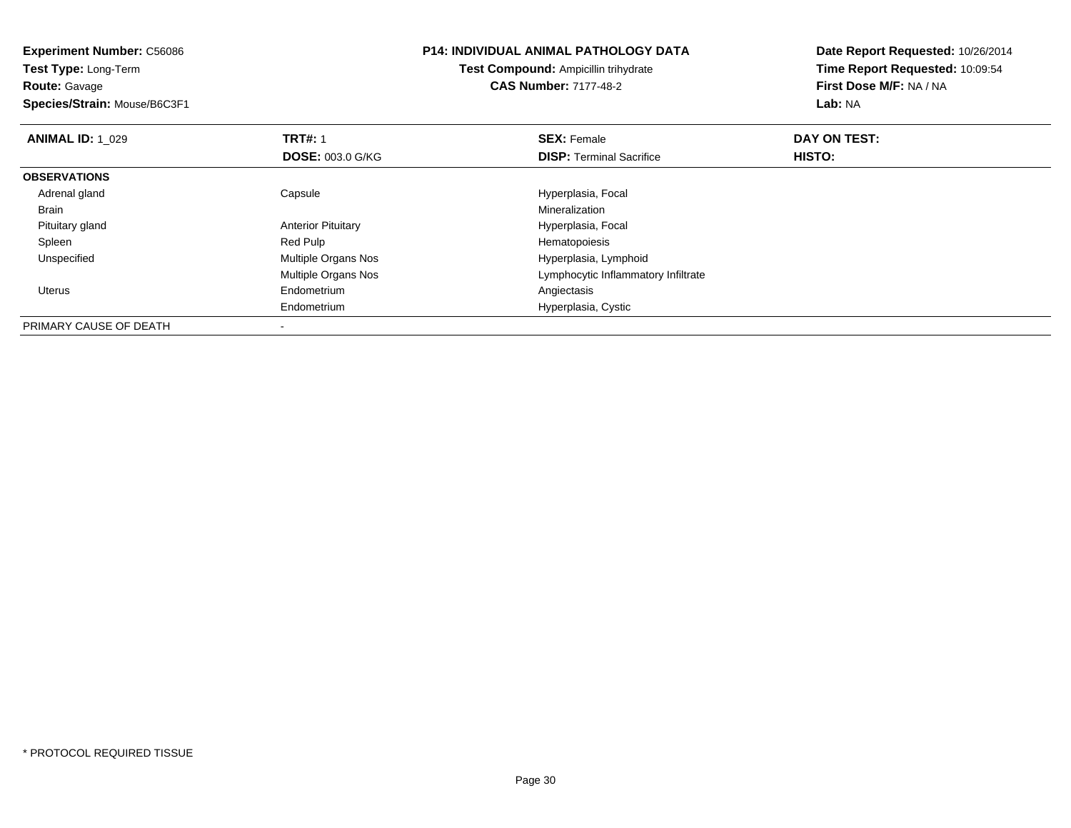**Experiment Number:** C56086
**Test Type:** Long-Term
**Route:** Gavage
**Species/Strain:** Mouse/B6C3F1

**P14: INDIVIDUAL ANIMAL PATHOLOGY DATA**
**Test Compound:** Ampicillin trihydrate
**CAS Number:** 7177-48-2

**Date Report Requested:** 10/26/2014
**Time Report Requested:** 10:09:54
**First Dose M/F:** NA / NA
**Lab:** NA

| **ANIMAL ID:** 1_029 | **TRT#:** 1 | **SEX:** Female | **DAY ON TEST:** |
|---|---|---|---|
| | **DOSE:** 003.0 G/KG | **DISP:** Terminal Sacrifice | **HISTO:** |
| **OBSERVATIONS** | | | |
| Adrenal gland | Capsule | Hyperplasia, Focal | |
| Brain | | Mineralization | |
| Pituitary gland | Anterior Pituitary | Hyperplasia, Focal | |
| Spleen | Red Pulp | Hematopoiesis | |
| Unspecified | Multiple Organs Nos | Hyperplasia, Lymphoid | |
| | Multiple Organs Nos | Lymphocytic Inflammatory Infiltrate | |
| Uterus | Endometrium | Angiectasis | |
| | Endometrium | Hyperplasia, Cystic | |
| PRIMARY CAUSE OF DEATH | - | | |

* PROTOCOL REQUIRED TISSUE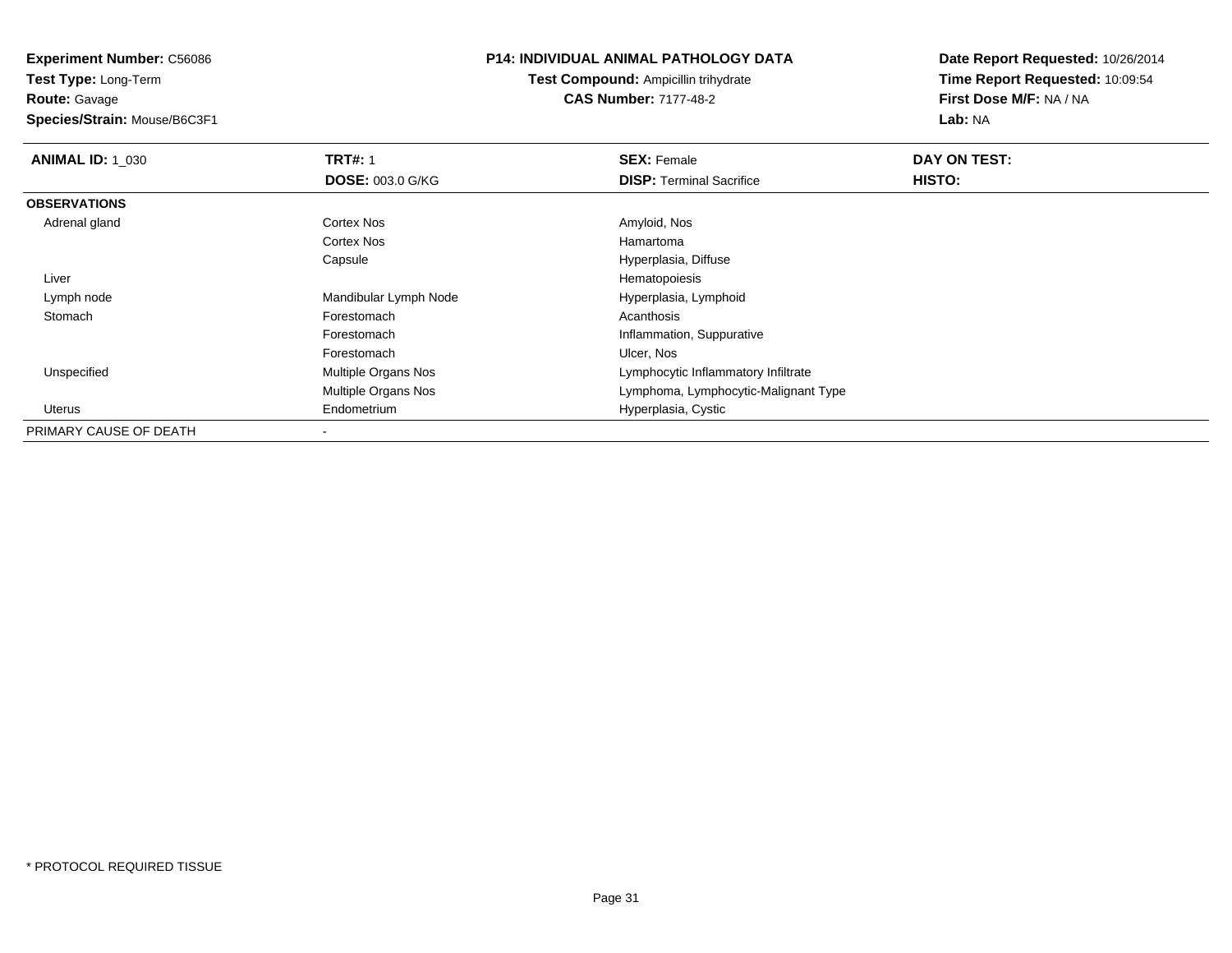**Experiment Number:** C56086
**Test Type:** Long-Term
**Route:** Gavage
**Species/Strain:** Mouse/B6C3F1

**P14: INDIVIDUAL ANIMAL PATHOLOGY DATA**
**Test Compound:** Ampicillin trihydrate
**CAS Number:** 7177-48-2

**Date Report Requested:** 10/26/2014
**Time Report Requested:** 10:09:54
**First Dose M/F:** NA / NA
**Lab:** NA

| **ANIMAL ID:** 1_030 | **TRT#:** 1 | **SEX:** Female | **DAY ON TEST:** |
|---|---|---|---|
| | **DOSE:** 003.0 G/KG | **DISP:** Terminal Sacrifice | **HISTO:** |
| **OBSERVATIONS** | | | |
| Adrenal gland | Cortex Nos | Amyloid, Nos | |
| | Cortex Nos | Hamartoma | |
| | Capsule | Hyperplasia, Diffuse | |
| Liver | | Hematopoiesis | |
| Lymph node | Mandibular Lymph Node | Hyperplasia, Lymphoid | |
| Stomach | Forestomach | Acanthosis | |
| | Forestomach | Inflammation, Suppurative | |
| | Forestomach | Ulcer, Nos | |
| Unspecified | Multiple Organs Nos | Lymphocytic Inflammatory Infiltrate | |
| | Multiple Organs Nos | Lymphoma, Lymphocytic-Malignant Type | |
| Uterus | Endometrium | Hyperplasia, Cystic | |
| PRIMARY CAUSE OF DEATH | - | | |

* PROTOCOL REQUIRED TISSUE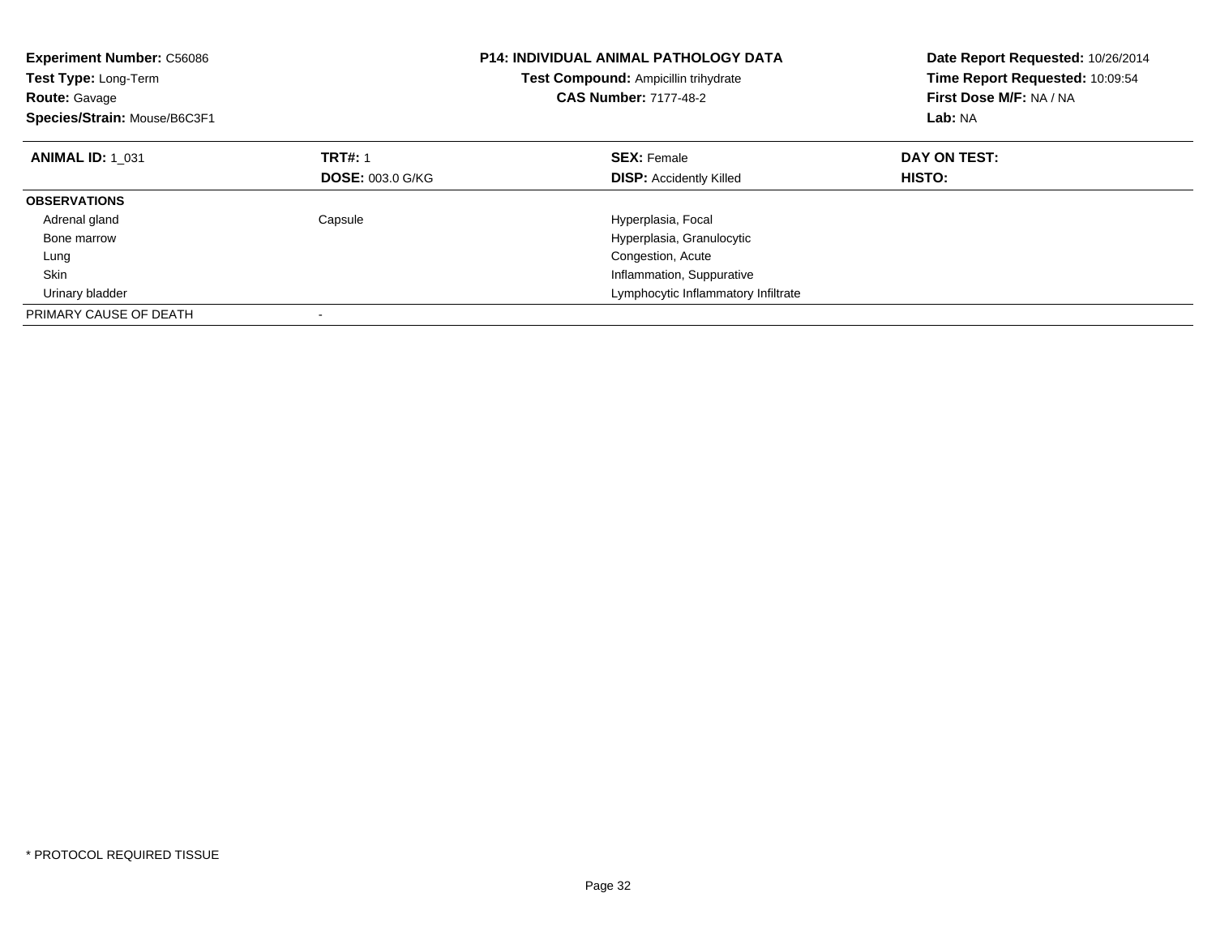**Experiment Number:** C56086
**Test Type:** Long-Term
**Route:** Gavage
**Species/Strain:** Mouse/B6C3F1

**P14: INDIVIDUAL ANIMAL PATHOLOGY DATA**
**Test Compound:** Ampicillin trihydrate
**CAS Number:** 7177-48-2

**Date Report Requested:** 10/26/2014
**Time Report Requested:** 10:09:54
**First Dose M/F:** NA / NA
**Lab:** NA

| **ANIMAL ID:** 1_031 | **TRT#:** 1 | **SEX:** Female | **DAY ON TEST:** |
|---|---|---|---|
| | **DOSE:** 003.0 G/KG | **DISP:** Accidently Killed | **HISTO:** |
| **OBSERVATIONS** | | | |
| Adrenal gland | Capsule | Hyperplasia, Focal | |
| Bone marrow | | Hyperplasia, Granulocytic | |
| Lung | | Congestion, Acute | |
| Skin | | Inflammation, Suppurative | |
| Urinary bladder | | Lymphocytic Inflammatory Infiltrate | |
| PRIMARY CAUSE OF DEATH | - | | |

* PROTOCOL REQUIRED TISSUE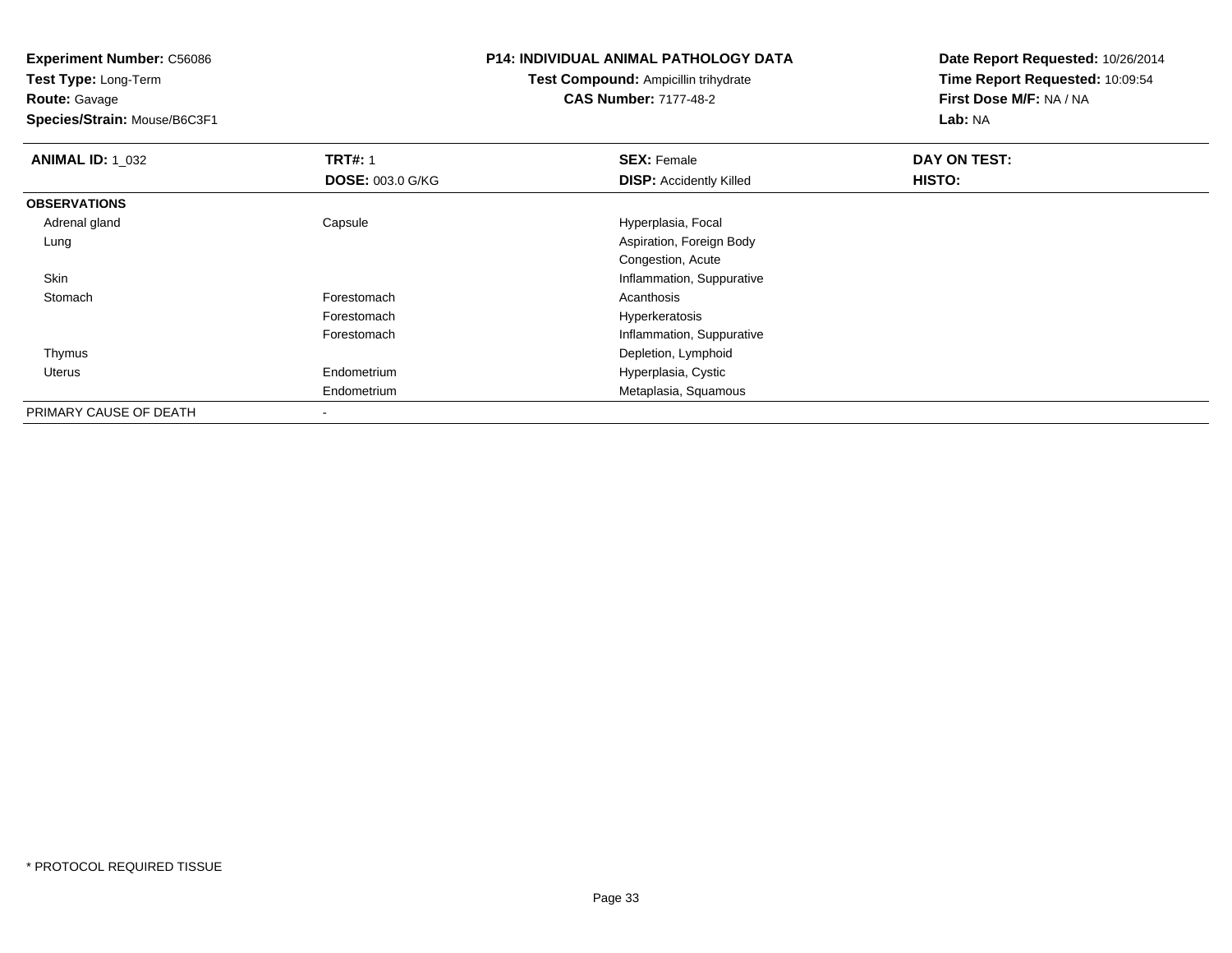**Experiment Number:** C56086
**Test Type:** Long-Term
**Route:** Gavage
**Species/Strain:** Mouse/B6C3F1

**P14: INDIVIDUAL ANIMAL PATHOLOGY DATA**
**Test Compound:** Ampicillin trihydrate
**CAS Number:** 7177-48-2

**Date Report Requested:** 10/26/2014
**Time Report Requested:** 10:09:54
**First Dose M/F:** NA / NA
**Lab:** NA

| **ANIMAL ID:** 1_032 | **TRT#:** 1 | **SEX:** Female | **DAY ON TEST:** |
|---|---|---|---|
| | **DOSE:** 003.0 G/KG | **DISP:** Accidently Killed | **HISTO:** |
| **OBSERVATIONS** | | | |
| Adrenal gland | Capsule | Hyperplasia, Focal | |
| Lung | | Aspiration, Foreign Body | |
| | | Congestion, Acute | |
| Skin | | Inflammation, Suppurative | |
| Stomach | Forestomach | Acanthosis | |
| | Forestomach | Hyperkeratosis | |
| | Forestomach | Inflammation, Suppurative | |
| Thymus | | Depletion, Lymphoid | |
| Uterus | Endometrium | Hyperplasia, Cystic | |
| | Endometrium | Metaplasia, Squamous | |
| PRIMARY CAUSE OF DEATH | - | | |

\* PROTOCOL REQUIRED TISSUE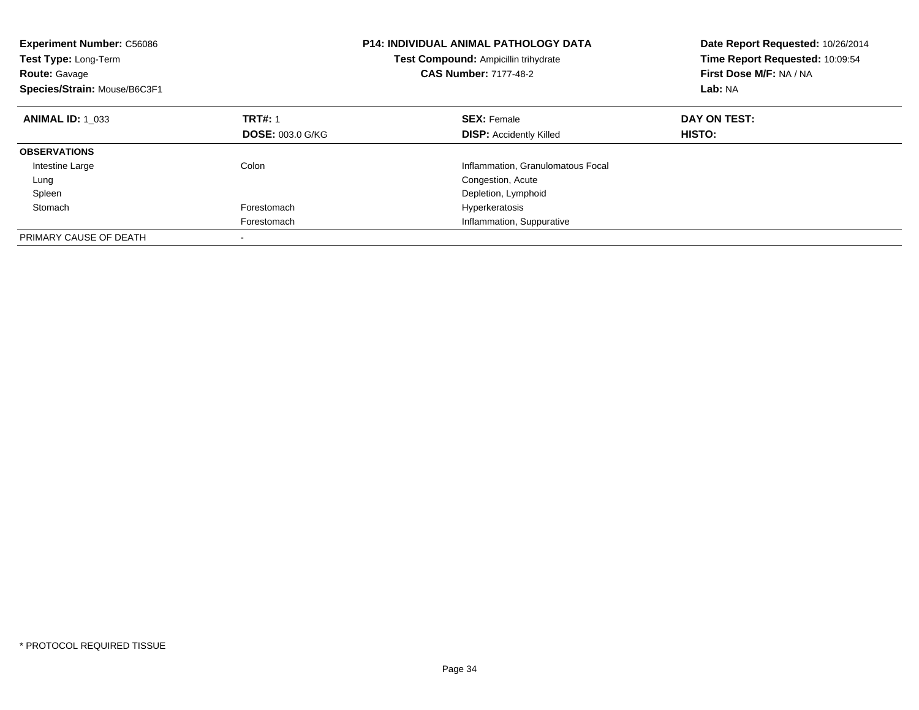**Experiment Number:** C56086
**Test Type:** Long-Term
**Route:** Gavage
**Species/Strain:** Mouse/B6C3F1

**P14: INDIVIDUAL ANIMAL PATHOLOGY DATA**
**Test Compound:** Ampicillin trihydrate
**CAS Number:** 7177-48-2

**Date Report Requested:** 10/26/2014
**Time Report Requested:** 10:09:54
**First Dose M/F:** NA / NA
**Lab:** NA

| **ANIMAL ID:** 1_033 | **TRT#:** 1 | **SEX:** Female | **DAY ON TEST:** |
|---|---|---|---|
| | **DOSE:** 003.0 G/KG | **DISP:** Accidently Killed | **HISTO:** |
| **OBSERVATIONS** | | | |
| Intestine Large | Colon | Inflammation, Granulomatous Focal | |
| Lung | | Congestion, Acute | |
| Spleen | | Depletion, Lymphoid | |
| Stomach | Forestomach | Hyperkeratosis | |
| | Forestomach | Inflammation, Suppurative | |
| PRIMARY CAUSE OF DEATH | - | | |

* PROTOCOL REQUIRED TISSUE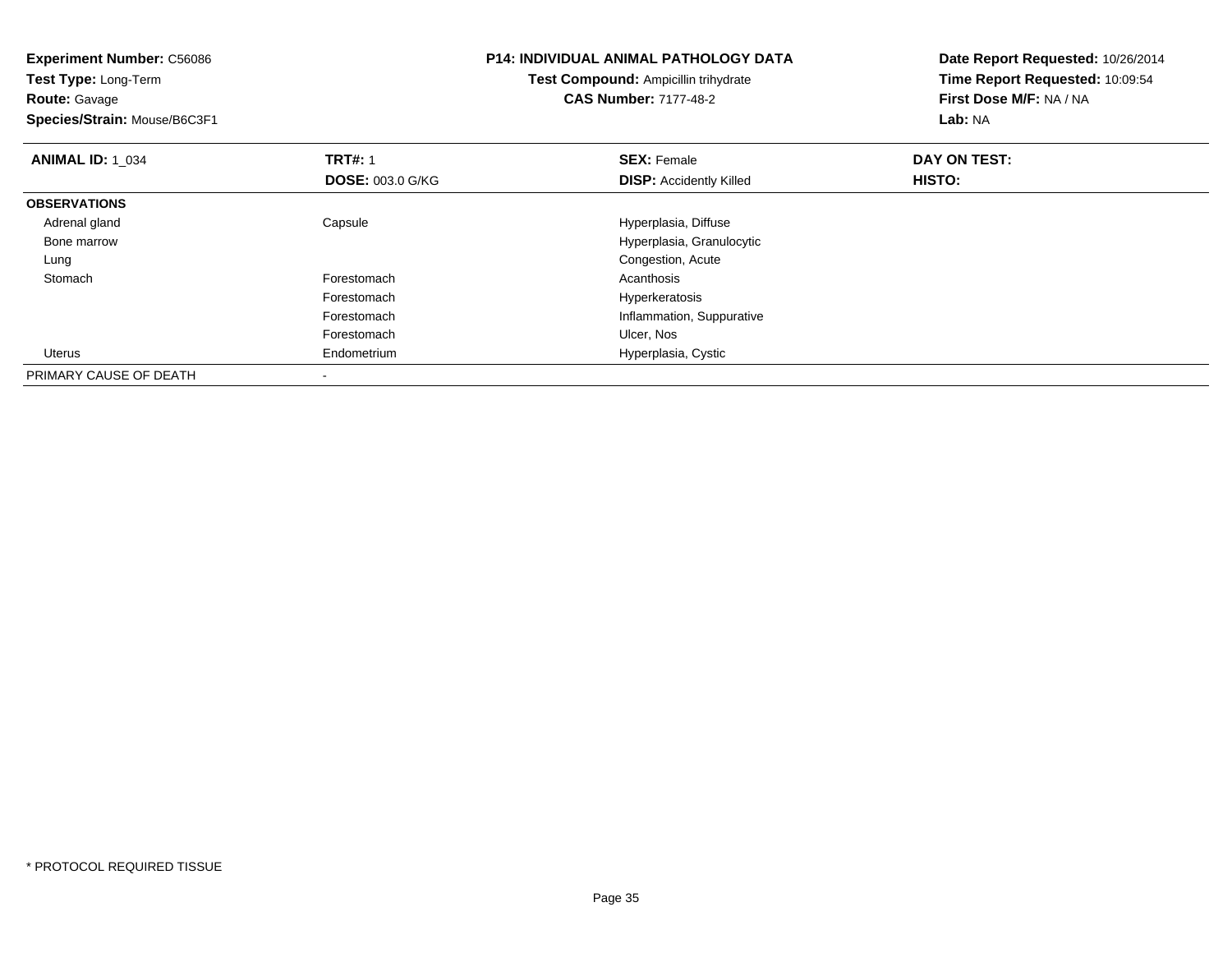**Experiment Number:** C56086
**Test Type:** Long-Term
**Route:** Gavage
**Species/Strain:** Mouse/B6C3F1

**P14: INDIVIDUAL ANIMAL PATHOLOGY DATA**
**Test Compound:** Ampicillin trihydrate
**CAS Number:** 7177-48-2

**Date Report Requested:** 10/26/2014
**Time Report Requested:** 10:09:54
**First Dose M/F:** NA / NA
**Lab:** NA

| **ANIMAL ID:** 1_034 | **TRT#:** 1 | **SEX:** Female | **DAY ON TEST:** |
|---|---|---|---|
| | **DOSE:** 003.0 G/KG | **DISP:** Accidently Killed | **HISTO:** |
| **OBSERVATIONS** | | | |
| Adrenal gland | Capsule | Hyperplasia, Diffuse | |
| Bone marrow | | Hyperplasia, Granulocytic | |
| Lung | | Congestion, Acute | |
| Stomach | Forestomach | Acanthosis | |
| | Forestomach | Hyperkeratosis | |
| | Forestomach | Inflammation, Suppurative | |
| | Forestomach | Ulcer, Nos | |
| Uterus | Endometrium | Hyperplasia, Cystic | |
| PRIMARY CAUSE OF DEATH | - | | |

* PROTOCOL REQUIRED TISSUE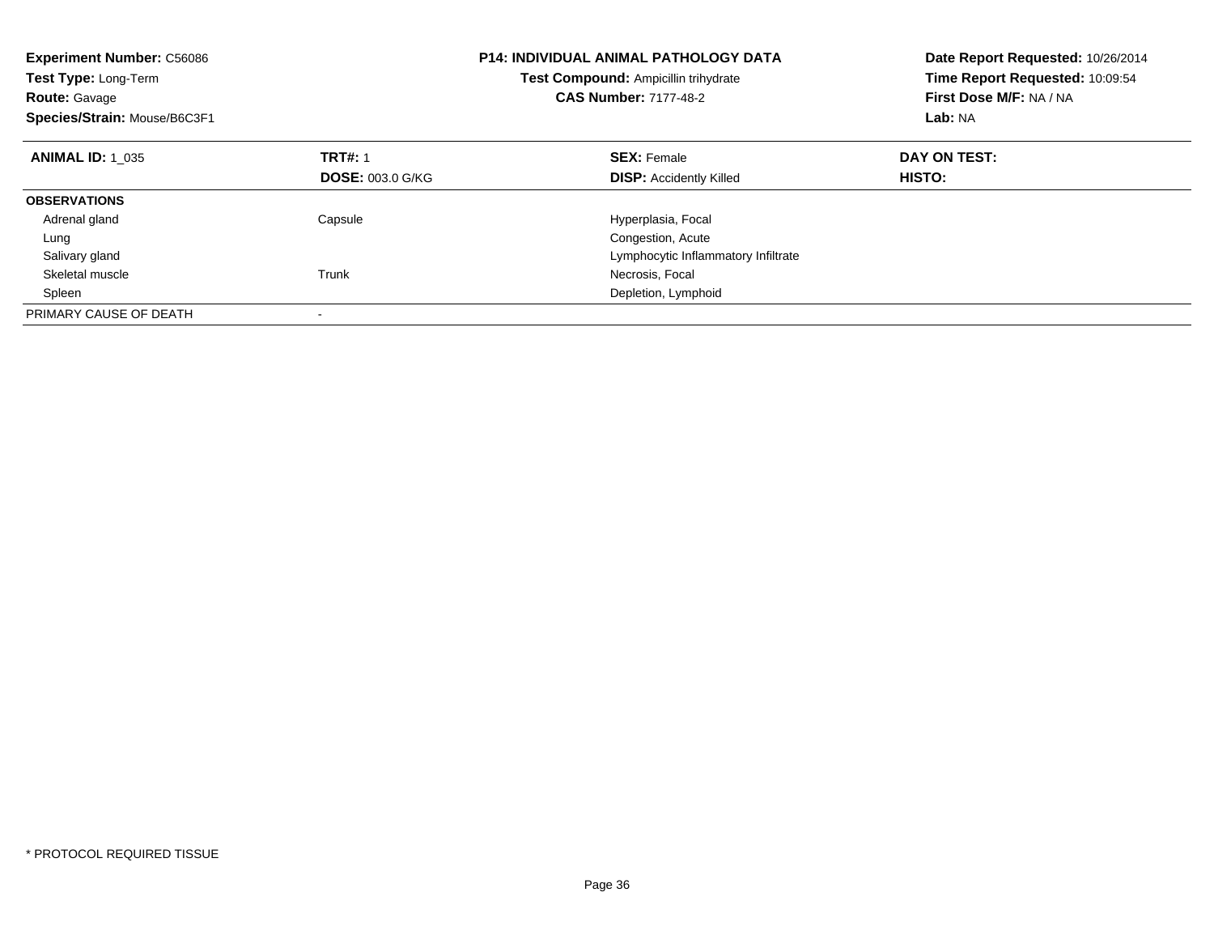**Experiment Number:** C56086
**Test Type:** Long-Term
**Route:** Gavage
**Species/Strain:** Mouse/B6C3F1

**P14: INDIVIDUAL ANIMAL PATHOLOGY DATA**
**Test Compound:** Ampicillin trihydrate
**CAS Number:** 7177-48-2

**Date Report Requested:** 10/26/2014
**Time Report Requested:** 10:09:54
**First Dose M/F:** NA / NA
**Lab:** NA

| **ANIMAL ID:** 1_035 | **TRT#:** 1 | **SEX:** Female | **DAY ON TEST:** |
|---|---|---|---|
| | **DOSE:** 003.0 G/KG | **DISP:** Accidently Killed | **HISTO:** |
| **OBSERVATIONS** | | | |
| Adrenal gland | Capsule | Hyperplasia, Focal | |
| Lung | | Congestion, Acute | |
| Salivary gland | | Lymphocytic Inflammatory Infiltrate | |
| Skeletal muscle | Trunk | Necrosis, Focal | |
| Spleen | | Depletion, Lymphoid | |
| PRIMARY CAUSE OF DEATH | - | | |

* PROTOCOL REQUIRED TISSUE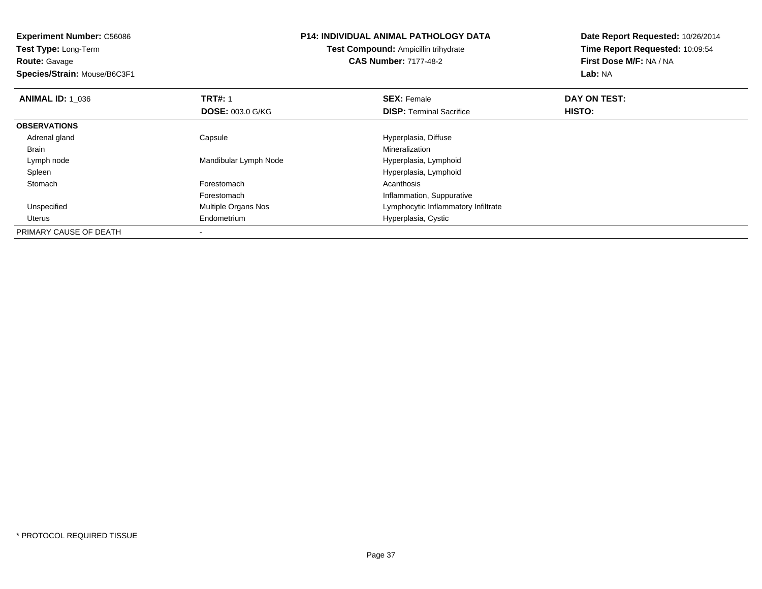**Experiment Number:** C56086
**Test Type:** Long-Term
**Route:** Gavage
**Species/Strain:** Mouse/B6C3F1

**P14: INDIVIDUAL ANIMAL PATHOLOGY DATA**
**Test Compound:** Ampicillin trihydrate
**CAS Number:** 7177-48-2

**Date Report Requested:** 10/26/2014
**Time Report Requested:** 10:09:54
**First Dose M/F:** NA / NA
**Lab:** NA

| **ANIMAL ID:** 1_036 | **TRT#:** 1 | **SEX:** Female | **DAY ON TEST:** |
|---|---|---|---|
| | **DOSE:** 003.0 G/KG | **DISP:** Terminal Sacrifice | **HISTO:** |
| **OBSERVATIONS** | | | |
| Adrenal gland | Capsule | Hyperplasia, Diffuse | |
| Brain | | Mineralization | |
| Lymph node | Mandibular Lymph Node | Hyperplasia, Lymphoid | |
| Spleen | | Hyperplasia, Lymphoid | |
| Stomach | Forestomach | Acanthosis | |
| | Forestomach | Inflammation, Suppurative | |
| Unspecified | Multiple Organs Nos | Lymphocytic Inflammatory Infiltrate | |
| Uterus | Endometrium | Hyperplasia, Cystic | |
| PRIMARY CAUSE OF DEATH | - | | |

* PROTOCOL REQUIRED TISSUE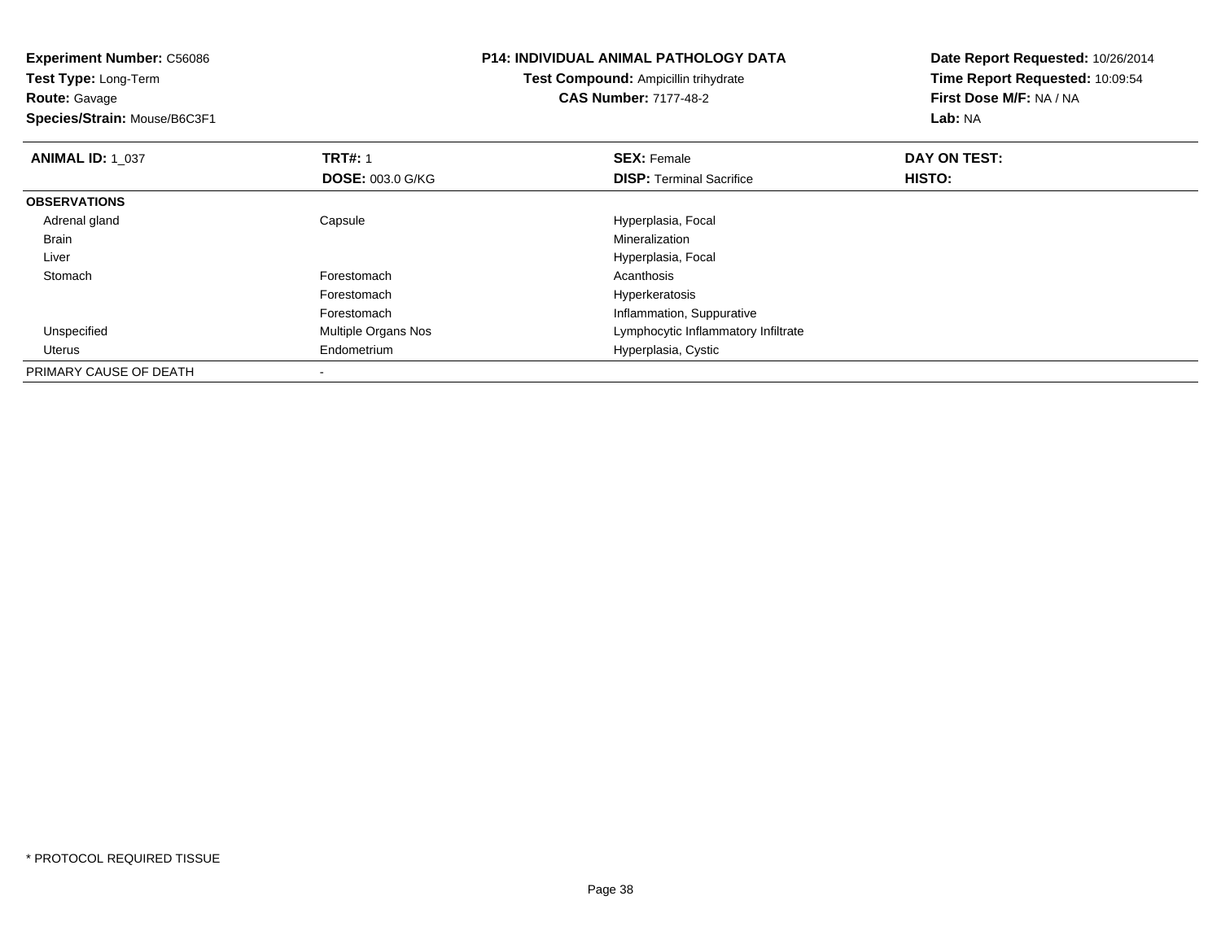**Experiment Number:** C56086
**Test Type:** Long-Term
**Route:** Gavage
**Species/Strain:** Mouse/B6C3F1

**P14: INDIVIDUAL ANIMAL PATHOLOGY DATA**
**Test Compound:** Ampicillin trihydrate
**CAS Number:** 7177-48-2

**Date Report Requested:** 10/26/2014
**Time Report Requested:** 10:09:54
**First Dose M/F:** NA / NA
**Lab:** NA

| **ANIMAL ID:** 1_037 | **TRT#:** 1 | **SEX:** Female | **DAY ON TEST:** |
|---|---|---|---|
| | **DOSE:** 003.0 G/KG | **DISP:** Terminal Sacrifice | **HISTO:** |
| **OBSERVATIONS** | | | |
| Adrenal gland | Capsule | Hyperplasia, Focal | |
| Brain | | Mineralization | |
| Liver | | Hyperplasia, Focal | |
| Stomach | Forestomach | Acanthosis | |
| | Forestomach | Hyperkeratosis | |
| | Forestomach | Inflammation, Suppurative | |
| Unspecified | Multiple Organs Nos | Lymphocytic Inflammatory Infiltrate | |
| Uterus | Endometrium | Hyperplasia, Cystic | |
| PRIMARY CAUSE OF DEATH | - | | |

* PROTOCOL REQUIRED TISSUE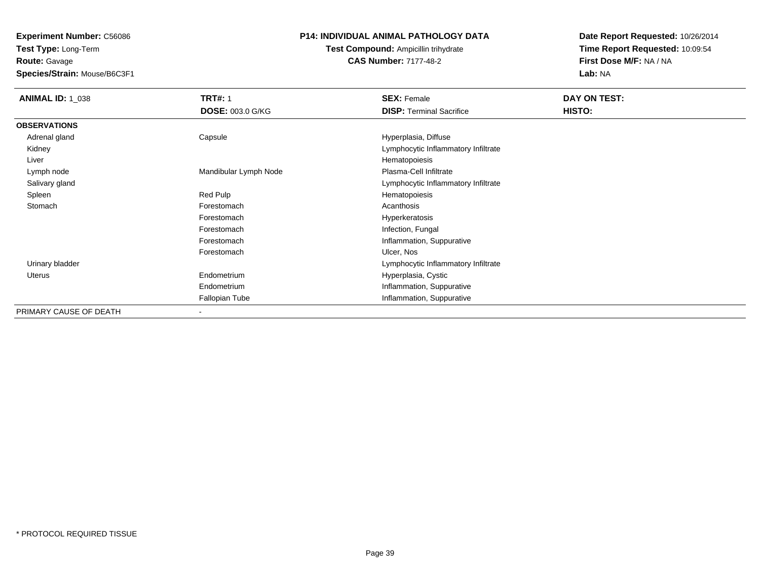**Experiment Number:** C56086
**Test Type:** Long-Term
**Route:** Gavage
**Species/Strain:** Mouse/B6C3F1

# P14: INDIVIDUAL ANIMAL PATHOLOGY DATA

**Test Compound:** Ampicillin trihydrate
**CAS Number:** 7177-48-2

**Date Report Requested:** 10/26/2014
**Time Report Requested:** 10:09:54
**First Dose M/F:** NA / NA
**Lab:** NA

| **ANIMAL ID:** 1_038 | **TRT#:** 1 | **SEX:** Female | **DAY ON TEST:** |
|---|---|---|---|
| | **DOSE:** 003.0 G/KG | **DISP:** Terminal Sacrifice | **HISTO:** |
| **OBSERVATIONS** | | | |
| Adrenal gland | Capsule | Hyperplasia, Diffuse | |
| Kidney | | Lymphocytic Inflammatory Infiltrate | |
| Liver | | Hematopoiesis | |
| Lymph node | Mandibular Lymph Node | Plasma-Cell Infiltrate | |
| Salivary gland | | Lymphocytic Inflammatory Infiltrate | |
| Spleen | Red Pulp | Hematopoiesis | |
| Stomach | Forestomach | Acanthosis | |
| | Forestomach | Hyperkeratosis | |
| | Forestomach | Infection, Fungal | |
| | Forestomach | Inflammation, Suppurative | |
| | Forestomach | Ulcer, Nos | |
| Urinary bladder | | Lymphocytic Inflammatory Infiltrate | |
| Uterus | Endometrium | Hyperplasia, Cystic | |
| | Endometrium | Inflammation, Suppurative | |
| | Fallopian Tube | Inflammation, Suppurative | |
| PRIMARY CAUSE OF DEATH | - | | |

* PROTOCOL REQUIRED TISSUE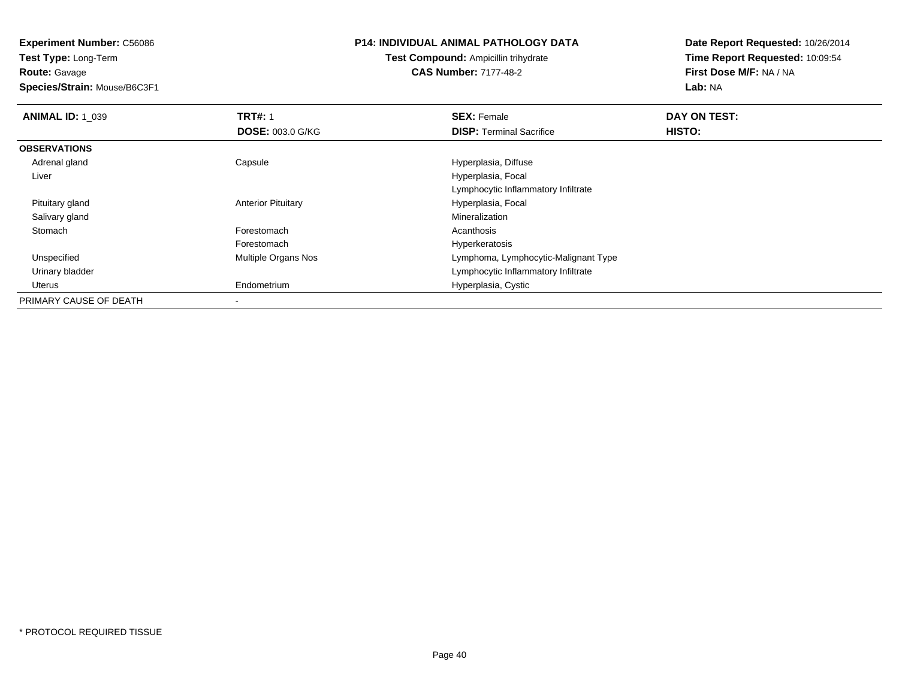**Experiment Number:** C56086
**Test Type:** Long-Term
**Route:** Gavage
**Species/Strain:** Mouse/B6C3F1

**P14: INDIVIDUAL ANIMAL PATHOLOGY DATA**
**Test Compound:** Ampicillin trihydrate
**CAS Number:** 7177-48-2

**Date Report Requested:** 10/26/2014
**Time Report Requested:** 10:09:54
**First Dose M/F:** NA / NA
**Lab:** NA

| **ANIMAL ID:** 1_039 | **TRT#:** 1 | **SEX:** Female | **DAY ON TEST:** |
|---|---|---|---|
| | **DOSE:** 003.0 G/KG | **DISP:** Terminal Sacrifice | **HISTO:** |
| **OBSERVATIONS** | | | |
| Adrenal gland | Capsule | Hyperplasia, Diffuse | |
| Liver | | Hyperplasia, Focal | |
| | | Lymphocytic Inflammatory Infiltrate | |
| Pituitary gland | Anterior Pituitary | Hyperplasia, Focal | |
| Salivary gland | | Mineralization | |
| Stomach | Forestomach | Acanthosis | |
| | Forestomach | Hyperkeratosis | |
| Unspecified | Multiple Organs Nos | Lymphoma, Lymphocytic-Malignant Type | |
| Urinary bladder | | Lymphocytic Inflammatory Infiltrate | |
| Uterus | Endometrium | Hyperplasia, Cystic | |
| PRIMARY CAUSE OF DEATH | - | | |

* PROTOCOL REQUIRED TISSUE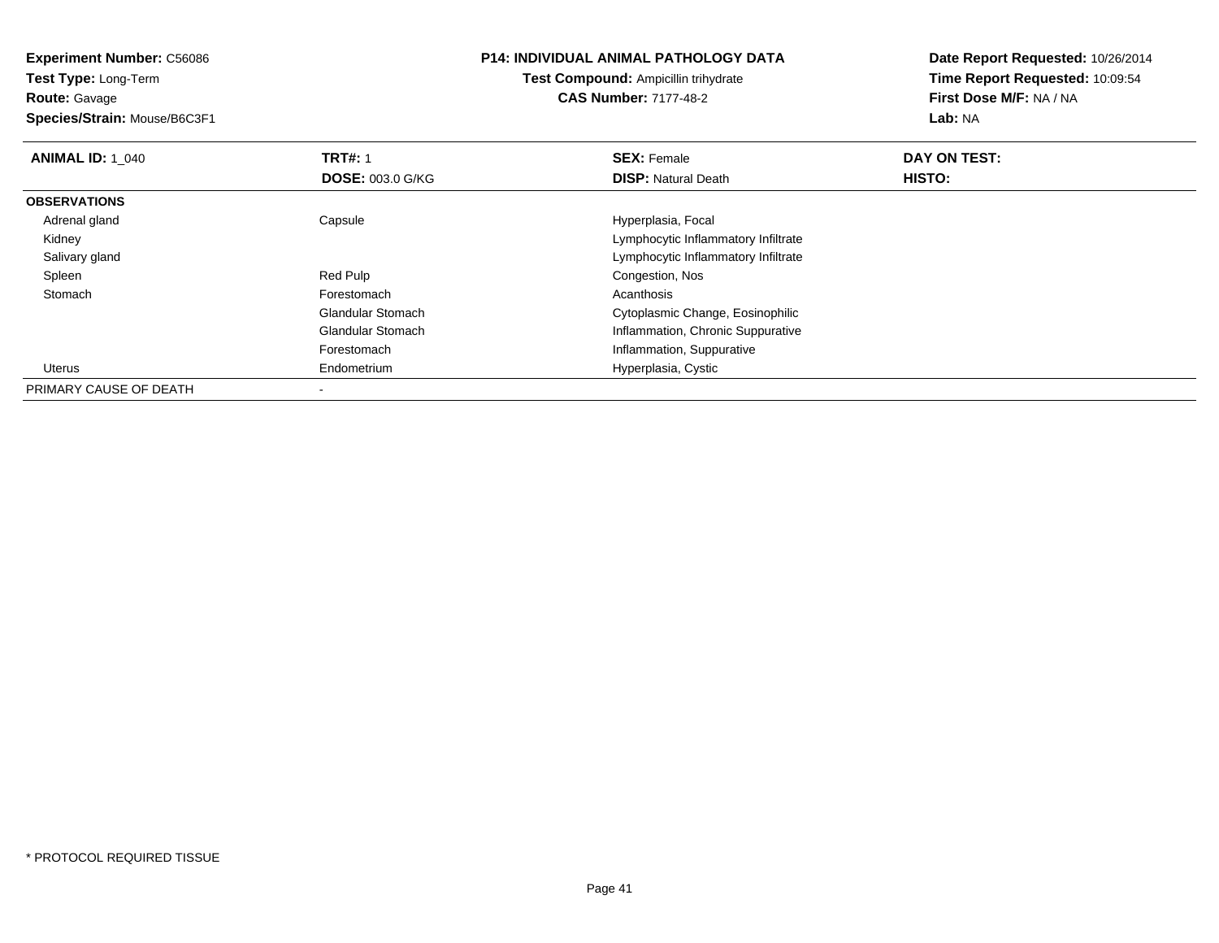**Experiment Number:** C56086
**Test Type:** Long-Term
**Route:** Gavage
**Species/Strain:** Mouse/B6C3F1

**P14: INDIVIDUAL ANIMAL PATHOLOGY DATA**
**Test Compound:** Ampicillin trihydrate
**CAS Number:** 7177-48-2

**Date Report Requested:** 10/26/2014
**Time Report Requested:** 10:09:54
**First Dose M/F:** NA / NA
**Lab:** NA

| **ANIMAL ID:** 1_040 | **TRT#:** 1 | **SEX:** Female | **DAY ON TEST:** |
|---|---|---|---|
| | **DOSE:** 003.0 G/KG | **DISP:** Natural Death | **HISTO:** |
| **OBSERVATIONS** | | | |
| Adrenal gland | Capsule | Hyperplasia, Focal | |
| Kidney | | Lymphocytic Inflammatory Infiltrate | |
| Salivary gland | | Lymphocytic Inflammatory Infiltrate | |
| Spleen | Red Pulp | Congestion, Nos | |
| Stomach | Forestomach | Acanthosis | |
| | Glandular Stomach | Cytoplasmic Change, Eosinophilic | |
| | Glandular Stomach | Inflammation, Chronic Suppurative | |
| | Forestomach | Inflammation, Suppurative | |
| Uterus | Endometrium | Hyperplasia, Cystic | |
| PRIMARY CAUSE OF DEATH | - | | |

* PROTOCOL REQUIRED TISSUE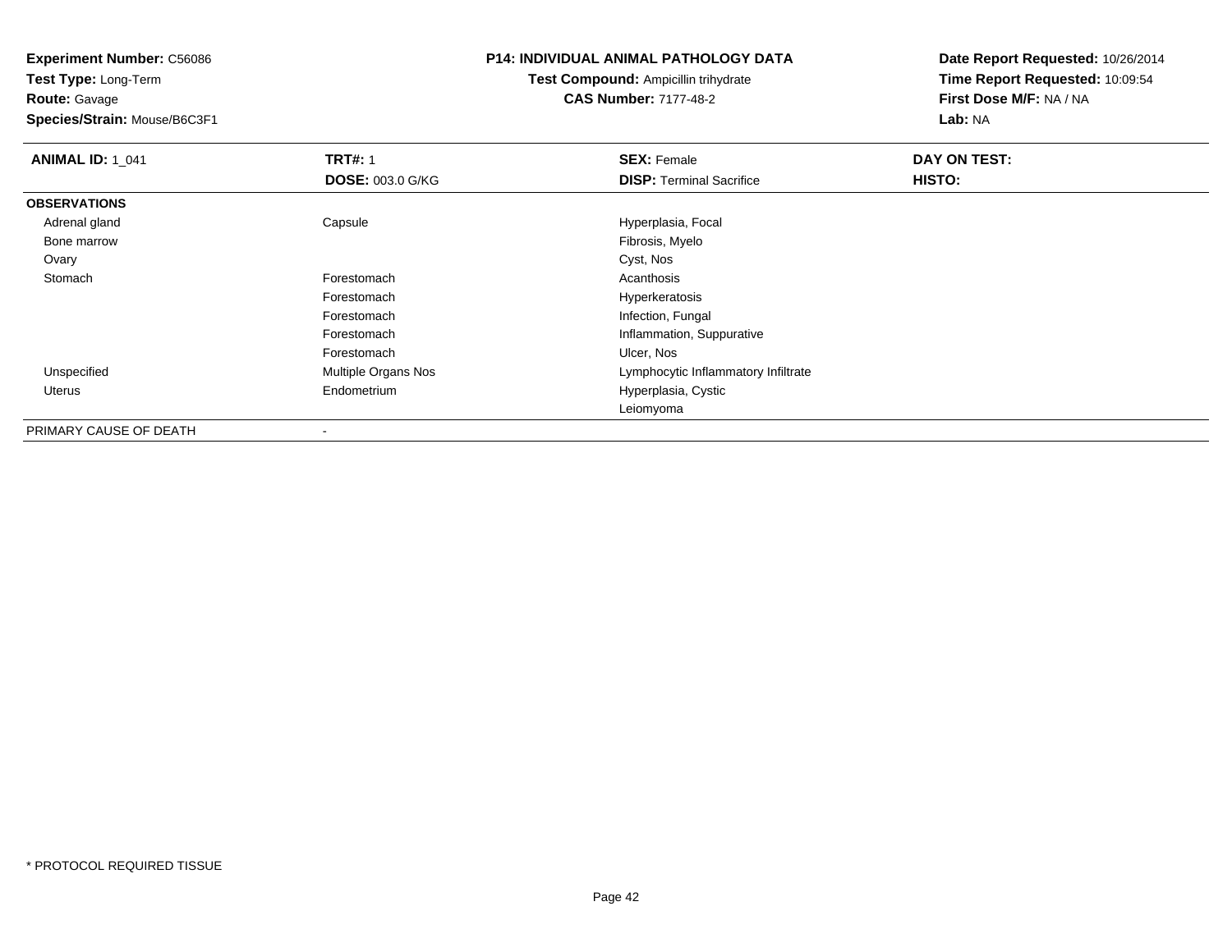**Experiment Number:** C56086
**Test Type:** Long-Term
**Route:** Gavage
**Species/Strain:** Mouse/B6C3F1

**P14: INDIVIDUAL ANIMAL PATHOLOGY DATA**
**Test Compound:** Ampicillin trihydrate
**CAS Number:** 7177-48-2

**Date Report Requested:** 10/26/2014
**Time Report Requested:** 10:09:54
**First Dose M/F:** NA / NA
**Lab:** NA

| **ANIMAL ID:** 1_041 | **TRT#:** 1 | **SEX:** Female | **DAY ON TEST:** |
|---|---|---|---|
| | **DOSE:** 003.0 G/KG | **DISP:** Terminal Sacrifice | **HISTO:** |
| **OBSERVATIONS** | | | |
| Adrenal gland | Capsule | Hyperplasia, Focal | |
| Bone marrow | | Fibrosis, Myelo | |
| Ovary | | Cyst, Nos | |
| Stomach | Forestomach | Acanthosis | |
| | Forestomach | Hyperkeratosis | |
| | Forestomach | Infection, Fungal | |
| | Forestomach | Inflammation, Suppurative | |
| | Forestomach | Ulcer, Nos | |
| Unspecified | Multiple Organs Nos | Lymphocytic Inflammatory Infiltrate | |
| Uterus | Endometrium | Hyperplasia, Cystic | |
| | | Leiomyoma | |
| PRIMARY CAUSE OF DEATH | - | | |

* PROTOCOL REQUIRED TISSUE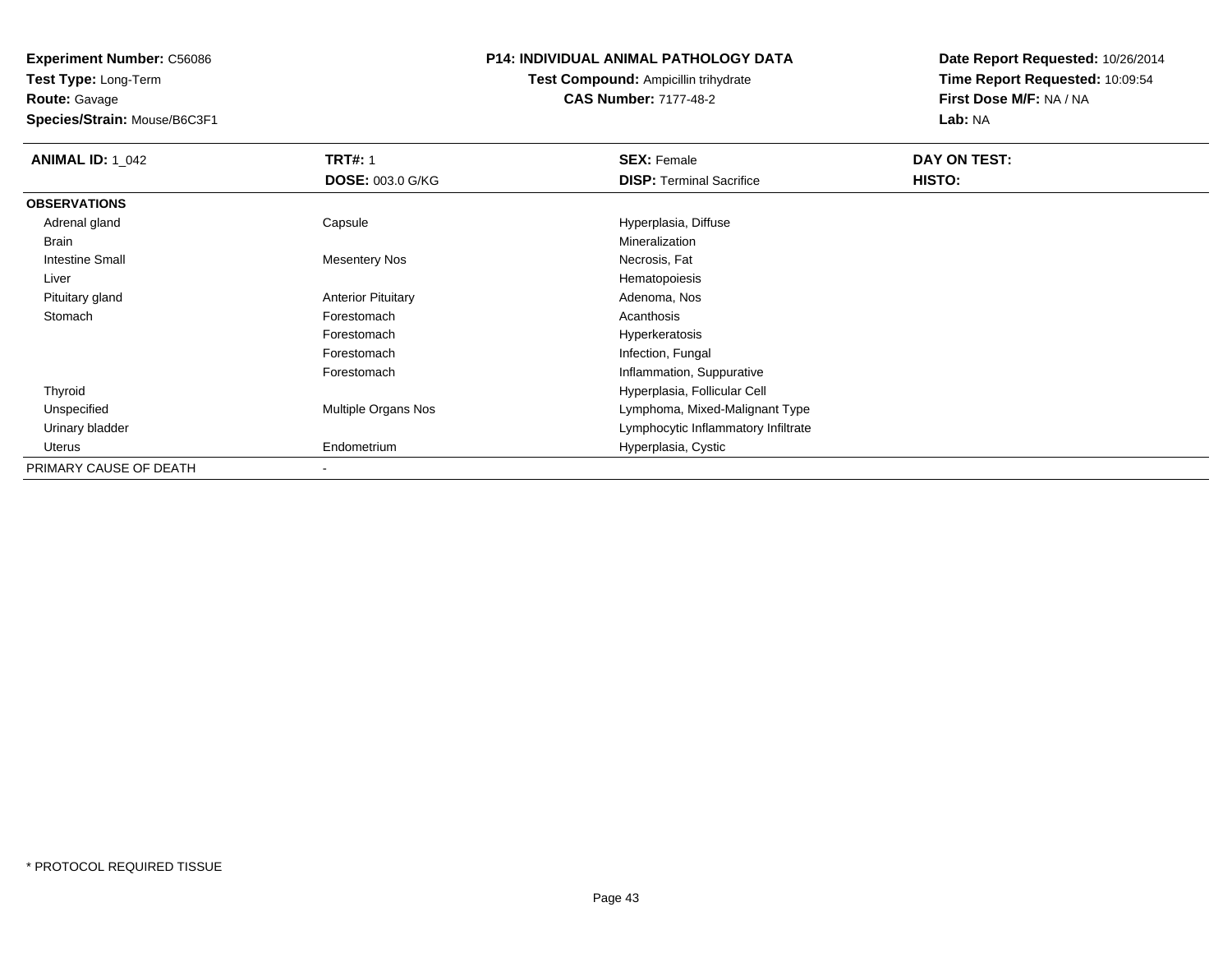**Experiment Number:** C56086
**Test Type:** Long-Term
**Route:** Gavage
**Species/Strain:** Mouse/B6C3F1

**P14: INDIVIDUAL ANIMAL PATHOLOGY DATA**
**Test Compound:** Ampicillin trihydrate
**CAS Number:** 7177-48-2

**Date Report Requested:** 10/26/2014
**Time Report Requested:** 10:09:54
**First Dose M/F:** NA / NA
**Lab:** NA

| **ANIMAL ID:** 1_042 | **TRT#:** 1 | **SEX:** Female | **DAY ON TEST:** |
|---|---|---|---|
| | **DOSE:** 003.0 G/KG | **DISP:** Terminal Sacrifice | **HISTO:** |
| **OBSERVATIONS** | | | |
| Adrenal gland | Capsule | Hyperplasia, Diffuse | |
| Brain | | Mineralization | |
| Intestine Small | Mesentery Nos | Necrosis, Fat | |
| Liver | | Hematopoiesis | |
| Pituitary gland | Anterior Pituitary | Adenoma, Nos | |
| Stomach | Forestomach | Acanthosis | |
| | Forestomach | Hyperkeratosis | |
| | Forestomach | Infection, Fungal | |
| | Forestomach | Inflammation, Suppurative | |
| Thyroid | | Hyperplasia, Follicular Cell | |
| Unspecified | Multiple Organs Nos | Lymphoma, Mixed-Malignant Type | |
| Urinary bladder | | Lymphocytic Inflammatory Infiltrate | |
| Uterus | Endometrium | Hyperplasia, Cystic | |
| PRIMARY CAUSE OF DEATH | - | | |

* PROTOCOL REQUIRED TISSUE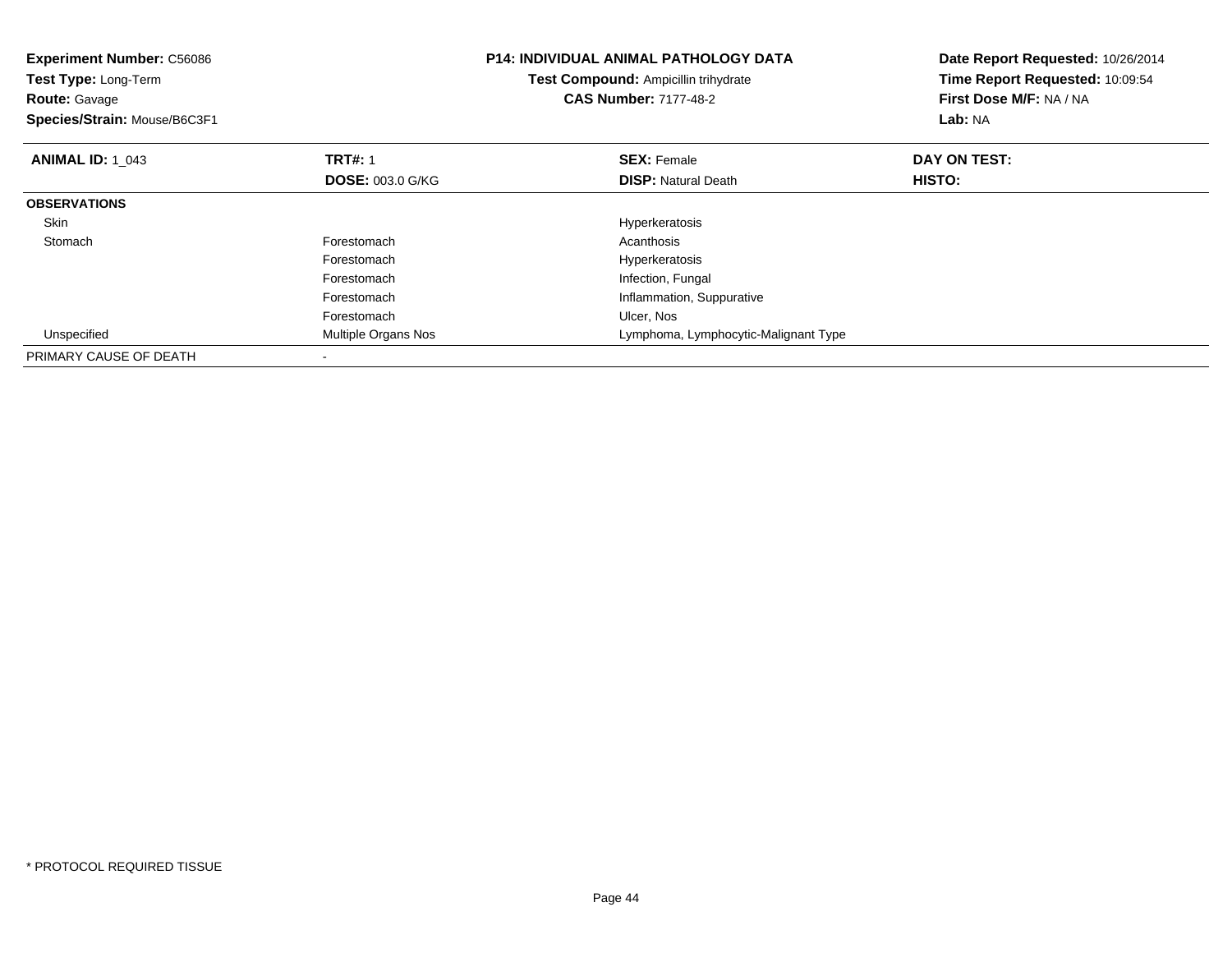**Experiment Number:** C56086
**Test Type:** Long-Term
**Route:** Gavage
**Species/Strain:** Mouse/B6C3F1

**P14: INDIVIDUAL ANIMAL PATHOLOGY DATA**
**Test Compound:** Ampicillin trihydrate
**CAS Number:** 7177-48-2

**Date Report Requested:** 10/26/2014
**Time Report Requested:** 10:09:54
**First Dose M/F:** NA / NA
**Lab:** NA

| **ANIMAL ID:** 1_043 | **TRT#:** 1 | **SEX:** Female | **DAY ON TEST:** |
|---|---|---|---|
| | **DOSE:** 003.0 G/KG | **DISP:** Natural Death | **HISTO:** |
| **OBSERVATIONS** | | | |
| Skin | | Hyperkeratosis | |
| Stomach | Forestomach | Acanthosis | |
| | Forestomach | Hyperkeratosis | |
| | Forestomach | Infection, Fungal | |
| | Forestomach | Inflammation, Suppurative | |
| | Forestomach | Ulcer, Nos | |
| Unspecified | Multiple Organs Nos | Lymphoma, Lymphocytic-Malignant Type | |
| PRIMARY CAUSE OF DEATH | - | | |

* PROTOCOL REQUIRED TISSUE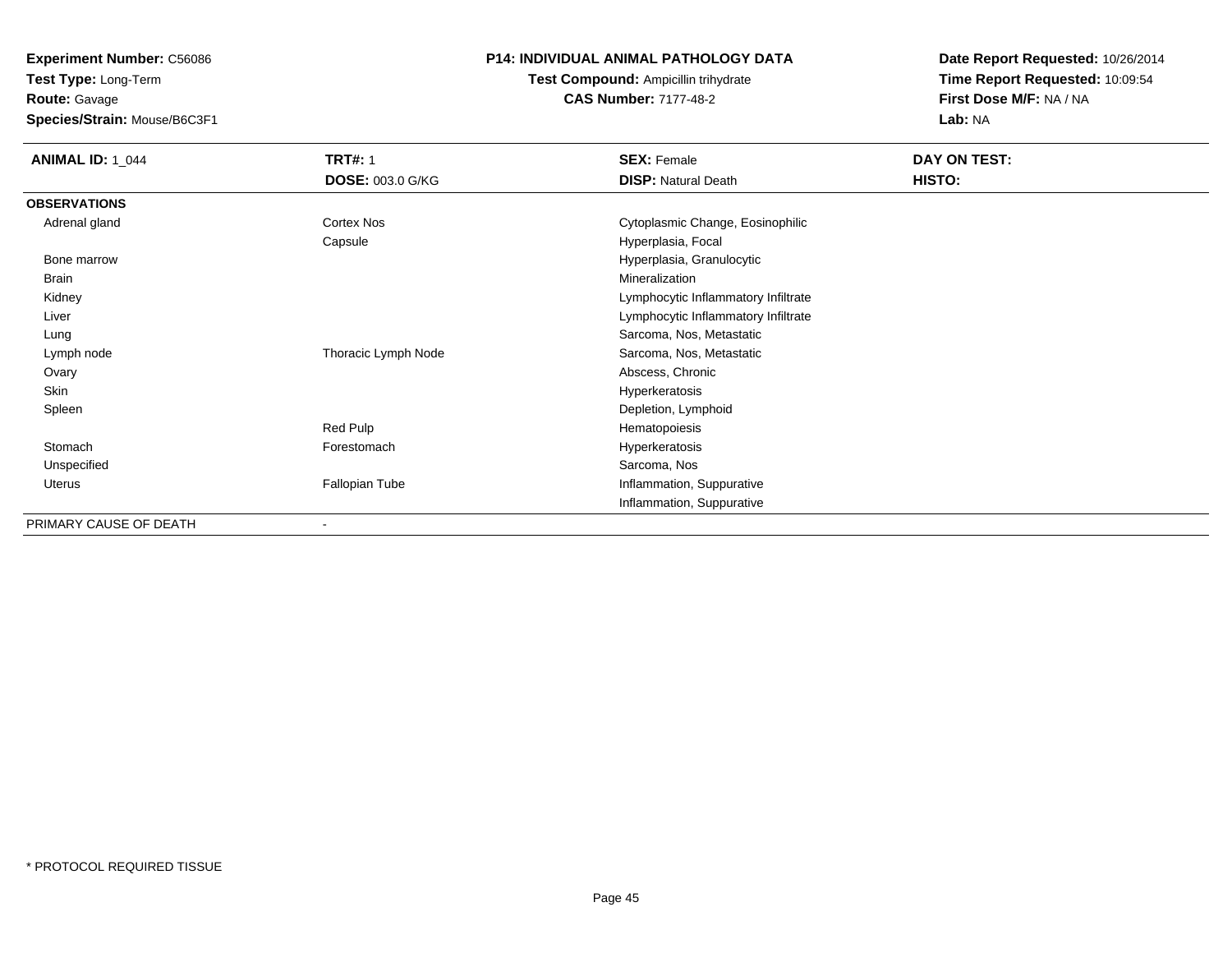**Experiment Number:** C56086
**Test Type:** Long-Term
**Route:** Gavage
**Species/Strain:** Mouse/B6C3F1

**P14: INDIVIDUAL ANIMAL PATHOLOGY DATA**
**Test Compound:** Ampicillin trihydrate
**CAS Number:** 7177-48-2

**Date Report Requested:** 10/26/2014
**Time Report Requested:** 10:09:54
**First Dose M/F:** NA / NA
**Lab:** NA

| **ANIMAL ID:** 1_044 | **TRT#:** 1 | **SEX:** Female | **DAY ON TEST:** |
|---|---|---|---|
| | **DOSE:** 003.0 G/KG | **DISP:** Natural Death | **HISTO:** |
| **OBSERVATIONS** | | | |
| Adrenal gland | Cortex Nos | Cytoplasmic Change, Eosinophilic | |
| | Capsule | Hyperplasia, Focal | |
| Bone marrow | | Hyperplasia, Granulocytic | |
| Brain | | Mineralization | |
| Kidney | | Lymphocytic Inflammatory Infiltrate | |
| Liver | | Lymphocytic Inflammatory Infiltrate | |
| Lung | | Sarcoma, Nos, Metastatic | |
| Lymph node | Thoracic Lymph Node | Sarcoma, Nos, Metastatic | |
| Ovary | | Abscess, Chronic | |
| Skin | | Hyperkeratosis | |
| Spleen | | Depletion, Lymphoid | |
| | Red Pulp | Hematopoiesis | |
| Stomach | Forestomach | Hyperkeratosis | |
| Unspecified | | Sarcoma, Nos | |
| Uterus | Fallopian Tube | Inflammation, Suppurative | |
| | | Inflammation, Suppurative | |
| PRIMARY CAUSE OF DEATH | - | | |

* PROTOCOL REQUIRED TISSUE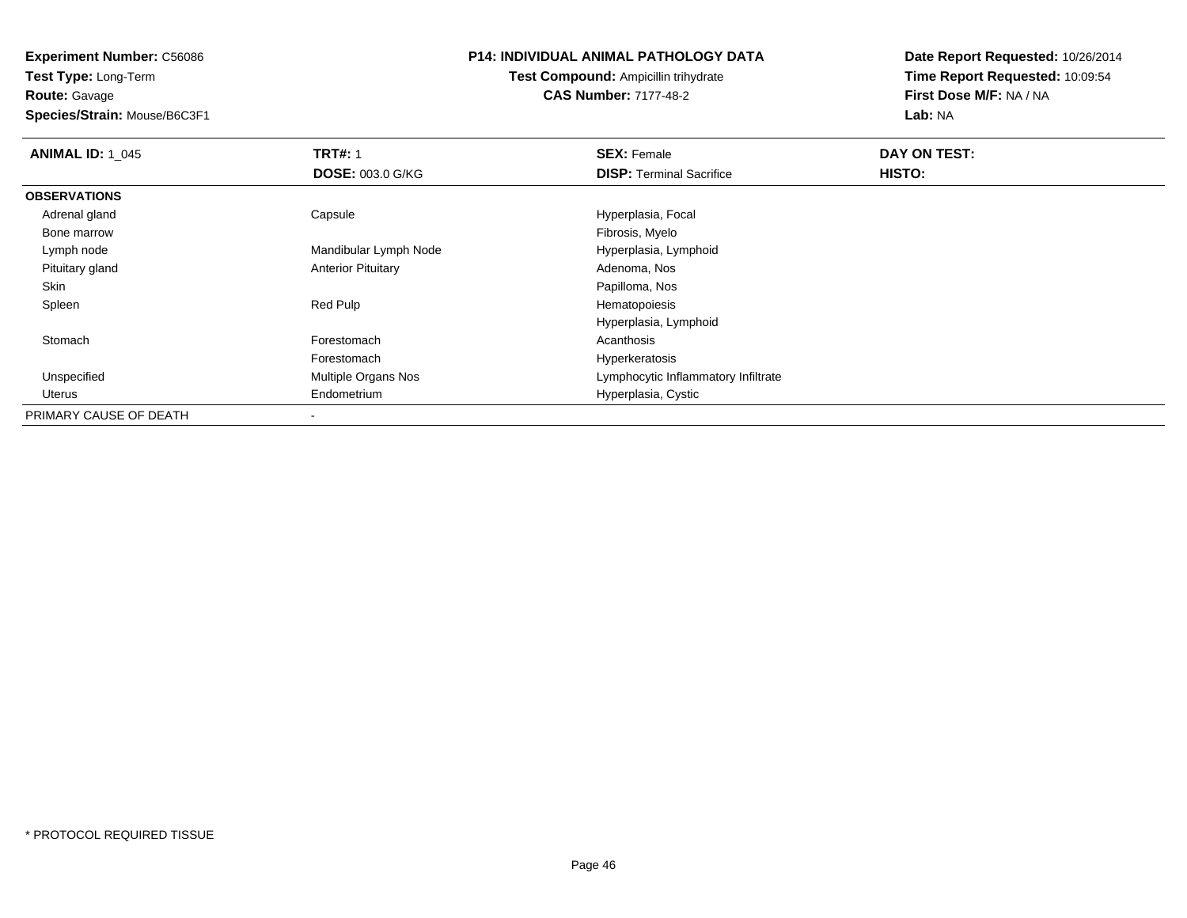**Experiment Number:** C56086
**Test Type:** Long-Term
**Route:** Gavage
**Species/Strain:** Mouse/B6C3F1

**P14: INDIVIDUAL ANIMAL PATHOLOGY DATA**
**Test Compound:** Ampicillin trihydrate
**CAS Number:** 7177-48-2

**Date Report Requested:** 10/26/2014
**Time Report Requested:** 10:09:54
**First Dose M/F:** NA / NA
**Lab:** NA

| **ANIMAL ID:** 1_045 | **TRT#:** 1 | **SEX:** Female | **DAY ON TEST:** |
|---|---|---|---|
| | **DOSE:** 003.0 G/KG | **DISP:** Terminal Sacrifice | **HISTO:** |
| **OBSERVATIONS** | | | |
| Adrenal gland | Capsule | Hyperplasia, Focal | |
| Bone marrow | | Fibrosis, Myelo | |
| Lymph node | Mandibular Lymph Node | Hyperplasia, Lymphoid | |
| Pituitary gland | Anterior Pituitary | Adenoma, Nos | |
| Skin | | Papilloma, Nos | |
| Spleen | Red Pulp | Hematopoiesis | |
| | | Hyperplasia, Lymphoid | |
| Stomach | Forestomach | Acanthosis | |
| | Forestomach | Hyperkeratosis | |
| Unspecified | Multiple Organs Nos | Lymphocytic Inflammatory Infiltrate | |
| Uterus | Endometrium | Hyperplasia, Cystic | |
| PRIMARY CAUSE OF DEATH | - | | |

* PROTOCOL REQUIRED TISSUE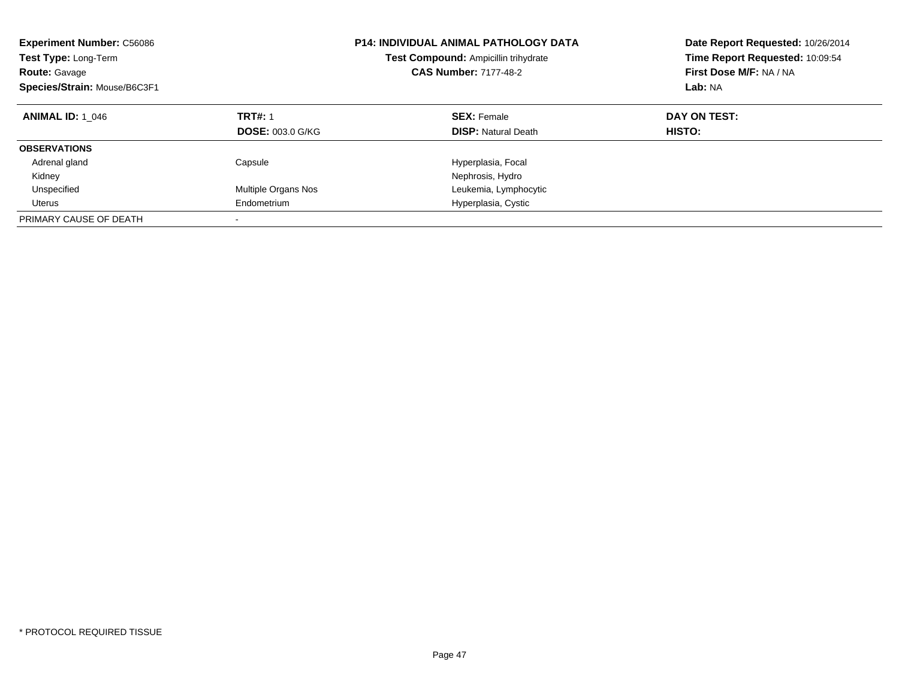**Experiment Number:** C56086
**Test Type:** Long-Term
**Route:** Gavage
**Species/Strain:** Mouse/B6C3F1

**P14: INDIVIDUAL ANIMAL PATHOLOGY DATA**
**Test Compound:** Ampicillin trihydrate
**CAS Number:** 7177-48-2

**Date Report Requested:** 10/26/2014
**Time Report Requested:** 10:09:54
**First Dose M/F:** NA / NA
**Lab:** NA

| **ANIMAL ID:** 1_046 | **TRT#:** 1 | **SEX:** Female | **DAY ON TEST:** |
|---|---|---|---|
| | **DOSE:** 003.0 G/KG | **DISP:** Natural Death | **HISTO:** |
| **OBSERVATIONS** | | | |
| Adrenal gland | Capsule | Hyperplasia, Focal | |
| Kidney | | Nephrosis, Hydro | |
| Unspecified | Multiple Organs Nos | Leukemia, Lymphocytic | |
| Uterus | Endometrium | Hyperplasia, Cystic | |
| PRIMARY CAUSE OF DEATH | - | | |

* PROTOCOL REQUIRED TISSUE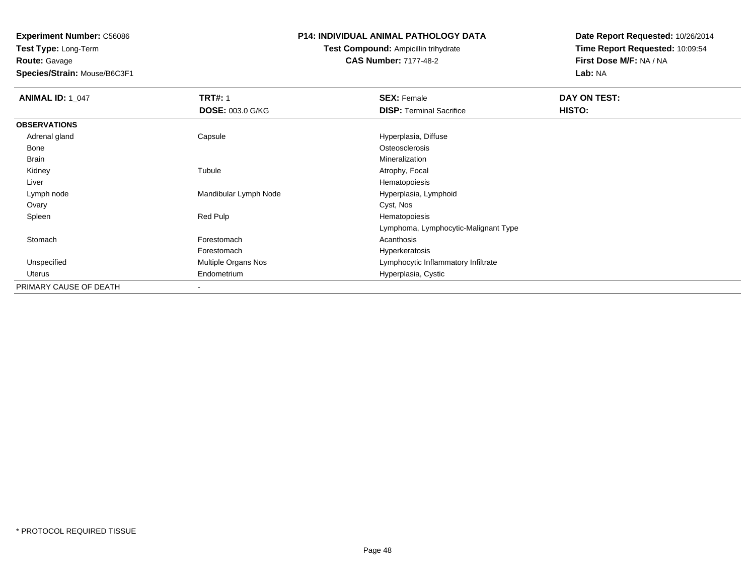**Experiment Number:** C56086
**Test Type:** Long-Term
**Route:** Gavage
**Species/Strain:** Mouse/B6C3F1

**P14: INDIVIDUAL ANIMAL PATHOLOGY DATA**
**Test Compound:** Ampicillin trihydrate
**CAS Number:** 7177-48-2

**Date Report Requested:** 10/26/2014
**Time Report Requested:** 10:09:54
**First Dose M/F:** NA / NA
**Lab:** NA

| **ANIMAL ID:** 1_047 | **TRT#:** 1 | **SEX:** Female | **DAY ON TEST:** |
|---|---|---|---|
| | **DOSE:** 003.0 G/KG | **DISP:** Terminal Sacrifice | **HISTO:** |
| **OBSERVATIONS** | | | |
| Adrenal gland | Capsule | Hyperplasia, Diffuse | |
| Bone | | Osteosclerosis | |
| Brain | | Mineralization | |
| Kidney | Tubule | Atrophy, Focal | |
| Liver | | Hematopoiesis | |
| Lymph node | Mandibular Lymph Node | Hyperplasia, Lymphoid | |
| Ovary | | Cyst, Nos | |
| Spleen | Red Pulp | Hematopoiesis | |
| | | Lymphoma, Lymphocytic-Malignant Type | |
| Stomach | Forestomach | Acanthosis | |
| | Forestomach | Hyperkeratosis | |
| Unspecified | Multiple Organs Nos | Lymphocytic Inflammatory Infiltrate | |
| Uterus | Endometrium | Hyperplasia, Cystic | |
| PRIMARY CAUSE OF DEATH | - | | |

* PROTOCOL REQUIRED TISSUE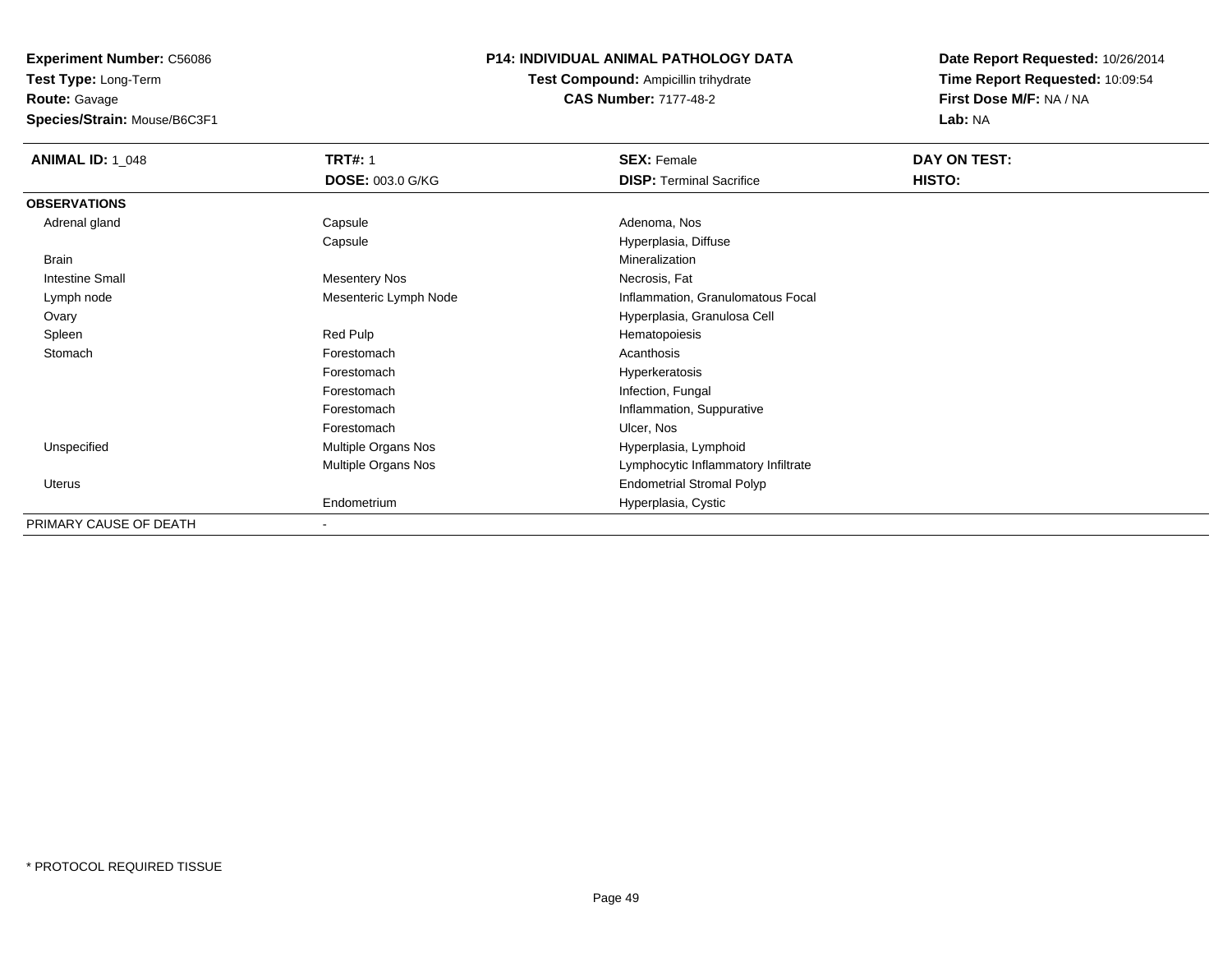**Experiment Number:** C56086
**Test Type:** Long-Term
**Route:** Gavage
**Species/Strain:** Mouse/B6C3F1

**P14: INDIVIDUAL ANIMAL PATHOLOGY DATA**
**Test Compound:** Ampicillin trihydrate
**CAS Number:** 7177-48-2

**Date Report Requested:** 10/26/2014
**Time Report Requested:** 10:09:54
**First Dose M/F:** NA / NA
**Lab:** NA

| **ANIMAL ID:** 1_048 | **TRT#:** 1 | **SEX:** Female | **DAY ON TEST:** |
|---|---|---|---|
| | **DOSE:** 003.0 G/KG | **DISP:** Terminal Sacrifice | **HISTO:** |
| **OBSERVATIONS** | | | |
| Adrenal gland | Capsule | Adenoma, Nos | |
| | Capsule | Hyperplasia, Diffuse | |
| Brain | | Mineralization | |
| Intestine Small | Mesentery Nos | Necrosis, Fat | |
| Lymph node | Mesenteric Lymph Node | Inflammation, Granulomatous Focal | |
| Ovary | | Hyperplasia, Granulosa Cell | |
| Spleen | Red Pulp | Hematopoiesis | |
| Stomach | Forestomach | Acanthosis | |
| | Forestomach | Hyperkeratosis | |
| | Forestomach | Infection, Fungal | |
| | Forestomach | Inflammation, Suppurative | |
| | Forestomach | Ulcer, Nos | |
| Unspecified | Multiple Organs Nos | Hyperplasia, Lymphoid | |
| | Multiple Organs Nos | Lymphocytic Inflammatory Infiltrate | |
| Uterus | | Endometrial Stromal Polyp | |
| | Endometrium | Hyperplasia, Cystic | |
| PRIMARY CAUSE OF DEATH | - | | |

* PROTOCOL REQUIRED TISSUE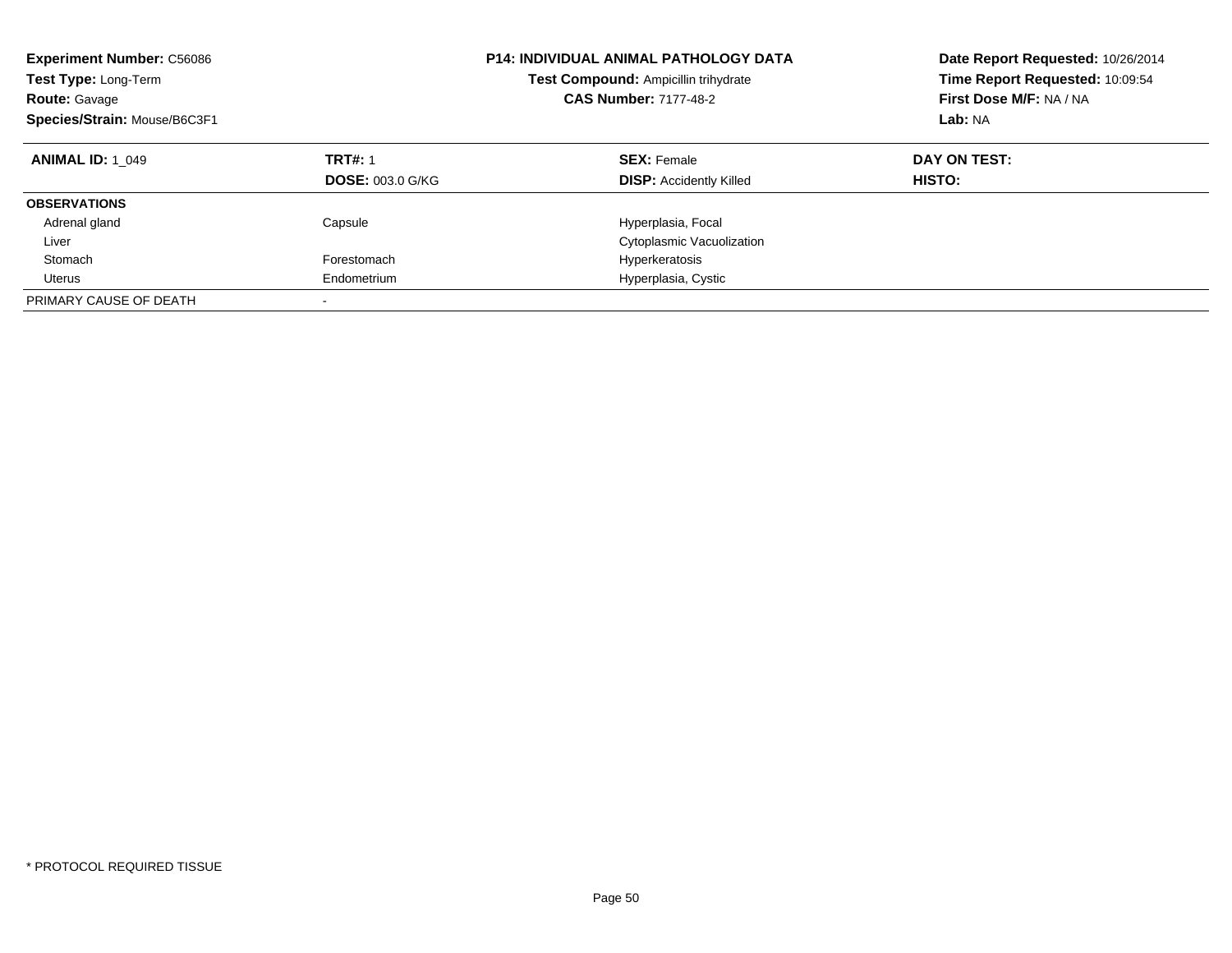**Experiment Number:** C56086
**Test Type:** Long-Term
**Route:** Gavage
**Species/Strain:** Mouse/B6C3F1

**P14: INDIVIDUAL ANIMAL PATHOLOGY DATA**
**Test Compound:** Ampicillin trihydrate
**CAS Number:** 7177-48-2

**Date Report Requested:** 10/26/2014
**Time Report Requested:** 10:09:54
**First Dose M/F:** NA / NA
**Lab:** NA

| **ANIMAL ID:** 1_049 | **TRT#:** 1 | **SEX:** Female | **DAY ON TEST:** |
|---|---|---|---|
| | **DOSE:** 003.0 G/KG | **DISP:** Accidently Killed | **HISTO:** |
| **OBSERVATIONS** | | | |
| Adrenal gland | Capsule | Hyperplasia, Focal | |
| Liver | | Cytoplasmic Vacuolization | |
| Stomach | Forestomach | Hyperkeratosis | |
| Uterus | Endometrium | Hyperplasia, Cystic | |
| PRIMARY CAUSE OF DEATH | - | | |

* PROTOCOL REQUIRED TISSUE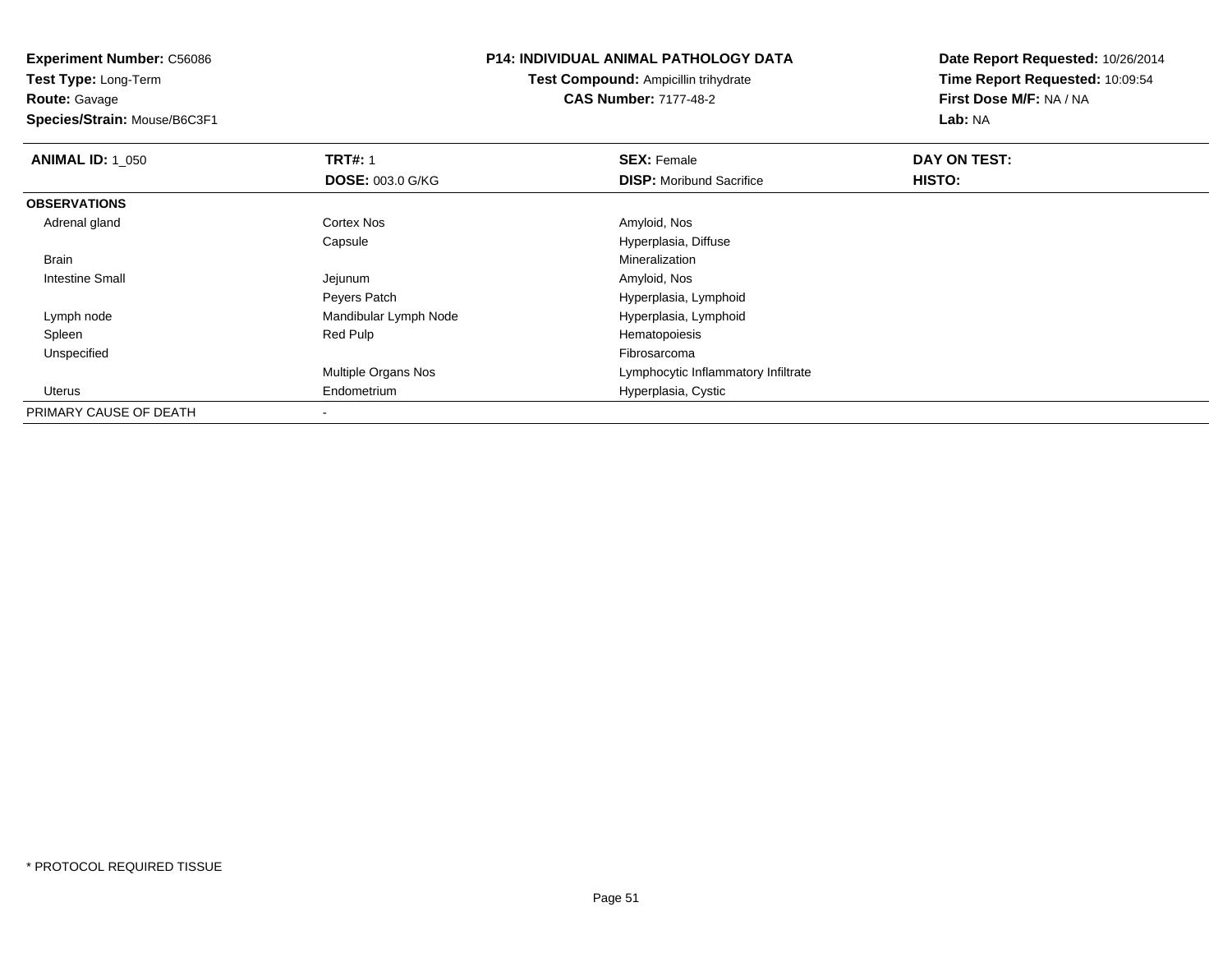**Experiment Number:** C56086
**Test Type:** Long-Term
**Route:** Gavage
**Species/Strain:** Mouse/B6C3F1

**P14: INDIVIDUAL ANIMAL PATHOLOGY DATA**
**Test Compound:** Ampicillin trihydrate
**CAS Number:** 7177-48-2

**Date Report Requested:** 10/26/2014
**Time Report Requested:** 10:09:54
**First Dose M/F:** NA / NA
**Lab:** NA

| **ANIMAL ID:** 1_050 | **TRT#:** 1 | **SEX:** Female | **DAY ON TEST:** |
|---|---|---|---|
| | **DOSE:** 003.0 G/KG | **DISP:** Moribund Sacrifice | **HISTO:** |
| **OBSERVATIONS** | | | |
| Adrenal gland | Cortex Nos | Amyloid, Nos | |
| | Capsule | Hyperplasia, Diffuse | |
| Brain | | Mineralization | |
| Intestine Small | Jejunum | Amyloid, Nos | |
| | Peyers Patch | Hyperplasia, Lymphoid | |
| Lymph node | Mandibular Lymph Node | Hyperplasia, Lymphoid | |
| Spleen | Red Pulp | Hematopoiesis | |
| Unspecified | | Fibrosarcoma | |
| | Multiple Organs Nos | Lymphocytic Inflammatory Infiltrate | |
| Uterus | Endometrium | Hyperplasia, Cystic | |
| PRIMARY CAUSE OF DEATH | - | | |

* PROTOCOL REQUIRED TISSUE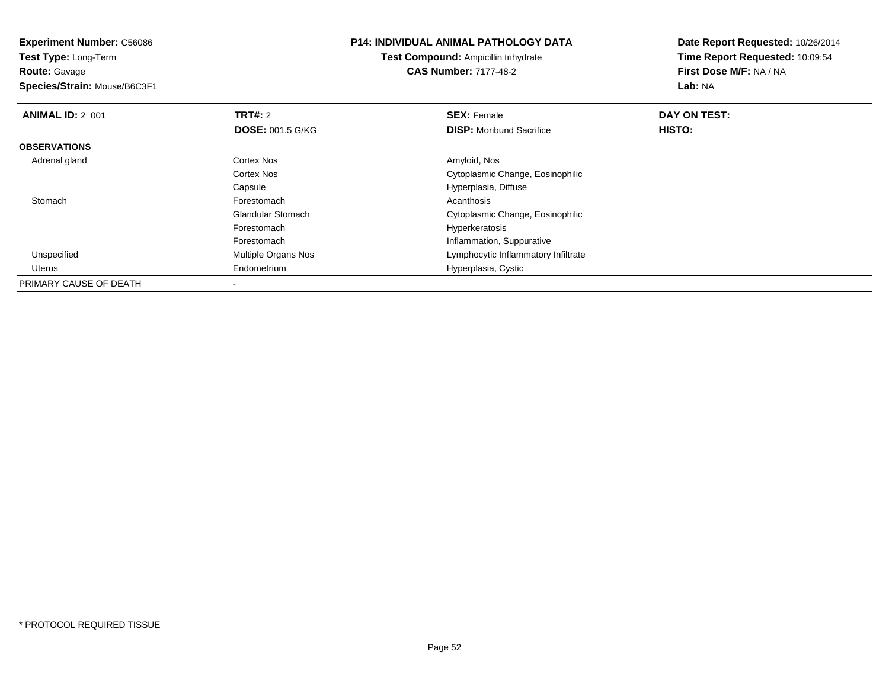**Experiment Number:** C56086
**Test Type:** Long-Term
**Route:** Gavage
**Species/Strain:** Mouse/B6C3F1

**P14: INDIVIDUAL ANIMAL PATHOLOGY DATA**
**Test Compound:** Ampicillin trihydrate
**CAS Number:** 7177-48-2

**Date Report Requested:** 10/26/2014
**Time Report Requested:** 10:09:54
**First Dose M/F:** NA / NA
**Lab:** NA

| **ANIMAL ID:** 2_001 | **TRT#:** 2 | **SEX:** Female | **DAY ON TEST:** |
|---|---|---|---|
| | **DOSE:** 001.5 G/KG | **DISP:** Moribund Sacrifice | **HISTO:** |
| **OBSERVATIONS** | | | |
| Adrenal gland | Cortex Nos | Amyloid, Nos | |
| | Cortex Nos | Cytoplasmic Change, Eosinophilic | |
| | Capsule | Hyperplasia, Diffuse | |
| Stomach | Forestomach | Acanthosis | |
| | Glandular Stomach | Cytoplasmic Change, Eosinophilic | |
| | Forestomach | Hyperkeratosis | |
| | Forestomach | Inflammation, Suppurative | |
| Unspecified | Multiple Organs Nos | Lymphocytic Inflammatory Infiltrate | |
| Uterus | Endometrium | Hyperplasia, Cystic | |
| PRIMARY CAUSE OF DEATH | - | | |

* PROTOCOL REQUIRED TISSUE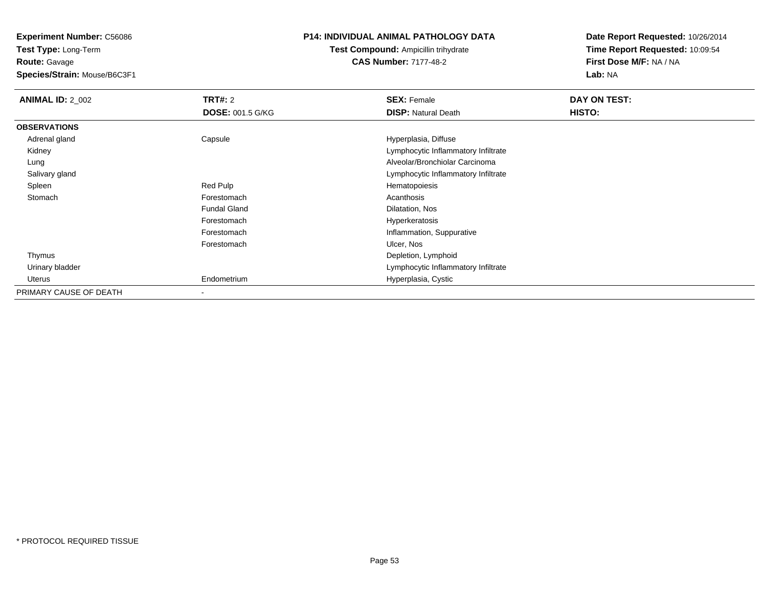**Experiment Number:** C56086
**Test Type:** Long-Term
**Route:** Gavage
**Species/Strain:** Mouse/B6C3F1

**P14: INDIVIDUAL ANIMAL PATHOLOGY DATA**
**Test Compound:** Ampicillin trihydrate
**CAS Number:** 7177-48-2

**Date Report Requested:** 10/26/2014
**Time Report Requested:** 10:09:54
**First Dose M/F:** NA / NA
**Lab:** NA

| **ANIMAL ID:** 2_002 | **TRT#:** 2<br>**DOSE:** 001.5 G/KG | **SEX:** Female<br>**DISP:** Natural Death | **DAY ON TEST:**<br>**HISTO:** |
|---|---|---|---|
| **OBSERVATIONS** | | | |
| Adrenal gland | Capsule | Hyperplasia, Diffuse | |
| Kidney | | Lymphocytic Inflammatory Infiltrate | |
| Lung | | Alveolar/Bronchiolar Carcinoma | |
| Salivary gland | | Lymphocytic Inflammatory Infiltrate | |
| Spleen | Red Pulp | Hematopoiesis | |
| Stomach | Forestomach | Acanthosis | |
| | Fundal Gland | Dilatation, Nos | |
| | Forestomach | Hyperkeratosis | |
| | Forestomach | Inflammation, Suppurative | |
| | Forestomach | Ulcer, Nos | |
| Thymus | | Depletion, Lymphoid | |
| Urinary bladder | | Lymphocytic Inflammatory Infiltrate | |
| Uterus | Endometrium | Hyperplasia, Cystic | |
| PRIMARY CAUSE OF DEATH | - | | |

\* PROTOCOL REQUIRED TISSUE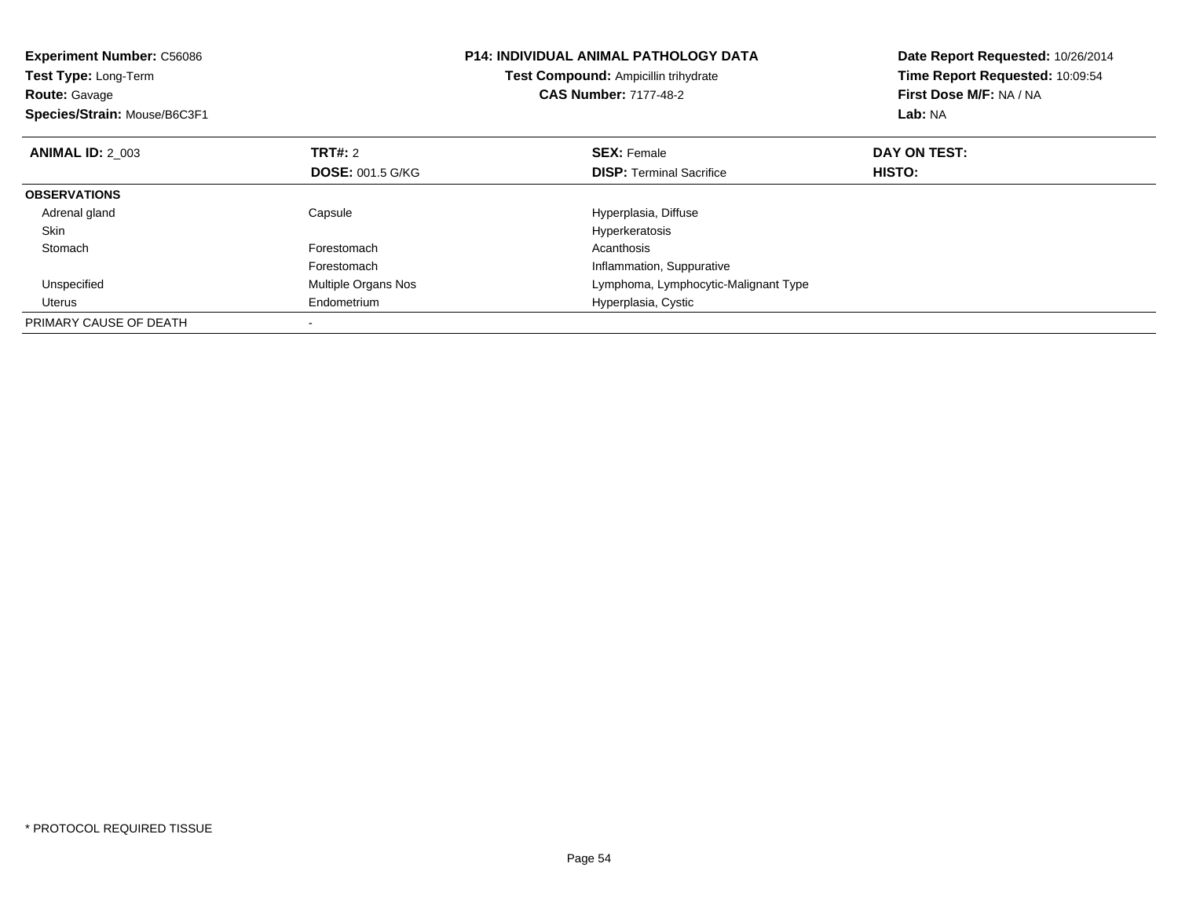**Experiment Number:** C56086
**Test Type:** Long-Term
**Route:** Gavage
**Species/Strain:** Mouse/B6C3F1

**P14: INDIVIDUAL ANIMAL PATHOLOGY DATA**
**Test Compound:** Ampicillin trihydrate
**CAS Number:** 7177-48-2

**Date Report Requested:** 10/26/2014
**Time Report Requested:** 10:09:54
**First Dose M/F:** NA / NA
**Lab:** NA

| **ANIMAL ID:** 2_003 | **TRT#:** 2 | **SEX:** Female | **DAY ON TEST:** |
|---|---|---|---|
| | **DOSE:** 001.5 G/KG | **DISP:** Terminal Sacrifice | **HISTO:** |
| **OBSERVATIONS** | | | |
| Adrenal gland | Capsule | Hyperplasia, Diffuse | |
| Skin | | Hyperkeratosis | |
| Stomach | Forestomach | Acanthosis | |
| | Forestomach | Inflammation, Suppurative | |
| Unspecified | Multiple Organs Nos | Lymphoma, Lymphocytic-Malignant Type | |
| Uterus | Endometrium | Hyperplasia, Cystic | |
| PRIMARY CAUSE OF DEATH | - | | |

* PROTOCOL REQUIRED TISSUE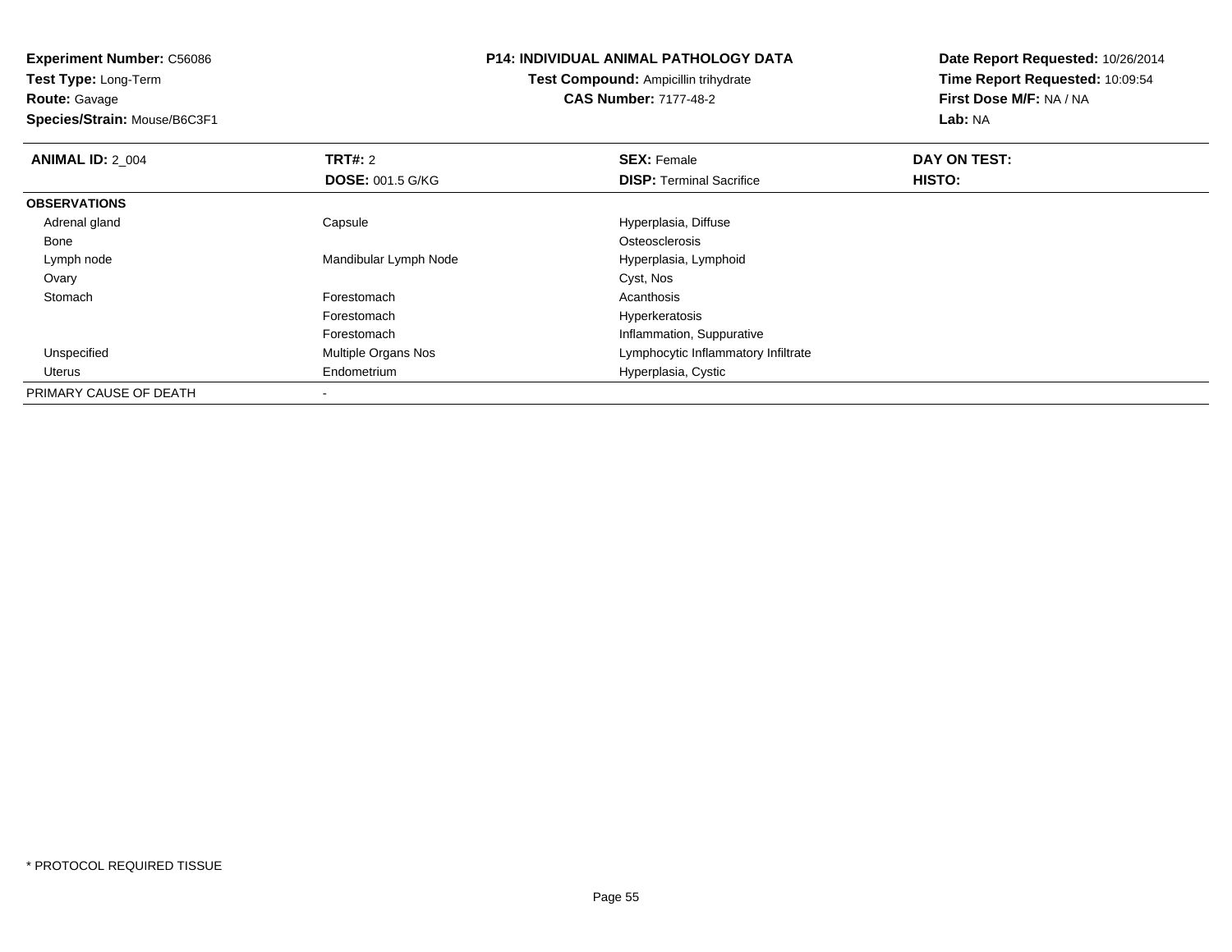**Experiment Number:** C56086
**Test Type:** Long-Term
**Route:** Gavage
**Species/Strain:** Mouse/B6C3F1

**P14: INDIVIDUAL ANIMAL PATHOLOGY DATA**
**Test Compound:** Ampicillin trihydrate
**CAS Number:** 7177-48-2

**Date Report Requested:** 10/26/2014
**Time Report Requested:** 10:09:54
**First Dose M/F:** NA / NA
**Lab:** NA

| **ANIMAL ID:** 2_004 | **TRT#:** 2 | **SEX:** Female | **DAY ON TEST:** |
|---|---|---|---|
| | **DOSE:** 001.5 G/KG | **DISP:** Terminal Sacrifice | **HISTO:** |
| **OBSERVATIONS** | | | |
| Adrenal gland | Capsule | Hyperplasia, Diffuse | |
| Bone | | Osteosclerosis | |
| Lymph node | Mandibular Lymph Node | Hyperplasia, Lymphoid | |
| Ovary | | Cyst, Nos | |
| Stomach | Forestomach | Acanthosis | |
| | Forestomach | Hyperkeratosis | |
| | Forestomach | Inflammation, Suppurative | |
| Unspecified | Multiple Organs Nos | Lymphocytic Inflammatory Infiltrate | |
| Uterus | Endometrium | Hyperplasia, Cystic | |
| PRIMARY CAUSE OF DEATH | - | | |

* PROTOCOL REQUIRED TISSUE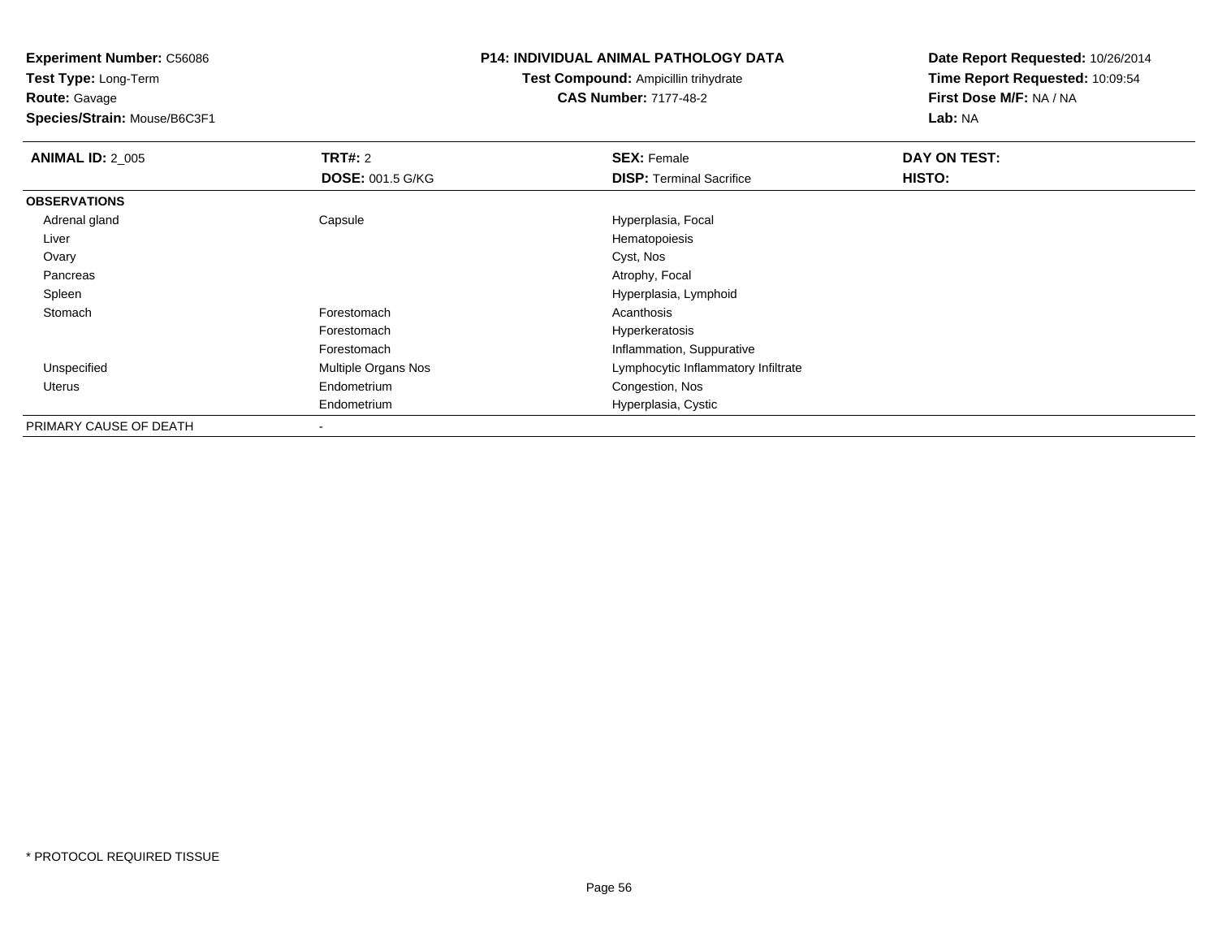**Experiment Number:** C56086
**Test Type:** Long-Term
**Route:** Gavage
**Species/Strain:** Mouse/B6C3F1

**P14: INDIVIDUAL ANIMAL PATHOLOGY DATA**
**Test Compound:** Ampicillin trihydrate
**CAS Number:** 7177-48-2

**Date Report Requested:** 10/26/2014
**Time Report Requested:** 10:09:54
**First Dose M/F:** NA / NA
**Lab:** NA

| **ANIMAL ID:** 2_005 | **TRT#:** 2 | **SEX:** Female | **DAY ON TEST:** |
|---|---|---|---|
| | **DOSE:** 001.5 G/KG | **DISP:** Terminal Sacrifice | **HISTO:** |
| **OBSERVATIONS** | | | |
| Adrenal gland | Capsule | Hyperplasia, Focal | |
| Liver | | Hematopoiesis | |
| Ovary | | Cyst, Nos | |
| Pancreas | | Atrophy, Focal | |
| Spleen | | Hyperplasia, Lymphoid | |
| Stomach | Forestomach | Acanthosis | |
| | Forestomach | Hyperkeratosis | |
| | Forestomach | Inflammation, Suppurative | |
| Unspecified | Multiple Organs Nos | Lymphocytic Inflammatory Infiltrate | |
| Uterus | Endometrium | Congestion, Nos | |
| | Endometrium | Hyperplasia, Cystic | |
| PRIMARY CAUSE OF DEATH | - | | |

* PROTOCOL REQUIRED TISSUE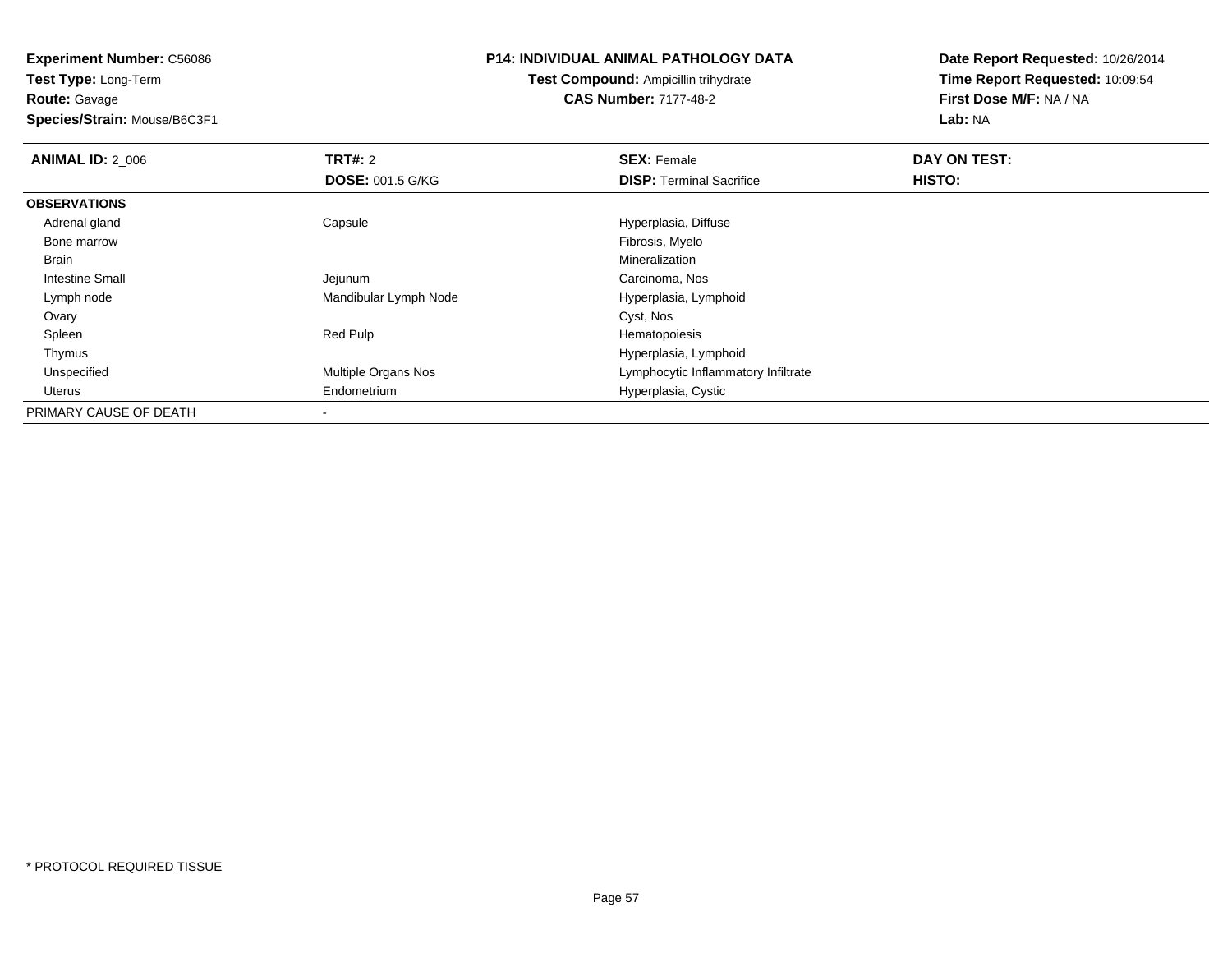**Experiment Number:** C56086
**Test Type:** Long-Term
**Route:** Gavage
**Species/Strain:** Mouse/B6C3F1

**P14: INDIVIDUAL ANIMAL PATHOLOGY DATA**
**Test Compound:** Ampicillin trihydrate
**CAS Number:** 7177-48-2

**Date Report Requested:** 10/26/2014
**Time Report Requested:** 10:09:54
**First Dose M/F:** NA / NA
**Lab:** NA

| **ANIMAL ID:** 2_006 | **TRT#:** 2 | **SEX:** Female | **DAY ON TEST:** |
|---|---|---|---|
| | **DOSE:** 001.5 G/KG | **DISP:** Terminal Sacrifice | **HISTO:** |
| **OBSERVATIONS** | | | |
| Adrenal gland | Capsule | Hyperplasia, Diffuse | |
| Bone marrow | | Fibrosis, Myelo | |
| Brain | | Mineralization | |
| Intestine Small | Jejunum | Carcinoma, Nos | |
| Lymph node | Mandibular Lymph Node | Hyperplasia, Lymphoid | |
| Ovary | | Cyst, Nos | |
| Spleen | Red Pulp | Hematopoiesis | |
| Thymus | | Hyperplasia, Lymphoid | |
| Unspecified | Multiple Organs Nos | Lymphocytic Inflammatory Infiltrate | |
| Uterus | Endometrium | Hyperplasia, Cystic | |
| PRIMARY CAUSE OF DEATH | - | | |

* PROTOCOL REQUIRED TISSUE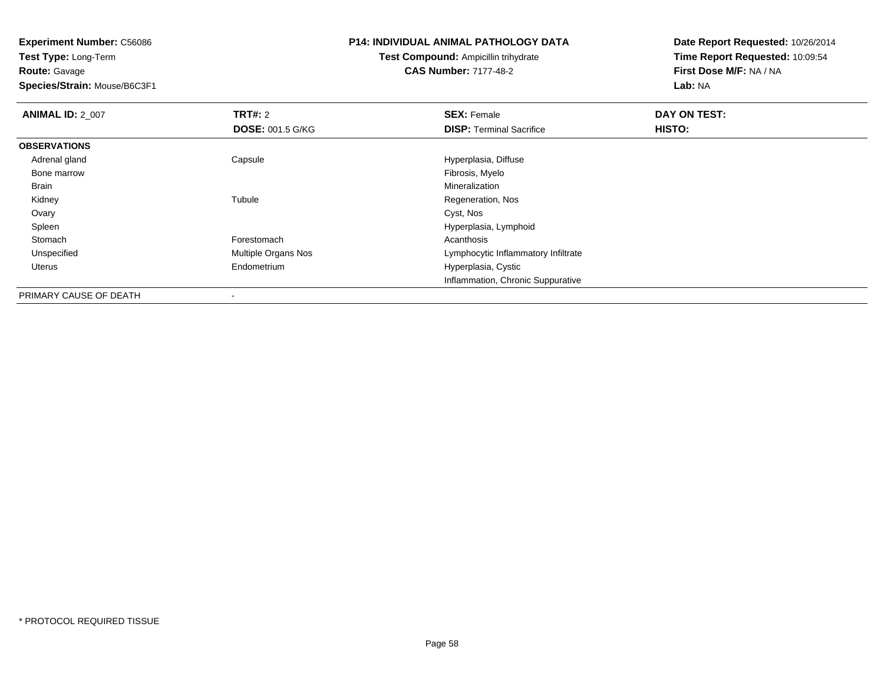**Experiment Number:** C56086
**Test Type:** Long-Term
**Route:** Gavage
**Species/Strain:** Mouse/B6C3F1

**P14: INDIVIDUAL ANIMAL PATHOLOGY DATA**
**Test Compound:** Ampicillin trihydrate
**CAS Number:** 7177-48-2

**Date Report Requested:** 10/26/2014
**Time Report Requested:** 10:09:54
**First Dose M/F:** NA / NA
**Lab:** NA

| **ANIMAL ID:** 2_007 | **TRT#:** 2 | **SEX:** Female | **DAY ON TEST:** |
|---|---|---|---|
| | **DOSE:** 001.5 G/KG | **DISP:** Terminal Sacrifice | **HISTO:** |
| **OBSERVATIONS** | | | |
| Adrenal gland | Capsule | Hyperplasia, Diffuse | |
| Bone marrow | | Fibrosis, Myelo | |
| Brain | | Mineralization | |
| Kidney | Tubule | Regeneration, Nos | |
| Ovary | | Cyst, Nos | |
| Spleen | | Hyperplasia, Lymphoid | |
| Stomach | Forestomach | Acanthosis | |
| Unspecified | Multiple Organs Nos | Lymphocytic Inflammatory Infiltrate | |
| Uterus | Endometrium | Hyperplasia, Cystic | |
| | | Inflammation, Chronic Suppurative | |
| PRIMARY CAUSE OF DEATH | - | | |

* PROTOCOL REQUIRED TISSUE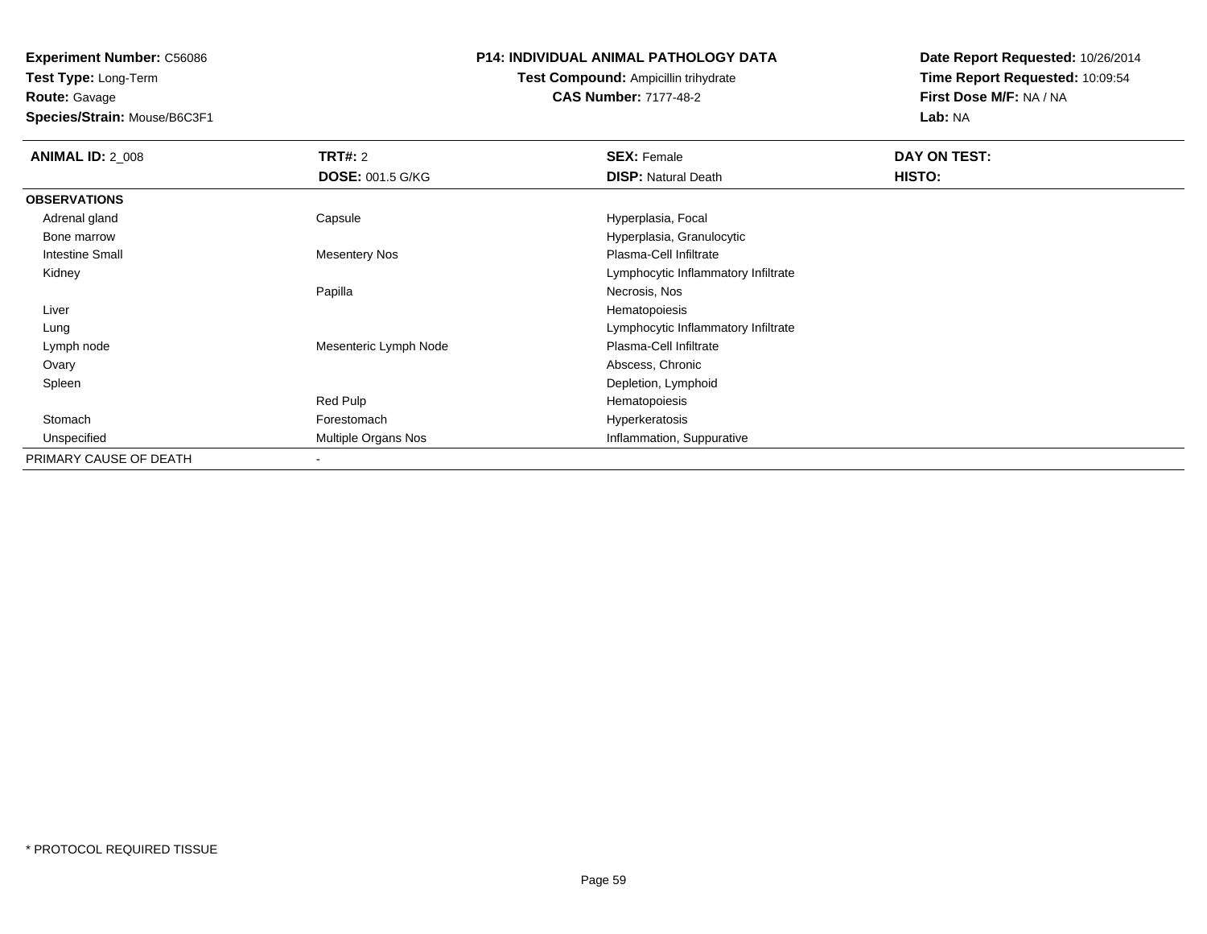**Experiment Number:** C56086
**Test Type:** Long-Term
**Route:** Gavage
**Species/Strain:** Mouse/B6C3F1

**P14: INDIVIDUAL ANIMAL PATHOLOGY DATA**
**Test Compound:** Ampicillin trihydrate
**CAS Number:** 7177-48-2

**Date Report Requested:** 10/26/2014
**Time Report Requested:** 10:09:54
**First Dose M/F:** NA / NA
**Lab:** NA

| **ANIMAL ID:** 2_008 | **TRT#:** 2 | **SEX:** Female | **DAY ON TEST:** |
|---|---|---|---|
| | **DOSE:** 001.5 G/KG | **DISP:** Natural Death | **HISTO:** |
| **OBSERVATIONS** | | | |
| Adrenal gland | Capsule | Hyperplasia, Focal | |
| Bone marrow | | Hyperplasia, Granulocytic | |
| Intestine Small | Mesentery Nos | Plasma-Cell Infiltrate | |
| Kidney | | Lymphocytic Inflammatory Infiltrate | |
| | Papilla | Necrosis, Nos | |
| Liver | | Hematopoiesis | |
| Lung | | Lymphocytic Inflammatory Infiltrate | |
| Lymph node | Mesenteric Lymph Node | Plasma-Cell Infiltrate | |
| Ovary | | Abscess, Chronic | |
| Spleen | | Depletion, Lymphoid | |
| | Red Pulp | Hematopoiesis | |
| Stomach | Forestomach | Hyperkeratosis | |
| Unspecified | Multiple Organs Nos | Inflammation, Suppurative | |
| PRIMARY CAUSE OF DEATH | - | | |

* PROTOCOL REQUIRED TISSUE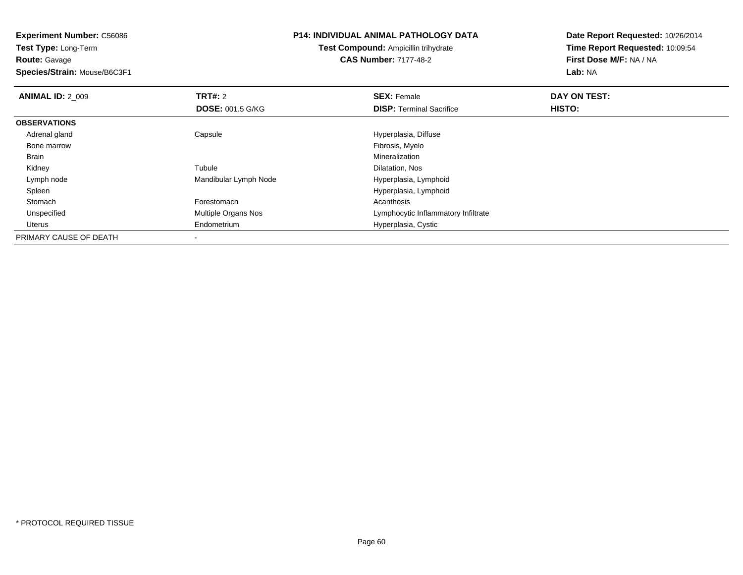**Experiment Number:** C56086
**Test Type:** Long-Term
**Route:** Gavage
**Species/Strain:** Mouse/B6C3F1

**P14: INDIVIDUAL ANIMAL PATHOLOGY DATA**
**Test Compound:** Ampicillin trihydrate
**CAS Number:** 7177-48-2

**Date Report Requested:** 10/26/2014
**Time Report Requested:** 10:09:54
**First Dose M/F:** NA / NA
**Lab:** NA

| **ANIMAL ID:** 2_009 | **TRT#:** 2 | **SEX:** Female | **DAY ON TEST:** |
|---|---|---|---|
| | **DOSE:** 001.5 G/KG | **DISP:** Terminal Sacrifice | **HISTO:** |
| **OBSERVATIONS** | | | |
| Adrenal gland | Capsule | Hyperplasia, Diffuse | |
| Bone marrow | | Fibrosis, Myelo | |
| Brain | | Mineralization | |
| Kidney | Tubule | Dilatation, Nos | |
| Lymph node | Mandibular Lymph Node | Hyperplasia, Lymphoid | |
| Spleen | | Hyperplasia, Lymphoid | |
| Stomach | Forestomach | Acanthosis | |
| Unspecified | Multiple Organs Nos | Lymphocytic Inflammatory Infiltrate | |
| Uterus | Endometrium | Hyperplasia, Cystic | |
| PRIMARY CAUSE OF DEATH | - | | |

* PROTOCOL REQUIRED TISSUE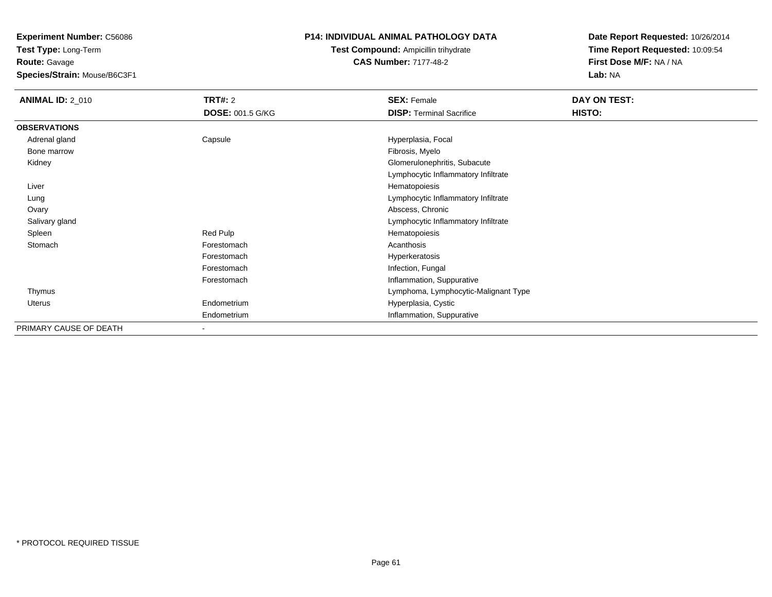**Experiment Number:** C56086
**Test Type:** Long-Term
**Route:** Gavage
**Species/Strain:** Mouse/B6C3F1

**P14: INDIVIDUAL ANIMAL PATHOLOGY DATA**
**Test Compound:** Ampicillin trihydrate
**CAS Number:** 7177-48-2

**Date Report Requested:** 10/26/2014
**Time Report Requested:** 10:09:54
**First Dose M/F:** NA / NA
**Lab:** NA

| **ANIMAL ID:** 2_010 | **TRT#:** 2 | **SEX:** Female | **DAY ON TEST:** |
|---|---|---|---|
| | **DOSE:** 001.5 G/KG | **DISP:** Terminal Sacrifice | **HISTO:** |
| **OBSERVATIONS** | | | |
| Adrenal gland | Capsule | Hyperplasia, Focal | |
| Bone marrow | | Fibrosis, Myelo | |
| Kidney | | Glomerulonephritis, Subacute | |
| | | Lymphocytic Inflammatory Infiltrate | |
| Liver | | Hematopoiesis | |
| Lung | | Lymphocytic Inflammatory Infiltrate | |
| Ovary | | Abscess, Chronic | |
| Salivary gland | | Lymphocytic Inflammatory Infiltrate | |
| Spleen | Red Pulp | Hematopoiesis | |
| Stomach | Forestomach | Acanthosis | |
| | Forestomach | Hyperkeratosis | |
| | Forestomach | Infection, Fungal | |
| | Forestomach | Inflammation, Suppurative | |
| Thymus | | Lymphoma, Lymphocytic-Malignant Type | |
| Uterus | Endometrium | Hyperplasia, Cystic | |
| | Endometrium | Inflammation, Suppurative | |
| PRIMARY CAUSE OF DEATH | - | | |

\* PROTOCOL REQUIRED TISSUE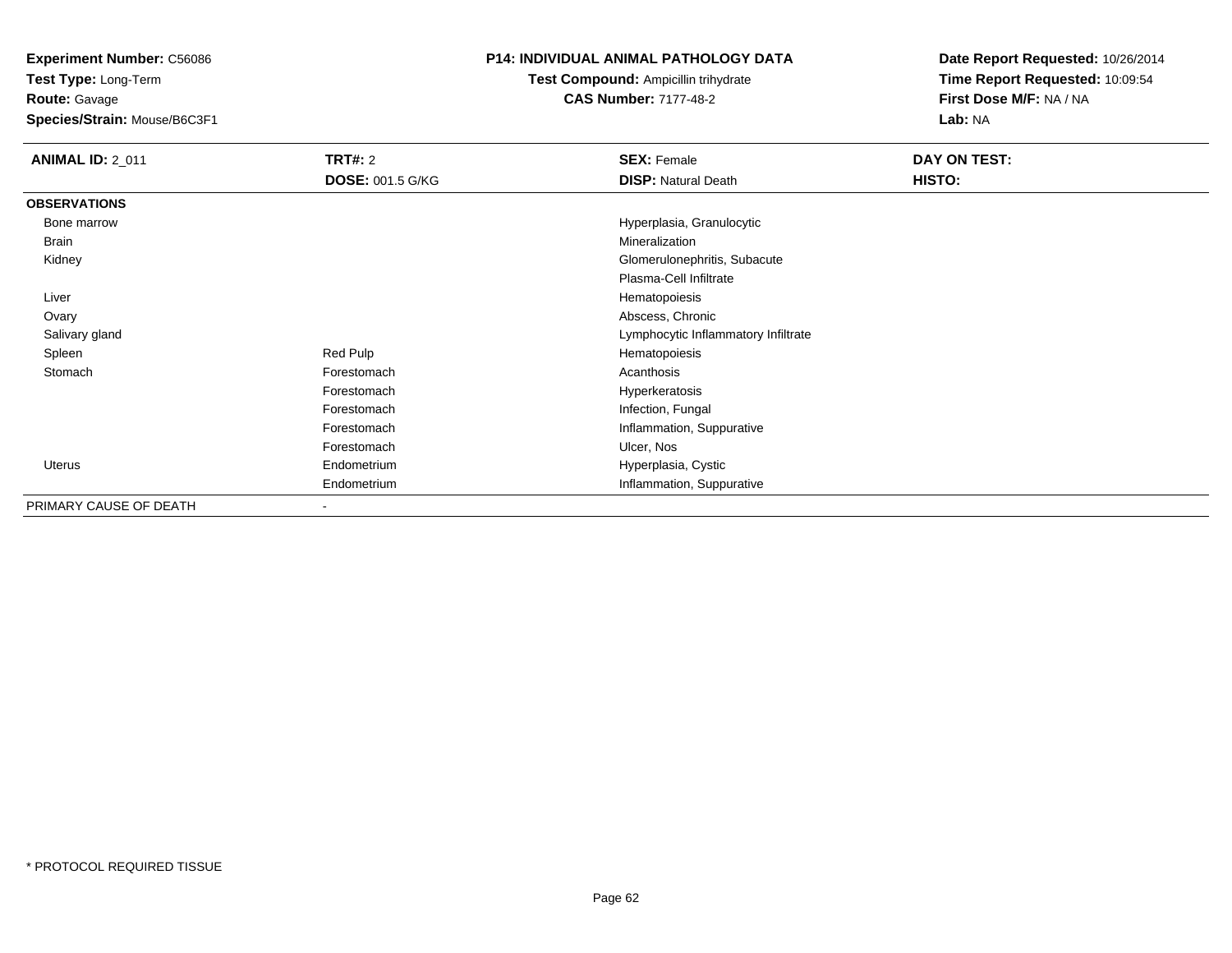**Experiment Number:** C56086
**Test Type:** Long-Term
**Route:** Gavage
**Species/Strain:** Mouse/B6C3F1

**P14: INDIVIDUAL ANIMAL PATHOLOGY DATA**
**Test Compound:** Ampicillin trihydrate
**CAS Number:** 7177-48-2

**Date Report Requested:** 10/26/2014
**Time Report Requested:** 10:09:54
**First Dose M/F:** NA / NA
**Lab:** NA

| **ANIMAL ID:** 2_011 | **TRT#:** 2 | **SEX:** Female | **DAY ON TEST:** |
|---|---|---|---|
| | **DOSE:** 001.5 G/KG | **DISP:** Natural Death | **HISTO:** |
| **OBSERVATIONS** | | | |
| Bone marrow | | Hyperplasia, Granulocytic | |
| Brain | | Mineralization | |
| Kidney | | Glomerulonephritis, Subacute | |
| | | Plasma-Cell Infiltrate | |
| Liver | | Hematopoiesis | |
| Ovary | | Abscess, Chronic | |
| Salivary gland | | Lymphocytic Inflammatory Infiltrate | |
| Spleen | Red Pulp | Hematopoiesis | |
| Stomach | Forestomach | Acanthosis | |
| | Forestomach | Hyperkeratosis | |
| | Forestomach | Infection, Fungal | |
| | Forestomach | Inflammation, Suppurative | |
| | Forestomach | Ulcer, Nos | |
| Uterus | Endometrium | Hyperplasia, Cystic | |
| | Endometrium | Inflammation, Suppurative | |
| PRIMARY CAUSE OF DEATH | - | | |

* PROTOCOL REQUIRED TISSUE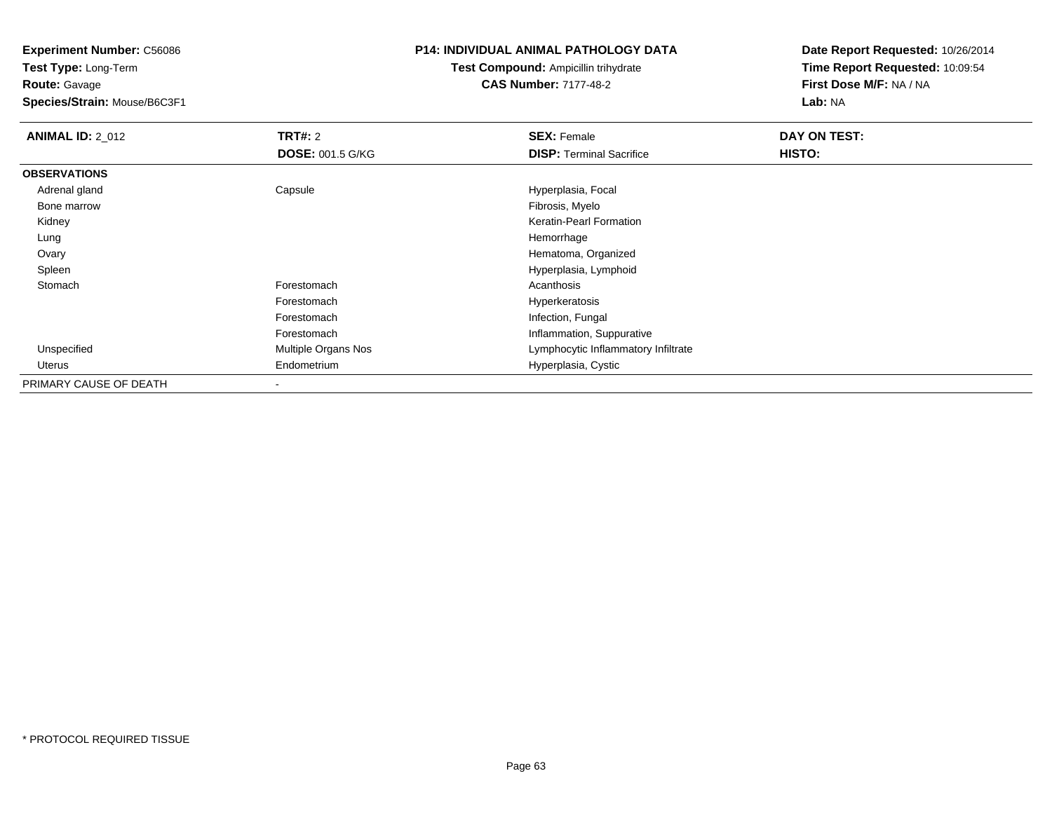**Experiment Number:** C56086
**Test Type:** Long-Term
**Route:** Gavage
**Species/Strain:** Mouse/B6C3F1

**P14: INDIVIDUAL ANIMAL PATHOLOGY DATA**
**Test Compound:** Ampicillin trihydrate
**CAS Number:** 7177-48-2

**Date Report Requested:** 10/26/2014
**Time Report Requested:** 10:09:54
**First Dose M/F:** NA / NA
**Lab:** NA

| **ANIMAL ID:** 2_012 | **TRT#:** 2 | **SEX:** Female | **DAY ON TEST:** |
|---|---|---|---|
| | **DOSE:** 001.5 G/KG | **DISP:** Terminal Sacrifice | **HISTO:** |
| **OBSERVATIONS** | | | |
| Adrenal gland | Capsule | Hyperplasia, Focal | |
| Bone marrow | | Fibrosis, Myelo | |
| Kidney | | Keratin-Pearl Formation | |
| Lung | | Hemorrhage | |
| Ovary | | Hematoma, Organized | |
| Spleen | | Hyperplasia, Lymphoid | |
| Stomach | Forestomach | Acanthosis | |
| | Forestomach | Hyperkeratosis | |
| | Forestomach | Infection, Fungal | |
| | Forestomach | Inflammation, Suppurative | |
| Unspecified | Multiple Organs Nos | Lymphocytic Inflammatory Infiltrate | |
| Uterus | Endometrium | Hyperplasia, Cystic | |
| PRIMARY CAUSE OF DEATH | - | | |

* PROTOCOL REQUIRED TISSUE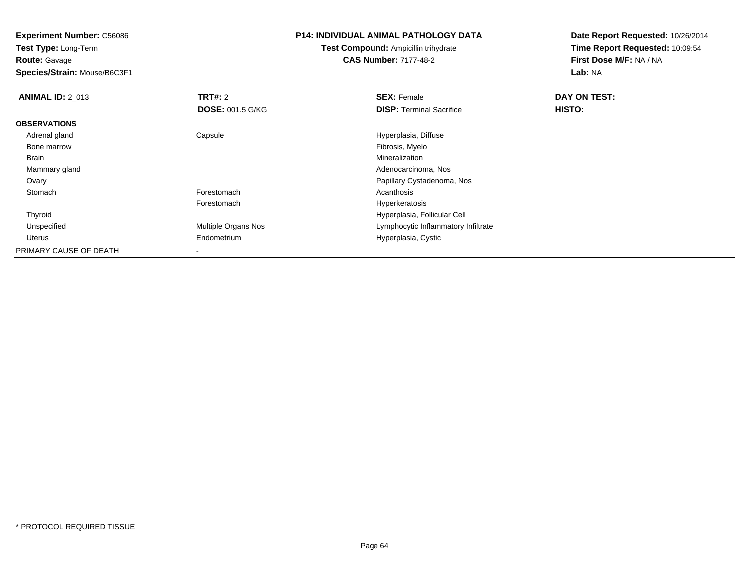**Experiment Number:** C56086
**Test Type:** Long-Term
**Route:** Gavage
**Species/Strain:** Mouse/B6C3F1

**P14: INDIVIDUAL ANIMAL PATHOLOGY DATA**
**Test Compound:** Ampicillin trihydrate
**CAS Number:** 7177-48-2

**Date Report Requested:** 10/26/2014
**Time Report Requested:** 10:09:54
**First Dose M/F:** NA / NA
**Lab:** NA

| **ANIMAL ID:** 2_013 | **TRT#:** 2 | **SEX:** Female | **DAY ON TEST:** |
|---|---|---|---|
| | **DOSE:** 001.5 G/KG | **DISP:** Terminal Sacrifice | **HISTO:** |
| **OBSERVATIONS** | | | |
| Adrenal gland | Capsule | Hyperplasia, Diffuse | |
| Bone marrow | | Fibrosis, Myelo | |
| Brain | | Mineralization | |
| Mammary gland | | Adenocarcinoma, Nos | |
| Ovary | | Papillary Cystadenoma, Nos | |
| Stomach | Forestomach | Acanthosis | |
| | Forestomach | Hyperkeratosis | |
| Thyroid | | Hyperplasia, Follicular Cell | |
| Unspecified | Multiple Organs Nos | Lymphocytic Inflammatory Infiltrate | |
| Uterus | Endometrium | Hyperplasia, Cystic | |
| PRIMARY CAUSE OF DEATH | - | | |

* PROTOCOL REQUIRED TISSUE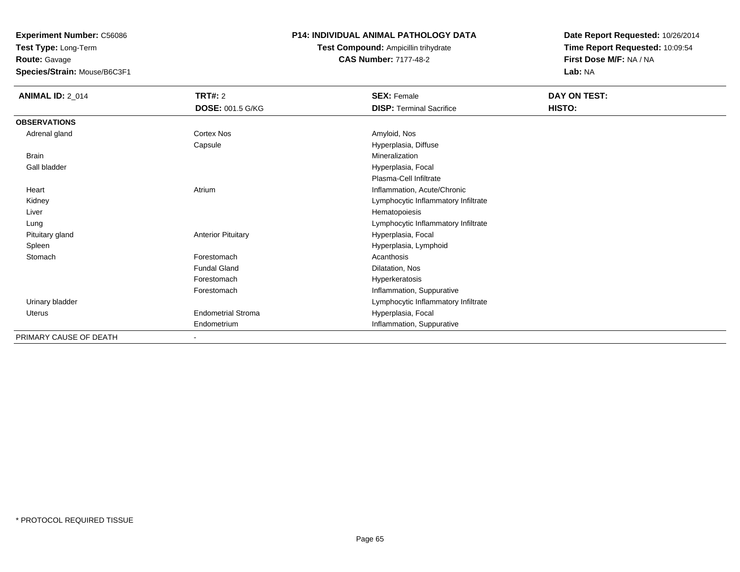**Experiment Number:** C56086
**Test Type:** Long-Term
**Route:** Gavage
**Species/Strain:** Mouse/B6C3F1

**P14: INDIVIDUAL ANIMAL PATHOLOGY DATA**
**Test Compound:** Ampicillin trihydrate
**CAS Number:** 7177-48-2

**Date Report Requested:** 10/26/2014
**Time Report Requested:** 10:09:54
**First Dose M/F:** NA / NA
**Lab:** NA

| **ANIMAL ID:** 2_014 | **TRT#:** 2 | **SEX:** Female | **DAY ON TEST:** |
|---|---|---|---|
| | **DOSE:** 001.5 G/KG | **DISP:** Terminal Sacrifice | **HISTO:** |
| **OBSERVATIONS** | | | |
| Adrenal gland | Cortex Nos | Amyloid, Nos | |
| | Capsule | Hyperplasia, Diffuse | |
| Brain | | Mineralization | |
| Gall bladder | | Hyperplasia, Focal | |
| | | Plasma-Cell Infiltrate | |
| Heart | Atrium | Inflammation, Acute/Chronic | |
| Kidney | | Lymphocytic Inflammatory Infiltrate | |
| Liver | | Hematopoiesis | |
| Lung | | Lymphocytic Inflammatory Infiltrate | |
| Pituitary gland | Anterior Pituitary | Hyperplasia, Focal | |
| Spleen | | Hyperplasia, Lymphoid | |
| Stomach | Forestomach | Acanthosis | |
| | Fundal Gland | Dilatation, Nos | |
| | Forestomach | Hyperkeratosis | |
| | Forestomach | Inflammation, Suppurative | |
| Urinary bladder | | Lymphocytic Inflammatory Infiltrate | |
| Uterus | Endometrial Stroma | Hyperplasia, Focal | |
| | Endometrium | Inflammation, Suppurative | |
| PRIMARY CAUSE OF DEATH | - | | |

* PROTOCOL REQUIRED TISSUE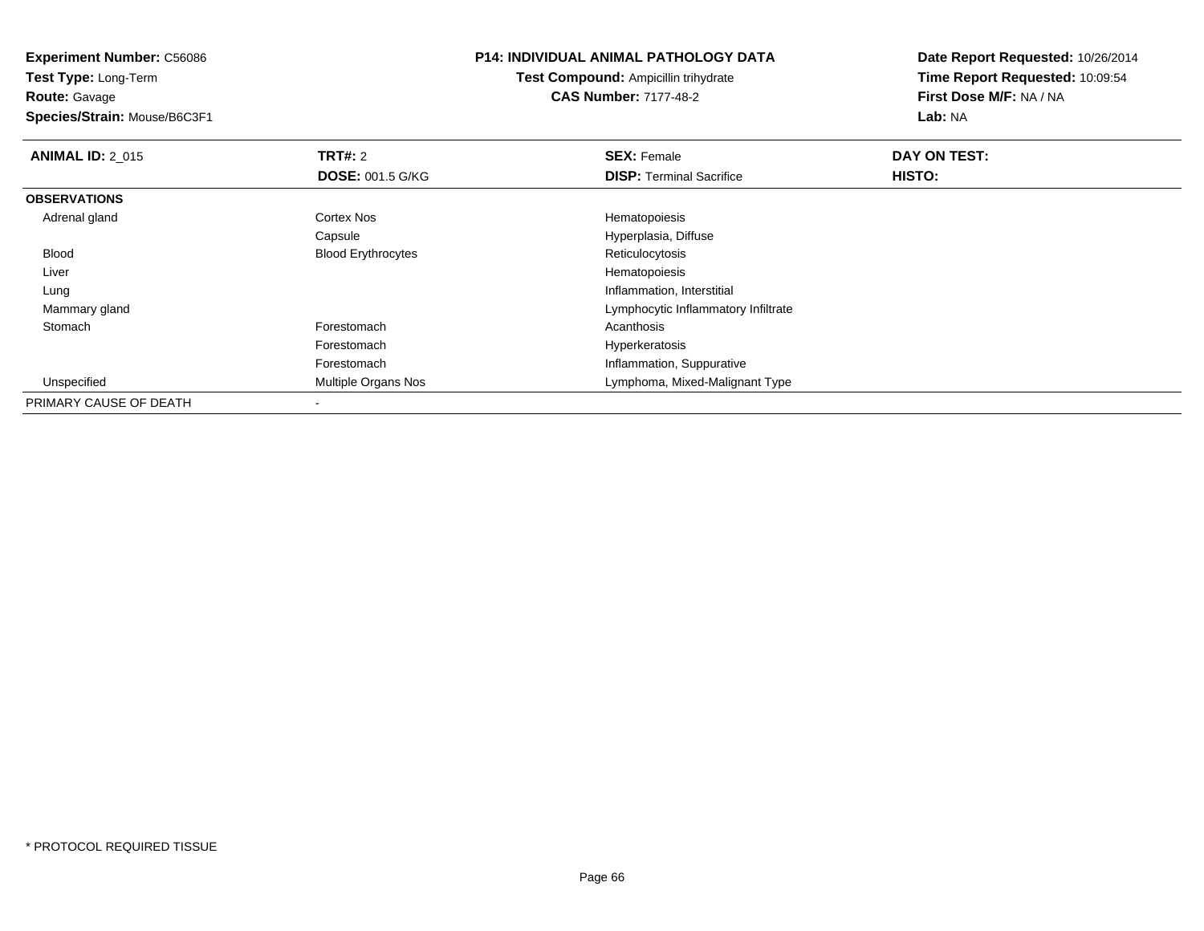**Experiment Number:** C56086
**Test Type:** Long-Term
**Route:** Gavage
**Species/Strain:** Mouse/B6C3F1

## P14: INDIVIDUAL ANIMAL PATHOLOGY DATA

**Test Compound:** Ampicillin trihydrate
**CAS Number:** 7177-48-2

**Date Report Requested:** 10/26/2014
**Time Report Requested:** 10:09:54
**First Dose M/F:** NA / NA
**Lab:** NA

| **ANIMAL ID:** 2_015 | **TRT#:** 2 | **SEX:** Female | **DAY ON TEST:** |
|---|---|---|---|
| | **DOSE:** 001.5 G/KG | **DISP:** Terminal Sacrifice | **HISTO:** |
| **OBSERVATIONS** | | | |
| Adrenal gland | Cortex Nos | Hematopoiesis | |
| | Capsule | Hyperplasia, Diffuse | |
| Blood | Blood Erythrocytes | Reticulocytosis | |
| Liver | | Hematopoiesis | |
| Lung | | Inflammation, Interstitial | |
| Mammary gland | | Lymphocytic Inflammatory Infiltrate | |
| Stomach | Forestomach | Acanthosis | |
| | Forestomach | Hyperkeratosis | |
| | Forestomach | Inflammation, Suppurative | |
| Unspecified | Multiple Organs Nos | Lymphoma, Mixed-Malignant Type | |
| PRIMARY CAUSE OF DEATH | - | | |

* PROTOCOL REQUIRED TISSUE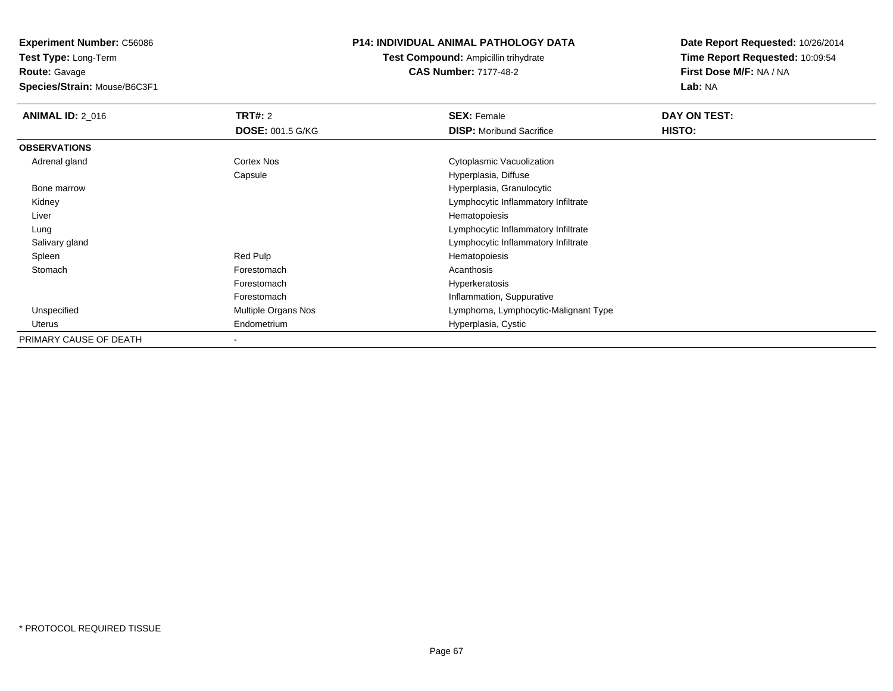**Experiment Number:** C56086
**Test Type:** Long-Term
**Route:** Gavage
**Species/Strain:** Mouse/B6C3F1

**P14: INDIVIDUAL ANIMAL PATHOLOGY DATA**
**Test Compound:** Ampicillin trihydrate
**CAS Number:** 7177-48-2

**Date Report Requested:** 10/26/2014
**Time Report Requested:** 10:09:54
**First Dose M/F:** NA / NA
**Lab:** NA

| **ANIMAL ID:** 2_016 | **TRT#:** 2 | **SEX:** Female | **DAY ON TEST:** |
|---|---|---|---|
| | **DOSE:** 001.5 G/KG | **DISP:** Moribund Sacrifice | **HISTO:** |
| **OBSERVATIONS** | | | |
| Adrenal gland | Cortex Nos | Cytoplasmic Vacuolization | |
| | Capsule | Hyperplasia, Diffuse | |
| Bone marrow | | Hyperplasia, Granulocytic | |
| Kidney | | Lymphocytic Inflammatory Infiltrate | |
| Liver | | Hematopoiesis | |
| Lung | | Lymphocytic Inflammatory Infiltrate | |
| Salivary gland | | Lymphocytic Inflammatory Infiltrate | |
| Spleen | Red Pulp | Hematopoiesis | |
| Stomach | Forestomach | Acanthosis | |
| | Forestomach | Hyperkeratosis | |
| | Forestomach | Inflammation, Suppurative | |
| Unspecified | Multiple Organs Nos | Lymphoma, Lymphocytic-Malignant Type | |
| Uterus | Endometrium | Hyperplasia, Cystic | |
| PRIMARY CAUSE OF DEATH | - | | |

* PROTOCOL REQUIRED TISSUE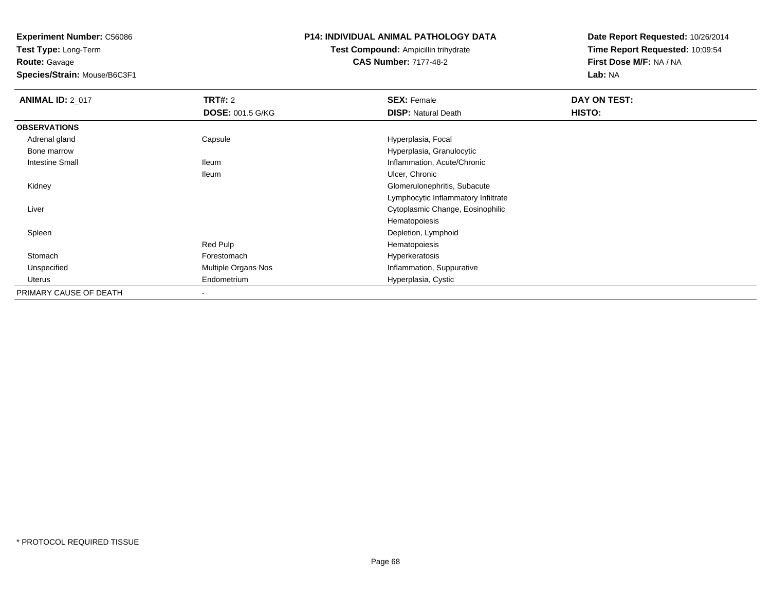**Experiment Number:** C56086
**Test Type:** Long-Term
**Route:** Gavage
**Species/Strain:** Mouse/B6C3F1

**P14: INDIVIDUAL ANIMAL PATHOLOGY DATA**
**Test Compound:** Ampicillin trihydrate
**CAS Number:** 7177-48-2

**Date Report Requested:** 10/26/2014
**Time Report Requested:** 10:09:54
**First Dose M/F:** NA / NA
**Lab:** NA

| **ANIMAL ID:** 2_017 | **TRT#:** 2 | **SEX:** Female | **DAY ON TEST:** |
|---|---|---|---|
| | **DOSE:** 001.5 G/KG | **DISP:** Natural Death | **HISTO:** |
| **OBSERVATIONS** | | | |
| Adrenal gland | Capsule | Hyperplasia, Focal | |
| Bone marrow | | Hyperplasia, Granulocytic | |
| Intestine Small | Ileum | Inflammation, Acute/Chronic | |
| | Ileum | Ulcer, Chronic | |
| Kidney | | Glomerulonephritis, Subacute | |
| | | Lymphocytic Inflammatory Infiltrate | |
| Liver | | Cytoplasmic Change, Eosinophilic | |
| | | Hematopoiesis | |
| Spleen | | Depletion, Lymphoid | |
| | Red Pulp | Hematopoiesis | |
| Stomach | Forestomach | Hyperkeratosis | |
| Unspecified | Multiple Organs Nos | Inflammation, Suppurative | |
| Uterus | Endometrium | Hyperplasia, Cystic | |
| PRIMARY CAUSE OF DEATH | - | | |

* PROTOCOL REQUIRED TISSUE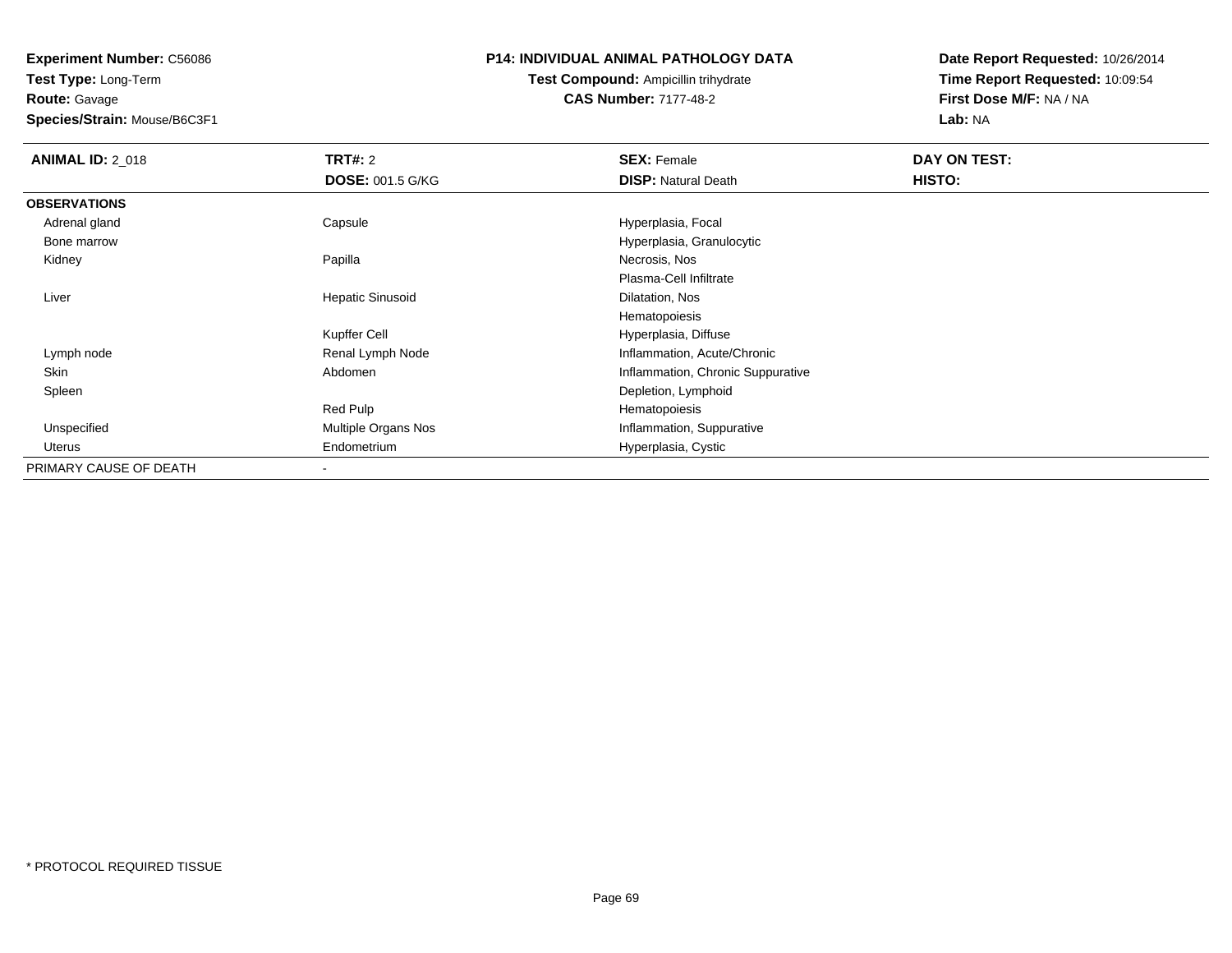**Experiment Number:** C56086
**Test Type:** Long-Term
**Route:** Gavage
**Species/Strain:** Mouse/B6C3F1

**P14: INDIVIDUAL ANIMAL PATHOLOGY DATA**
**Test Compound:** Ampicillin trihydrate
**CAS Number:** 7177-48-2

**Date Report Requested:** 10/26/2014
**Time Report Requested:** 10:09:54
**First Dose M/F:** NA / NA
**Lab:** NA

| **ANIMAL ID:** 2_018 | **TRT#:** 2 | **SEX:** Female | **DAY ON TEST:** |
|---|---|---|---|
| | **DOSE:** 001.5 G/KG | **DISP:** Natural Death | **HISTO:** |
| **OBSERVATIONS** | | | |
| Adrenal gland | Capsule | Hyperplasia, Focal | |
| Bone marrow | | Hyperplasia, Granulocytic | |
| Kidney | Papilla | Necrosis, Nos | |
| | | Plasma-Cell Infiltrate | |
| Liver | Hepatic Sinusoid | Dilatation, Nos | |
| | | Hematopoiesis | |
| | Kupffer Cell | Hyperplasia, Diffuse | |
| Lymph node | Renal Lymph Node | Inflammation, Acute/Chronic | |
| Skin | Abdomen | Inflammation, Chronic Suppurative | |
| Spleen | | Depletion, Lymphoid | |
| | Red Pulp | Hematopoiesis | |
| Unspecified | Multiple Organs Nos | Inflammation, Suppurative | |
| Uterus | Endometrium | Hyperplasia, Cystic | |
| PRIMARY CAUSE OF DEATH | - | | |

* PROTOCOL REQUIRED TISSUE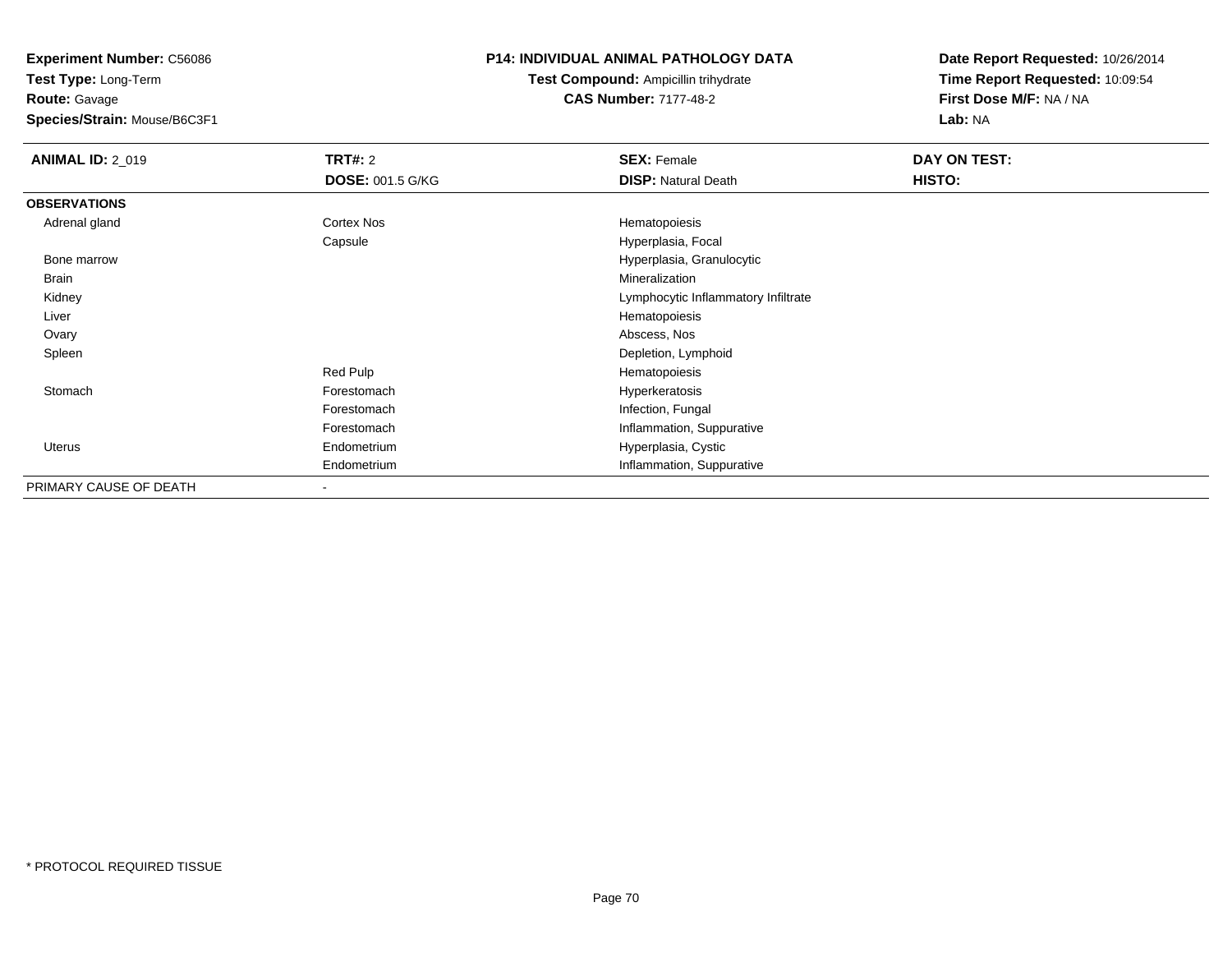**Experiment Number:** C56086
**Test Type:** Long-Term
**Route:** Gavage
**Species/Strain:** Mouse/B6C3F1

**P14: INDIVIDUAL ANIMAL PATHOLOGY DATA**
**Test Compound:** Ampicillin trihydrate
**CAS Number:** 7177-48-2

**Date Report Requested:** 10/26/2014
**Time Report Requested:** 10:09:54
**First Dose M/F:** NA / NA
**Lab:** NA

| **ANIMAL ID:** 2_019 | **TRT#:** 2 | **SEX:** Female | **DAY ON TEST:** |
|---|---|---|---|
| | **DOSE:** 001.5 G/KG | **DISP:** Natural Death | **HISTO:** |
| **OBSERVATIONS** | | | |
| Adrenal gland | Cortex Nos | Hematopoiesis | |
| | Capsule | Hyperplasia, Focal | |
| Bone marrow | | Hyperplasia, Granulocytic | |
| Brain | | Mineralization | |
| Kidney | | Lymphocytic Inflammatory Infiltrate | |
| Liver | | Hematopoiesis | |
| Ovary | | Abscess, Nos | |
| Spleen | | Depletion, Lymphoid | |
| | Red Pulp | Hematopoiesis | |
| Stomach | Forestomach | Hyperkeratosis | |
| | Forestomach | Infection, Fungal | |
| | Forestomach | Inflammation, Suppurative | |
| Uterus | Endometrium | Hyperplasia, Cystic | |
| | Endometrium | Inflammation, Suppurative | |
| PRIMARY CAUSE OF DEATH | - | | |

* PROTOCOL REQUIRED TISSUE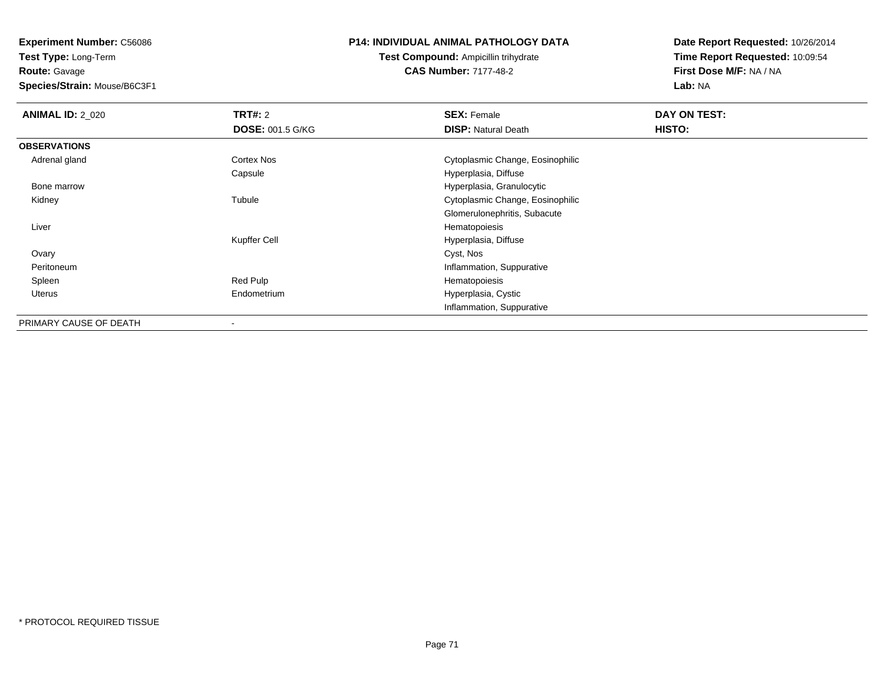**Experiment Number:** C56086
**Test Type:** Long-Term
**Route:** Gavage
**Species/Strain:** Mouse/B6C3F1

## P14: INDIVIDUAL ANIMAL PATHOLOGY DATA

**Test Compound:** Ampicillin trihydrate
**CAS Number:** 7177-48-2

**Date Report Requested:** 10/26/2014
**Time Report Requested:** 10:09:54
**First Dose M/F:** NA / NA
**Lab:** NA

| **ANIMAL ID:** 2_020 | **TRT#:** 2 | **SEX:** Female | **DAY ON TEST:** |
|---|---|---|---|
| | **DOSE:** 001.5 G/KG | **DISP:** Natural Death | **HISTO:** |
| **OBSERVATIONS** | | | |
| Adrenal gland | Cortex Nos | Cytoplasmic Change, Eosinophilic | |
| | Capsule | Hyperplasia, Diffuse | |
| Bone marrow | | Hyperplasia, Granulocytic | |
| Kidney | Tubule | Cytoplasmic Change, Eosinophilic | |
| | | Glomerulonephritis, Subacute | |
| Liver | | Hematopoiesis | |
| | Kupffer Cell | Hyperplasia, Diffuse | |
| Ovary | | Cyst, Nos | |
| Peritoneum | | Inflammation, Suppurative | |
| Spleen | Red Pulp | Hematopoiesis | |
| Uterus | Endometrium | Hyperplasia, Cystic | |
| | | Inflammation, Suppurative | |
| PRIMARY CAUSE OF DEATH | - | | |

* PROTOCOL REQUIRED TISSUE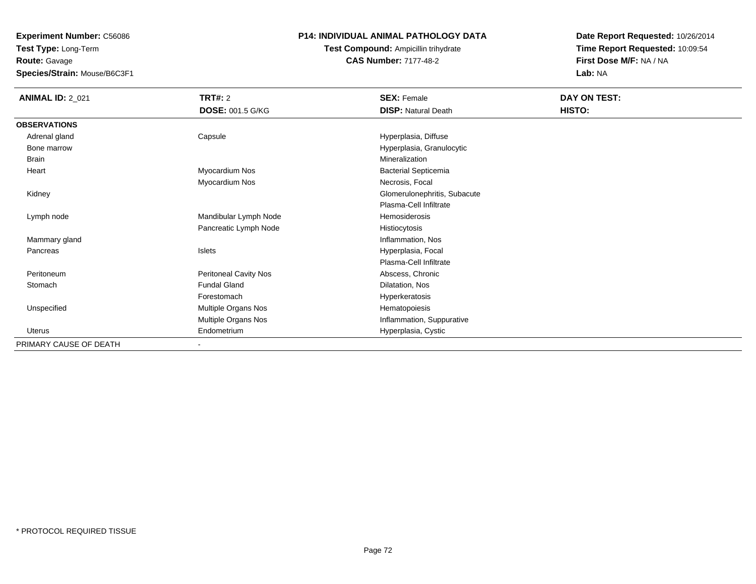**Experiment Number:** C56086
**Test Type:** Long-Term
**Route:** Gavage
**Species/Strain:** Mouse/B6C3F1

**P14: INDIVIDUAL ANIMAL PATHOLOGY DATA**
**Test Compound:** Ampicillin trihydrate
**CAS Number:** 7177-48-2

**Date Report Requested:** 10/26/2014
**Time Report Requested:** 10:09:54
**First Dose M/F:** NA / NA
**Lab:** NA

| **ANIMAL ID:** 2_021 | **TRT#:** 2 | **SEX:** Female | **DAY ON TEST:** |
|---|---|---|---|
| | **DOSE:** 001.5 G/KG | **DISP:** Natural Death | **HISTO:** |
| **OBSERVATIONS** | | | |
| Adrenal gland | Capsule | Hyperplasia, Diffuse | |
| Bone marrow | | Hyperplasia, Granulocytic | |
| Brain | | Mineralization | |
| Heart | Myocardium Nos | Bacterial Septicemia | |
| | Myocardium Nos | Necrosis, Focal | |
| Kidney | | Glomerulonephritis, Subacute | |
| | | Plasma-Cell Infiltrate | |
| Lymph node | Mandibular Lymph Node | Hemosiderosis | |
| | Pancreatic Lymph Node | Histiocytosis | |
| Mammary gland | | Inflammation, Nos | |
| Pancreas | Islets | Hyperplasia, Focal | |
| | | Plasma-Cell Infiltrate | |
| Peritoneum | Peritoneal Cavity Nos | Abscess, Chronic | |
| Stomach | Fundal Gland | Dilatation, Nos | |
| | Forestomach | Hyperkeratosis | |
| Unspecified | Multiple Organs Nos | Hematopoiesis | |
| | Multiple Organs Nos | Inflammation, Suppurative | |
| Uterus | Endometrium | Hyperplasia, Cystic | |
| PRIMARY CAUSE OF DEATH | - | | |

* PROTOCOL REQUIRED TISSUE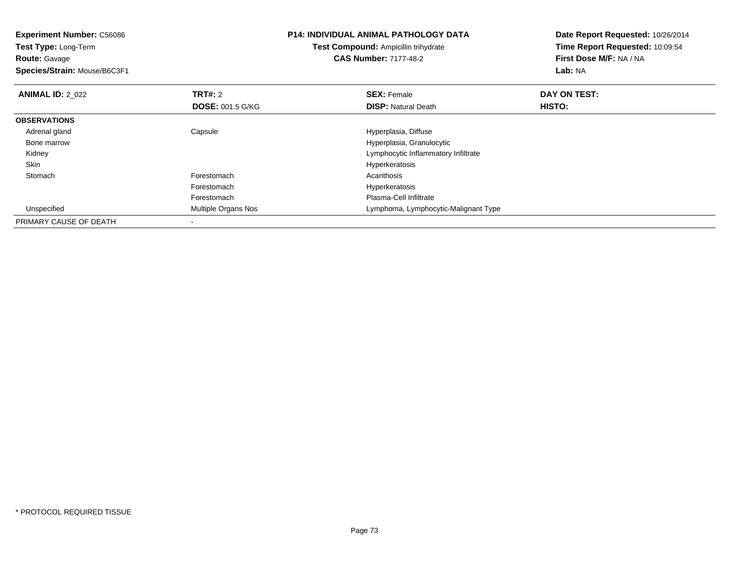**Experiment Number:** C56086
**Test Type:** Long-Term
**Route:** Gavage
**Species/Strain:** Mouse/B6C3F1

**P14: INDIVIDUAL ANIMAL PATHOLOGY DATA**
**Test Compound:** Ampicillin trihydrate
**CAS Number:** 7177-48-2

**Date Report Requested:** 10/26/2014
**Time Report Requested:** 10:09:54
**First Dose M/F:** NA / NA
**Lab:** NA

| **ANIMAL ID:** 2_022 | **TRT#:** 2 | **SEX:** Female | **DAY ON TEST:** |
|---|---|---|---|
| | **DOSE:** 001.5 G/KG | **DISP:** Natural Death | **HISTO:** |
| **OBSERVATIONS** | | | |
| Adrenal gland | Capsule | Hyperplasia, Diffuse | |
| Bone marrow | | Hyperplasia, Granulocytic | |
| Kidney | | Lymphocytic Inflammatory Infiltrate | |
| Skin | | Hyperkeratosis | |
| Stomach | Forestomach | Acanthosis | |
| | Forestomach | Hyperkeratosis | |
| | Forestomach | Plasma-Cell Infiltrate | |
| Unspecified | Multiple Organs Nos | Lymphoma, Lymphocytic-Malignant Type | |
| PRIMARY CAUSE OF DEATH | - | | |

* PROTOCOL REQUIRED TISSUE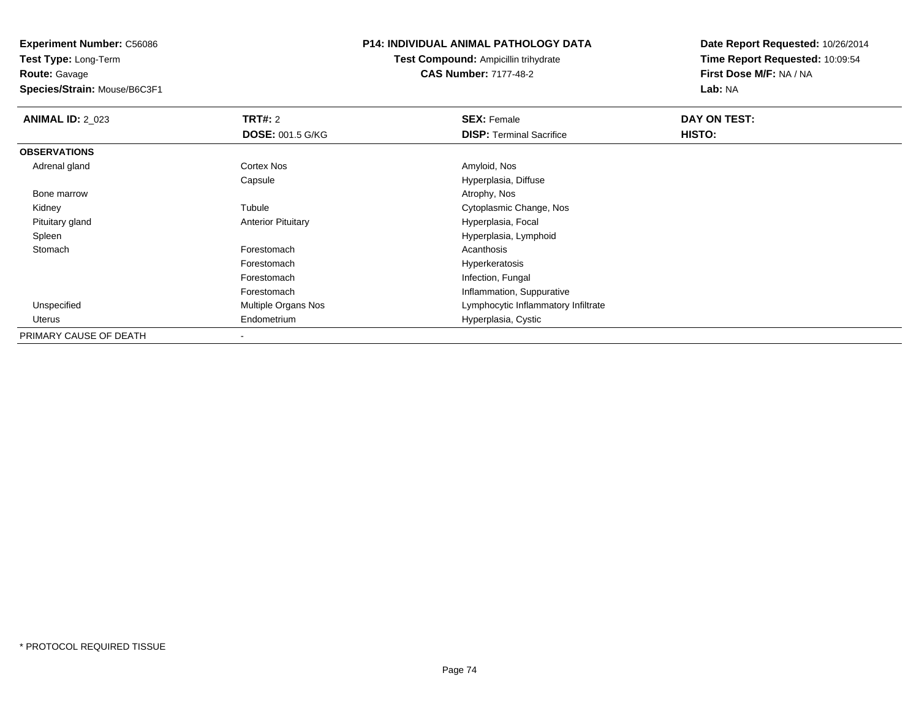**Experiment Number:** C56086
**Test Type:** Long-Term
**Route:** Gavage
**Species/Strain:** Mouse/B6C3F1

**P14: INDIVIDUAL ANIMAL PATHOLOGY DATA**
**Test Compound:** Ampicillin trihydrate
**CAS Number:** 7177-48-2

**Date Report Requested:** 10/26/2014
**Time Report Requested:** 10:09:54
**First Dose M/F:** NA / NA
**Lab:** NA

| **ANIMAL ID:** 2_023 | **TRT#:** 2 | **SEX:** Female | **DAY ON TEST:** |
|---|---|---|---|
| | **DOSE:** 001.5 G/KG | **DISP:** Terminal Sacrifice | **HISTO:** |
| **OBSERVATIONS** | | | |
| Adrenal gland | Cortex Nos | Amyloid, Nos | |
| | Capsule | Hyperplasia, Diffuse | |
| Bone marrow | | Atrophy, Nos | |
| Kidney | Tubule | Cytoplasmic Change, Nos | |
| Pituitary gland | Anterior Pituitary | Hyperplasia, Focal | |
| Spleen | | Hyperplasia, Lymphoid | |
| Stomach | Forestomach | Acanthosis | |
| | Forestomach | Hyperkeratosis | |
| | Forestomach | Infection, Fungal | |
| | Forestomach | Inflammation, Suppurative | |
| Unspecified | Multiple Organs Nos | Lymphocytic Inflammatory Infiltrate | |
| Uterus | Endometrium | Hyperplasia, Cystic | |
| PRIMARY CAUSE OF DEATH | - | | |

* PROTOCOL REQUIRED TISSUE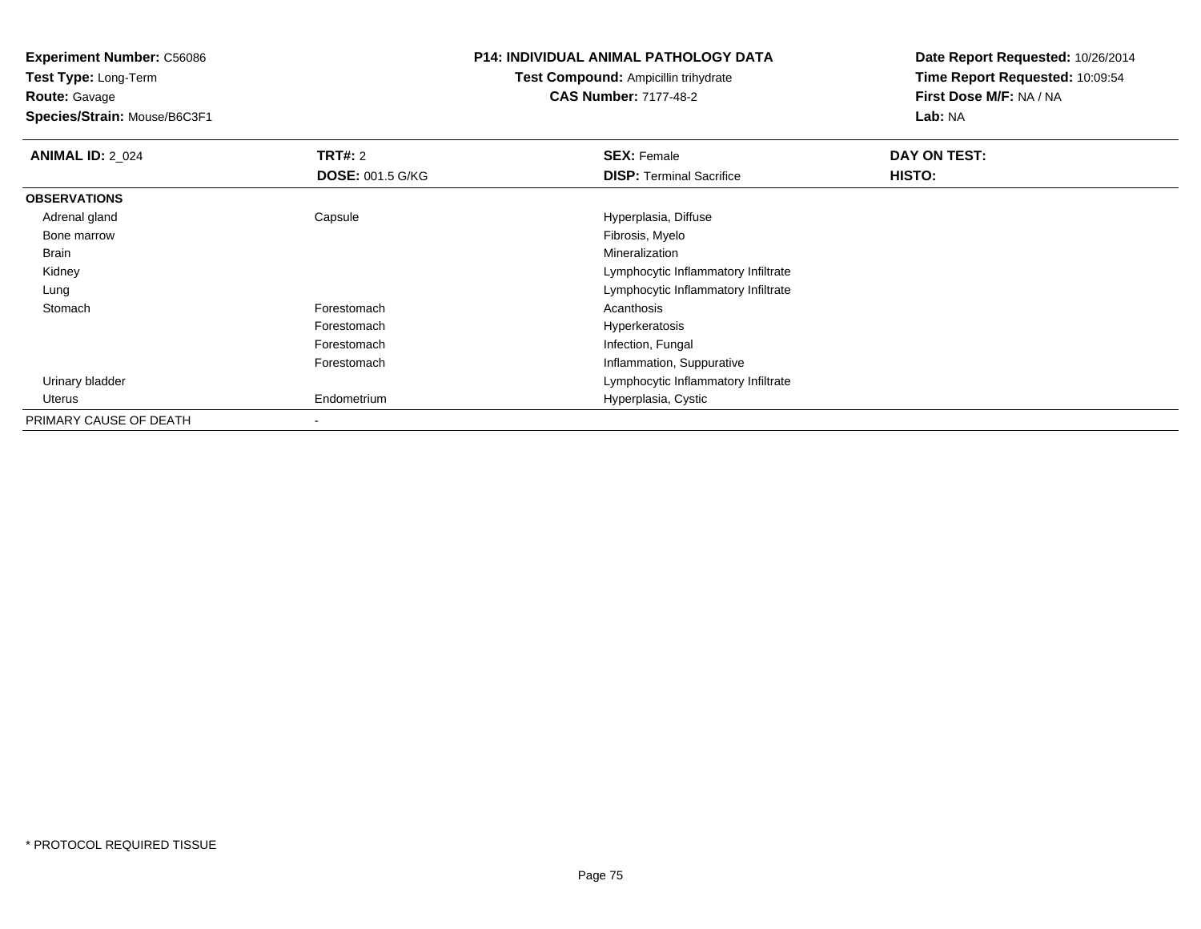**Experiment Number:** C56086
**Test Type:** Long-Term
**Route:** Gavage
**Species/Strain:** Mouse/B6C3F1

**P14: INDIVIDUAL ANIMAL PATHOLOGY DATA**
**Test Compound:** Ampicillin trihydrate
**CAS Number:** 7177-48-2

**Date Report Requested:** 10/26/2014
**Time Report Requested:** 10:09:54
**First Dose M/F:** NA / NA
**Lab:** NA

| **ANIMAL ID:** 2_024 | **TRT#:** 2 | **SEX:** Female | **DAY ON TEST:** |
|---|---|---|---|
| | **DOSE:** 001.5 G/KG | **DISP:** Terminal Sacrifice | **HISTO:** |
| **OBSERVATIONS** | | | |
| Adrenal gland | Capsule | Hyperplasia, Diffuse | |
| Bone marrow | | Fibrosis, Myelo | |
| Brain | | Mineralization | |
| Kidney | | Lymphocytic Inflammatory Infiltrate | |
| Lung | | Lymphocytic Inflammatory Infiltrate | |
| Stomach | Forestomach | Acanthosis | |
| | Forestomach | Hyperkeratosis | |
| | Forestomach | Infection, Fungal | |
| | Forestomach | Inflammation, Suppurative | |
| Urinary bladder | | Lymphocytic Inflammatory Infiltrate | |
| Uterus | Endometrium | Hyperplasia, Cystic | |
| PRIMARY CAUSE OF DEATH | - | | |

* PROTOCOL REQUIRED TISSUE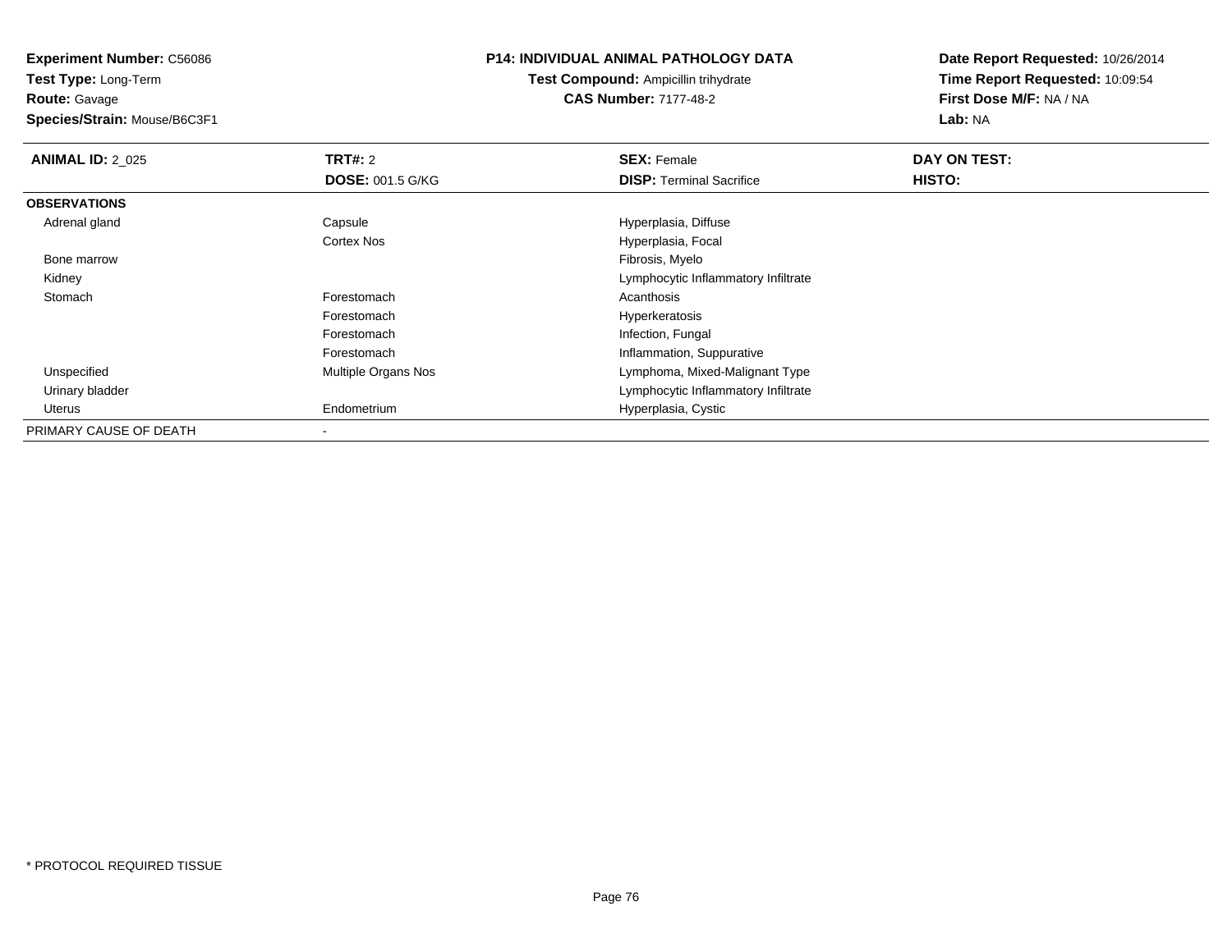**Experiment Number:** C56086
**Test Type:** Long-Term
**Route:** Gavage
**Species/Strain:** Mouse/B6C3F1

**P14: INDIVIDUAL ANIMAL PATHOLOGY DATA**
**Test Compound:** Ampicillin trihydrate
**CAS Number:** 7177-48-2

**Date Report Requested:** 10/26/2014
**Time Report Requested:** 10:09:54
**First Dose M/F:** NA / NA
**Lab:** NA

| **ANIMAL ID:** 2_025 | **TRT#:** 2 | **SEX:** Female | **DAY ON TEST:** |
|---|---|---|---|
| | **DOSE:** 001.5 G/KG | **DISP:** Terminal Sacrifice | **HISTO:** |
| **OBSERVATIONS** | | | |
| Adrenal gland | Capsule | Hyperplasia, Diffuse | |
| | Cortex Nos | Hyperplasia, Focal | |
| Bone marrow | | Fibrosis, Myelo | |
| Kidney | | Lymphocytic Inflammatory Infiltrate | |
| Stomach | Forestomach | Acanthosis | |
| | Forestomach | Hyperkeratosis | |
| | Forestomach | Infection, Fungal | |
| | Forestomach | Inflammation, Suppurative | |
| Unspecified | Multiple Organs Nos | Lymphoma, Mixed-Malignant Type | |
| Urinary bladder | | Lymphocytic Inflammatory Infiltrate | |
| Uterus | Endometrium | Hyperplasia, Cystic | |
| PRIMARY CAUSE OF DEATH | - | | |

* PROTOCOL REQUIRED TISSUE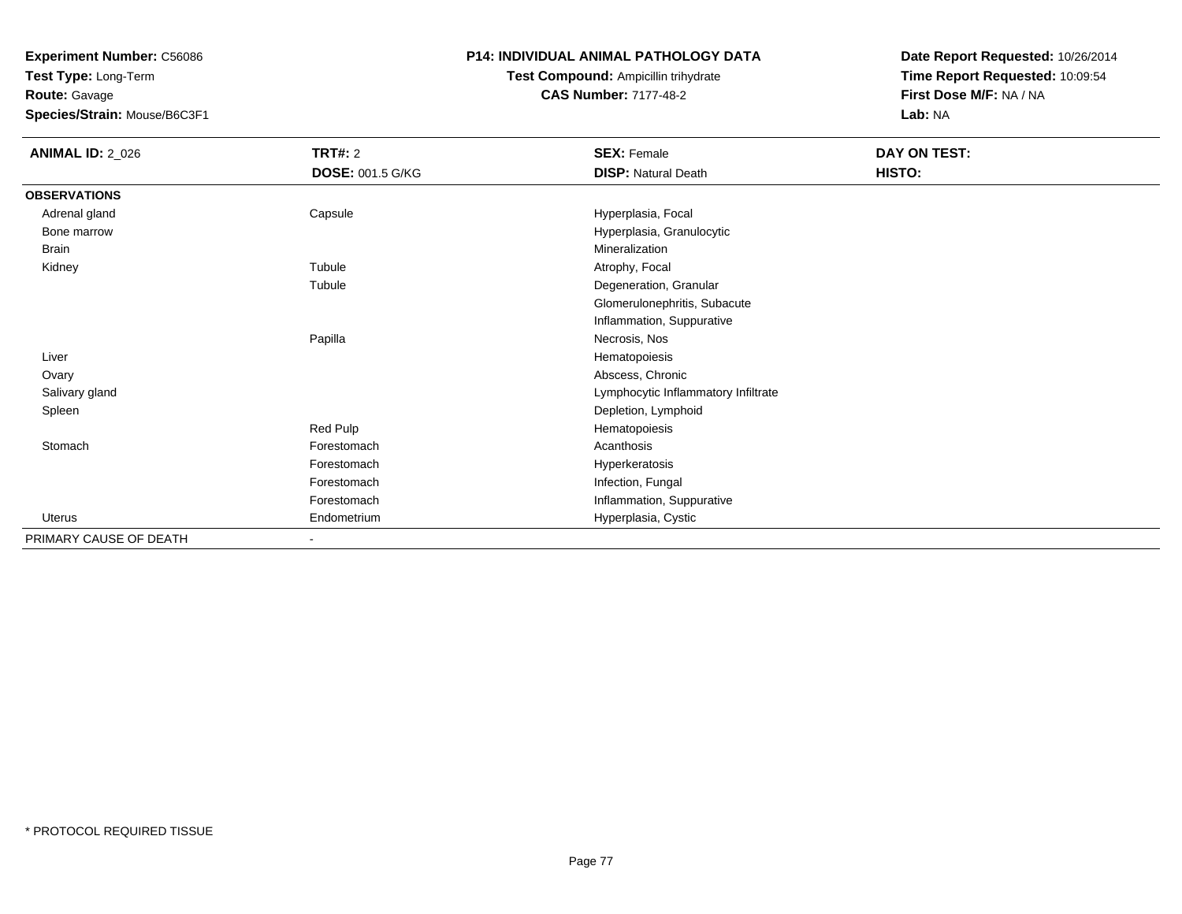**Experiment Number:** C56086
**Test Type:** Long-Term
**Route:** Gavage
**Species/Strain:** Mouse/B6C3F1

**P14: INDIVIDUAL ANIMAL PATHOLOGY DATA**
**Test Compound:** Ampicillin trihydrate
**CAS Number:** 7177-48-2

**Date Report Requested:** 10/26/2014
**Time Report Requested:** 10:09:54
**First Dose M/F:** NA / NA
**Lab:** NA

| **ANIMAL ID:** 2_026 | **TRT#:** 2 | **SEX:** Female | **DAY ON TEST:** |
|---|---|---|---|
| | **DOSE:** 001.5 G/KG | **DISP:** Natural Death | **HISTO:** |
| **OBSERVATIONS** | | | |
| Adrenal gland | Capsule | Hyperplasia, Focal | |
| Bone marrow | | Hyperplasia, Granulocytic | |
| Brain | | Mineralization | |
| Kidney | Tubule | Atrophy, Focal | |
| | Tubule | Degeneration, Granular | |
| | | Glomerulonephritis, Subacute | |
| | | Inflammation, Suppurative | |
| | Papilla | Necrosis, Nos | |
| Liver | | Hematopoiesis | |
| Ovary | | Abscess, Chronic | |
| Salivary gland | | Lymphocytic Inflammatory Infiltrate | |
| Spleen | | Depletion, Lymphoid | |
| | Red Pulp | Hematopoiesis | |
| Stomach | Forestomach | Acanthosis | |
| | Forestomach | Hyperkeratosis | |
| | Forestomach | Infection, Fungal | |
| | Forestomach | Inflammation, Suppurative | |
| Uterus | Endometrium | Hyperplasia, Cystic | |
| PRIMARY CAUSE OF DEATH | - | | |

* PROTOCOL REQUIRED TISSUE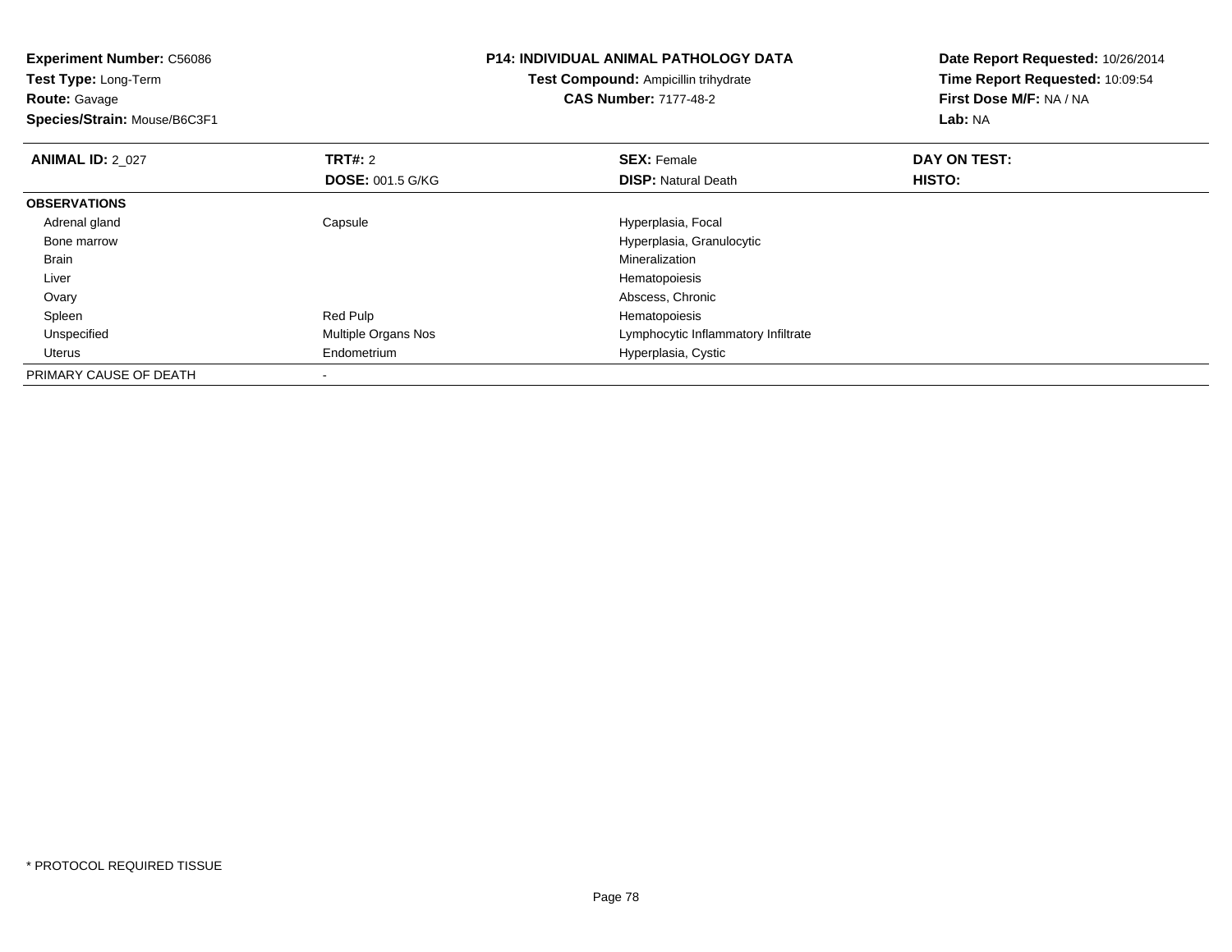**Experiment Number:** C56086
**Test Type:** Long-Term
**Route:** Gavage
**Species/Strain:** Mouse/B6C3F1

**P14: INDIVIDUAL ANIMAL PATHOLOGY DATA**
**Test Compound:** Ampicillin trihydrate
**CAS Number:** 7177-48-2

**Date Report Requested:** 10/26/2014
**Time Report Requested:** 10:09:54
**First Dose M/F:** NA / NA
**Lab:** NA

| **ANIMAL ID:** 2_027 | **TRT#:** 2 | **SEX:** Female | **DAY ON TEST:** |
|---|---|---|---|
| | **DOSE:** 001.5 G/KG | **DISP:** Natural Death | **HISTO:** |
| **OBSERVATIONS** | | | |
| Adrenal gland | Capsule | Hyperplasia, Focal | |
| Bone marrow | | Hyperplasia, Granulocytic | |
| Brain | | Mineralization | |
| Liver | | Hematopoiesis | |
| Ovary | | Abscess, Chronic | |
| Spleen | Red Pulp | Hematopoiesis | |
| Unspecified | Multiple Organs Nos | Lymphocytic Inflammatory Infiltrate | |
| Uterus | Endometrium | Hyperplasia, Cystic | |
| PRIMARY CAUSE OF DEATH | - | | |

* PROTOCOL REQUIRED TISSUE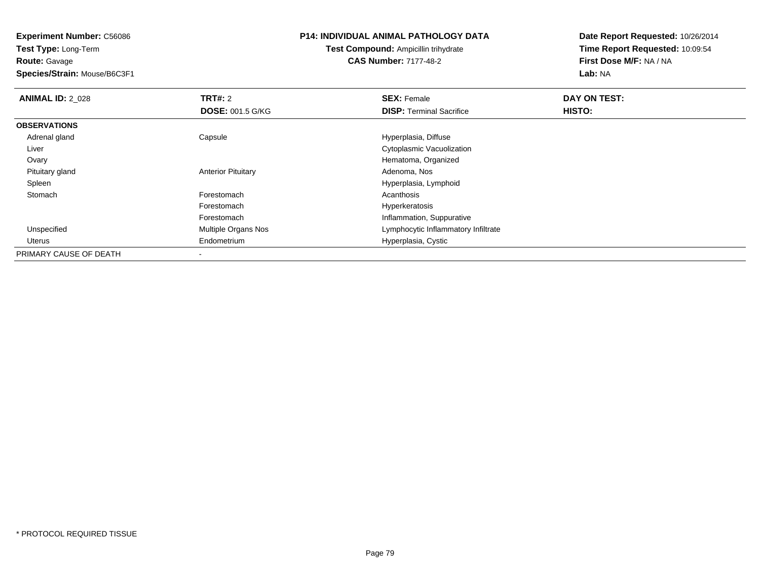**Experiment Number:** C56086
**Test Type:** Long-Term
**Route:** Gavage
**Species/Strain:** Mouse/B6C3F1

**P14: INDIVIDUAL ANIMAL PATHOLOGY DATA**
**Test Compound:** Ampicillin trihydrate
**CAS Number:** 7177-48-2

**Date Report Requested:** 10/26/2014
**Time Report Requested:** 10:09:54
**First Dose M/F:** NA / NA
**Lab:** NA

| **ANIMAL ID:** 2_028 | **TRT#:** 2 | **SEX:** Female | **DAY ON TEST:** |
|---|---|---|---|
| | **DOSE:** 001.5 G/KG | **DISP:** Terminal Sacrifice | **HISTO:** |
| **OBSERVATIONS** | | | |
| Adrenal gland | Capsule | Hyperplasia, Diffuse | |
| Liver | | Cytoplasmic Vacuolization | |
| Ovary | | Hematoma, Organized | |
| Pituitary gland | Anterior Pituitary | Adenoma, Nos | |
| Spleen | | Hyperplasia, Lymphoid | |
| Stomach | Forestomach | Acanthosis | |
| | Forestomach | Hyperkeratosis | |
| | Forestomach | Inflammation, Suppurative | |
| Unspecified | Multiple Organs Nos | Lymphocytic Inflammatory Infiltrate | |
| Uterus | Endometrium | Hyperplasia, Cystic | |
| PRIMARY CAUSE OF DEATH | - | | |

* PROTOCOL REQUIRED TISSUE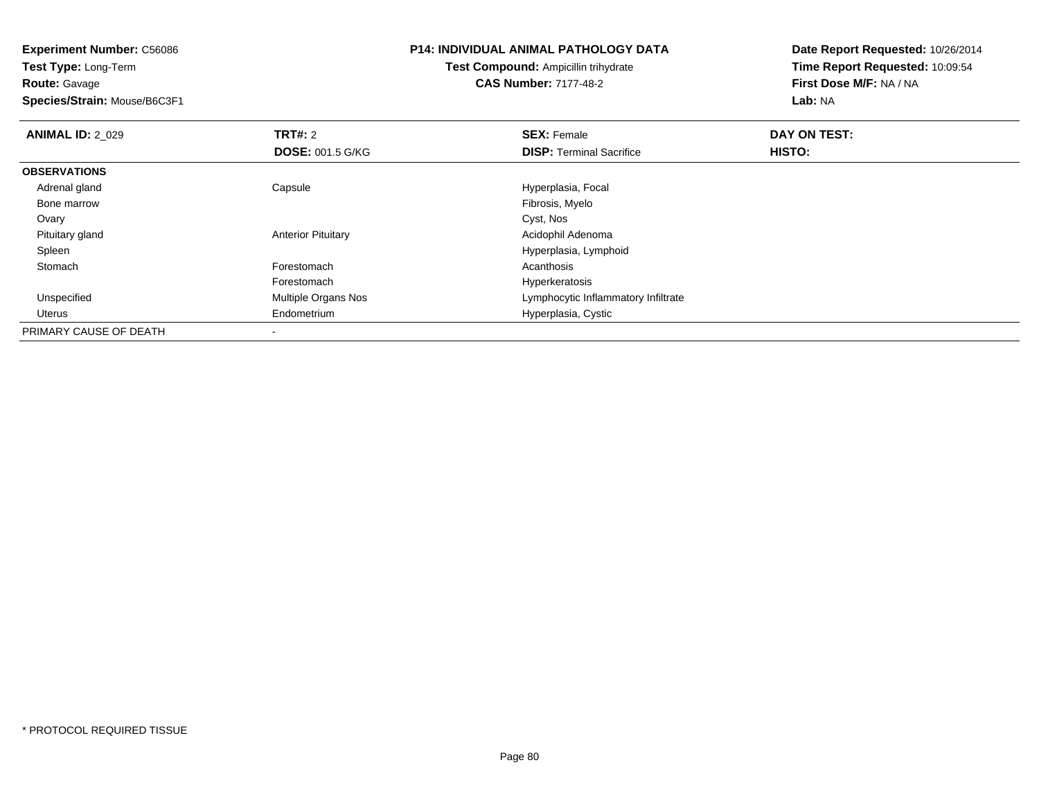**Experiment Number:** C56086
**Test Type:** Long-Term
**Route:** Gavage
**Species/Strain:** Mouse/B6C3F1

**P14: INDIVIDUAL ANIMAL PATHOLOGY DATA**
**Test Compound:** Ampicillin trihydrate
**CAS Number:** 7177-48-2

**Date Report Requested:** 10/26/2014
**Time Report Requested:** 10:09:54
**First Dose M/F:** NA / NA
**Lab:** NA

| **ANIMAL ID:** 2_029 | **TRT#:** 2 | **SEX:** Female | **DAY ON TEST:** |
|---|---|---|---|
| | **DOSE:** 001.5 G/KG | **DISP:** Terminal Sacrifice | **HISTO:** |
| **OBSERVATIONS** | | | |
| Adrenal gland | Capsule | Hyperplasia, Focal | |
| Bone marrow | | Fibrosis, Myelo | |
| Ovary | | Cyst, Nos | |
| Pituitary gland | Anterior Pituitary | Acidophil Adenoma | |
| Spleen | | Hyperplasia, Lymphoid | |
| Stomach | Forestomach | Acanthosis | |
| | Forestomach | Hyperkeratosis | |
| Unspecified | Multiple Organs Nos | Lymphocytic Inflammatory Infiltrate | |
| Uterus | Endometrium | Hyperplasia, Cystic | |
| PRIMARY CAUSE OF DEATH | - | | |

* PROTOCOL REQUIRED TISSUE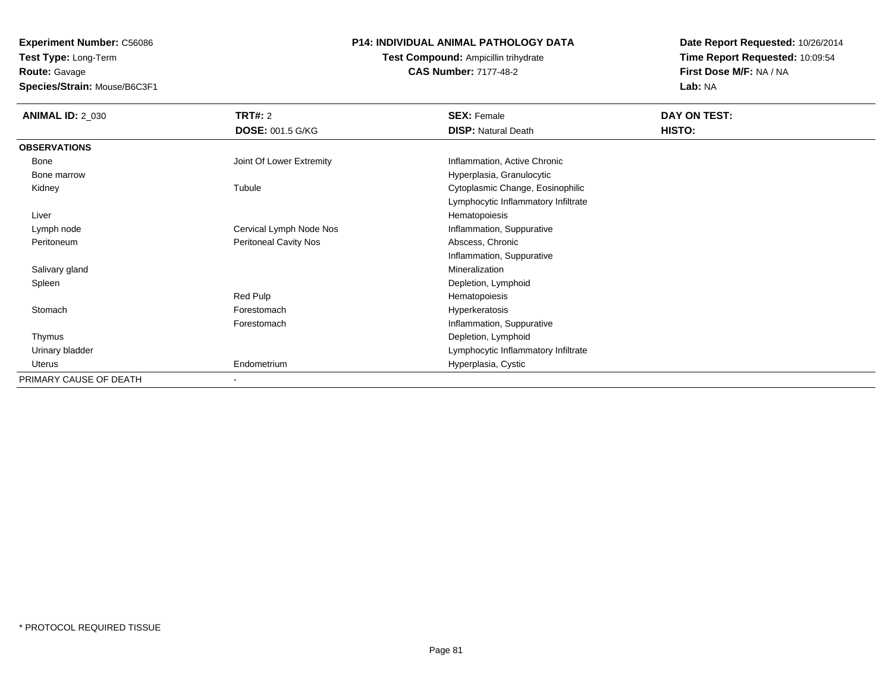**Experiment Number:** C56086
**Test Type:** Long-Term
**Route:** Gavage
**Species/Strain:** Mouse/B6C3F1

**P14: INDIVIDUAL ANIMAL PATHOLOGY DATA**
**Test Compound:** Ampicillin trihydrate
**CAS Number:** 7177-48-2

**Date Report Requested:** 10/26/2014
**Time Report Requested:** 10:09:54
**First Dose M/F:** NA / NA
**Lab:** NA

| **ANIMAL ID:** 2_030 | **TRT#:** 2 | **SEX:** Female | **DAY ON TEST:** |
|---|---|---|---|
| | **DOSE:** 001.5 G/KG | **DISP:** Natural Death | **HISTO:** |
| **OBSERVATIONS** | | | |
| Bone | Joint Of Lower Extremity | Inflammation, Active Chronic | |
| Bone marrow | | Hyperplasia, Granulocytic | |
| Kidney | Tubule | Cytoplasmic Change, Eosinophilic | |
| | | Lymphocytic Inflammatory Infiltrate | |
| Liver | | Hematopoiesis | |
| Lymph node | Cervical Lymph Node Nos | Inflammation, Suppurative | |
| Peritoneum | Peritoneal Cavity Nos | Abscess, Chronic | |
| | | Inflammation, Suppurative | |
| Salivary gland | | Mineralization | |
| Spleen | | Depletion, Lymphoid | |
| | Red Pulp | Hematopoiesis | |
| Stomach | Forestomach | Hyperkeratosis | |
| | Forestomach | Inflammation, Suppurative | |
| Thymus | | Depletion, Lymphoid | |
| Urinary bladder | | Lymphocytic Inflammatory Infiltrate | |
| Uterus | Endometrium | Hyperplasia, Cystic | |
| PRIMARY CAUSE OF DEATH | - | | |

* PROTOCOL REQUIRED TISSUE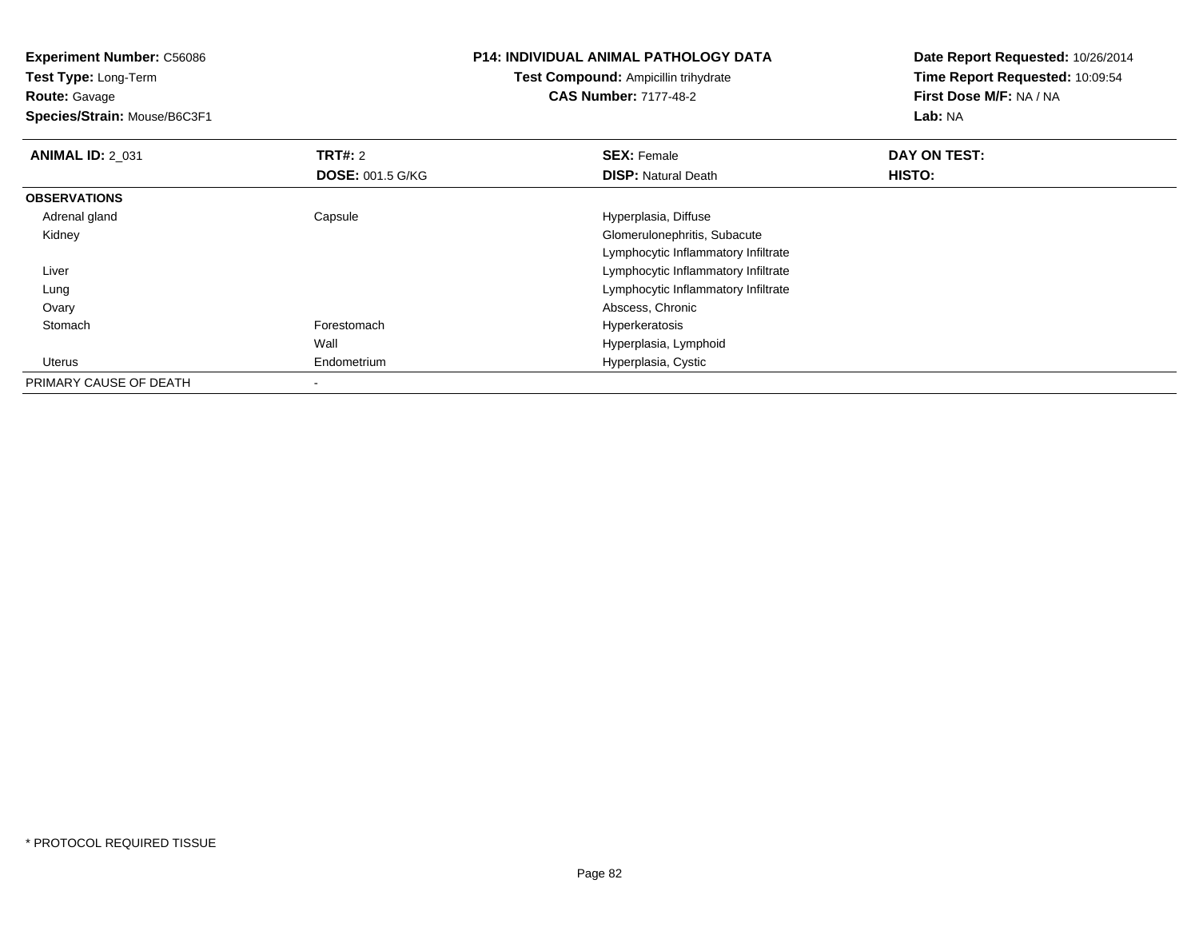**Experiment Number:** C56086
**Test Type:** Long-Term
**Route:** Gavage
**Species/Strain:** Mouse/B6C3F1

**P14: INDIVIDUAL ANIMAL PATHOLOGY DATA**
**Test Compound:** Ampicillin trihydrate
**CAS Number:** 7177-48-2

**Date Report Requested:** 10/26/2014
**Time Report Requested:** 10:09:54
**First Dose M/F:** NA / NA
**Lab:** NA

| **ANIMAL ID:** 2_031 | **TRT#:** 2 | **SEX:** Female | **DAY ON TEST:** |
|---|---|---|---|
| | **DOSE:** 001.5 G/KG | **DISP:** Natural Death | **HISTO:** |
| **OBSERVATIONS** | | | |
| Adrenal gland | Capsule | Hyperplasia, Diffuse | |
| Kidney | | Glomerulonephritis, Subacute | |
| | | Lymphocytic Inflammatory Infiltrate | |
| Liver | | Lymphocytic Inflammatory Infiltrate | |
| Lung | | Lymphocytic Inflammatory Infiltrate | |
| Ovary | | Abscess, Chronic | |
| Stomach | Forestomach | Hyperkeratosis | |
| | Wall | Hyperplasia, Lymphoid | |
| Uterus | Endometrium | Hyperplasia, Cystic | |
| PRIMARY CAUSE OF DEATH | - | | |

* PROTOCOL REQUIRED TISSUE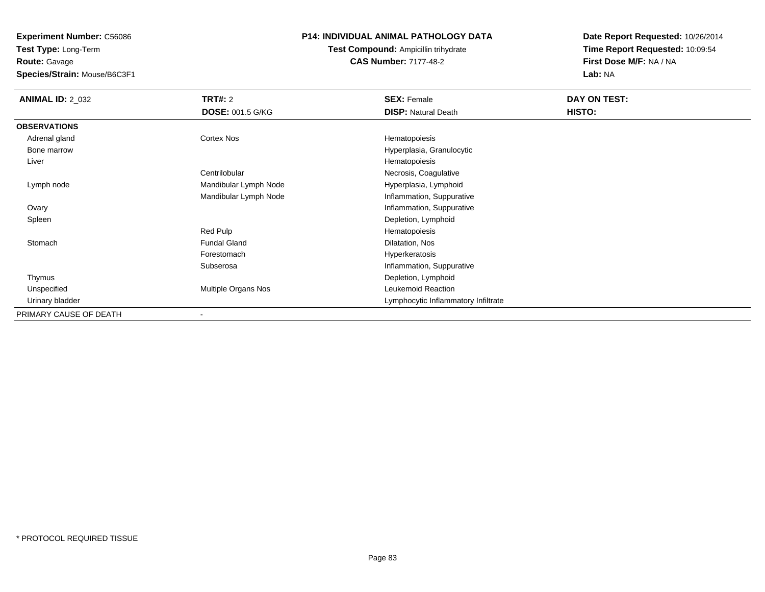**Experiment Number:** C56086
**Test Type:** Long-Term
**Route:** Gavage
**Species/Strain:** Mouse/B6C3F1

**P14: INDIVIDUAL ANIMAL PATHOLOGY DATA**
**Test Compound:** Ampicillin trihydrate
**CAS Number:** 7177-48-2

**Date Report Requested:** 10/26/2014
**Time Report Requested:** 10:09:54
**First Dose M/F:** NA / NA
**Lab:** NA

| **ANIMAL ID:** 2_032 | **TRT#:** 2 | **SEX:** Female | **DAY ON TEST:** |
|---|---|---|---|
| | **DOSE:** 001.5 G/KG | **DISP:** Natural Death | **HISTO:** |
| **OBSERVATIONS** | | | |
| Adrenal gland | Cortex Nos | Hematopoiesis | |
| Bone marrow | | Hyperplasia, Granulocytic | |
| Liver | | Hematopoiesis | |
| | Centrilobular | Necrosis, Coagulative | |
| Lymph node | Mandibular Lymph Node | Hyperplasia, Lymphoid | |
| | Mandibular Lymph Node | Inflammation, Suppurative | |
| Ovary | | Inflammation, Suppurative | |
| Spleen | | Depletion, Lymphoid | |
| | Red Pulp | Hematopoiesis | |
| Stomach | Fundal Gland | Dilatation, Nos | |
| | Forestomach | Hyperkeratosis | |
| | Subserosa | Inflammation, Suppurative | |
| Thymus | | Depletion, Lymphoid | |
| Unspecified | Multiple Organs Nos | Leukemoid Reaction | |
| Urinary bladder | | Lymphocytic Inflammatory Infiltrate | |
| PRIMARY CAUSE OF DEATH | - | | |

* PROTOCOL REQUIRED TISSUE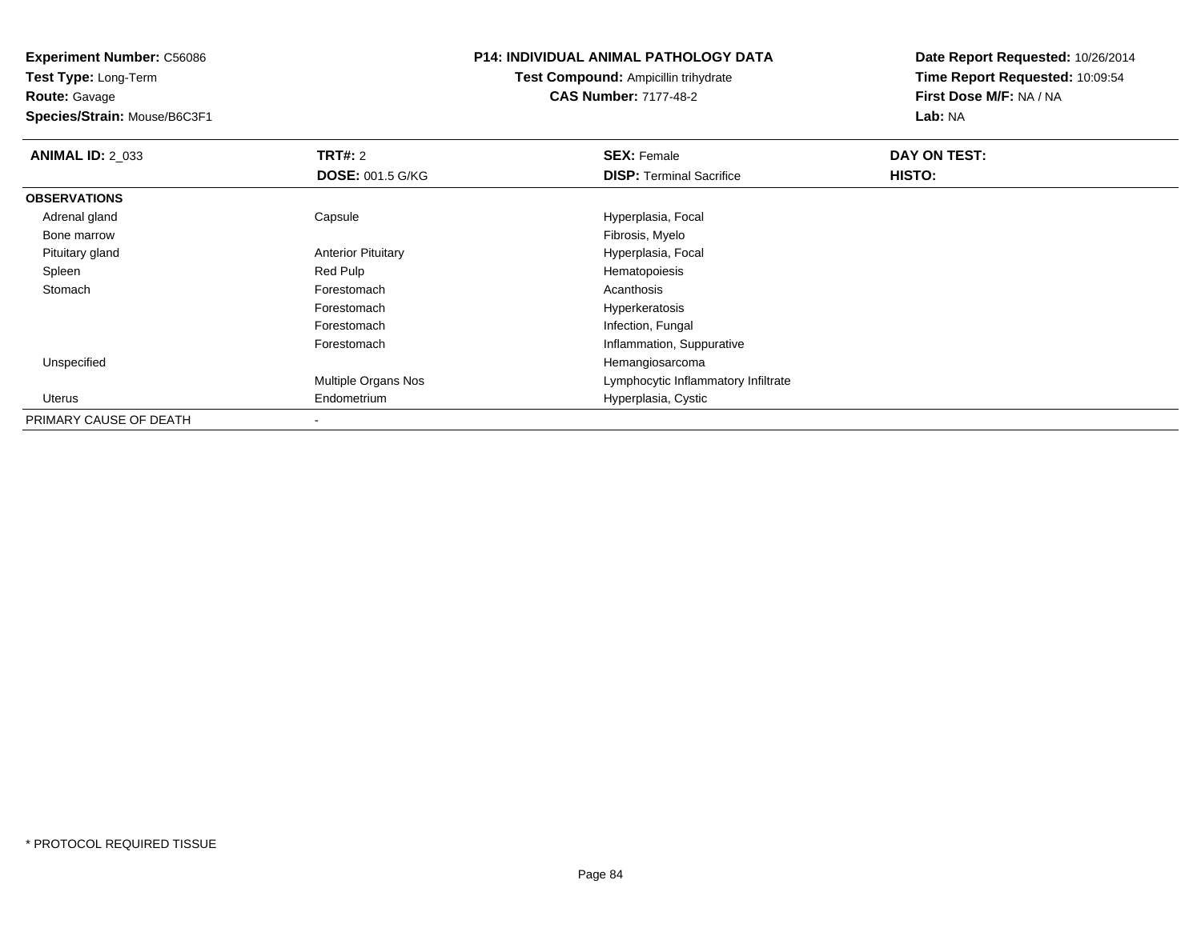**Experiment Number:** C56086
**Test Type:** Long-Term
**Route:** Gavage
**Species/Strain:** Mouse/B6C3F1

**P14: INDIVIDUAL ANIMAL PATHOLOGY DATA**
**Test Compound:** Ampicillin trihydrate
**CAS Number:** 7177-48-2

**Date Report Requested:** 10/26/2014
**Time Report Requested:** 10:09:54
**First Dose M/F:** NA / NA
**Lab:** NA

| **ANIMAL ID:** 2_033 | **TRT#:** 2 | **SEX:** Female | **DAY ON TEST:** |
|---|---|---|---|
| | **DOSE:** 001.5 G/KG | **DISP:** Terminal Sacrifice | **HISTO:** |
| **OBSERVATIONS** | | | |
| Adrenal gland | Capsule | Hyperplasia, Focal | |
| Bone marrow | | Fibrosis, Myelo | |
| Pituitary gland | Anterior Pituitary | Hyperplasia, Focal | |
| Spleen | Red Pulp | Hematopoiesis | |
| Stomach | Forestomach | Acanthosis | |
| | Forestomach | Hyperkeratosis | |
| | Forestomach | Infection, Fungal | |
| | Forestomach | Inflammation, Suppurative | |
| Unspecified | | Hemangiosarcoma | |
| | Multiple Organs Nos | Lymphocytic Inflammatory Infiltrate | |
| Uterus | Endometrium | Hyperplasia, Cystic | |
| PRIMARY CAUSE OF DEATH | - | | |

* PROTOCOL REQUIRED TISSUE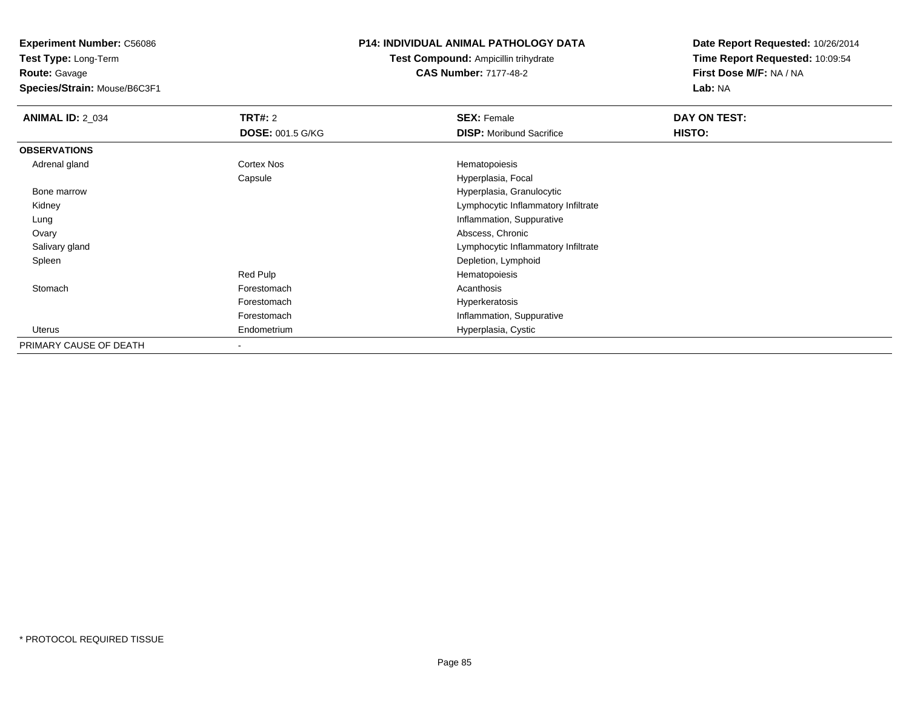**Experiment Number:** C56086
**Test Type:** Long-Term
**Route:** Gavage
**Species/Strain:** Mouse/B6C3F1

**P14: INDIVIDUAL ANIMAL PATHOLOGY DATA**
**Test Compound:** Ampicillin trihydrate
**CAS Number:** 7177-48-2

**Date Report Requested:** 10/26/2014
**Time Report Requested:** 10:09:54
**First Dose M/F:** NA / NA
**Lab:** NA

| **ANIMAL ID:** 2_034 | **TRT#:** 2 | **SEX:** Female | **DAY ON TEST:** |
|---|---|---|---|
| | **DOSE:** 001.5 G/KG | **DISP:** Moribund Sacrifice | **HISTO:** |
| **OBSERVATIONS** | | | |
| Adrenal gland | Cortex Nos | Hematopoiesis | |
| | Capsule | Hyperplasia, Focal | |
| Bone marrow | | Hyperplasia, Granulocytic | |
| Kidney | | Lymphocytic Inflammatory Infiltrate | |
| Lung | | Inflammation, Suppurative | |
| Ovary | | Abscess, Chronic | |
| Salivary gland | | Lymphocytic Inflammatory Infiltrate | |
| Spleen | | Depletion, Lymphoid | |
| | Red Pulp | Hematopoiesis | |
| Stomach | Forestomach | Acanthosis | |
| | Forestomach | Hyperkeratosis | |
| | Forestomach | Inflammation, Suppurative | |
| Uterus | Endometrium | Hyperplasia, Cystic | |
| PRIMARY CAUSE OF DEATH | - | | |

* PROTOCOL REQUIRED TISSUE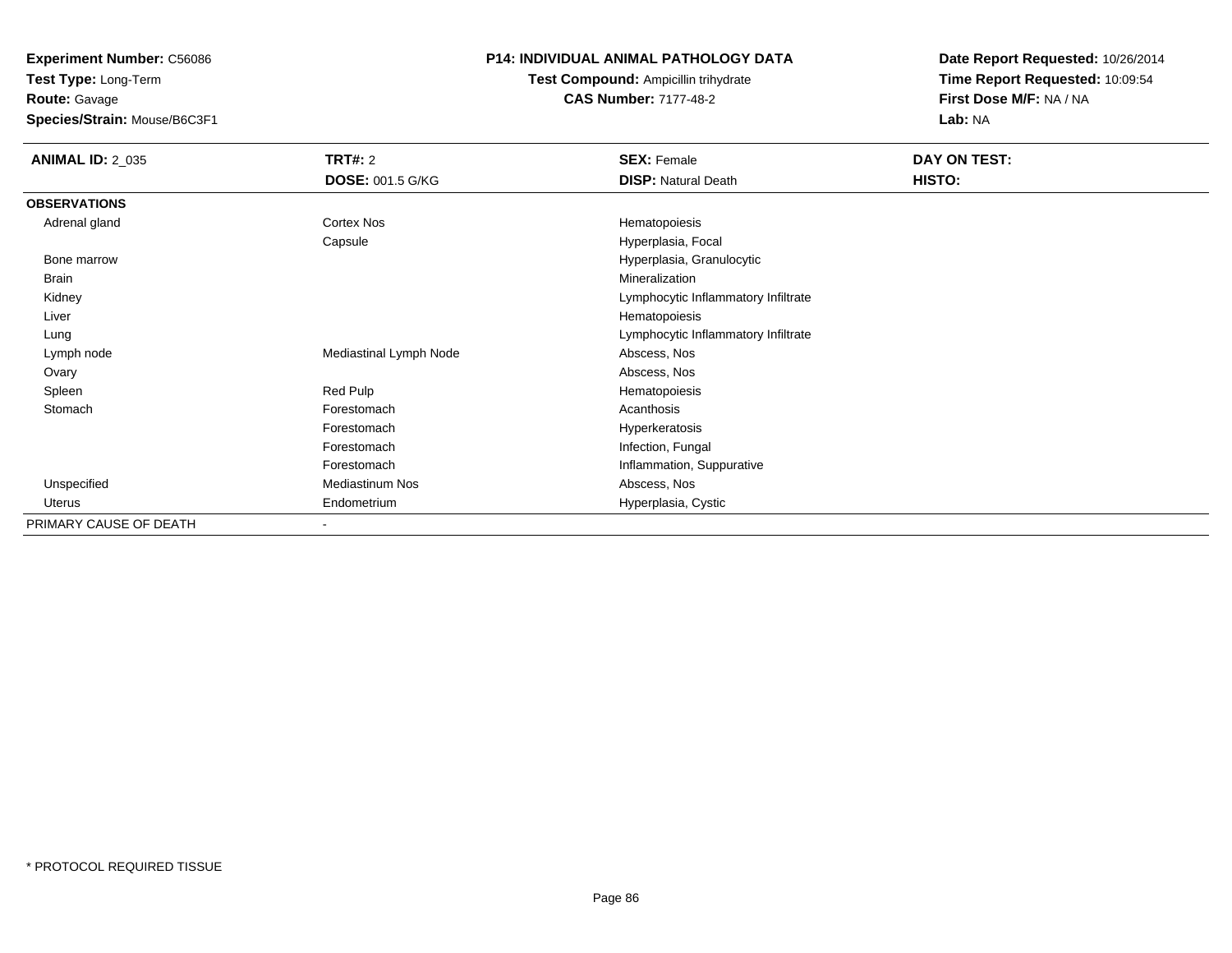**Experiment Number:** C56086
**Test Type:** Long-Term
**Route:** Gavage
**Species/Strain:** Mouse/B6C3F1

**P14: INDIVIDUAL ANIMAL PATHOLOGY DATA**
**Test Compound:** Ampicillin trihydrate
**CAS Number:** 7177-48-2

**Date Report Requested:** 10/26/2014
**Time Report Requested:** 10:09:54
**First Dose M/F:** NA / NA
**Lab:** NA

| **ANIMAL ID:** 2_035 | **TRT#:** 2 | **SEX:** Female | **DAY ON TEST:** |
|---|---|---|---|
| | **DOSE:** 001.5 G/KG | **DISP:** Natural Death | **HISTO:** |
| **OBSERVATIONS** | | | |
| Adrenal gland | Cortex Nos | Hematopoiesis | |
| | Capsule | Hyperplasia, Focal | |
| Bone marrow | | Hyperplasia, Granulocytic | |
| Brain | | Mineralization | |
| Kidney | | Lymphocytic Inflammatory Infiltrate | |
| Liver | | Hematopoiesis | |
| Lung | | Lymphocytic Inflammatory Infiltrate | |
| Lymph node | Mediastinal Lymph Node | Abscess, Nos | |
| Ovary | | Abscess, Nos | |
| Spleen | Red Pulp | Hematopoiesis | |
| Stomach | Forestomach | Acanthosis | |
| | Forestomach | Hyperkeratosis | |
| | Forestomach | Infection, Fungal | |
| | Forestomach | Inflammation, Suppurative | |
| Unspecified | Mediastinum Nos | Abscess, Nos | |
| Uterus | Endometrium | Hyperplasia, Cystic | |
| PRIMARY CAUSE OF DEATH | - | | |

* PROTOCOL REQUIRED TISSUE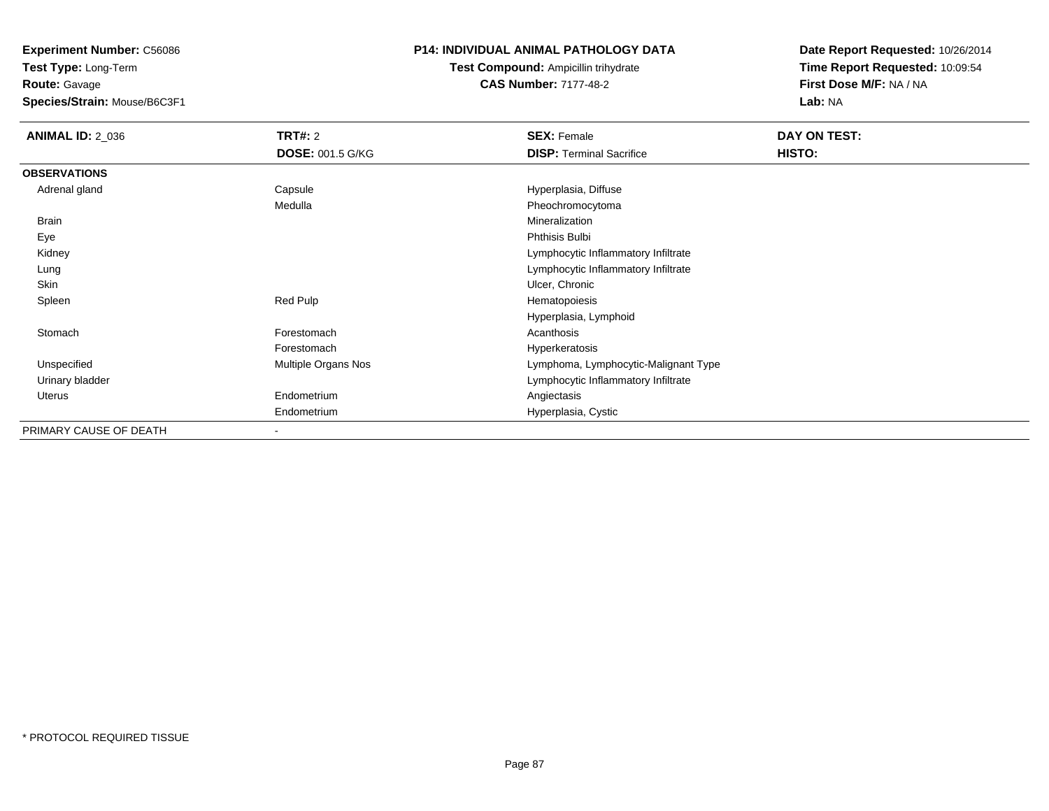**Experiment Number:** C56086
**Test Type:** Long-Term
**Route:** Gavage
**Species/Strain:** Mouse/B6C3F1

**P14: INDIVIDUAL ANIMAL PATHOLOGY DATA**
**Test Compound:** Ampicillin trihydrate
**CAS Number:** 7177-48-2

**Date Report Requested:** 10/26/2014
**Time Report Requested:** 10:09:54
**First Dose M/F:** NA / NA
**Lab:** NA

| **ANIMAL ID:** 2_036 | **TRT#:** 2 | **SEX:** Female | **DAY ON TEST:** |
|---|---|---|---|
| | **DOSE:** 001.5 G/KG | **DISP:** Terminal Sacrifice | **HISTO:** |
| **OBSERVATIONS** | | | |
| Adrenal gland | Capsule | Hyperplasia, Diffuse | |
| | Medulla | Pheochromocytoma | |
| Brain | | Mineralization | |
| Eye | | Phthisis Bulbi | |
| Kidney | | Lymphocytic Inflammatory Infiltrate | |
| Lung | | Lymphocytic Inflammatory Infiltrate | |
| Skin | | Ulcer, Chronic | |
| Spleen | Red Pulp | Hematopoiesis | |
| | | Hyperplasia, Lymphoid | |
| Stomach | Forestomach | Acanthosis | |
| | Forestomach | Hyperkeratosis | |
| Unspecified | Multiple Organs Nos | Lymphoma, Lymphocytic-Malignant Type | |
| Urinary bladder | | Lymphocytic Inflammatory Infiltrate | |
| Uterus | Endometrium | Angiectasis | |
| | Endometrium | Hyperplasia, Cystic | |
| PRIMARY CAUSE OF DEATH | - | | |

* PROTOCOL REQUIRED TISSUE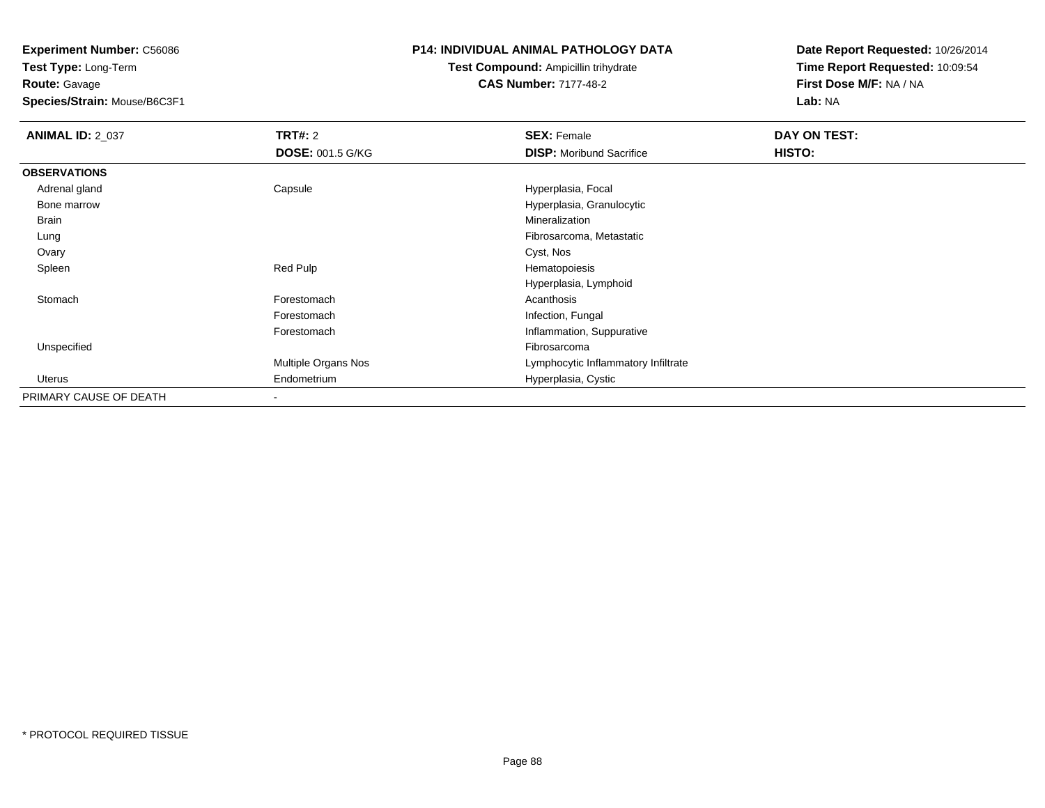**Experiment Number:** C56086
**Test Type:** Long-Term
**Route:** Gavage
**Species/Strain:** Mouse/B6C3F1

**P14: INDIVIDUAL ANIMAL PATHOLOGY DATA**
**Test Compound:** Ampicillin trihydrate
**CAS Number:** 7177-48-2

**Date Report Requested:** 10/26/2014
**Time Report Requested:** 10:09:54
**First Dose M/F:** NA / NA
**Lab:** NA

| **ANIMAL ID:** 2_037 | **TRT#:** 2 | **SEX:** Female | **DAY ON TEST:** |
|---|---|---|---|
| | **DOSE:** 001.5 G/KG | **DISP:** Moribund Sacrifice | **HISTO:** |
| **OBSERVATIONS** | | | |
| Adrenal gland | Capsule | Hyperplasia, Focal | |
| Bone marrow | | Hyperplasia, Granulocytic | |
| Brain | | Mineralization | |
| Lung | | Fibrosarcoma, Metastatic | |
| Ovary | | Cyst, Nos | |
| Spleen | Red Pulp | Hematopoiesis | |
| | | Hyperplasia, Lymphoid | |
| Stomach | Forestomach | Acanthosis | |
| | Forestomach | Infection, Fungal | |
| | Forestomach | Inflammation, Suppurative | |
| Unspecified | | Fibrosarcoma | |
| | Multiple Organs Nos | Lymphocytic Inflammatory Infiltrate | |
| Uterus | Endometrium | Hyperplasia, Cystic | |
| PRIMARY CAUSE OF DEATH | - | | |

* PROTOCOL REQUIRED TISSUE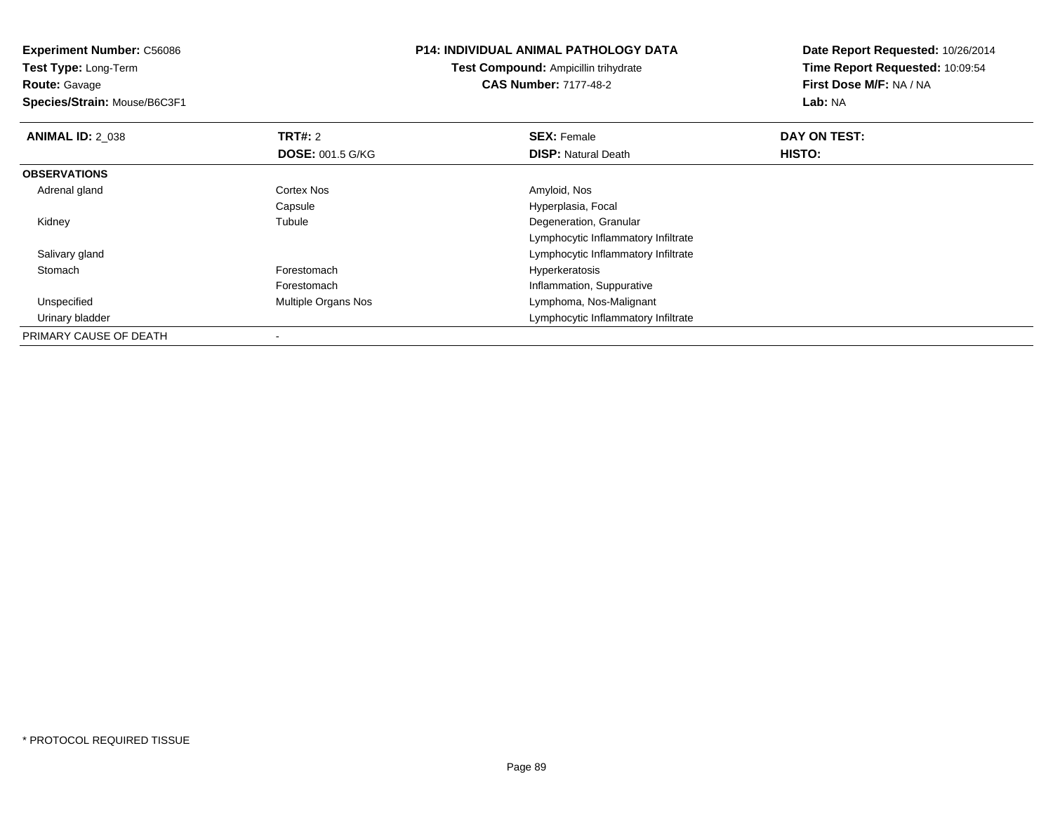**Experiment Number:** C56086
**Test Type:** Long-Term
**Route:** Gavage
**Species/Strain:** Mouse/B6C3F1

**P14: INDIVIDUAL ANIMAL PATHOLOGY DATA**
**Test Compound:** Ampicillin trihydrate
**CAS Number:** 7177-48-2

**Date Report Requested:** 10/26/2014
**Time Report Requested:** 10:09:54
**First Dose M/F:** NA / NA
**Lab:** NA

| **ANIMAL ID:** 2_038 | **TRT#:** 2 | **SEX:** Female | **DAY ON TEST:** |
|---|---|---|---|
| | **DOSE:** 001.5 G/KG | **DISP:** Natural Death | **HISTO:** |
| **OBSERVATIONS** | | | |
| Adrenal gland | Cortex Nos | Amyloid, Nos | |
| | Capsule | Hyperplasia, Focal | |
| Kidney | Tubule | Degeneration, Granular | |
| | | Lymphocytic Inflammatory Infiltrate | |
| Salivary gland | | Lymphocytic Inflammatory Infiltrate | |
| Stomach | Forestomach | Hyperkeratosis | |
| | Forestomach | Inflammation, Suppurative | |
| Unspecified | Multiple Organs Nos | Lymphoma, Nos-Malignant | |
| Urinary bladder | | Lymphocytic Inflammatory Infiltrate | |
| PRIMARY CAUSE OF DEATH | - | | |

* PROTOCOL REQUIRED TISSUE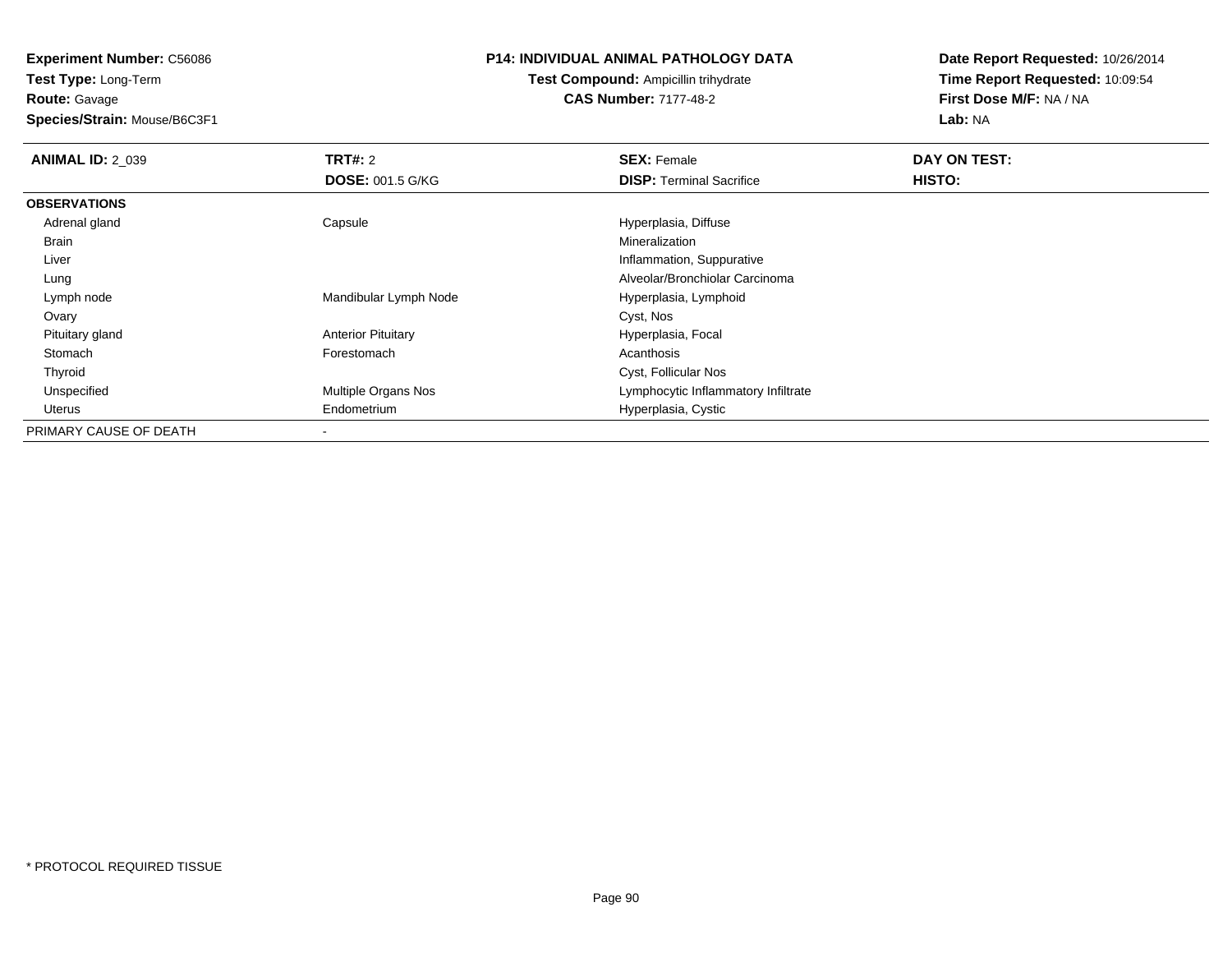**Experiment Number:** C56086
**Test Type:** Long-Term
**Route:** Gavage
**Species/Strain:** Mouse/B6C3F1

**P14: INDIVIDUAL ANIMAL PATHOLOGY DATA**
**Test Compound:** Ampicillin trihydrate
**CAS Number:** 7177-48-2

**Date Report Requested:** 10/26/2014
**Time Report Requested:** 10:09:54
**First Dose M/F:** NA / NA
**Lab:** NA

| **ANIMAL ID:** 2_039 | **TRT#:** 2 | **SEX:** Female | **DAY ON TEST:** |
|---|---|---|---|
| | **DOSE:** 001.5 G/KG | **DISP:** Terminal Sacrifice | **HISTO:** |
| **OBSERVATIONS** | | | |
| Adrenal gland | Capsule | Hyperplasia, Diffuse | |
| Brain | | Mineralization | |
| Liver | | Inflammation, Suppurative | |
| Lung | | Alveolar/Bronchiolar Carcinoma | |
| Lymph node | Mandibular Lymph Node | Hyperplasia, Lymphoid | |
| Ovary | | Cyst, Nos | |
| Pituitary gland | Anterior Pituitary | Hyperplasia, Focal | |
| Stomach | Forestomach | Acanthosis | |
| Thyroid | | Cyst, Follicular Nos | |
| Unspecified | Multiple Organs Nos | Lymphocytic Inflammatory Infiltrate | |
| Uterus | Endometrium | Hyperplasia, Cystic | |
| PRIMARY CAUSE OF DEATH | - | | |

* PROTOCOL REQUIRED TISSUE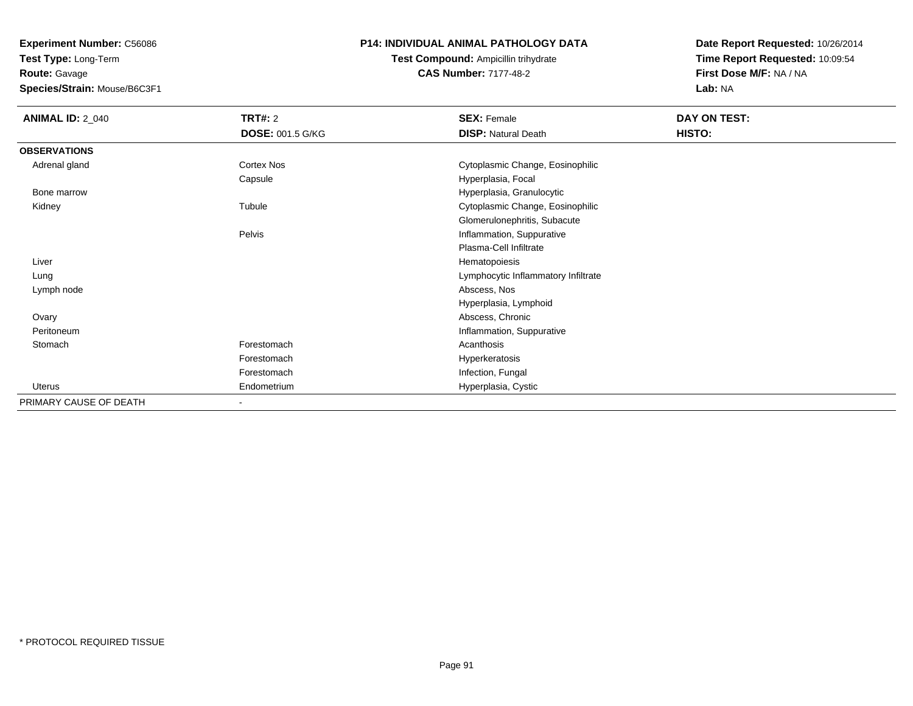**Experiment Number:** C56086
**Test Type:** Long-Term
**Route:** Gavage
**Species/Strain:** Mouse/B6C3F1

**P14: INDIVIDUAL ANIMAL PATHOLOGY DATA**
**Test Compound:** Ampicillin trihydrate
**CAS Number:** 7177-48-2

**Date Report Requested:** 10/26/2014
**Time Report Requested:** 10:09:54
**First Dose M/F:** NA / NA
**Lab:** NA

| **ANIMAL ID:** 2_040 | **TRT#:** 2 | **SEX:** Female | **DAY ON TEST:** |
|---|---|---|---|
| | **DOSE:** 001.5 G/KG | **DISP:** Natural Death | **HISTO:** |
| **OBSERVATIONS** | | | |
| Adrenal gland | Cortex Nos | Cytoplasmic Change, Eosinophilic | |
| | Capsule | Hyperplasia, Focal | |
| Bone marrow | | Hyperplasia, Granulocytic | |
| Kidney | Tubule | Cytoplasmic Change, Eosinophilic | |
| | | Glomerulonephritis, Subacute | |
| | Pelvis | Inflammation, Suppurative | |
| | | Plasma-Cell Infiltrate | |
| Liver | | Hematopoiesis | |
| Lung | | Lymphocytic Inflammatory Infiltrate | |
| Lymph node | | Abscess, Nos | |
| | | Hyperplasia, Lymphoid | |
| Ovary | | Abscess, Chronic | |
| Peritoneum | | Inflammation, Suppurative | |
| Stomach | Forestomach | Acanthosis | |
| | Forestomach | Hyperkeratosis | |
| | Forestomach | Infection, Fungal | |
| Uterus | Endometrium | Hyperplasia, Cystic | |
| PRIMARY CAUSE OF DEATH | - | | |

* PROTOCOL REQUIRED TISSUE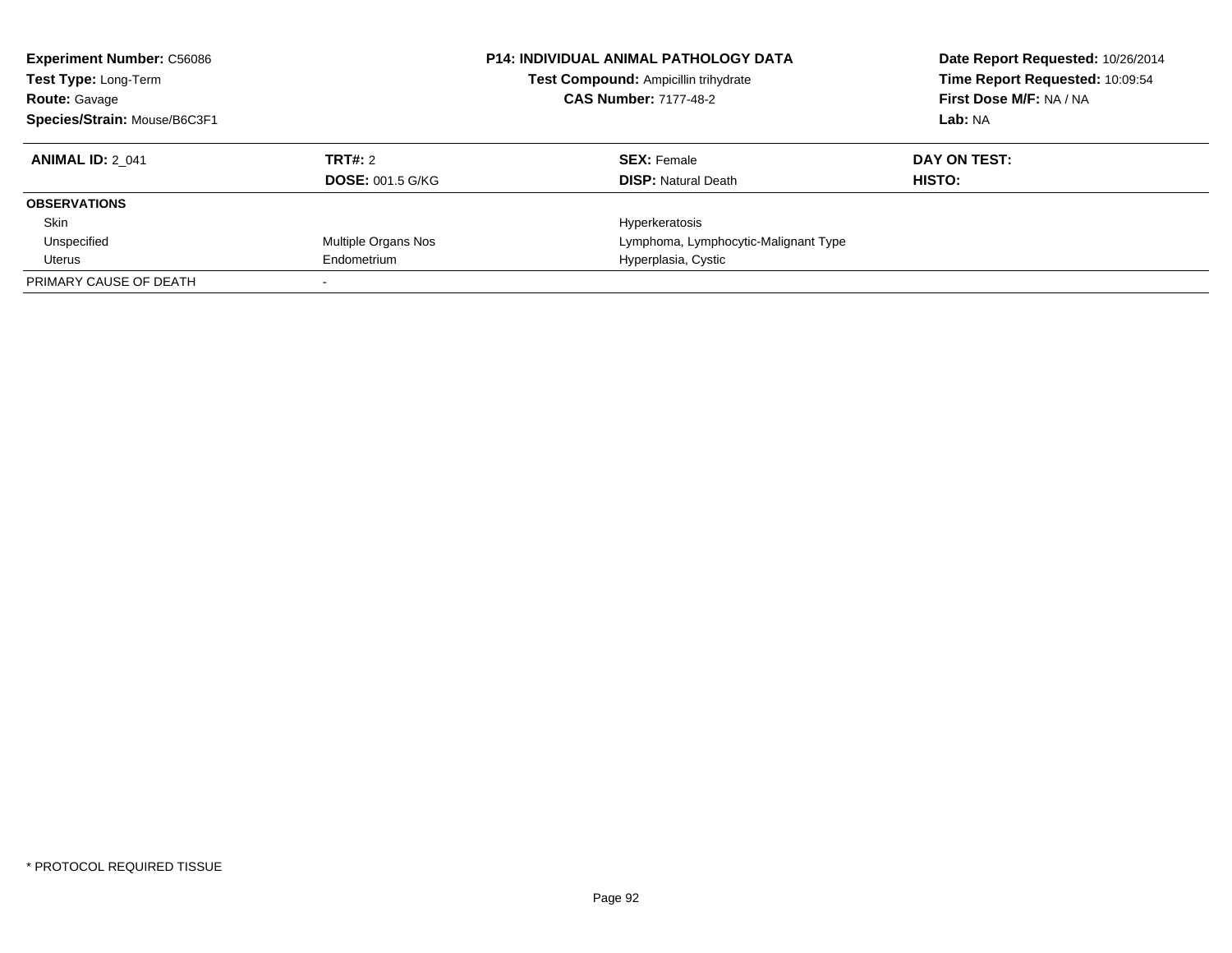**Experiment Number:** C56086
**Test Type:** Long-Term
**Route:** Gavage
**Species/Strain:** Mouse/B6C3F1

**P14: INDIVIDUAL ANIMAL PATHOLOGY DATA**
**Test Compound:** Ampicillin trihydrate
**CAS Number:** 7177-48-2

**Date Report Requested:** 10/26/2014
**Time Report Requested:** 10:09:54
**First Dose M/F:** NA / NA
**Lab:** NA

| **ANIMAL ID:** 2_041 | **TRT#:** 2 | **SEX:** Female | **DAY ON TEST:** |
|---|---|---|---|
| | **DOSE:** 001.5 G/KG | **DISP:** Natural Death | **HISTO:** |
| **OBSERVATIONS** | | | |
| Skin | | Hyperkeratosis | |
| Unspecified | Multiple Organs Nos | Lymphoma, Lymphocytic-Malignant Type | |
| Uterus | Endometrium | Hyperplasia, Cystic | |
| PRIMARY CAUSE OF DEATH | - | | |

* PROTOCOL REQUIRED TISSUE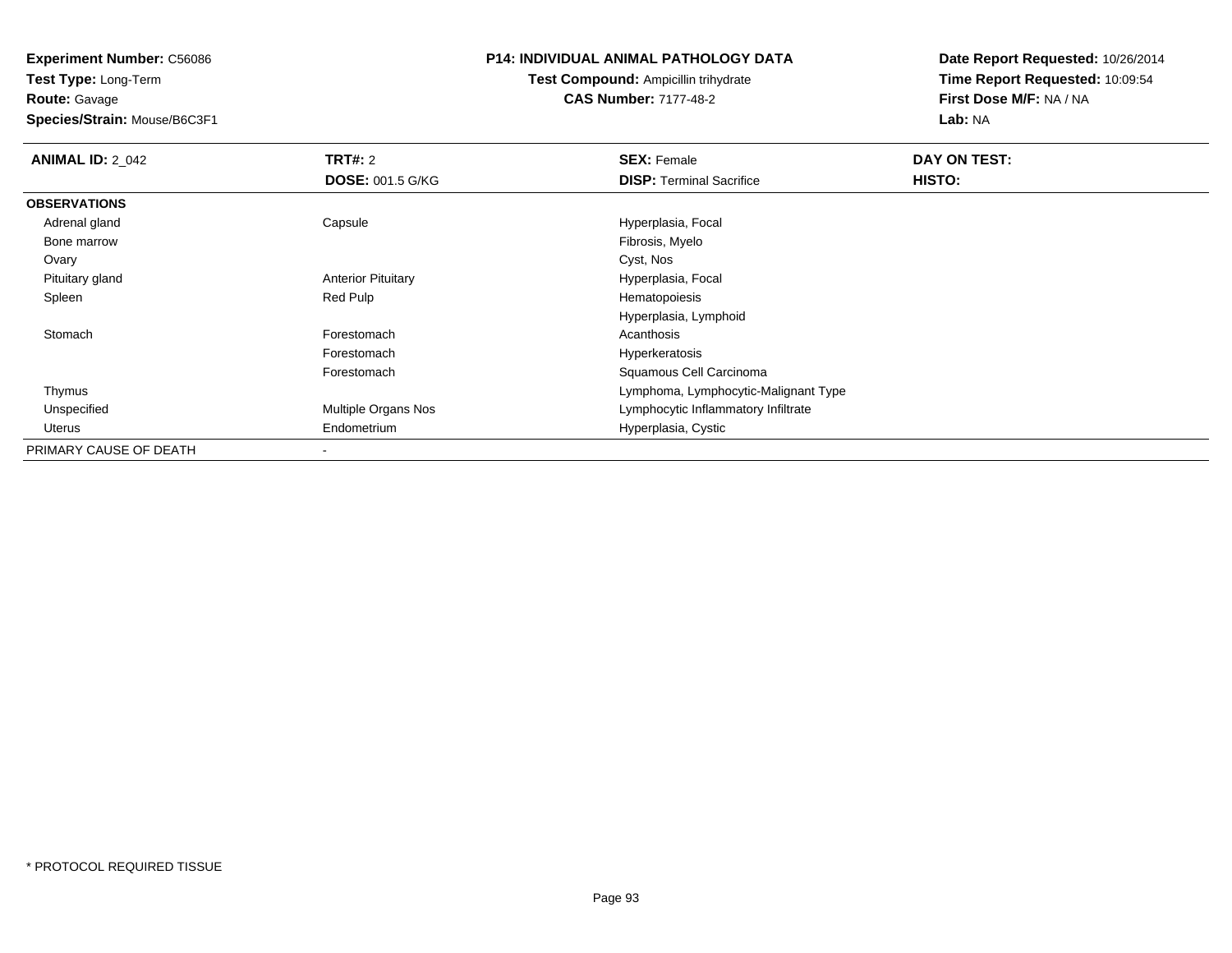**Experiment Number:** C56086
**Test Type:** Long-Term
**Route:** Gavage
**Species/Strain:** Mouse/B6C3F1

**P14: INDIVIDUAL ANIMAL PATHOLOGY DATA**
**Test Compound:** Ampicillin trihydrate
**CAS Number:** 7177-48-2

**Date Report Requested:** 10/26/2014
**Time Report Requested:** 10:09:54
**First Dose M/F:** NA / NA
**Lab:** NA

| **ANIMAL ID:** 2_042 | **TRT#:** 2 | **SEX:** Female | **DAY ON TEST:** |
|---|---|---|---|
| | **DOSE:** 001.5 G/KG | **DISP:** Terminal Sacrifice | **HISTO:** |
| **OBSERVATIONS** | | | |
| Adrenal gland | Capsule | Hyperplasia, Focal | |
| Bone marrow | | Fibrosis, Myelo | |
| Ovary | | Cyst, Nos | |
| Pituitary gland | Anterior Pituitary | Hyperplasia, Focal | |
| Spleen | Red Pulp | Hematopoiesis | |
| | | Hyperplasia, Lymphoid | |
| Stomach | Forestomach | Acanthosis | |
| | Forestomach | Hyperkeratosis | |
| | Forestomach | Squamous Cell Carcinoma | |
| Thymus | | Lymphoma, Lymphocytic-Malignant Type | |
| Unspecified | Multiple Organs Nos | Lymphocytic Inflammatory Infiltrate | |
| Uterus | Endometrium | Hyperplasia, Cystic | |
| PRIMARY CAUSE OF DEATH | - | | |

* PROTOCOL REQUIRED TISSUE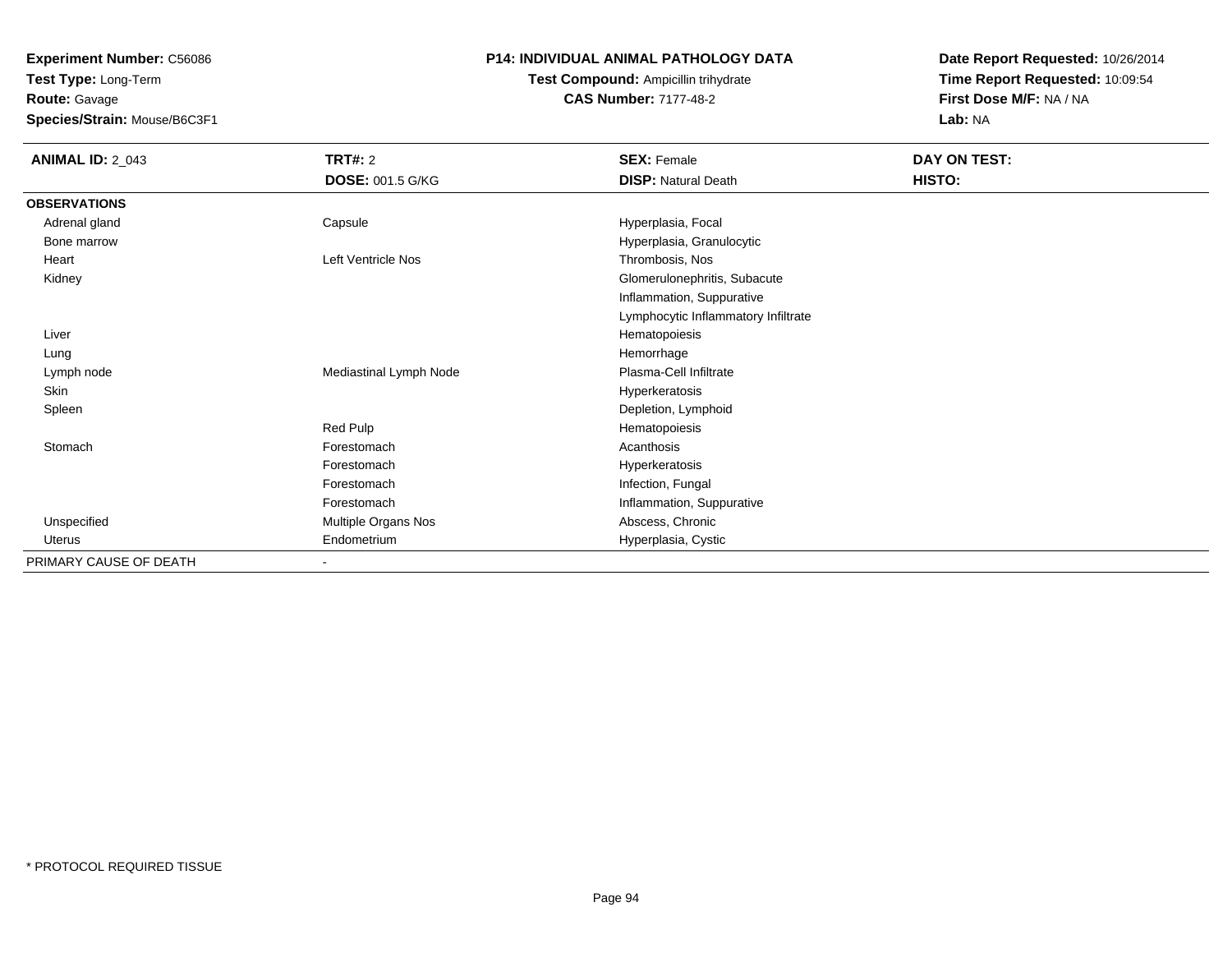**Experiment Number:** C56086
**Test Type:** Long-Term
**Route:** Gavage
**Species/Strain:** Mouse/B6C3F1

**P14: INDIVIDUAL ANIMAL PATHOLOGY DATA**
**Test Compound:** Ampicillin trihydrate
**CAS Number:** 7177-48-2

**Date Report Requested:** 10/26/2014
**Time Report Requested:** 10:09:54
**First Dose M/F:** NA / NA
**Lab:** NA

| **ANIMAL ID:** 2_043 | **TRT#:** 2 | **SEX:** Female | **DAY ON TEST:** |
|---|---|---|---|
| | **DOSE:** 001.5 G/KG | **DISP:** Natural Death | **HISTO:** |
| **OBSERVATIONS** | | | |
| Adrenal gland | Capsule | Hyperplasia, Focal | |
| Bone marrow | | Hyperplasia, Granulocytic | |
| Heart | Left Ventricle Nos | Thrombosis, Nos | |
| Kidney | | Glomerulonephritis, Subacute | |
| | | Inflammation, Suppurative | |
| | | Lymphocytic Inflammatory Infiltrate | |
| Liver | | Hematopoiesis | |
| Lung | | Hemorrhage | |
| Lymph node | Mediastinal Lymph Node | Plasma-Cell Infiltrate | |
| Skin | | Hyperkeratosis | |
| Spleen | | Depletion, Lymphoid | |
| | Red Pulp | Hematopoiesis | |
| Stomach | Forestomach | Acanthosis | |
| | Forestomach | Hyperkeratosis | |
| | Forestomach | Infection, Fungal | |
| | Forestomach | Inflammation, Suppurative | |
| Unspecified | Multiple Organs Nos | Abscess, Chronic | |
| Uterus | Endometrium | Hyperplasia, Cystic | |
| PRIMARY CAUSE OF DEATH | - | | |

* PROTOCOL REQUIRED TISSUE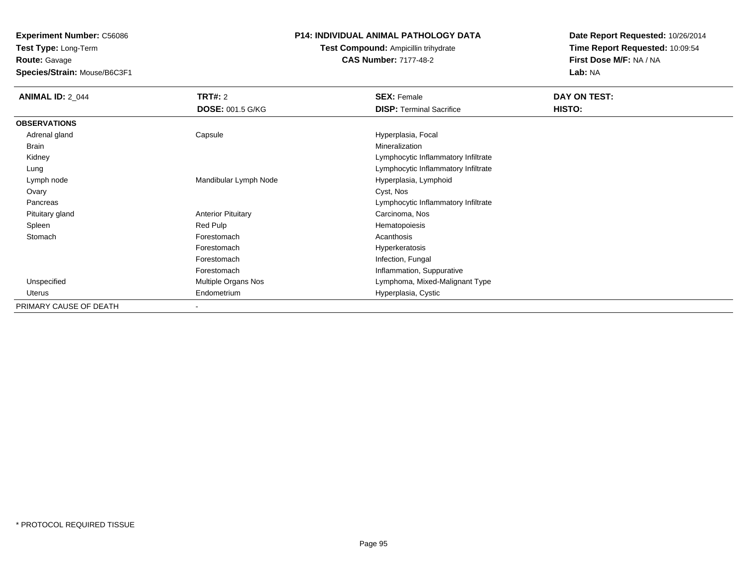**Experiment Number:** C56086
**Test Type:** Long-Term
**Route:** Gavage
**Species/Strain:** Mouse/B6C3F1

**P14: INDIVIDUAL ANIMAL PATHOLOGY DATA**
**Test Compound:** Ampicillin trihydrate
**CAS Number:** 7177-48-2

**Date Report Requested:** 10/26/2014
**Time Report Requested:** 10:09:54
**First Dose M/F:** NA / NA
**Lab:** NA

| **ANIMAL ID:** 2_044 | **TRT#:** 2 | **SEX:** Female | **DAY ON TEST:** |
|---|---|---|---|
| | **DOSE:** 001.5 G/KG | **DISP:** Terminal Sacrifice | **HISTO:** |
| **OBSERVATIONS** | | | |
| Adrenal gland | Capsule | Hyperplasia, Focal | |
| Brain | | Mineralization | |
| Kidney | | Lymphocytic Inflammatory Infiltrate | |
| Lung | | Lymphocytic Inflammatory Infiltrate | |
| Lymph node | Mandibular Lymph Node | Hyperplasia, Lymphoid | |
| Ovary | | Cyst, Nos | |
| Pancreas | | Lymphocytic Inflammatory Infiltrate | |
| Pituitary gland | Anterior Pituitary | Carcinoma, Nos | |
| Spleen | Red Pulp | Hematopoiesis | |
| Stomach | Forestomach | Acanthosis | |
| | Forestomach | Hyperkeratosis | |
| | Forestomach | Infection, Fungal | |
| | Forestomach | Inflammation, Suppurative | |
| Unspecified | Multiple Organs Nos | Lymphoma, Mixed-Malignant Type | |
| Uterus | Endometrium | Hyperplasia, Cystic | |
| PRIMARY CAUSE OF DEATH | - | | |

* PROTOCOL REQUIRED TISSUE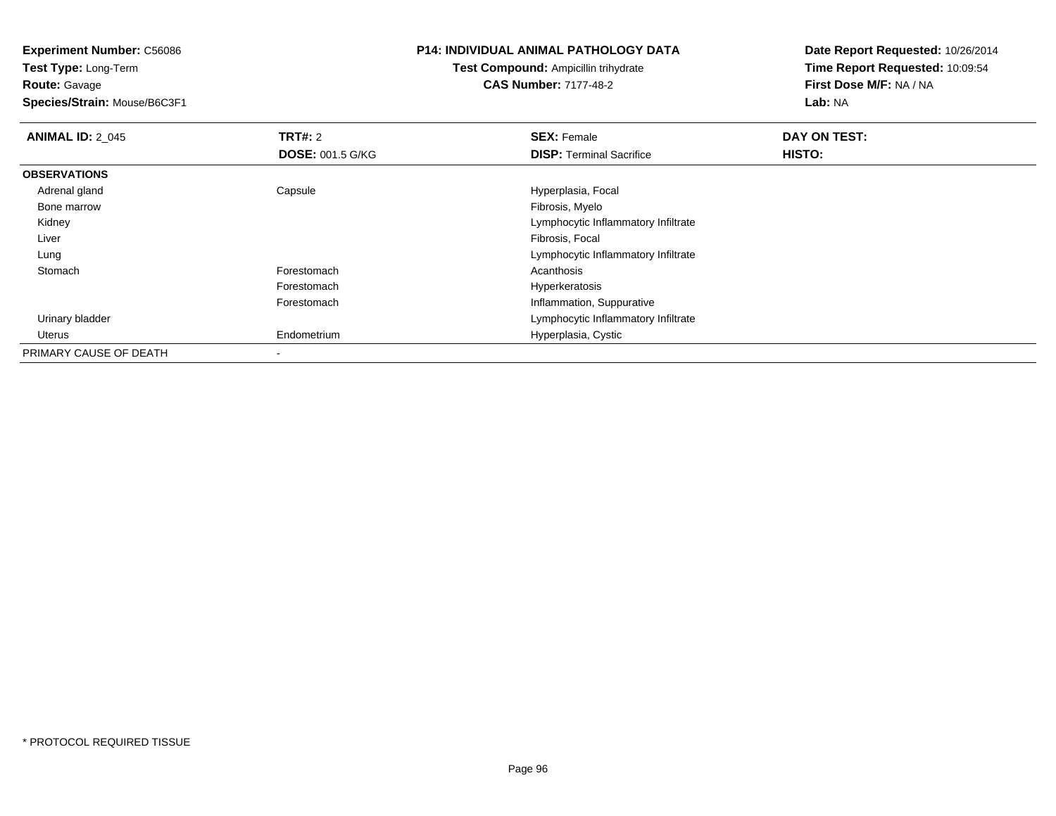**Experiment Number:** C56086
**Test Type:** Long-Term
**Route:** Gavage
**Species/Strain:** Mouse/B6C3F1

**P14: INDIVIDUAL ANIMAL PATHOLOGY DATA**
**Test Compound:** Ampicillin trihydrate
**CAS Number:** 7177-48-2

**Date Report Requested:** 10/26/2014
**Time Report Requested:** 10:09:54
**First Dose M/F:** NA / NA
**Lab:** NA

| **ANIMAL ID:** 2_045 | **TRT#:** 2 | **SEX:** Female | **DAY ON TEST:** |
|---|---|---|---|
| | **DOSE:** 001.5 G/KG | **DISP:** Terminal Sacrifice | **HISTO:** |
| **OBSERVATIONS** | | | |
| Adrenal gland | Capsule | Hyperplasia, Focal | |
| Bone marrow | | Fibrosis, Myelo | |
| Kidney | | Lymphocytic Inflammatory Infiltrate | |
| Liver | | Fibrosis, Focal | |
| Lung | | Lymphocytic Inflammatory Infiltrate | |
| Stomach | Forestomach | Acanthosis | |
| | Forestomach | Hyperkeratosis | |
| | Forestomach | Inflammation, Suppurative | |
| Urinary bladder | | Lymphocytic Inflammatory Infiltrate | |
| Uterus | Endometrium | Hyperplasia, Cystic | |
| PRIMARY CAUSE OF DEATH | - | | |

* PROTOCOL REQUIRED TISSUE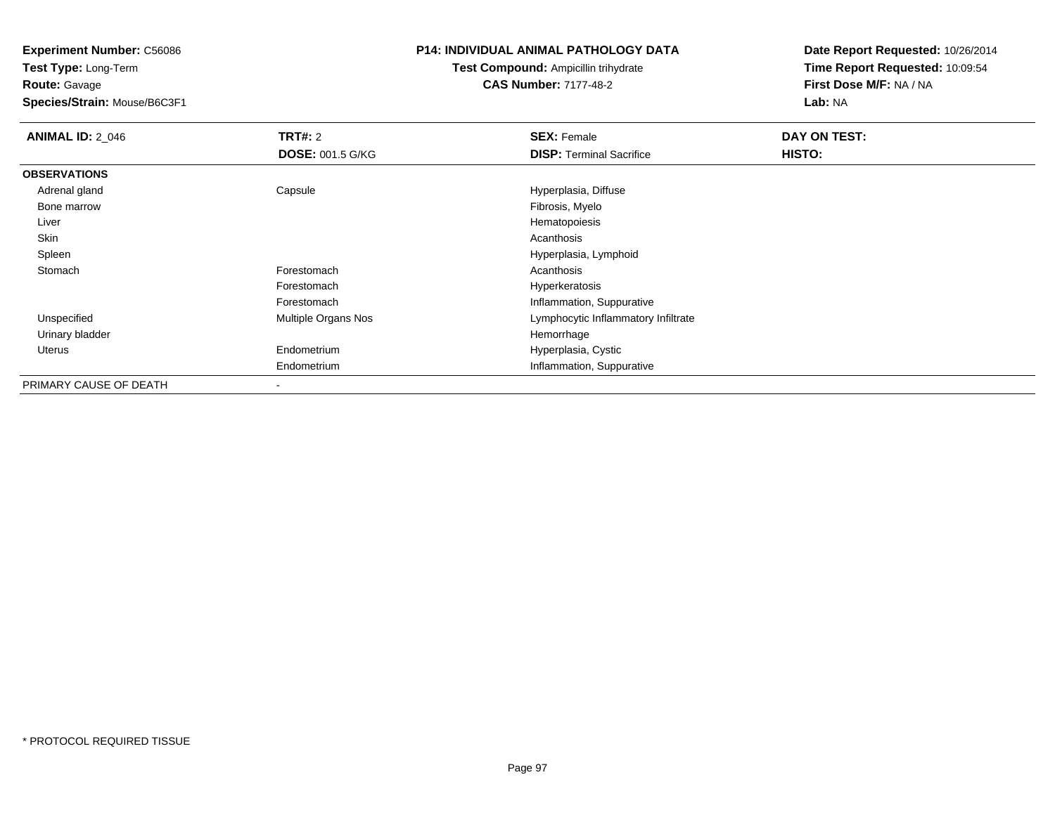**Experiment Number:** C56086
**Test Type:** Long-Term
**Route:** Gavage
**Species/Strain:** Mouse/B6C3F1

**P14: INDIVIDUAL ANIMAL PATHOLOGY DATA**
**Test Compound:** Ampicillin trihydrate
**CAS Number:** 7177-48-2

**Date Report Requested:** 10/26/2014
**Time Report Requested:** 10:09:54
**First Dose M/F:** NA / NA
**Lab:** NA

| **ANIMAL ID:** 2_046 | **TRT#:** 2 | **SEX:** Female | **DAY ON TEST:** |
|---|---|---|---|
| | **DOSE:** 001.5 G/KG | **DISP:** Terminal Sacrifice | **HISTO:** |
| **OBSERVATIONS** | | | |
| Adrenal gland | Capsule | Hyperplasia, Diffuse | |
| Bone marrow | | Fibrosis, Myelo | |
| Liver | | Hematopoiesis | |
| Skin | | Acanthosis | |
| Spleen | | Hyperplasia, Lymphoid | |
| Stomach | Forestomach | Acanthosis | |
| | Forestomach | Hyperkeratosis | |
| | Forestomach | Inflammation, Suppurative | |
| Unspecified | Multiple Organs Nos | Lymphocytic Inflammatory Infiltrate | |
| Urinary bladder | | Hemorrhage | |
| Uterus | Endometrium | Hyperplasia, Cystic | |
| | Endometrium | Inflammation, Suppurative | |
| PRIMARY CAUSE OF DEATH | - | | |

* PROTOCOL REQUIRED TISSUE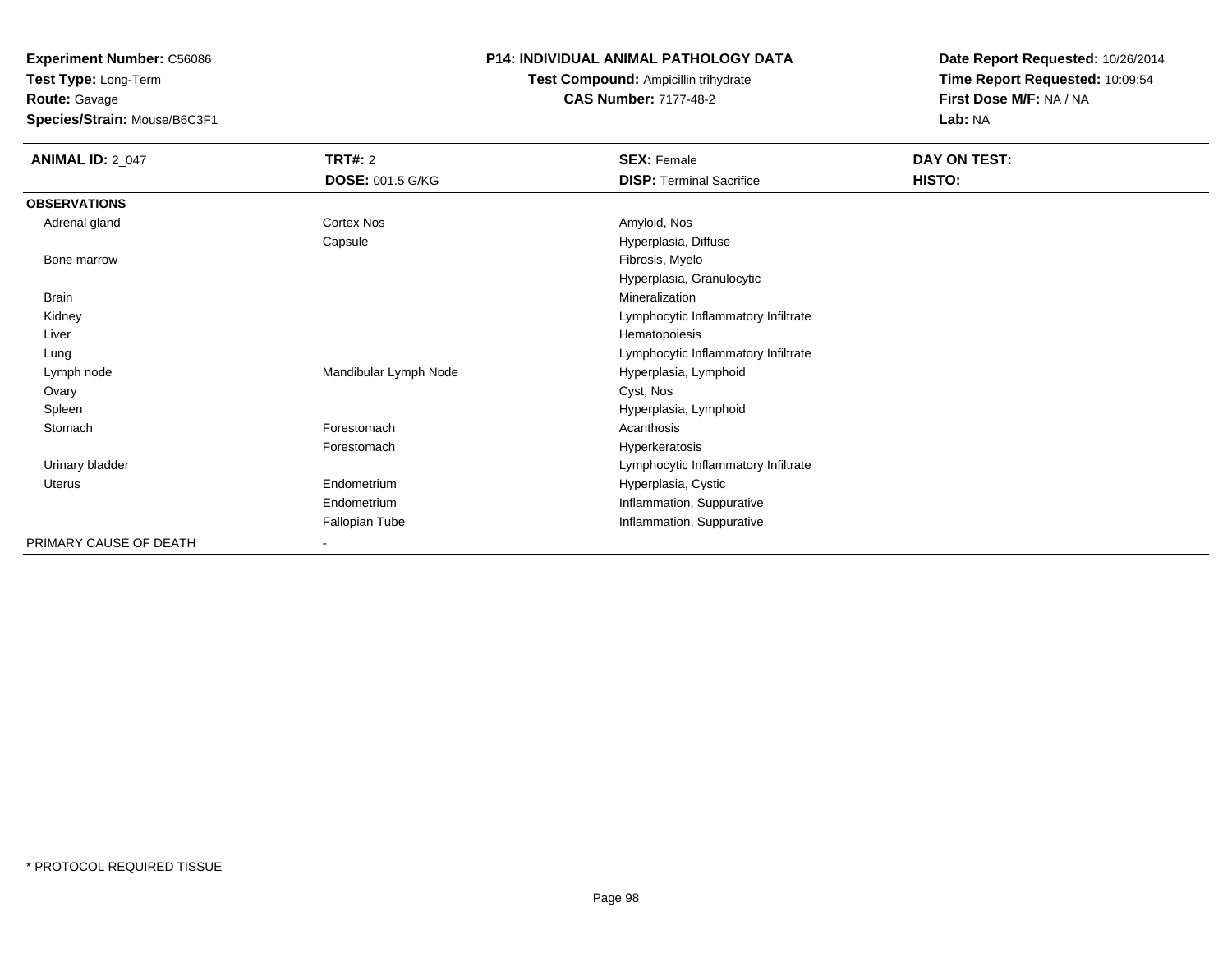**Experiment Number:** C56086
**Test Type:** Long-Term
**Route:** Gavage
**Species/Strain:** Mouse/B6C3F1

## P14: INDIVIDUAL ANIMAL PATHOLOGY DATA

**Test Compound:** Ampicillin trihydrate
**CAS Number:** 7177-48-2

**Date Report Requested:** 10/26/2014
**Time Report Requested:** 10:09:54
**First Dose M/F:** NA / NA
**Lab:** NA

| **ANIMAL ID:** 2_047 | **TRT#:** 2 | **SEX:** Female | **DAY ON TEST:** |
|---|---|---|---|
| | **DOSE:** 001.5 G/KG | **DISP:** Terminal Sacrifice | **HISTO:** |
| **OBSERVATIONS** | | | |
| Adrenal gland | Cortex Nos | Amyloid, Nos | |
| | Capsule | Hyperplasia, Diffuse | |
| Bone marrow | | Fibrosis, Myelo | |
| | | Hyperplasia, Granulocytic | |
| Brain | | Mineralization | |
| Kidney | | Lymphocytic Inflammatory Infiltrate | |
| Liver | | Hematopoiesis | |
| Lung | | Lymphocytic Inflammatory Infiltrate | |
| Lymph node | Mandibular Lymph Node | Hyperplasia, Lymphoid | |
| Ovary | | Cyst, Nos | |
| Spleen | | Hyperplasia, Lymphoid | |
| Stomach | Forestomach | Acanthosis | |
| | Forestomach | Hyperkeratosis | |
| Urinary bladder | | Lymphocytic Inflammatory Infiltrate | |
| Uterus | Endometrium | Hyperplasia, Cystic | |
| | Endometrium | Inflammation, Suppurative | |
| | Fallopian Tube | Inflammation, Suppurative | |
| PRIMARY CAUSE OF DEATH | - | | |

* PROTOCOL REQUIRED TISSUE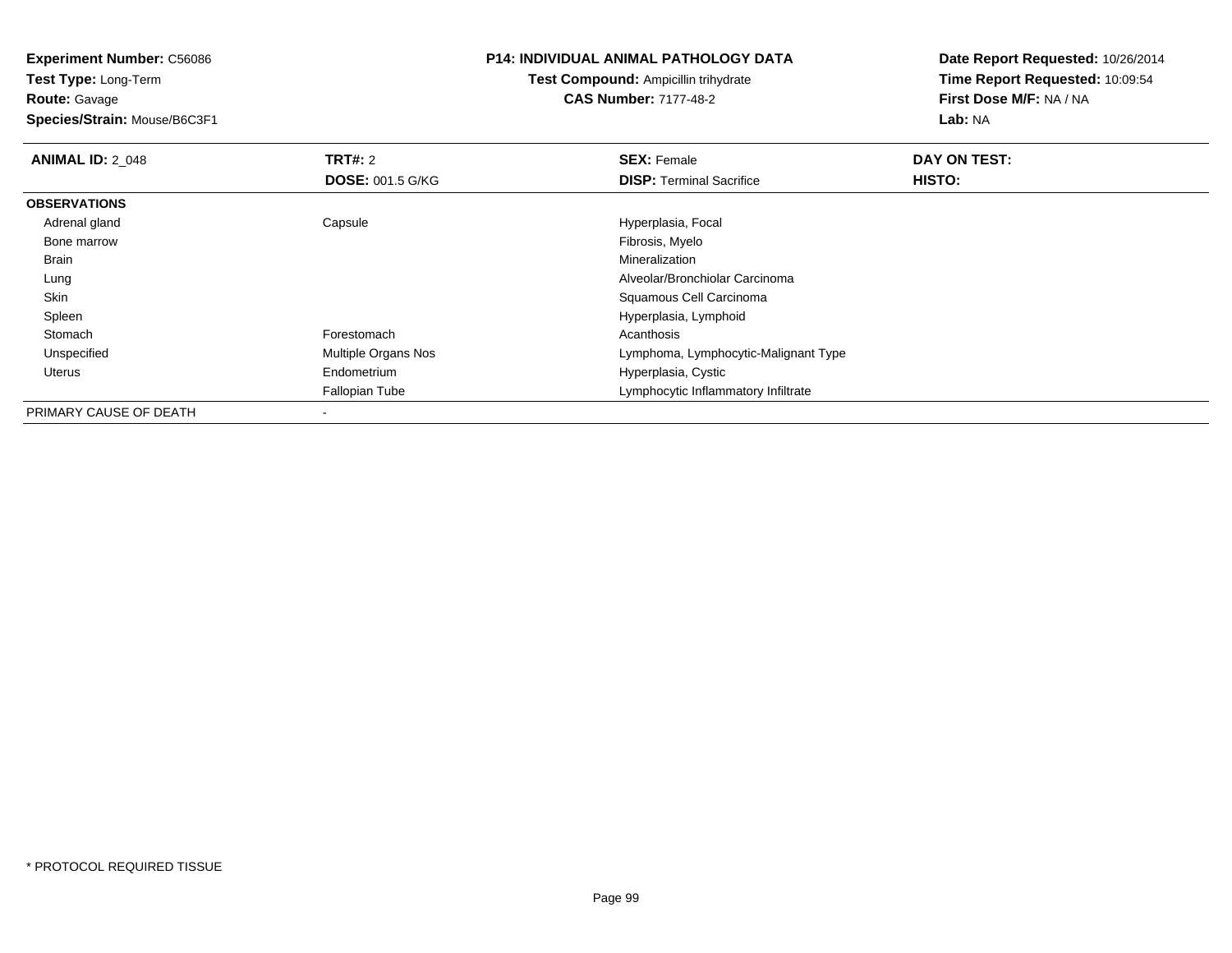**Experiment Number:** C56086
**Test Type:** Long-Term
**Route:** Gavage
**Species/Strain:** Mouse/B6C3F1

**P14: INDIVIDUAL ANIMAL PATHOLOGY DATA**
**Test Compound:** Ampicillin trihydrate
**CAS Number:** 7177-48-2

**Date Report Requested:** 10/26/2014
**Time Report Requested:** 10:09:54
**First Dose M/F:** NA / NA
**Lab:** NA

| **ANIMAL ID:** 2_048 | **TRT#:** 2 | **SEX:** Female | **DAY ON TEST:** |
|---|---|---|---|
| | **DOSE:** 001.5 G/KG | **DISP:** Terminal Sacrifice | **HISTO:** |
| **OBSERVATIONS** | | | |
| Adrenal gland | Capsule | Hyperplasia, Focal | |
| Bone marrow | | Fibrosis, Myelo | |
| Brain | | Mineralization | |
| Lung | | Alveolar/Bronchiolar Carcinoma | |
| Skin | | Squamous Cell Carcinoma | |
| Spleen | | Hyperplasia, Lymphoid | |
| Stomach | Forestomach | Acanthosis | |
| Unspecified | Multiple Organs Nos | Lymphoma, Lymphocytic-Malignant Type | |
| Uterus | Endometrium | Hyperplasia, Cystic | |
| | Fallopian Tube | Lymphocytic Inflammatory Infiltrate | |
| PRIMARY CAUSE OF DEATH | - | | |

* PROTOCOL REQUIRED TISSUE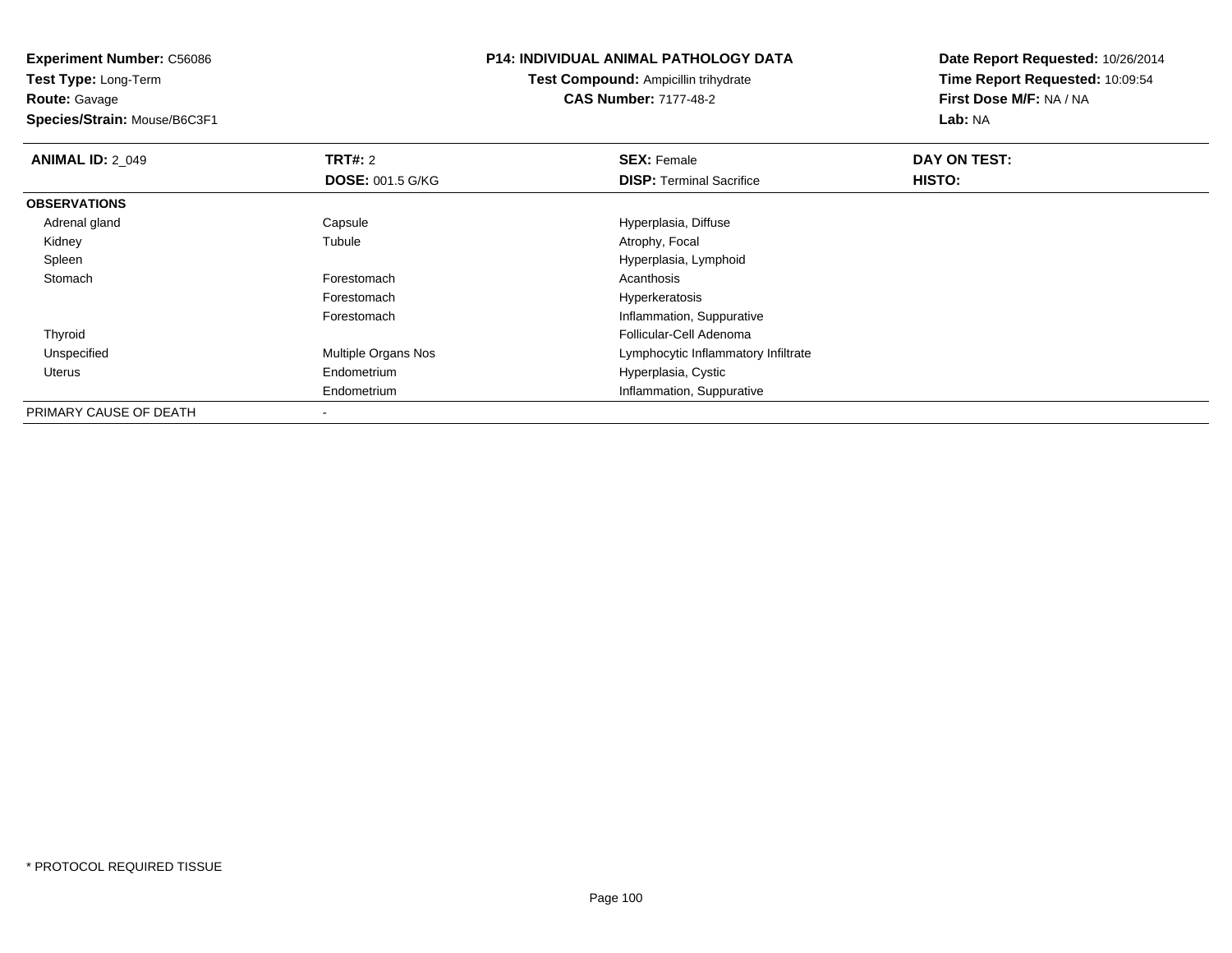**Experiment Number:** C56086
**Test Type:** Long-Term
**Route:** Gavage
**Species/Strain:** Mouse/B6C3F1

**P14: INDIVIDUAL ANIMAL PATHOLOGY DATA**
**Test Compound:** Ampicillin trihydrate
**CAS Number:** 7177-48-2

**Date Report Requested:** 10/26/2014
**Time Report Requested:** 10:09:54
**First Dose M/F:** NA / NA
**Lab:** NA

| **ANIMAL ID:** 2_049 | **TRT#:** 2 | **SEX:** Female | **DAY ON TEST:** |
|---|---|---|---|
| | **DOSE:** 001.5 G/KG | **DISP:** Terminal Sacrifice | **HISTO:** |
| **OBSERVATIONS** | | | |
| Adrenal gland | Capsule | Hyperplasia, Diffuse | |
| Kidney | Tubule | Atrophy, Focal | |
| Spleen | | Hyperplasia, Lymphoid | |
| Stomach | Forestomach | Acanthosis | |
| | Forestomach | Hyperkeratosis | |
| | Forestomach | Inflammation, Suppurative | |
| Thyroid | | Follicular-Cell Adenoma | |
| Unspecified | Multiple Organs Nos | Lymphocytic Inflammatory Infiltrate | |
| Uterus | Endometrium | Hyperplasia, Cystic | |
| | Endometrium | Inflammation, Suppurative | |
| PRIMARY CAUSE OF DEATH | - | | |

* PROTOCOL REQUIRED TISSUE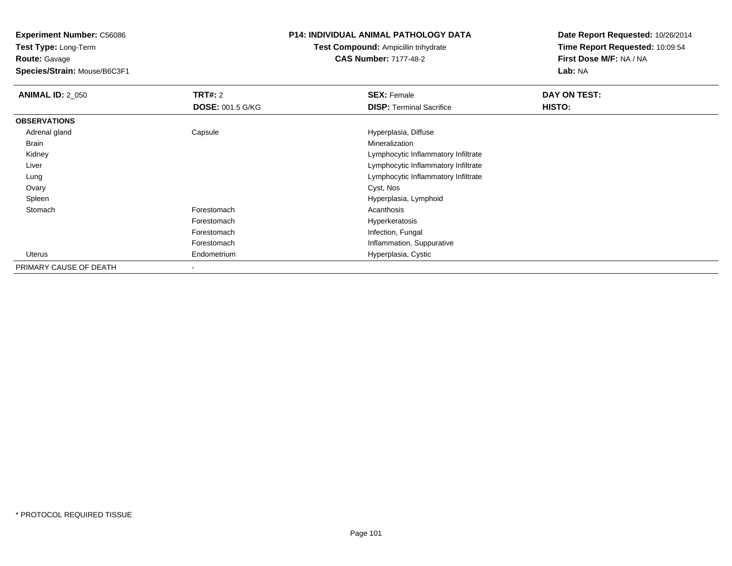**Experiment Number:** C56086
**Test Type:** Long-Term
**Route:** Gavage
**Species/Strain:** Mouse/B6C3F1

**P14: INDIVIDUAL ANIMAL PATHOLOGY DATA**
**Test Compound:** Ampicillin trihydrate
**CAS Number:** 7177-48-2

**Date Report Requested:** 10/26/2014
**Time Report Requested:** 10:09:54
**First Dose M/F:** NA / NA
**Lab:** NA

| **ANIMAL ID:** 2_050 | **TRT#:** 2 | **SEX:** Female | **DAY ON TEST:** |
|---|---|---|---|
| | **DOSE:** 001.5 G/KG | **DISP:** Terminal Sacrifice | **HISTO:** |
| **OBSERVATIONS** | | | |
| Adrenal gland | Capsule | Hyperplasia, Diffuse | |
| Brain | | Mineralization | |
| Kidney | | Lymphocytic Inflammatory Infiltrate | |
| Liver | | Lymphocytic Inflammatory Infiltrate | |
| Lung | | Lymphocytic Inflammatory Infiltrate | |
| Ovary | | Cyst, Nos | |
| Spleen | | Hyperplasia, Lymphoid | |
| Stomach | Forestomach | Acanthosis | |
| | Forestomach | Hyperkeratosis | |
| | Forestomach | Infection, Fungal | |
| | Forestomach | Inflammation, Suppurative | |
| Uterus | Endometrium | Hyperplasia, Cystic | |
| PRIMARY CAUSE OF DEATH | - | | |

* PROTOCOL REQUIRED TISSUE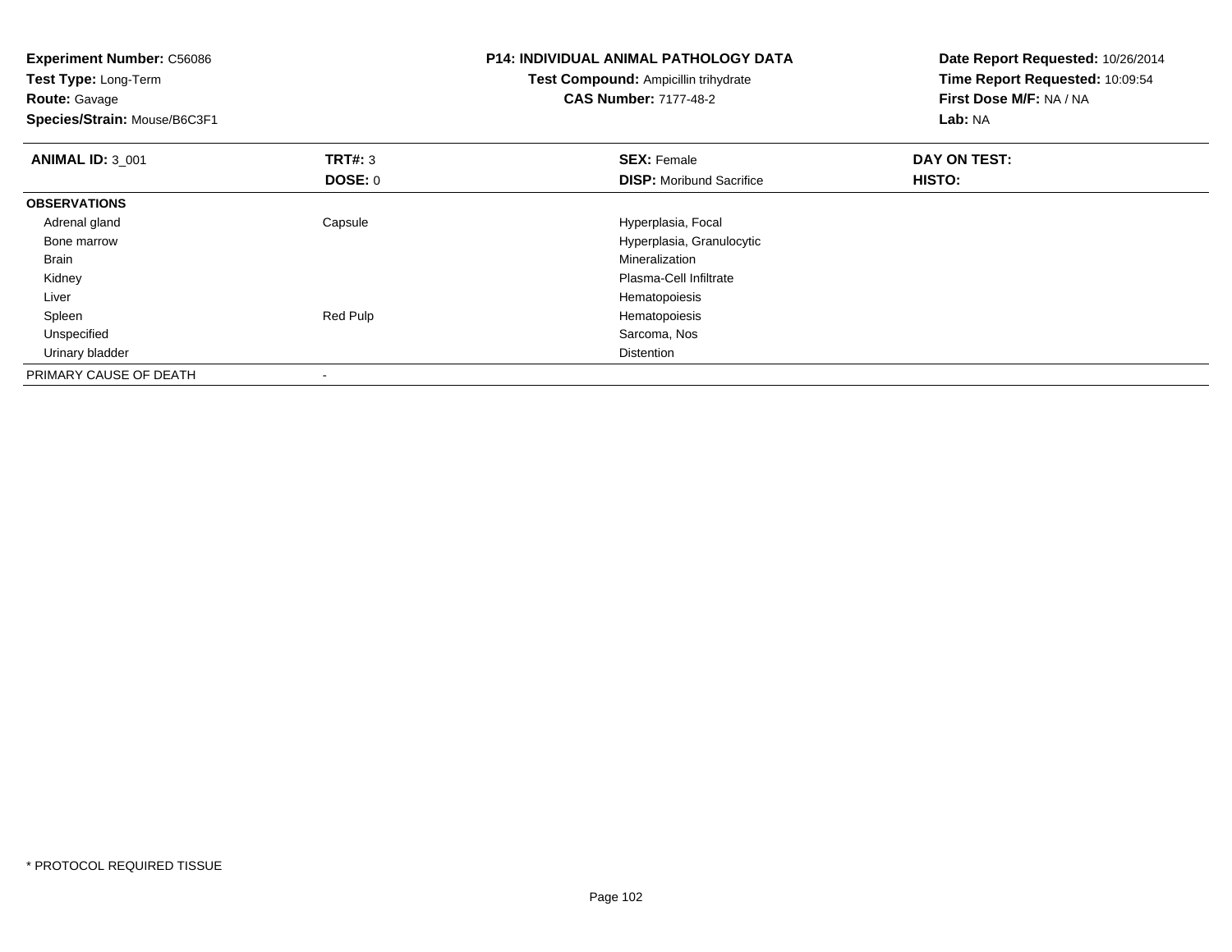**Experiment Number:** C56086
**Test Type:** Long-Term
**Route:** Gavage
**Species/Strain:** Mouse/B6C3F1

**P14: INDIVIDUAL ANIMAL PATHOLOGY DATA**
**Test Compound:** Ampicillin trihydrate
**CAS Number:** 7177-48-2

**Date Report Requested:** 10/26/2014
**Time Report Requested:** 10:09:54
**First Dose M/F:** NA / NA
**Lab:** NA

| **ANIMAL ID:** 3_001 | **TRT#:** 3 | **SEX:** Female | **DAY ON TEST:** |
|---|---|---|---|
| | **DOSE:** 0 | **DISP:** Moribund Sacrifice | **HISTO:** |
| **OBSERVATIONS** | | | |
| Adrenal gland | Capsule | Hyperplasia, Focal | |
| Bone marrow | | Hyperplasia, Granulocytic | |
| Brain | | Mineralization | |
| Kidney | | Plasma-Cell Infiltrate | |
| Liver | | Hematopoiesis | |
| Spleen | Red Pulp | Hematopoiesis | |
| Unspecified | | Sarcoma, Nos | |
| Urinary bladder | | Distention | |
| PRIMARY CAUSE OF DEATH | - | | |

* PROTOCOL REQUIRED TISSUE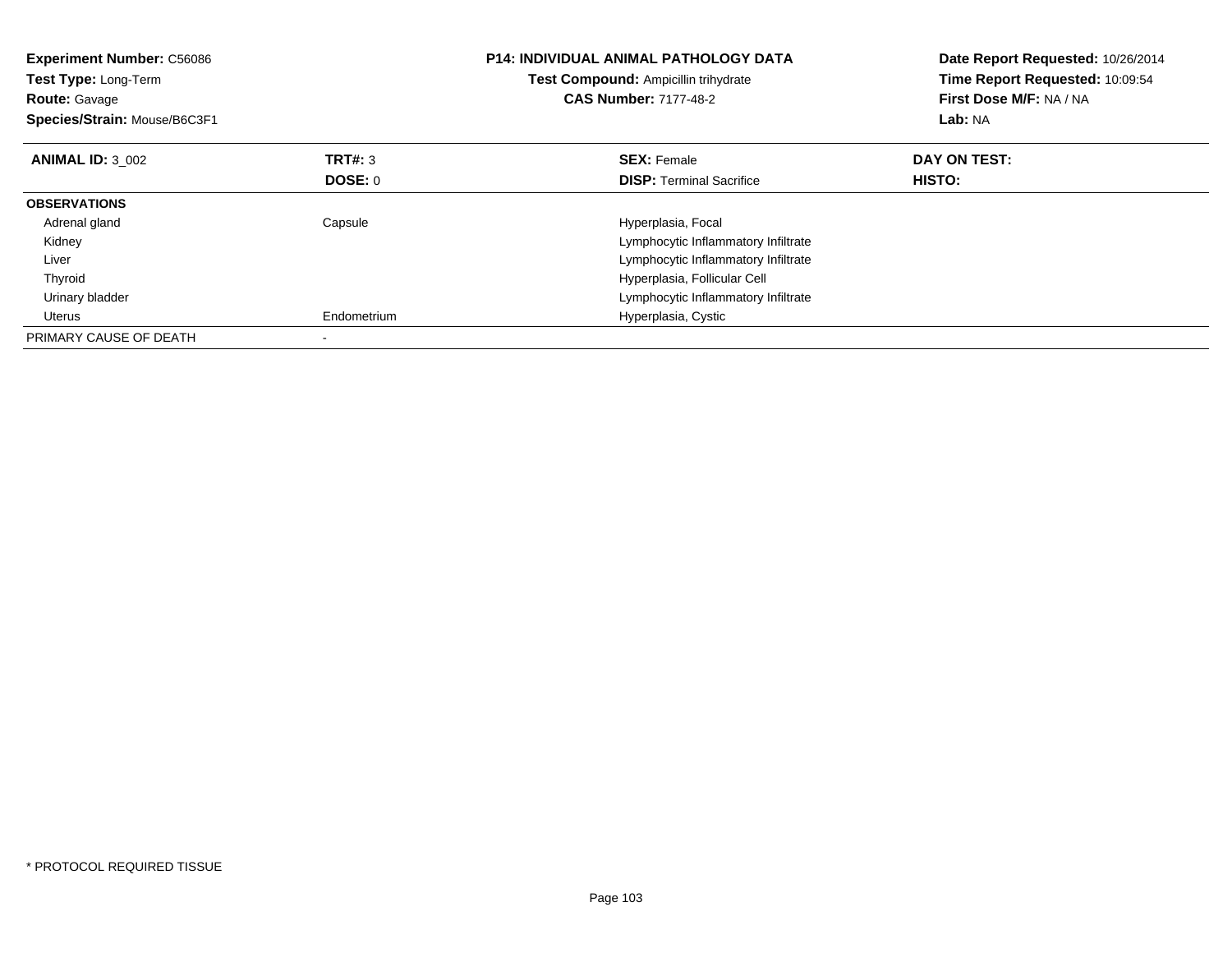**Experiment Number:** C56086
**Test Type:** Long-Term
**Route:** Gavage
**Species/Strain:** Mouse/B6C3F1

**P14: INDIVIDUAL ANIMAL PATHOLOGY DATA**
**Test Compound:** Ampicillin trihydrate
**CAS Number:** 7177-48-2

**Date Report Requested:** 10/26/2014
**Time Report Requested:** 10:09:54
**First Dose M/F:** NA / NA
**Lab:** NA

| **ANIMAL ID:** 3_002 | **TRT#:** 3 | **SEX:** Female | **DAY ON TEST:** |
|---|---|---|---|
| | **DOSE:** 0 | **DISP:** Terminal Sacrifice | **HISTO:** |
| **OBSERVATIONS** | | | |
| Adrenal gland | Capsule | Hyperplasia, Focal | |
| Kidney | | Lymphocytic Inflammatory Infiltrate | |
| Liver | | Lymphocytic Inflammatory Infiltrate | |
| Thyroid | | Hyperplasia, Follicular Cell | |
| Urinary bladder | | Lymphocytic Inflammatory Infiltrate | |
| Uterus | Endometrium | Hyperplasia, Cystic | |
| PRIMARY CAUSE OF DEATH | - | | |

* PROTOCOL REQUIRED TISSUE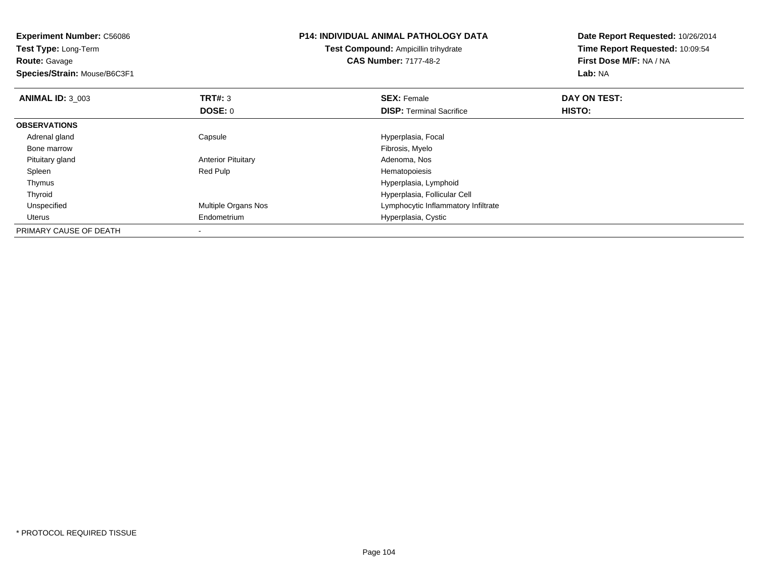**Experiment Number:** C56086
**Test Type:** Long-Term
**Route:** Gavage
**Species/Strain:** Mouse/B6C3F1

**P14: INDIVIDUAL ANIMAL PATHOLOGY DATA**
**Test Compound:** Ampicillin trihydrate
**CAS Number:** 7177-48-2

**Date Report Requested:** 10/26/2014
**Time Report Requested:** 10:09:54
**First Dose M/F:** NA / NA
**Lab:** NA

| **ANIMAL ID:** 3_003 | **TRT#:** 3 | **SEX:** Female | **DAY ON TEST:** |
|---|---|---|---|
| | **DOSE:** 0 | **DISP:** Terminal Sacrifice | **HISTO:** |
| **OBSERVATIONS** | | | |
| Adrenal gland | Capsule | Hyperplasia, Focal | |
| Bone marrow | | Fibrosis, Myelo | |
| Pituitary gland | Anterior Pituitary | Adenoma, Nos | |
| Spleen | Red Pulp | Hematopoiesis | |
| Thymus | | Hyperplasia, Lymphoid | |
| Thyroid | | Hyperplasia, Follicular Cell | |
| Unspecified | Multiple Organs Nos | Lymphocytic Inflammatory Infiltrate | |
| Uterus | Endometrium | Hyperplasia, Cystic | |
| PRIMARY CAUSE OF DEATH | - | | |

* PROTOCOL REQUIRED TISSUE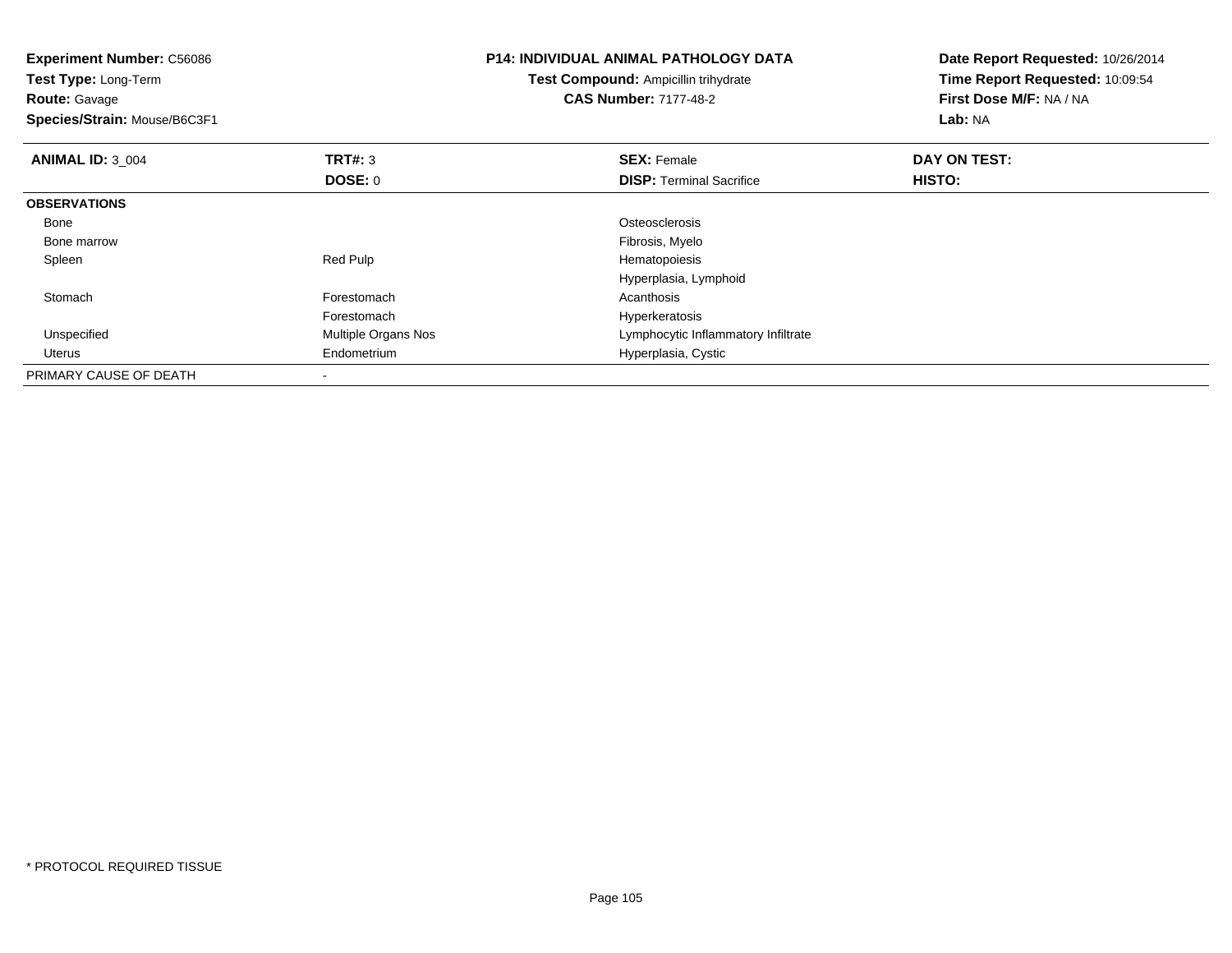**Experiment Number:** C56086
**Test Type:** Long-Term
**Route:** Gavage
**Species/Strain:** Mouse/B6C3F1

**P14: INDIVIDUAL ANIMAL PATHOLOGY DATA**
**Test Compound:** Ampicillin trihydrate
**CAS Number:** 7177-48-2

**Date Report Requested:** 10/26/2014
**Time Report Requested:** 10:09:54
**First Dose M/F:** NA / NA
**Lab:** NA

| **ANIMAL ID:** 3_004 | **TRT#:** 3 | **SEX:** Female | **DAY ON TEST:** |
|---|---|---|---|
| | **DOSE:** 0 | **DISP:** Terminal Sacrifice | **HISTO:** |
| **OBSERVATIONS** | | | |
| Bone | | Osteosclerosis | |
| Bone marrow | | Fibrosis, Myelo | |
| Spleen | Red Pulp | Hematopoiesis | |
| | | Hyperplasia, Lymphoid | |
| Stomach | Forestomach | Acanthosis | |
| | Forestomach | Hyperkeratosis | |
| Unspecified | Multiple Organs Nos | Lymphocytic Inflammatory Infiltrate | |
| Uterus | Endometrium | Hyperplasia, Cystic | |
| PRIMARY CAUSE OF DEATH | - | | |

* PROTOCOL REQUIRED TISSUE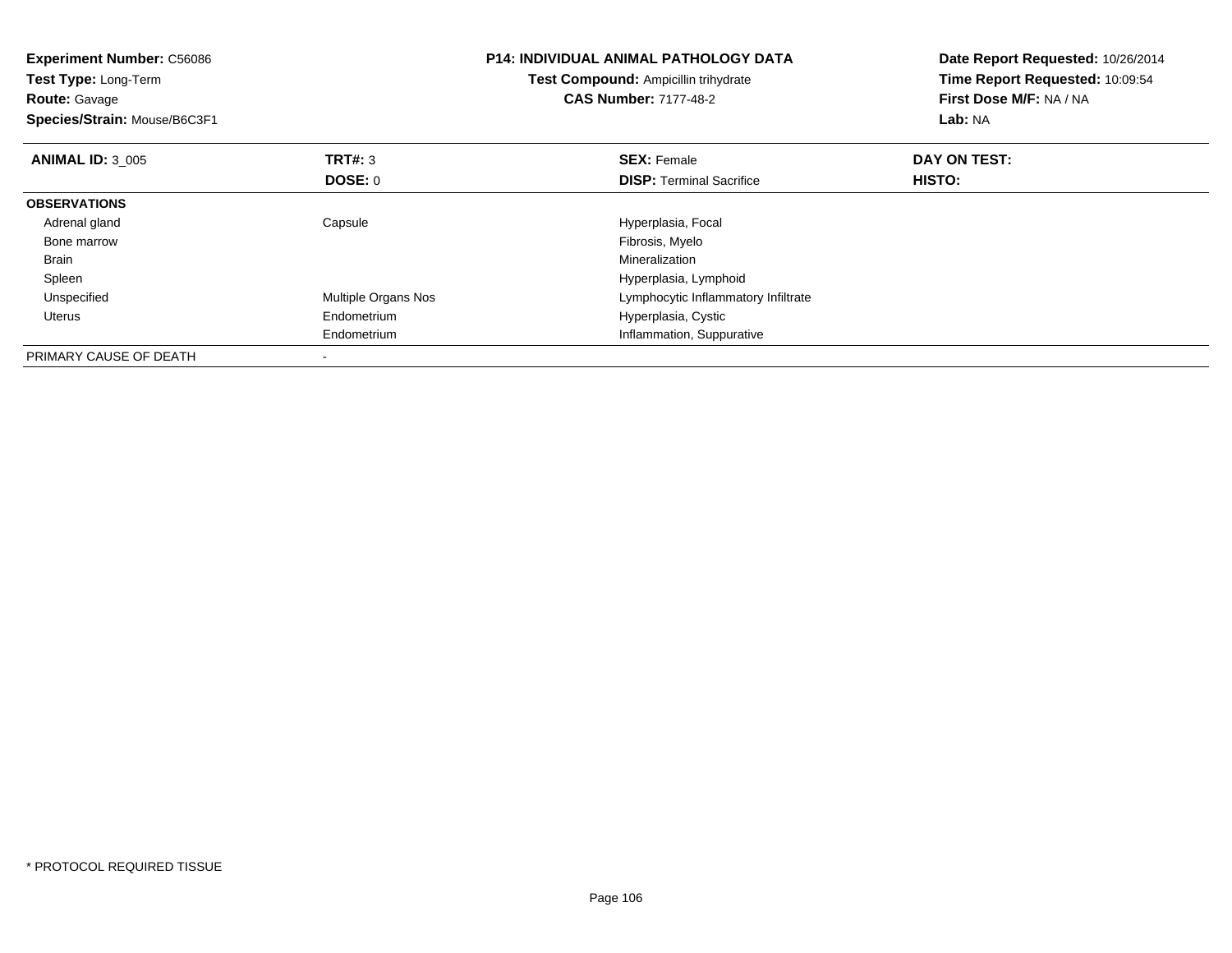**Experiment Number:** C56086
**Test Type:** Long-Term
**Route:** Gavage
**Species/Strain:** Mouse/B6C3F1

**P14: INDIVIDUAL ANIMAL PATHOLOGY DATA**
**Test Compound:** Ampicillin trihydrate
**CAS Number:** 7177-48-2

**Date Report Requested:** 10/26/2014
**Time Report Requested:** 10:09:54
**First Dose M/F:** NA / NA
**Lab:** NA

| **ANIMAL ID:** 3_005 | **TRT#:** 3 | **SEX:** Female | **DAY ON TEST:** |
|---|---|---|---|
| | **DOSE:** 0 | **DISP:** Terminal Sacrifice | **HISTO:** |
| **OBSERVATIONS** | | | |
| Adrenal gland | Capsule | Hyperplasia, Focal | |
| Bone marrow | | Fibrosis, Myelo | |
| Brain | | Mineralization | |
| Spleen | | Hyperplasia, Lymphoid | |
| Unspecified | Multiple Organs Nos | Lymphocytic Inflammatory Infiltrate | |
| Uterus | Endometrium | Hyperplasia, Cystic | |
| | Endometrium | Inflammation, Suppurative | |
| PRIMARY CAUSE OF DEATH | - | | |

* PROTOCOL REQUIRED TISSUE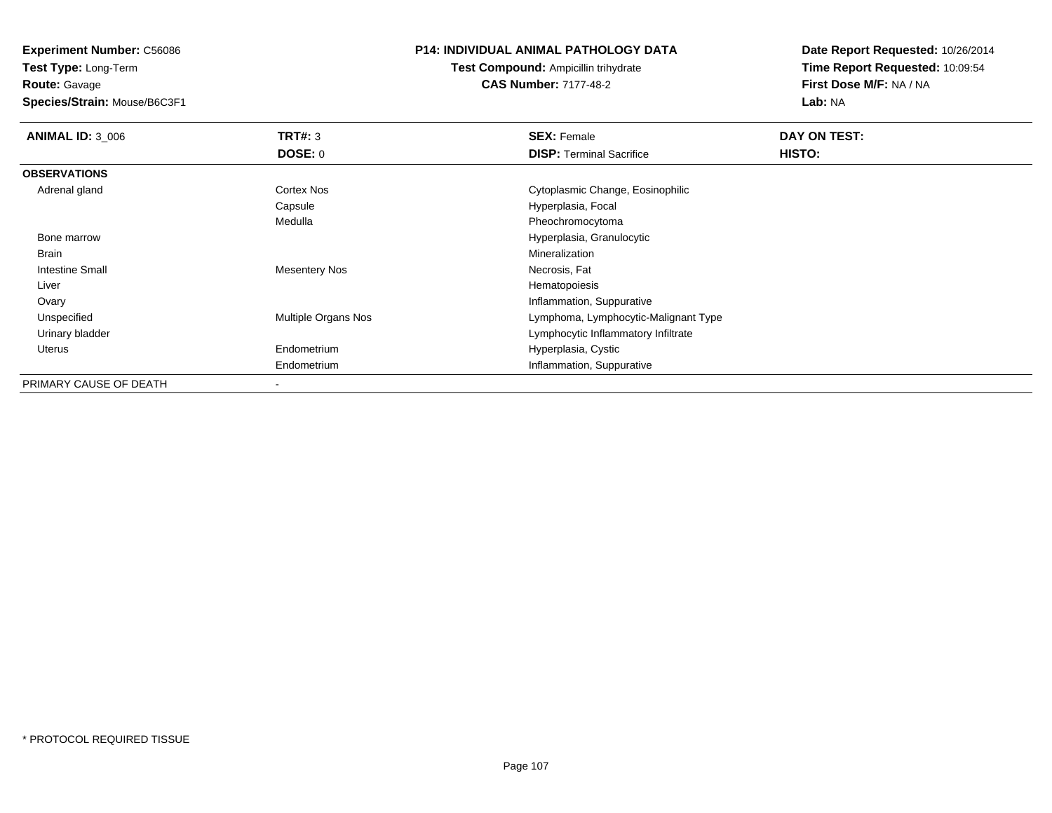**Experiment Number:** C56086
**Test Type:** Long-Term
**Route:** Gavage
**Species/Strain:** Mouse/B6C3F1

**P14: INDIVIDUAL ANIMAL PATHOLOGY DATA**
**Test Compound:** Ampicillin trihydrate
**CAS Number:** 7177-48-2

**Date Report Requested:** 10/26/2014
**Time Report Requested:** 10:09:54
**First Dose M/F:** NA / NA
**Lab:** NA

| **ANIMAL ID:** 3_006 | **TRT#:** 3 | **SEX:** Female | **DAY ON TEST:** |
|---|---|---|---|
| | **DOSE:** 0 | **DISP:** Terminal Sacrifice | **HISTO:** |
| **OBSERVATIONS** | | | |
| Adrenal gland | Cortex Nos | Cytoplasmic Change, Eosinophilic | |
| | Capsule | Hyperplasia, Focal | |
| | Medulla | Pheochromocytoma | |
| Bone marrow | | Hyperplasia, Granulocytic | |
| Brain | | Mineralization | |
| Intestine Small | Mesentery Nos | Necrosis, Fat | |
| Liver | | Hematopoiesis | |
| Ovary | | Inflammation, Suppurative | |
| Unspecified | Multiple Organs Nos | Lymphoma, Lymphocytic-Malignant Type | |
| Urinary bladder | | Lymphocytic Inflammatory Infiltrate | |
| Uterus | Endometrium | Hyperplasia, Cystic | |
| | Endometrium | Inflammation, Suppurative | |
| PRIMARY CAUSE OF DEATH | - | | |

* PROTOCOL REQUIRED TISSUE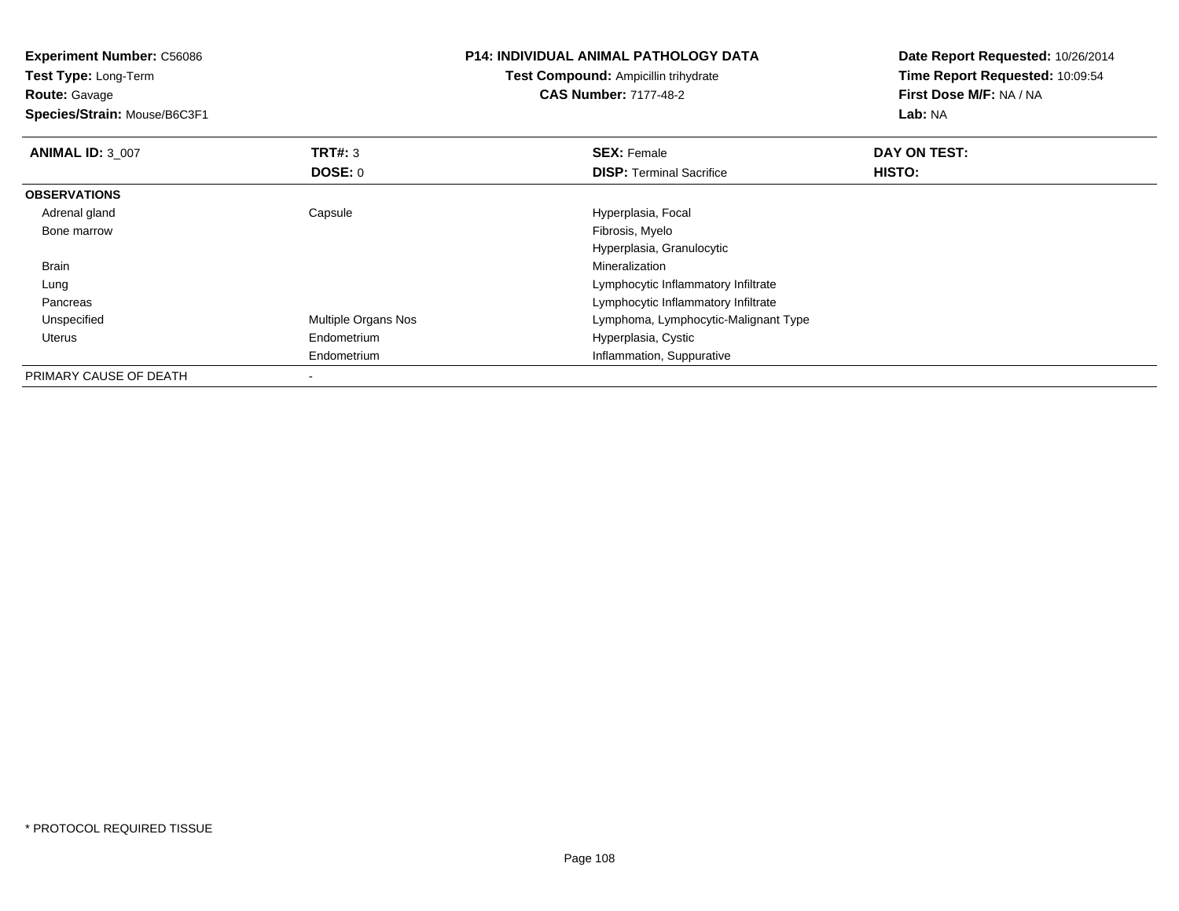**Experiment Number:** C56086
**Test Type:** Long-Term
**Route:** Gavage
**Species/Strain:** Mouse/B6C3F1

# P14: INDIVIDUAL ANIMAL PATHOLOGY DATA

**Test Compound:** Ampicillin trihydrate
**CAS Number:** 7177-48-2

**Date Report Requested:** 10/26/2014
**Time Report Requested:** 10:09:54
**First Dose M/F:** NA / NA
**Lab:** NA

| **ANIMAL ID:** 3_007 | **TRT#:** 3 | **SEX:** Female | **DAY ON TEST:** |
|---|---|---|---|
| | **DOSE:** 0 | **DISP:** Terminal Sacrifice | **HISTO:** |
| **OBSERVATIONS** | | | |
| Adrenal gland | Capsule | Hyperplasia, Focal | |
| Bone marrow | | Fibrosis, Myelo | |
| | | Hyperplasia, Granulocytic | |
| Brain | | Mineralization | |
| Lung | | Lymphocytic Inflammatory Infiltrate | |
| Pancreas | | Lymphocytic Inflammatory Infiltrate | |
| Unspecified | Multiple Organs Nos | Lymphoma, Lymphocytic-Malignant Type | |
| Uterus | Endometrium | Hyperplasia, Cystic | |
| | Endometrium | Inflammation, Suppurative | |
| PRIMARY CAUSE OF DEATH | - | | |

* PROTOCOL REQUIRED TISSUE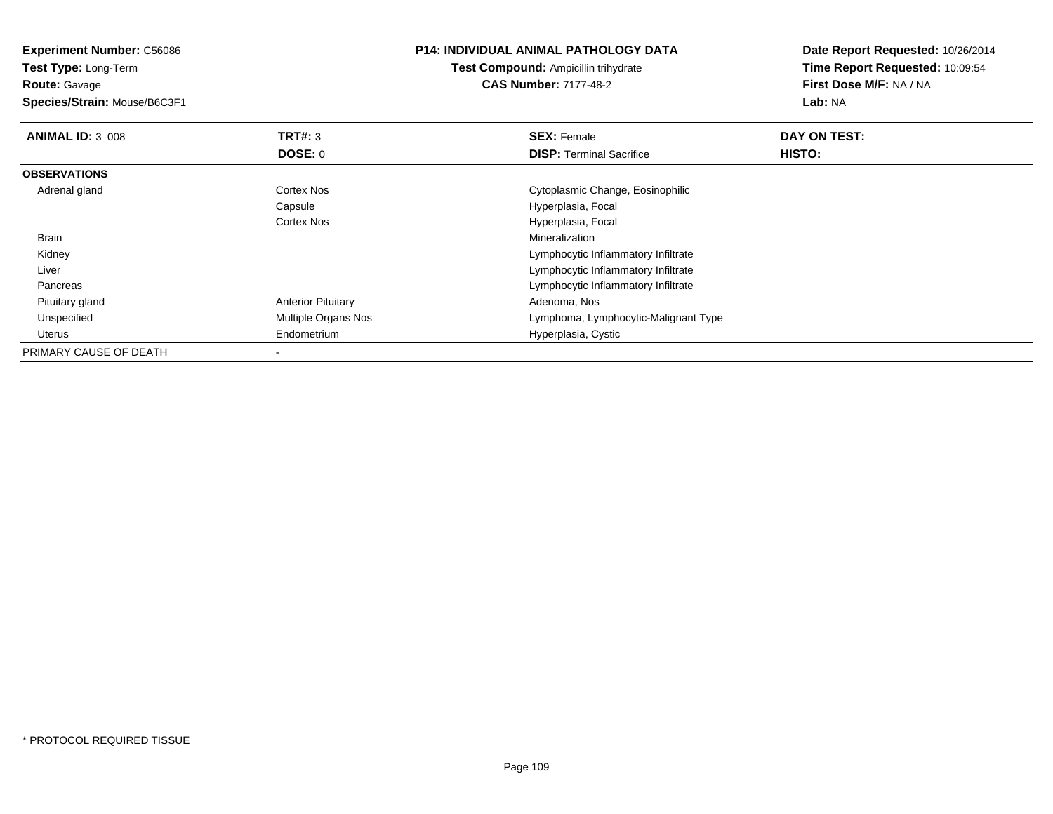**Experiment Number:** C56086
**Test Type:** Long-Term
**Route:** Gavage
**Species/Strain:** Mouse/B6C3F1

**P14: INDIVIDUAL ANIMAL PATHOLOGY DATA**
**Test Compound:** Ampicillin trihydrate
**CAS Number:** 7177-48-2

**Date Report Requested:** 10/26/2014
**Time Report Requested:** 10:09:54
**First Dose M/F:** NA / NA
**Lab:** NA

| **ANIMAL ID:** 3_008 | **TRT#:** 3 | **SEX:** Female | **DAY ON TEST:** |
|---|---|---|---|
| | **DOSE:** 0 | **DISP:** Terminal Sacrifice | **HISTO:** |
| **OBSERVATIONS** | | | |
| Adrenal gland | Cortex Nos | Cytoplasmic Change, Eosinophilic | |
| | Capsule | Hyperplasia, Focal | |
| | Cortex Nos | Hyperplasia, Focal | |
| Brain | | Mineralization | |
| Kidney | | Lymphocytic Inflammatory Infiltrate | |
| Liver | | Lymphocytic Inflammatory Infiltrate | |
| Pancreas | | Lymphocytic Inflammatory Infiltrate | |
| Pituitary gland | Anterior Pituitary | Adenoma, Nos | |
| Unspecified | Multiple Organs Nos | Lymphoma, Lymphocytic-Malignant Type | |
| Uterus | Endometrium | Hyperplasia, Cystic | |
| PRIMARY CAUSE OF DEATH | - | | |

* PROTOCOL REQUIRED TISSUE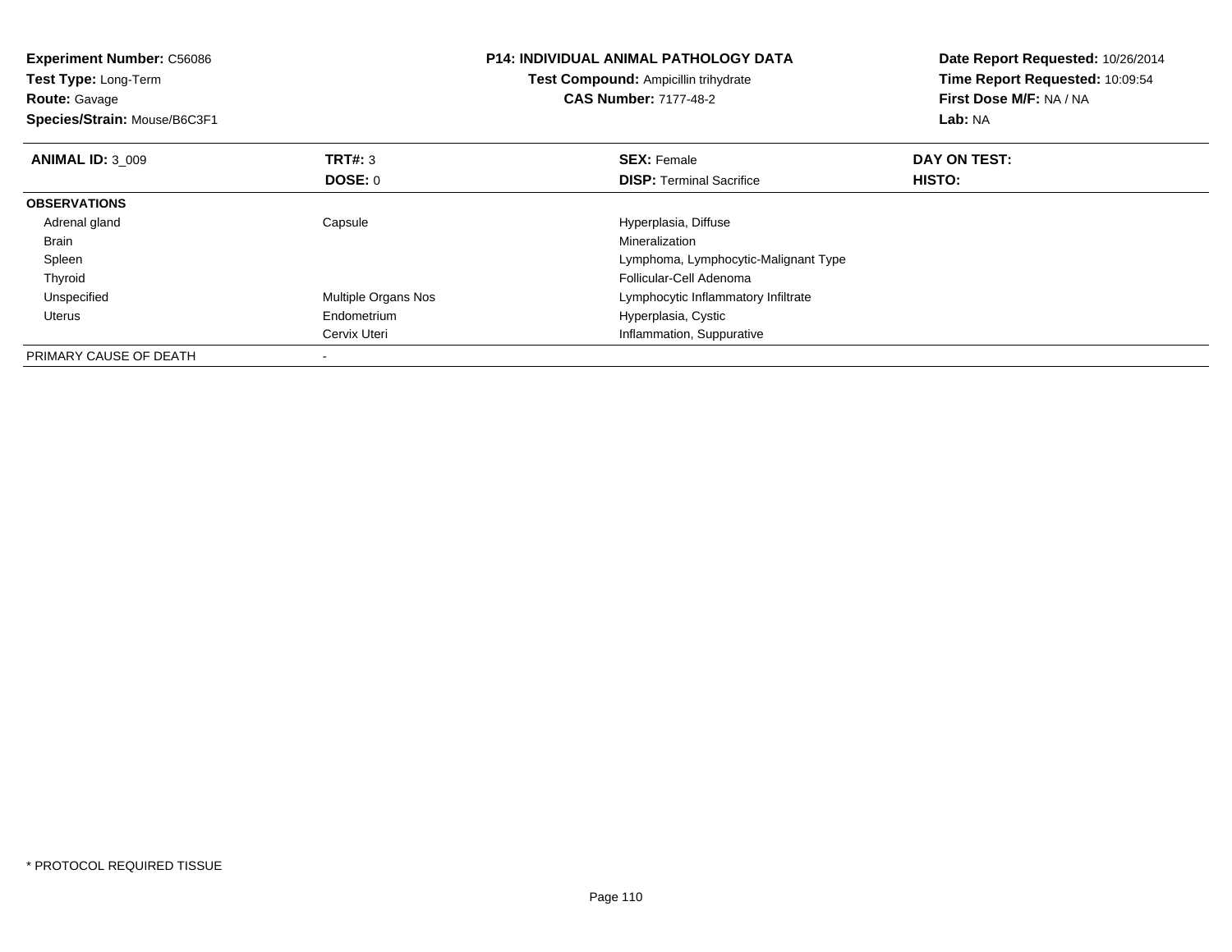**Experiment Number:** C56086
**Test Type:** Long-Term
**Route:** Gavage
**Species/Strain:** Mouse/B6C3F1

**P14: INDIVIDUAL ANIMAL PATHOLOGY DATA**
**Test Compound:** Ampicillin trihydrate
**CAS Number:** 7177-48-2

**Date Report Requested:** 10/26/2014
**Time Report Requested:** 10:09:54
**First Dose M/F:** NA / NA
**Lab:** NA

| **ANIMAL ID:** 3_009 | **TRT#:** 3 | **SEX:** Female | **DAY ON TEST:** |
|---|---|---|---|
| | **DOSE:** 0 | **DISP:** Terminal Sacrifice | **HISTO:** |
| **OBSERVATIONS** | | | |
| Adrenal gland | Capsule | Hyperplasia, Diffuse | |
| Brain | | Mineralization | |
| Spleen | | Lymphoma, Lymphocytic-Malignant Type | |
| Thyroid | | Follicular-Cell Adenoma | |
| Unspecified | Multiple Organs Nos | Lymphocytic Inflammatory Infiltrate | |
| Uterus | Endometrium | Hyperplasia, Cystic | |
| | Cervix Uteri | Inflammation, Suppurative | |
| PRIMARY CAUSE OF DEATH | - | | |

* PROTOCOL REQUIRED TISSUE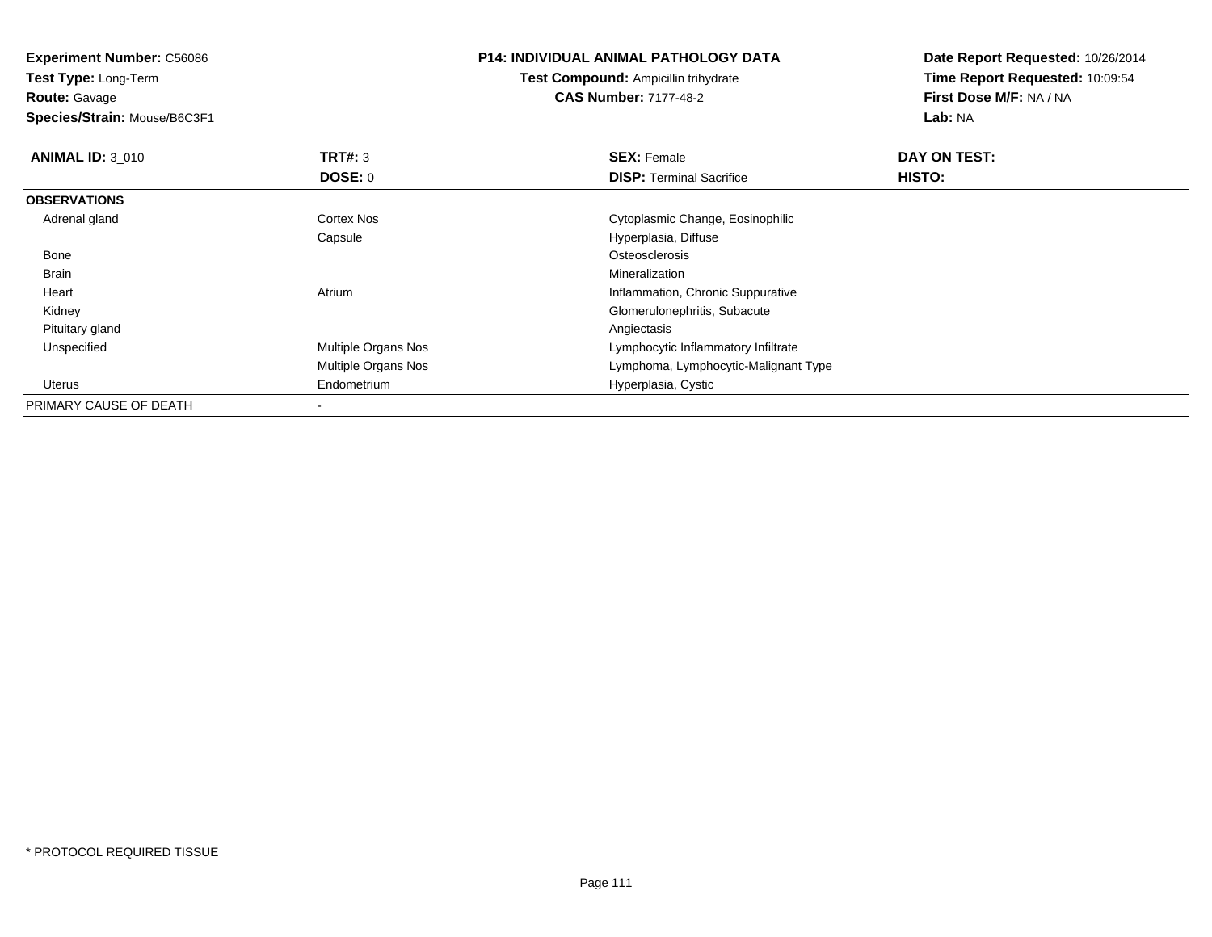**Experiment Number:** C56086
**Test Type:** Long-Term
**Route:** Gavage
**Species/Strain:** Mouse/B6C3F1

**P14: INDIVIDUAL ANIMAL PATHOLOGY DATA**
**Test Compound:** Ampicillin trihydrate
**CAS Number:** 7177-48-2

**Date Report Requested:** 10/26/2014
**Time Report Requested:** 10:09:54
**First Dose M/F:** NA / NA
**Lab:** NA

| **ANIMAL ID:** 3_010 | **TRT#:** 3 | **SEX:** Female | **DAY ON TEST:** |
|---|---|---|---|
| | **DOSE:** 0 | **DISP:** Terminal Sacrifice | **HISTO:** |
| **OBSERVATIONS** | | | |
| Adrenal gland | Cortex Nos | Cytoplasmic Change, Eosinophilic | |
| | Capsule | Hyperplasia, Diffuse | |
| Bone | | Osteosclerosis | |
| Brain | | Mineralization | |
| Heart | Atrium | Inflammation, Chronic Suppurative | |
| Kidney | | Glomerulonephritis, Subacute | |
| Pituitary gland | | Angiectasis | |
| Unspecified | Multiple Organs Nos | Lymphocytic Inflammatory Infiltrate | |
| | Multiple Organs Nos | Lymphoma, Lymphocytic-Malignant Type | |
| Uterus | Endometrium | Hyperplasia, Cystic | |
| PRIMARY CAUSE OF DEATH | - | | |

* PROTOCOL REQUIRED TISSUE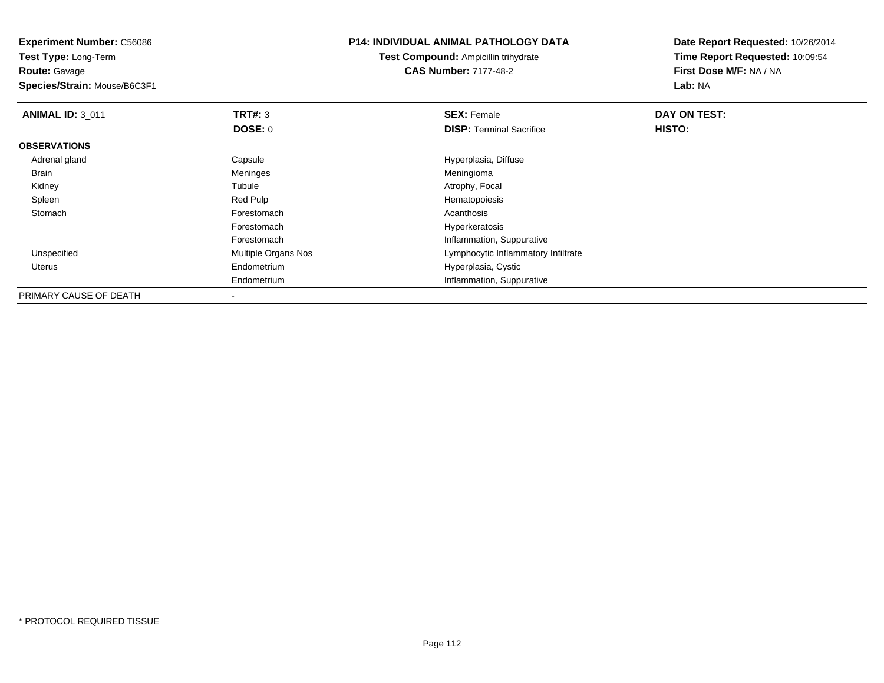**Experiment Number:** C56086
**Test Type:** Long-Term
**Route:** Gavage
**Species/Strain:** Mouse/B6C3F1

**P14: INDIVIDUAL ANIMAL PATHOLOGY DATA**
**Test Compound:** Ampicillin trihydrate
**CAS Number:** 7177-48-2

**Date Report Requested:** 10/26/2014
**Time Report Requested:** 10:09:54
**First Dose M/F:** NA / NA
**Lab:** NA

| **ANIMAL ID:** 3_011 | **TRT#:** 3 | **SEX:** Female | **DAY ON TEST:** |
|---|---|---|---|
| | **DOSE:** 0 | **DISP:** Terminal Sacrifice | **HISTO:** |
| **OBSERVATIONS** | | | |
| Adrenal gland | Capsule | Hyperplasia, Diffuse | |
| Brain | Meninges | Meningioma | |
| Kidney | Tubule | Atrophy, Focal | |
| Spleen | Red Pulp | Hematopoiesis | |
| Stomach | Forestomach | Acanthosis | |
| | Forestomach | Hyperkeratosis | |
| | Forestomach | Inflammation, Suppurative | |
| Unspecified | Multiple Organs Nos | Lymphocytic Inflammatory Infiltrate | |
| Uterus | Endometrium | Hyperplasia, Cystic | |
| | Endometrium | Inflammation, Suppurative | |
| PRIMARY CAUSE OF DEATH | - | | |

* PROTOCOL REQUIRED TISSUE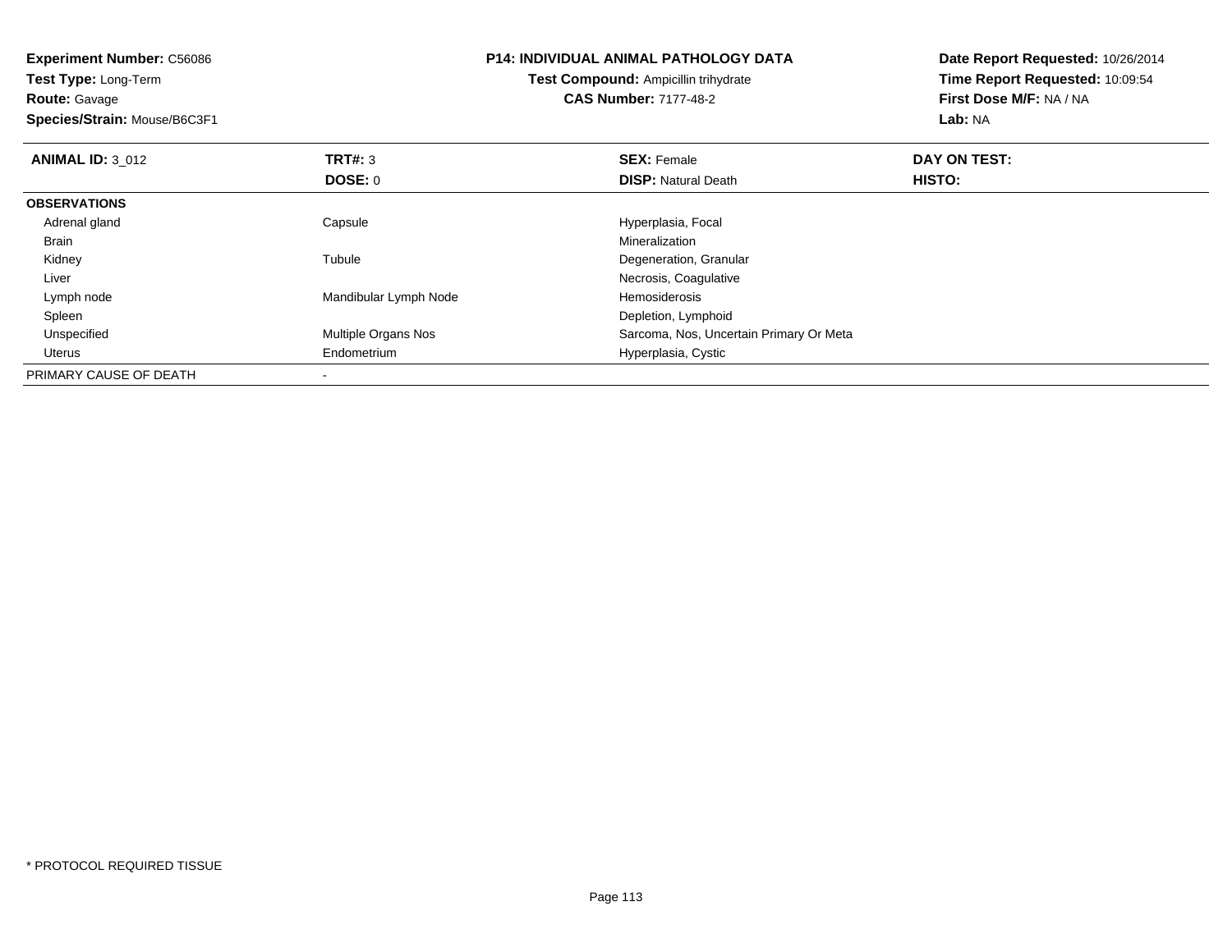**Experiment Number:** C56086
**Test Type:** Long-Term
**Route:** Gavage
**Species/Strain:** Mouse/B6C3F1

**P14: INDIVIDUAL ANIMAL PATHOLOGY DATA**
**Test Compound:** Ampicillin trihydrate
**CAS Number:** 7177-48-2

**Date Report Requested:** 10/26/2014
**Time Report Requested:** 10:09:54
**First Dose M/F:** NA / NA
**Lab:** NA

| **ANIMAL ID:** 3_012 | **TRT#:** 3 | **SEX:** Female | **DAY ON TEST:** |
|---|---|---|---|
| | **DOSE:** 0 | **DISP:** Natural Death | **HISTO:** |
| **OBSERVATIONS** | | | |
| Adrenal gland | Capsule | Hyperplasia, Focal | |
| Brain | | Mineralization | |
| Kidney | Tubule | Degeneration, Granular | |
| Liver | | Necrosis, Coagulative | |
| Lymph node | Mandibular Lymph Node | Hemosiderosis | |
| Spleen | | Depletion, Lymphoid | |
| Unspecified | Multiple Organs Nos | Sarcoma, Nos, Uncertain Primary Or Meta | |
| Uterus | Endometrium | Hyperplasia, Cystic | |
| PRIMARY CAUSE OF DEATH | - | | |

* PROTOCOL REQUIRED TISSUE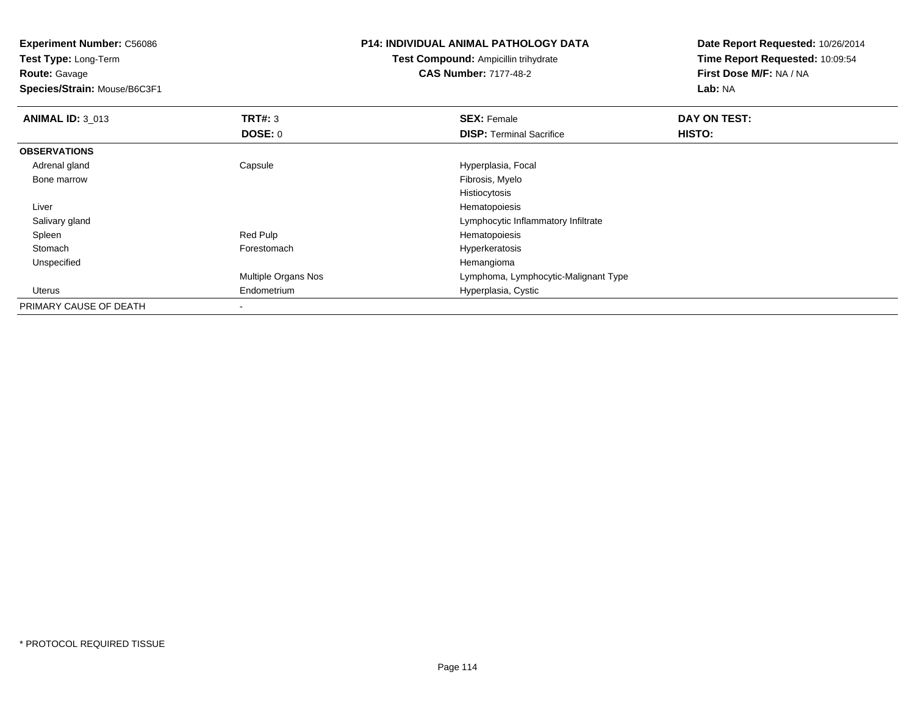**Experiment Number:** C56086
**Test Type:** Long-Term
**Route:** Gavage
**Species/Strain:** Mouse/B6C3F1

**P14: INDIVIDUAL ANIMAL PATHOLOGY DATA**
**Test Compound:** Ampicillin trihydrate
**CAS Number:** 7177-48-2

**Date Report Requested:** 10/26/2014
**Time Report Requested:** 10:09:54
**First Dose M/F:** NA / NA
**Lab:** NA

| **ANIMAL ID:** 3_013 | **TRT#:** 3 | **SEX:** Female | **DAY ON TEST:** |
|---|---|---|---|
| | **DOSE:** 0 | **DISP:** Terminal Sacrifice | **HISTO:** |
| **OBSERVATIONS** | | | |
| Adrenal gland | Capsule | Hyperplasia, Focal | |
| Bone marrow | | Fibrosis, Myelo | |
| | | Histiocytosis | |
| Liver | | Hematopoiesis | |
| Salivary gland | | Lymphocytic Inflammatory Infiltrate | |
| Spleen | Red Pulp | Hematopoiesis | |
| Stomach | Forestomach | Hyperkeratosis | |
| Unspecified | | Hemangioma | |
| | Multiple Organs Nos | Lymphoma, Lymphocytic-Malignant Type | |
| Uterus | Endometrium | Hyperplasia, Cystic | |
| PRIMARY CAUSE OF DEATH | - | | |

* PROTOCOL REQUIRED TISSUE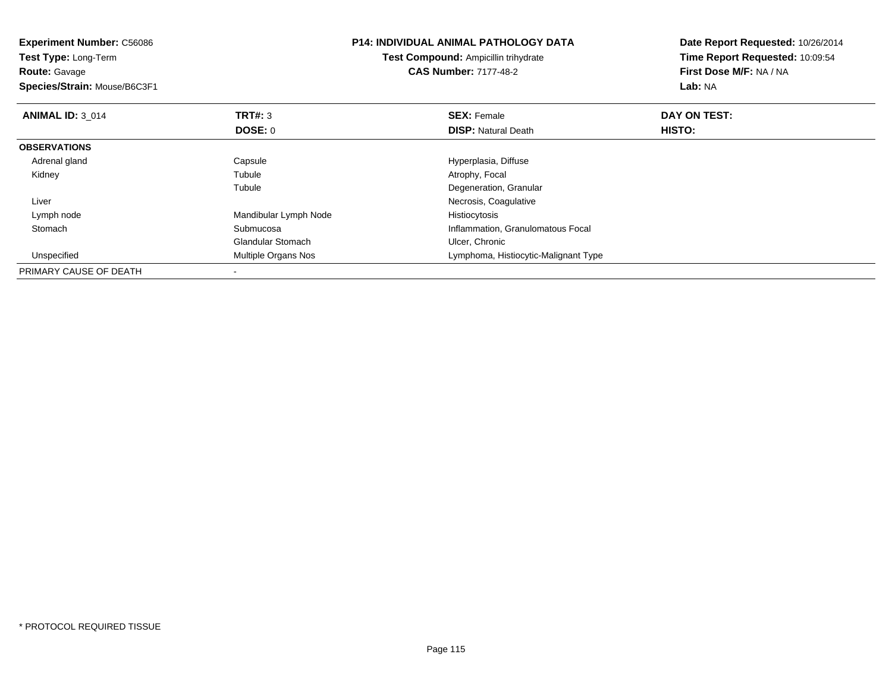**Experiment Number:** C56086
**Test Type:** Long-Term
**Route:** Gavage
**Species/Strain:** Mouse/B6C3F1

**P14: INDIVIDUAL ANIMAL PATHOLOGY DATA**
**Test Compound:** Ampicillin trihydrate
**CAS Number:** 7177-48-2

**Date Report Requested:** 10/26/2014
**Time Report Requested:** 10:09:54
**First Dose M/F:** NA / NA
**Lab:** NA

| **ANIMAL ID:** 3_014 | **TRT#:** 3 | **SEX:** Female | **DAY ON TEST:** |
|---|---|---|---|
| | **DOSE:** 0 | **DISP:** Natural Death | **HISTO:** |
| **OBSERVATIONS** | | | |
| Adrenal gland | Capsule | Hyperplasia, Diffuse | |
| Kidney | Tubule | Atrophy, Focal | |
| | Tubule | Degeneration, Granular | |
| Liver | | Necrosis, Coagulative | |
| Lymph node | Mandibular Lymph Node | Histiocytosis | |
| Stomach | Submucosa | Inflammation, Granulomatous Focal | |
| | Glandular Stomach | Ulcer, Chronic | |
| Unspecified | Multiple Organs Nos | Lymphoma, Histiocytic-Malignant Type | |
| PRIMARY CAUSE OF DEATH | - | | |

* PROTOCOL REQUIRED TISSUE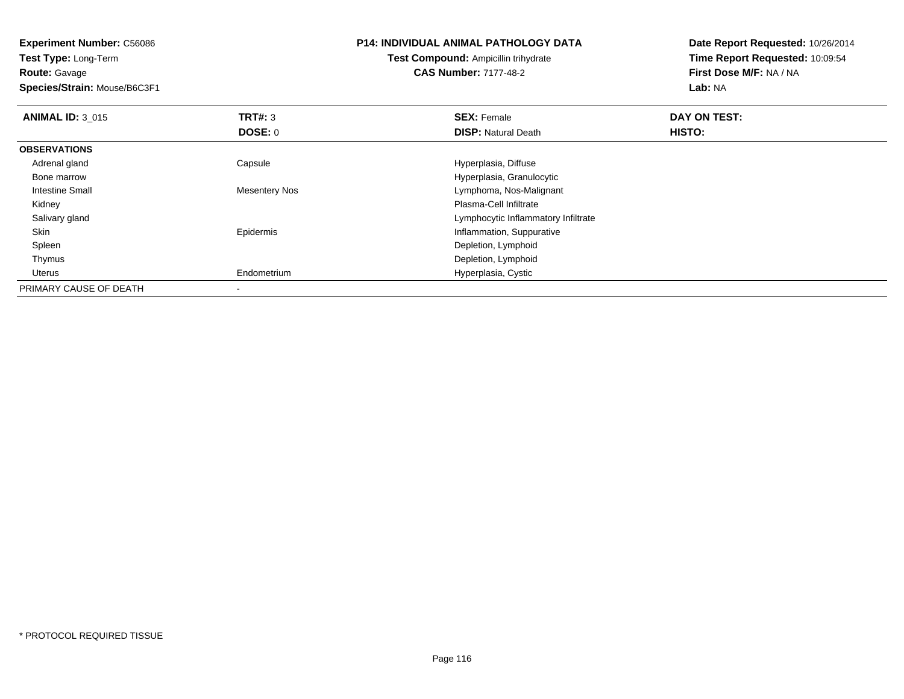**Experiment Number:** C56086
**Test Type:** Long-Term
**Route:** Gavage
**Species/Strain:** Mouse/B6C3F1

**P14: INDIVIDUAL ANIMAL PATHOLOGY DATA**
**Test Compound:** Ampicillin trihydrate
**CAS Number:** 7177-48-2

**Date Report Requested:** 10/26/2014
**Time Report Requested:** 10:09:54
**First Dose M/F:** NA / NA
**Lab:** NA

| **ANIMAL ID:** 3_015 | **TRT#:** 3 | **SEX:** Female | **DAY ON TEST:** |
|---|---|---|---|
| | **DOSE:** 0 | **DISP:** Natural Death | **HISTO:** |
| **OBSERVATIONS** | | | |
| Adrenal gland | Capsule | Hyperplasia, Diffuse | |
| Bone marrow | | Hyperplasia, Granulocytic | |
| Intestine Small | Mesentery Nos | Lymphoma, Nos-Malignant | |
| Kidney | | Plasma-Cell Infiltrate | |
| Salivary gland | | Lymphocytic Inflammatory Infiltrate | |
| Skin | Epidermis | Inflammation, Suppurative | |
| Spleen | | Depletion, Lymphoid | |
| Thymus | | Depletion, Lymphoid | |
| Uterus | Endometrium | Hyperplasia, Cystic | |
| PRIMARY CAUSE OF DEATH | - | | |

* PROTOCOL REQUIRED TISSUE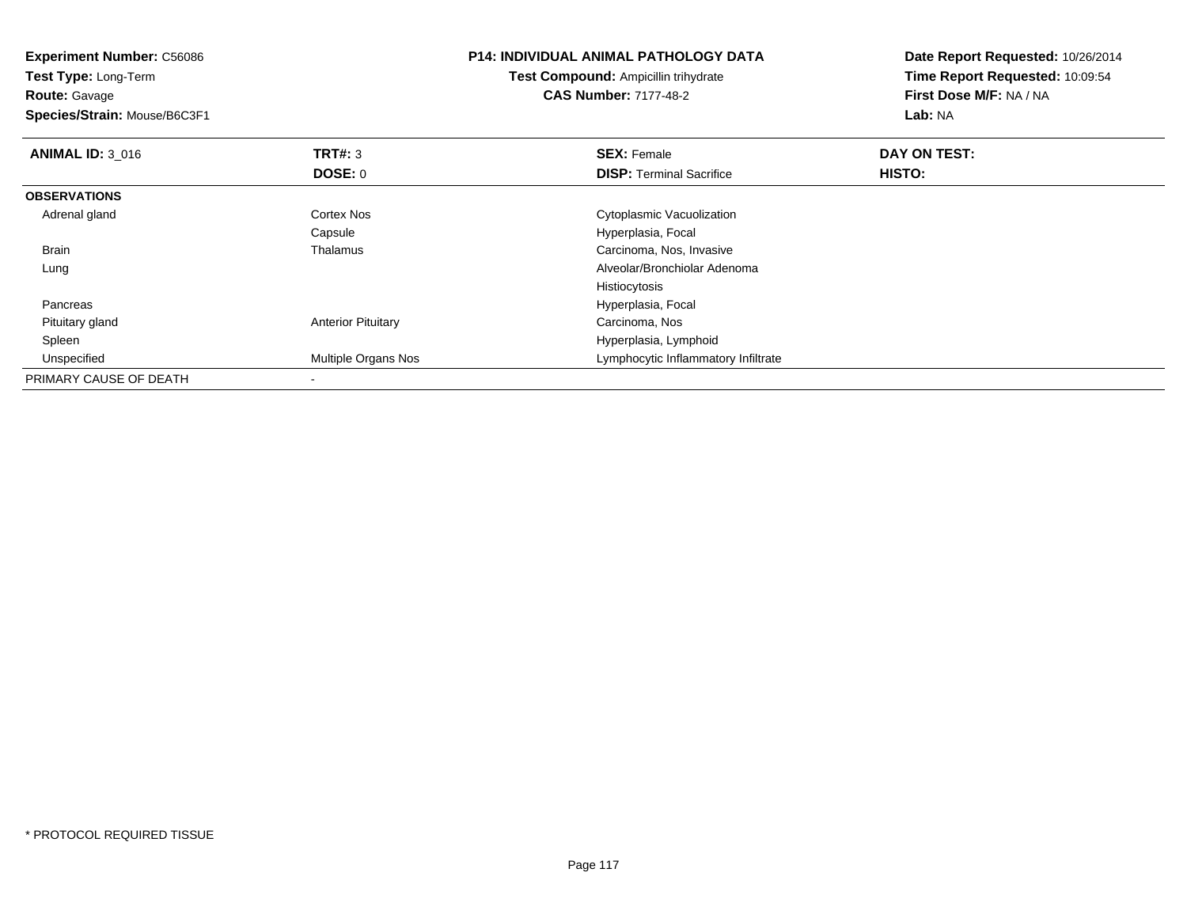**Experiment Number:** C56086
**Test Type:** Long-Term
**Route:** Gavage
**Species/Strain:** Mouse/B6C3F1

**P14: INDIVIDUAL ANIMAL PATHOLOGY DATA**
**Test Compound:** Ampicillin trihydrate
**CAS Number:** 7177-48-2

**Date Report Requested:** 10/26/2014
**Time Report Requested:** 10:09:54
**First Dose M/F:** NA / NA
**Lab:** NA

| **ANIMAL ID:** 3_016 | **TRT#:** 3 | **SEX:** Female | **DAY ON TEST:** |
|---|---|---|---|
| | **DOSE:** 0 | **DISP:** Terminal Sacrifice | **HISTO:** |
| **OBSERVATIONS** | | | |
| Adrenal gland | Cortex Nos | Cytoplasmic Vacuolization | |
| | Capsule | Hyperplasia, Focal | |
| Brain | Thalamus | Carcinoma, Nos, Invasive | |
| Lung | | Alveolar/Bronchiolar Adenoma | |
| | | Histiocytosis | |
| Pancreas | | Hyperplasia, Focal | |
| Pituitary gland | Anterior Pituitary | Carcinoma, Nos | |
| Spleen | | Hyperplasia, Lymphoid | |
| Unspecified | Multiple Organs Nos | Lymphocytic Inflammatory Infiltrate | |
| PRIMARY CAUSE OF DEATH | - | | |

* PROTOCOL REQUIRED TISSUE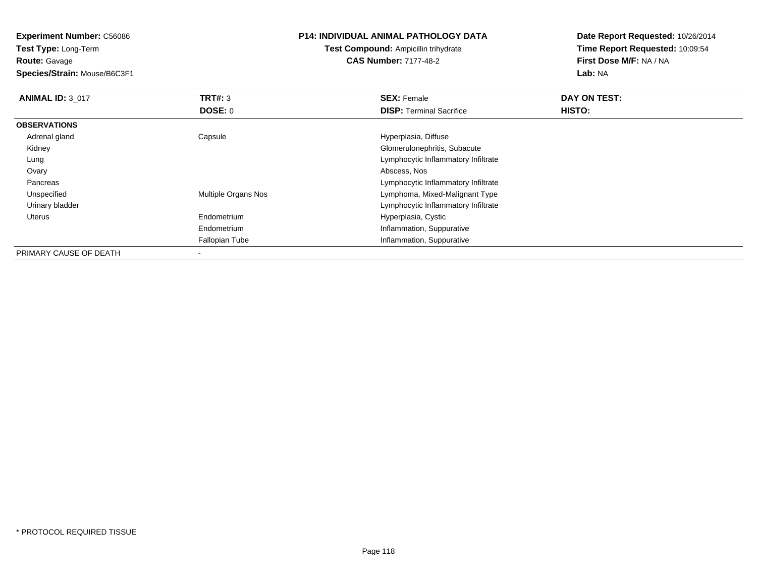**Experiment Number:** C56086
**Test Type:** Long-Term
**Route:** Gavage
**Species/Strain:** Mouse/B6C3F1

**P14: INDIVIDUAL ANIMAL PATHOLOGY DATA**
**Test Compound:** Ampicillin trihydrate
**CAS Number:** 7177-48-2

**Date Report Requested:** 10/26/2014
**Time Report Requested:** 10:09:54
**First Dose M/F:** NA / NA
**Lab:** NA

| **ANIMAL ID:** 3_017 | **TRT#:** 3 | **SEX:** Female | **DAY ON TEST:** |
|---|---|---|---|
| | **DOSE:** 0 | **DISP:** Terminal Sacrifice | **HISTO:** |
| **OBSERVATIONS** | | | |
| Adrenal gland | Capsule | Hyperplasia, Diffuse | |
| Kidney | | Glomerulonephritis, Subacute | |
| Lung | | Lymphocytic Inflammatory Infiltrate | |
| Ovary | | Abscess, Nos | |
| Pancreas | | Lymphocytic Inflammatory Infiltrate | |
| Unspecified | Multiple Organs Nos | Lymphoma, Mixed-Malignant Type | |
| Urinary bladder | | Lymphocytic Inflammatory Infiltrate | |
| Uterus | Endometrium | Hyperplasia, Cystic | |
| | Endometrium | Inflammation, Suppurative | |
| | Fallopian Tube | Inflammation, Suppurative | |
| PRIMARY CAUSE OF DEATH | - | | |

* PROTOCOL REQUIRED TISSUE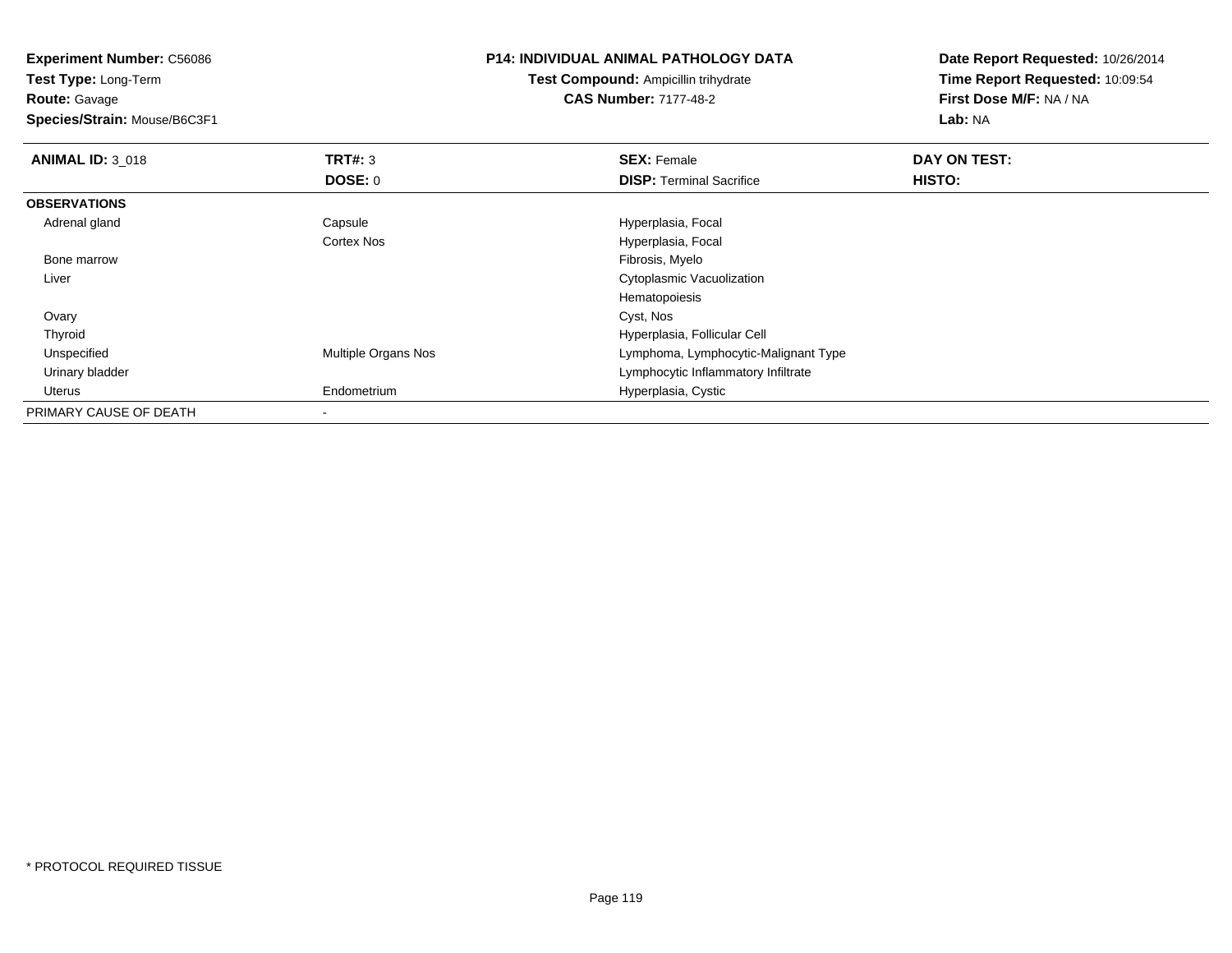**Experiment Number:** C56086
**Test Type:** Long-Term
**Route:** Gavage
**Species/Strain:** Mouse/B6C3F1

**P14: INDIVIDUAL ANIMAL PATHOLOGY DATA**
**Test Compound:** Ampicillin trihydrate
**CAS Number:** 7177-48-2

**Date Report Requested:** 10/26/2014
**Time Report Requested:** 10:09:54
**First Dose M/F:** NA / NA
**Lab:** NA

| **ANIMAL ID:** 3_018 | **TRT#:** 3 | **SEX:** Female | **DAY ON TEST:** |
|---|---|---|---|
| | **DOSE:** 0 | **DISP:** Terminal Sacrifice | **HISTO:** |
| **OBSERVATIONS** | | | |
| Adrenal gland | Capsule | Hyperplasia, Focal | |
| | Cortex Nos | Hyperplasia, Focal | |
| Bone marrow | | Fibrosis, Myelo | |
| Liver | | Cytoplasmic Vacuolization | |
| | | Hematopoiesis | |
| Ovary | | Cyst, Nos | |
| Thyroid | | Hyperplasia, Follicular Cell | |
| Unspecified | Multiple Organs Nos | Lymphoma, Lymphocytic-Malignant Type | |
| Urinary bladder | | Lymphocytic Inflammatory Infiltrate | |
| Uterus | Endometrium | Hyperplasia, Cystic | |
| PRIMARY CAUSE OF DEATH | - | | |

* PROTOCOL REQUIRED TISSUE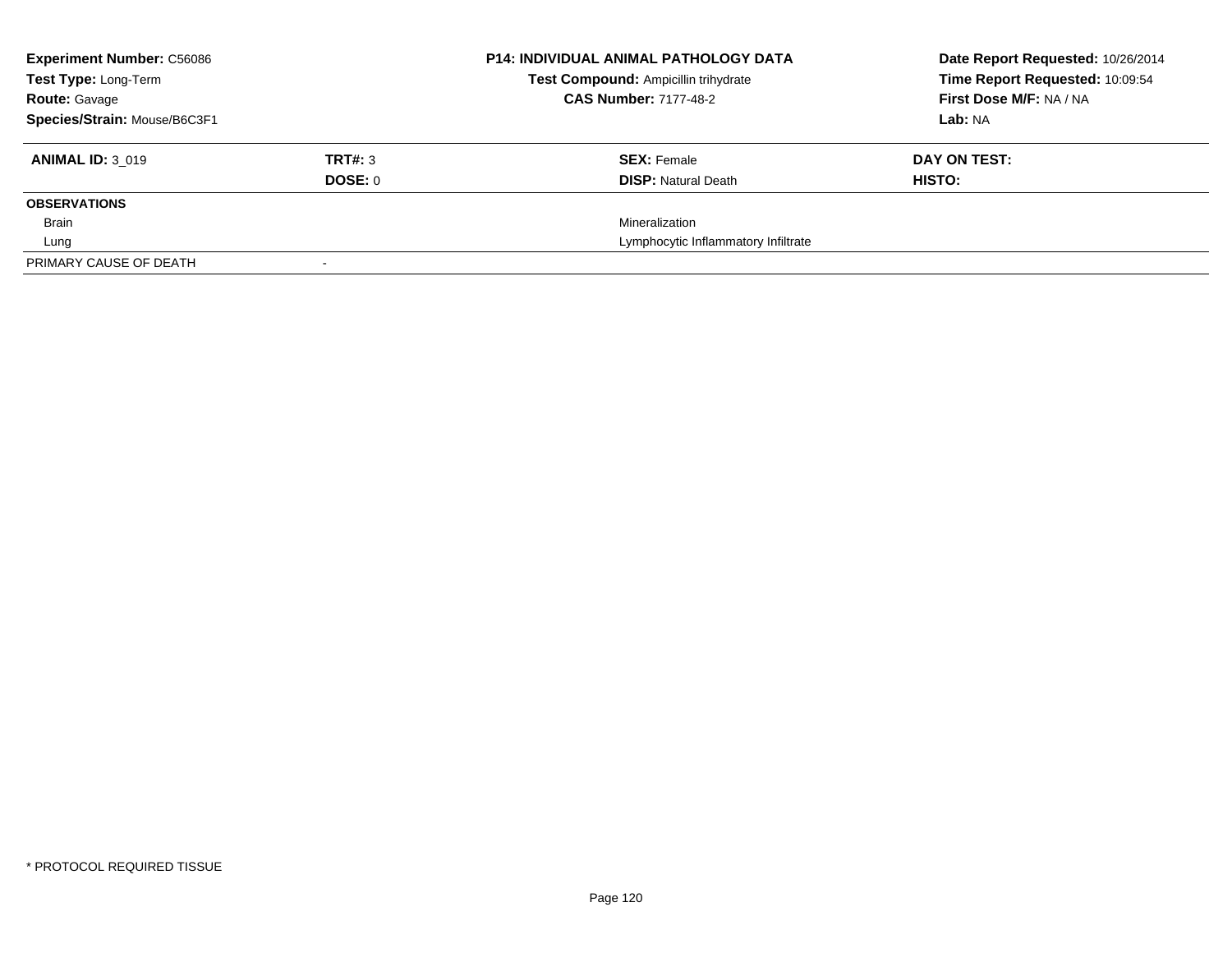**Experiment Number:** C56086
**Test Type:** Long-Term
**Route:** Gavage
**Species/Strain:** Mouse/B6C3F1

**P14: INDIVIDUAL ANIMAL PATHOLOGY DATA**
**Test Compound:** Ampicillin trihydrate
**CAS Number:** 7177-48-2

**Date Report Requested:** 10/26/2014
**Time Report Requested:** 10:09:54
**First Dose M/F:** NA / NA
**Lab:** NA

| **ANIMAL ID:** 3_019 | **TRT#:** 3 | **SEX:** Female | **DAY ON TEST:** |
|---|---|---|---|
| | **DOSE:** 0 | **DISP:** Natural Death | **HISTO:** |
| **OBSERVATIONS** | | | |
| Brain | | Mineralization | |
| Lung | | Lymphocytic Inflammatory Infiltrate | |
| PRIMARY CAUSE OF DEATH | - | | |

* PROTOCOL REQUIRED TISSUE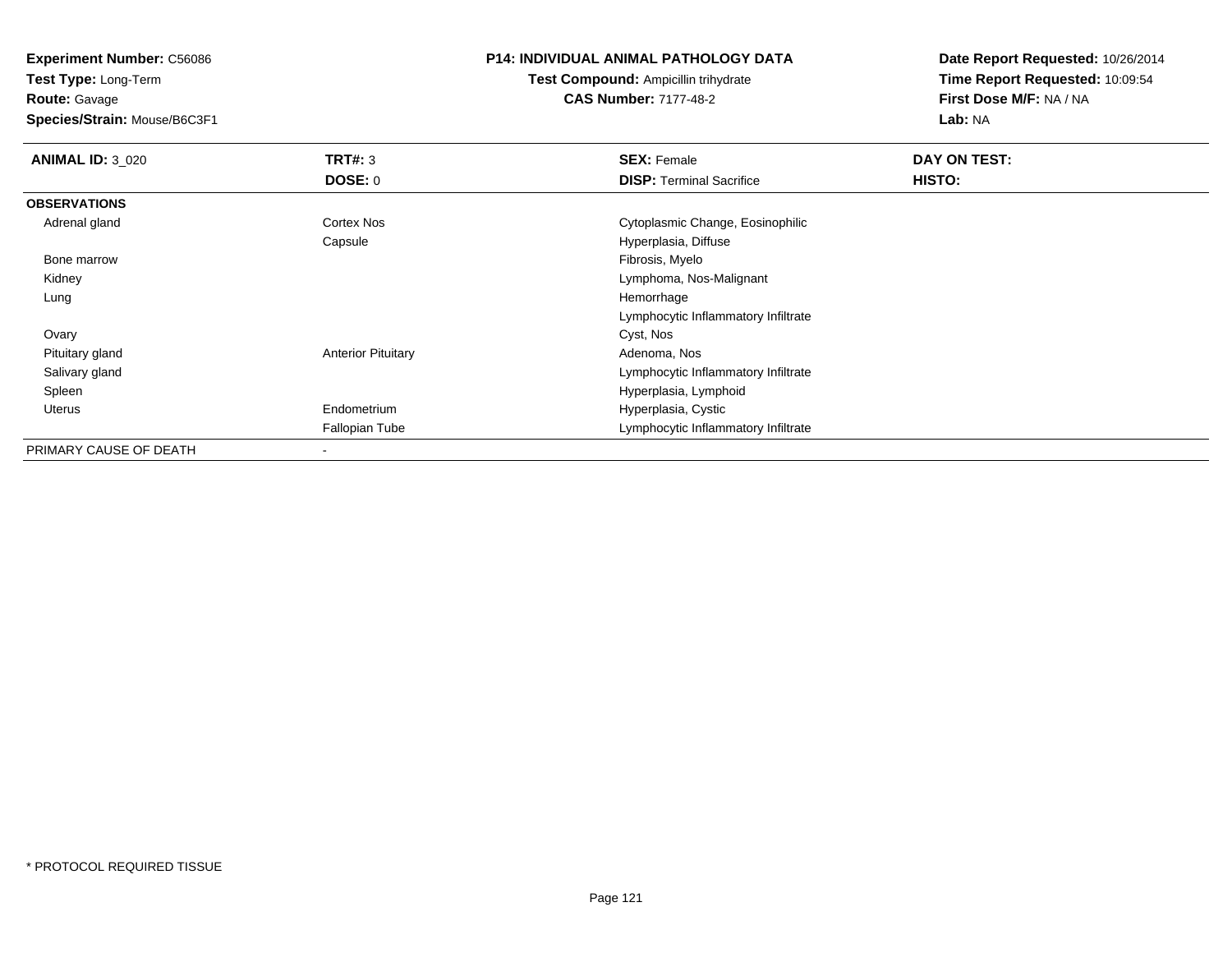**Experiment Number:** C56086
**Test Type:** Long-Term
**Route:** Gavage
**Species/Strain:** Mouse/B6C3F1

**P14: INDIVIDUAL ANIMAL PATHOLOGY DATA**
**Test Compound:** Ampicillin trihydrate
**CAS Number:** 7177-48-2

**Date Report Requested:** 10/26/2014
**Time Report Requested:** 10:09:54
**First Dose M/F:** NA / NA
**Lab:** NA

| **ANIMAL ID:** 3_020 | **TRT#:** 3 | **SEX:** Female | **DAY ON TEST:** |
|---|---|---|---|
| | **DOSE:** 0 | **DISP:** Terminal Sacrifice | **HISTO:** |
| **OBSERVATIONS** | | | |
| Adrenal gland | Cortex Nos | Cytoplasmic Change, Eosinophilic | |
| | Capsule | Hyperplasia, Diffuse | |
| Bone marrow | | Fibrosis, Myelo | |
| Kidney | | Lymphoma, Nos-Malignant | |
| Lung | | Hemorrhage | |
| | | Lymphocytic Inflammatory Infiltrate | |
| Ovary | | Cyst, Nos | |
| Pituitary gland | Anterior Pituitary | Adenoma, Nos | |
| Salivary gland | | Lymphocytic Inflammatory Infiltrate | |
| Spleen | | Hyperplasia, Lymphoid | |
| Uterus | Endometrium | Hyperplasia, Cystic | |
| | Fallopian Tube | Lymphocytic Inflammatory Infiltrate | |
| PRIMARY CAUSE OF DEATH | - | | |

* PROTOCOL REQUIRED TISSUE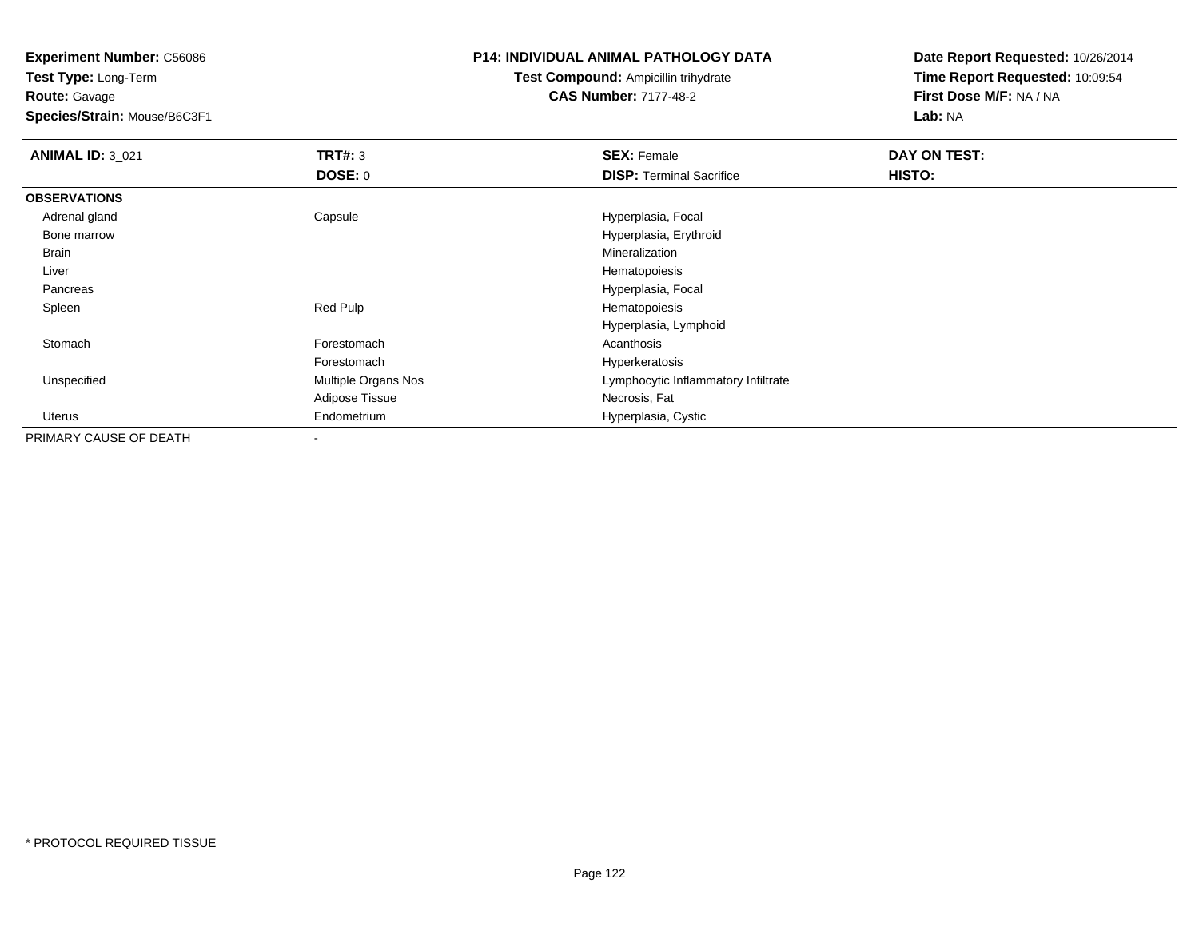**Experiment Number:** C56086
**Test Type:** Long-Term
**Route:** Gavage
**Species/Strain:** Mouse/B6C3F1

**P14: INDIVIDUAL ANIMAL PATHOLOGY DATA**
**Test Compound:** Ampicillin trihydrate
**CAS Number:** 7177-48-2

**Date Report Requested:** 10/26/2014
**Time Report Requested:** 10:09:54
**First Dose M/F:** NA / NA
**Lab:** NA

| **ANIMAL ID:** 3_021 | **TRT#:** 3 | **SEX:** Female | **DAY ON TEST:** |
|---|---|---|---|
| | **DOSE:** 0 | **DISP:** Terminal Sacrifice | **HISTO:** |
| **OBSERVATIONS** | | | |
| Adrenal gland | Capsule | Hyperplasia, Focal | |
| Bone marrow | | Hyperplasia, Erythroid | |
| Brain | | Mineralization | |
| Liver | | Hematopoiesis | |
| Pancreas | | Hyperplasia, Focal | |
| Spleen | Red Pulp | Hematopoiesis | |
| | | Hyperplasia, Lymphoid | |
| Stomach | Forestomach | Acanthosis | |
| | Forestomach | Hyperkeratosis | |
| Unspecified | Multiple Organs Nos | Lymphocytic Inflammatory Infiltrate | |
| | Adipose Tissue | Necrosis, Fat | |
| Uterus | Endometrium | Hyperplasia, Cystic | |
| PRIMARY CAUSE OF DEATH | - | | |

* PROTOCOL REQUIRED TISSUE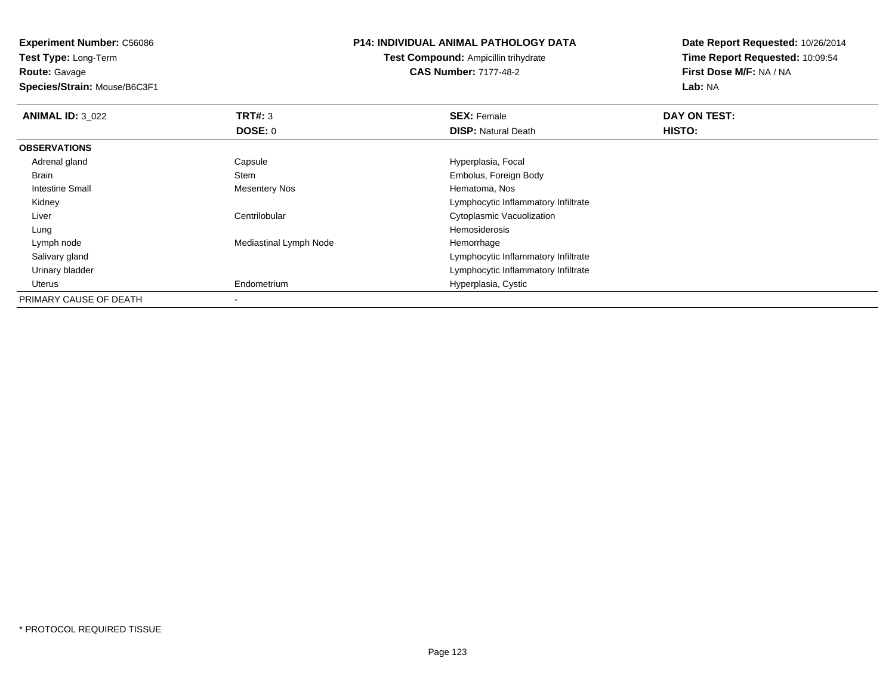**Experiment Number:** C56086
**Test Type:** Long-Term
**Route:** Gavage
**Species/Strain:** Mouse/B6C3F1

**P14: INDIVIDUAL ANIMAL PATHOLOGY DATA**
**Test Compound:** Ampicillin trihydrate
**CAS Number:** 7177-48-2

**Date Report Requested:** 10/26/2014
**Time Report Requested:** 10:09:54
**First Dose M/F:** NA / NA
**Lab:** NA

| **ANIMAL ID:** 3_022 | **TRT#:** 3 | **SEX:** Female | **DAY ON TEST:** |
|---|---|---|---|
| | **DOSE:** 0 | **DISP:** Natural Death | **HISTO:** |
| **OBSERVATIONS** | | | |
| Adrenal gland | Capsule | Hyperplasia, Focal | |
| Brain | Stem | Embolus, Foreign Body | |
| Intestine Small | Mesentery Nos | Hematoma, Nos | |
| Kidney | | Lymphocytic Inflammatory Infiltrate | |
| Liver | Centrilobular | Cytoplasmic Vacuolization | |
| Lung | | Hemosiderosis | |
| Lymph node | Mediastinal Lymph Node | Hemorrhage | |
| Salivary gland | | Lymphocytic Inflammatory Infiltrate | |
| Urinary bladder | | Lymphocytic Inflammatory Infiltrate | |
| Uterus | Endometrium | Hyperplasia, Cystic | |
| PRIMARY CAUSE OF DEATH | - | | |

* PROTOCOL REQUIRED TISSUE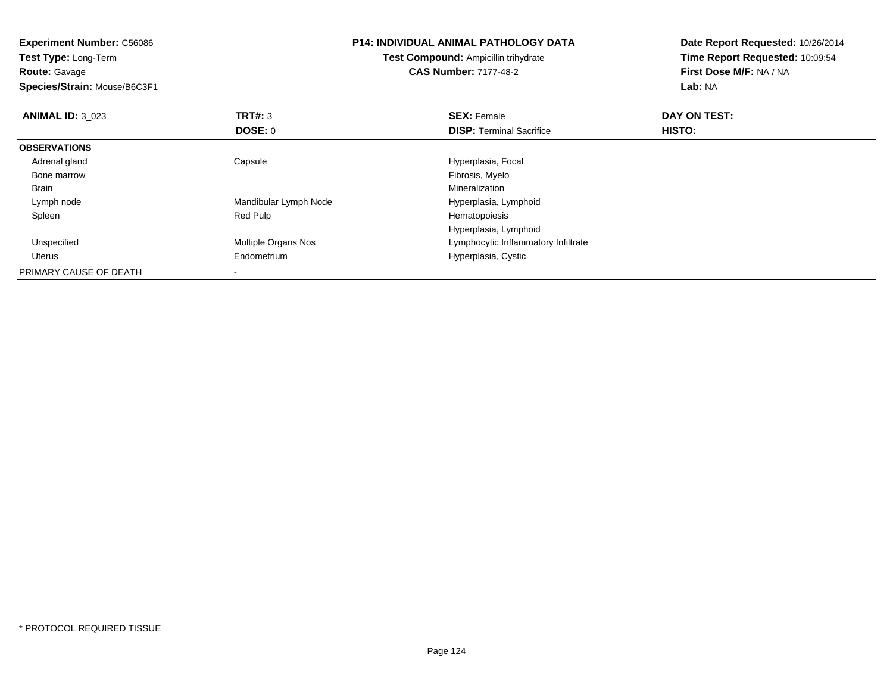**Experiment Number:** C56086
**Test Type:** Long-Term
**Route:** Gavage
**Species/Strain:** Mouse/B6C3F1

**P14: INDIVIDUAL ANIMAL PATHOLOGY DATA**
**Test Compound:** Ampicillin trihydrate
**CAS Number:** 7177-48-2

**Date Report Requested:** 10/26/2014
**Time Report Requested:** 10:09:54
**First Dose M/F:** NA / NA
**Lab:** NA

| **ANIMAL ID:** 3_023 | **TRT#:** 3 | **SEX:** Female | **DAY ON TEST:** |
|---|---|---|---|
| | **DOSE:** 0 | **DISP:** Terminal Sacrifice | **HISTO:** |
| **OBSERVATIONS** | | | |
| Adrenal gland | Capsule | Hyperplasia, Focal | |
| Bone marrow | | Fibrosis, Myelo | |
| Brain | | Mineralization | |
| Lymph node | Mandibular Lymph Node | Hyperplasia, Lymphoid | |
| Spleen | Red Pulp | Hematopoiesis | |
| | | Hyperplasia, Lymphoid | |
| Unspecified | Multiple Organs Nos | Lymphocytic Inflammatory Infiltrate | |
| Uterus | Endometrium | Hyperplasia, Cystic | |
| PRIMARY CAUSE OF DEATH | - | | |

* PROTOCOL REQUIRED TISSUE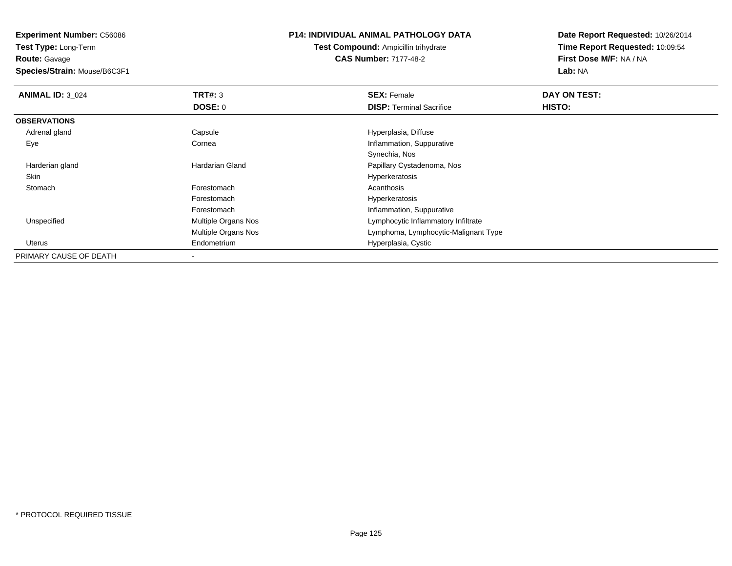**Experiment Number:** C56086
**Test Type:** Long-Term
**Route:** Gavage
**Species/Strain:** Mouse/B6C3F1

**P14: INDIVIDUAL ANIMAL PATHOLOGY DATA**
**Test Compound:** Ampicillin trihydrate
**CAS Number:** 7177-48-2

**Date Report Requested:** 10/26/2014
**Time Report Requested:** 10:09:54
**First Dose M/F:** NA / NA
**Lab:** NA

| **ANIMAL ID:** 3_024 | **TRT#:** 3 | **SEX:** Female | **DAY ON TEST:** |
|---|---|---|---|
| | **DOSE:** 0 | **DISP:** Terminal Sacrifice | **HISTO:** |
| **OBSERVATIONS** | | | |
| Adrenal gland | Capsule | Hyperplasia, Diffuse | |
| Eye | Cornea | Inflammation, Suppurative | |
| | | Synechia, Nos | |
| Harderian gland | Hardarian Gland | Papillary Cystadenoma, Nos | |
| Skin | | Hyperkeratosis | |
| Stomach | Forestomach | Acanthosis | |
| | Forestomach | Hyperkeratosis | |
| | Forestomach | Inflammation, Suppurative | |
| Unspecified | Multiple Organs Nos | Lymphocytic Inflammatory Infiltrate | |
| | Multiple Organs Nos | Lymphoma, Lymphocytic-Malignant Type | |
| Uterus | Endometrium | Hyperplasia, Cystic | |
| PRIMARY CAUSE OF DEATH | - | | |

* PROTOCOL REQUIRED TISSUE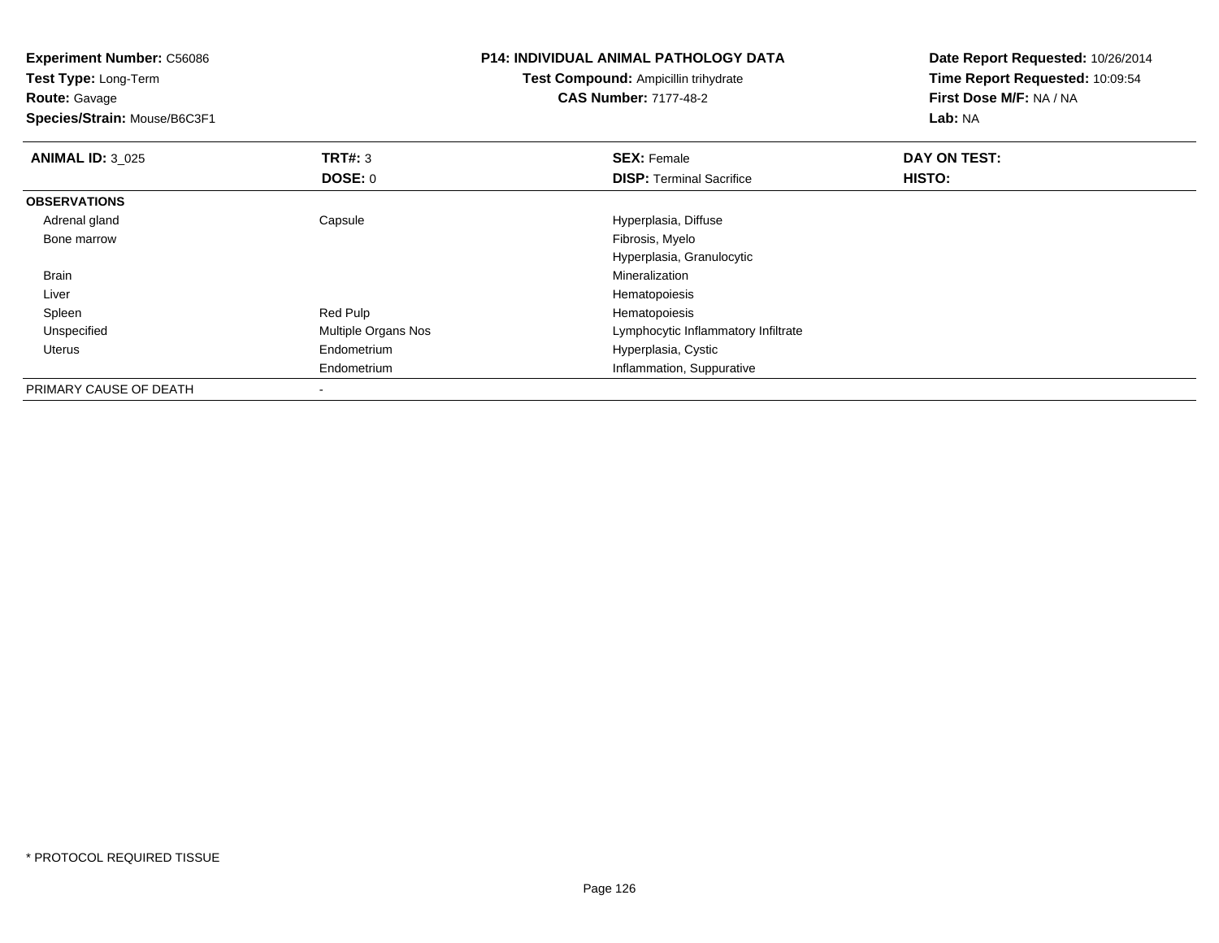**Experiment Number:** C56086
**Test Type:** Long-Term
**Route:** Gavage
**Species/Strain:** Mouse/B6C3F1

**P14: INDIVIDUAL ANIMAL PATHOLOGY DATA**
**Test Compound:** Ampicillin trihydrate
**CAS Number:** 7177-48-2

**Date Report Requested:** 10/26/2014
**Time Report Requested:** 10:09:54
**First Dose M/F:** NA / NA
**Lab:** NA

| **ANIMAL ID:** 3_025 | **TRT#:** 3 | **SEX:** Female | **DAY ON TEST:** |
|---|---|---|---|
| | **DOSE:** 0 | **DISP:** Terminal Sacrifice | **HISTO:** |
| **OBSERVATIONS** | | | |
| Adrenal gland | Capsule | Hyperplasia, Diffuse | |
| Bone marrow | | Fibrosis, Myelo | |
| | | Hyperplasia, Granulocytic | |
| Brain | | Mineralization | |
| Liver | | Hematopoiesis | |
| Spleen | Red Pulp | Hematopoiesis | |
| Unspecified | Multiple Organs Nos | Lymphocytic Inflammatory Infiltrate | |
| Uterus | Endometrium | Hyperplasia, Cystic | |
| | Endometrium | Inflammation, Suppurative | |
| PRIMARY CAUSE OF DEATH | - | | |

* PROTOCOL REQUIRED TISSUE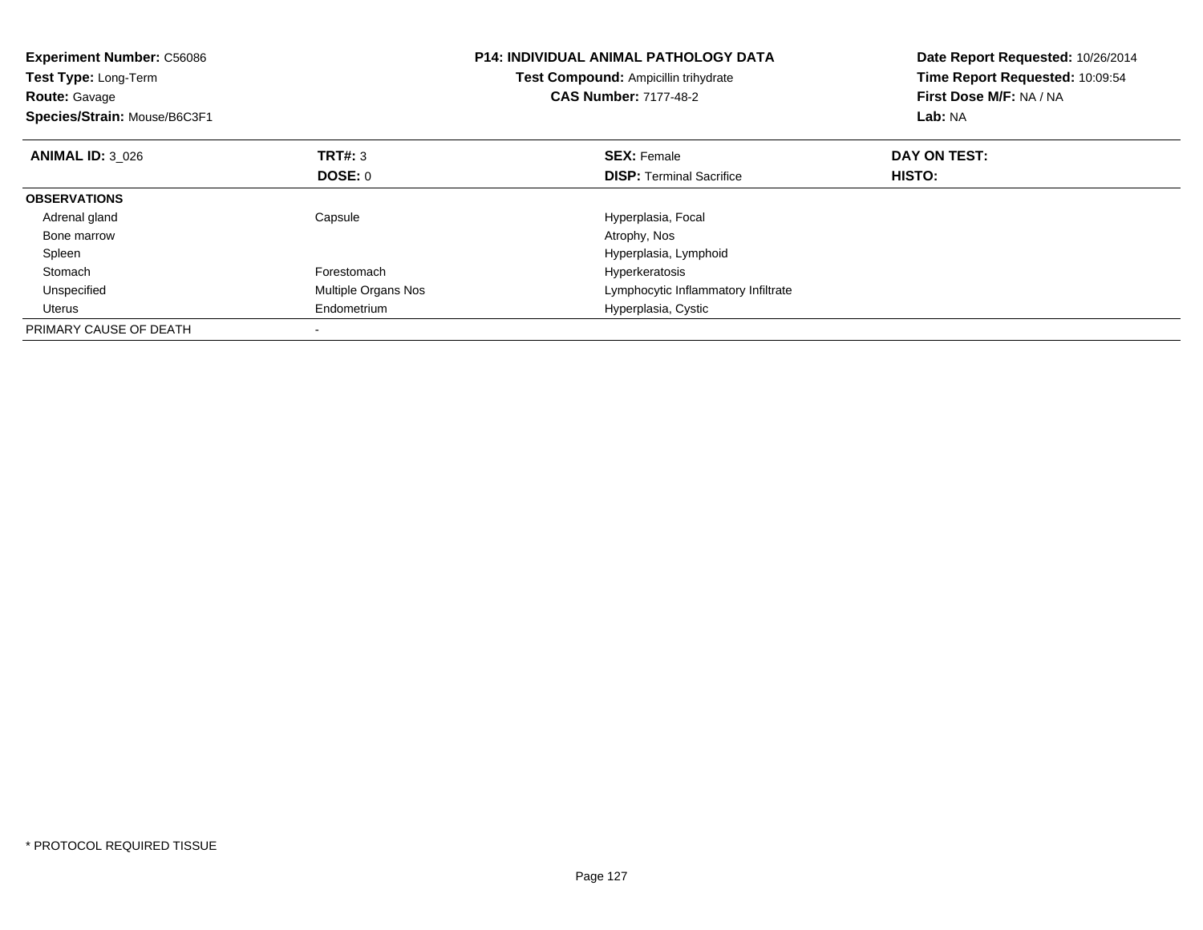**Experiment Number:** C56086
**Test Type:** Long-Term
**Route:** Gavage
**Species/Strain:** Mouse/B6C3F1

**P14: INDIVIDUAL ANIMAL PATHOLOGY DATA**
**Test Compound:** Ampicillin trihydrate
**CAS Number:** 7177-48-2

**Date Report Requested:** 10/26/2014
**Time Report Requested:** 10:09:54
**First Dose M/F:** NA / NA
**Lab:** NA

| **ANIMAL ID:** 3_026 | **TRT#:** 3 | **SEX:** Female | **DAY ON TEST:** |
|---|---|---|---|
| | **DOSE:** 0 | **DISP:** Terminal Sacrifice | **HISTO:** |
| **OBSERVATIONS** | | | |
| Adrenal gland | Capsule | Hyperplasia, Focal | |
| Bone marrow | | Atrophy, Nos | |
| Spleen | | Hyperplasia, Lymphoid | |
| Stomach | Forestomach | Hyperkeratosis | |
| Unspecified | Multiple Organs Nos | Lymphocytic Inflammatory Infiltrate | |
| Uterus | Endometrium | Hyperplasia, Cystic | |
| PRIMARY CAUSE OF DEATH | - | | |

* PROTOCOL REQUIRED TISSUE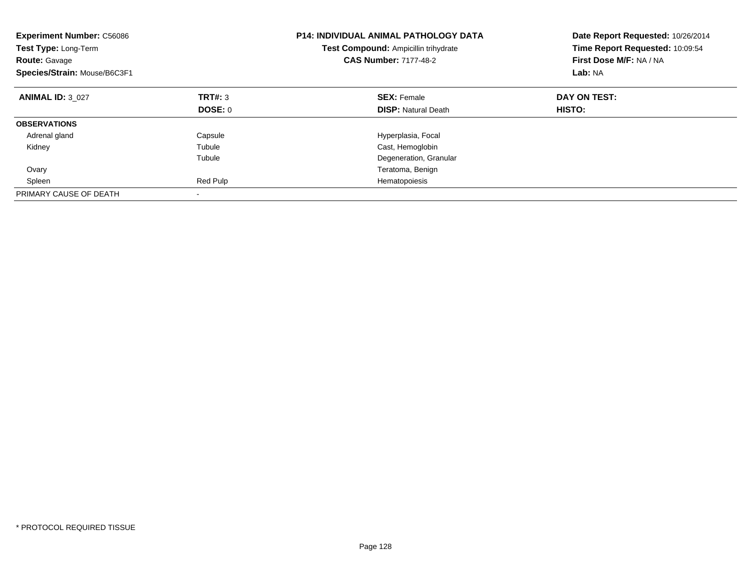**Experiment Number:** C56086
**Test Type:** Long-Term
**Route:** Gavage
**Species/Strain:** Mouse/B6C3F1

**P14: INDIVIDUAL ANIMAL PATHOLOGY DATA**
**Test Compound:** Ampicillin trihydrate
**CAS Number:** 7177-48-2

**Date Report Requested:** 10/26/2014
**Time Report Requested:** 10:09:54
**First Dose M/F:** NA / NA
**Lab:** NA

| **ANIMAL ID:** 3_027 | **TRT#:** 3 | **SEX:** Female | **DAY ON TEST:** |
|---|---|---|---|
| | **DOSE:** 0 | **DISP:** Natural Death | **HISTO:** |
| **OBSERVATIONS** | | | |
| Adrenal gland | Capsule | Hyperplasia, Focal | |
| Kidney | Tubule | Cast, Hemoglobin | |
| | Tubule | Degeneration, Granular | |
| Ovary | | Teratoma, Benign | |
| Spleen | Red Pulp | Hematopoiesis | |
| PRIMARY CAUSE OF DEATH | - | | |

* PROTOCOL REQUIRED TISSUE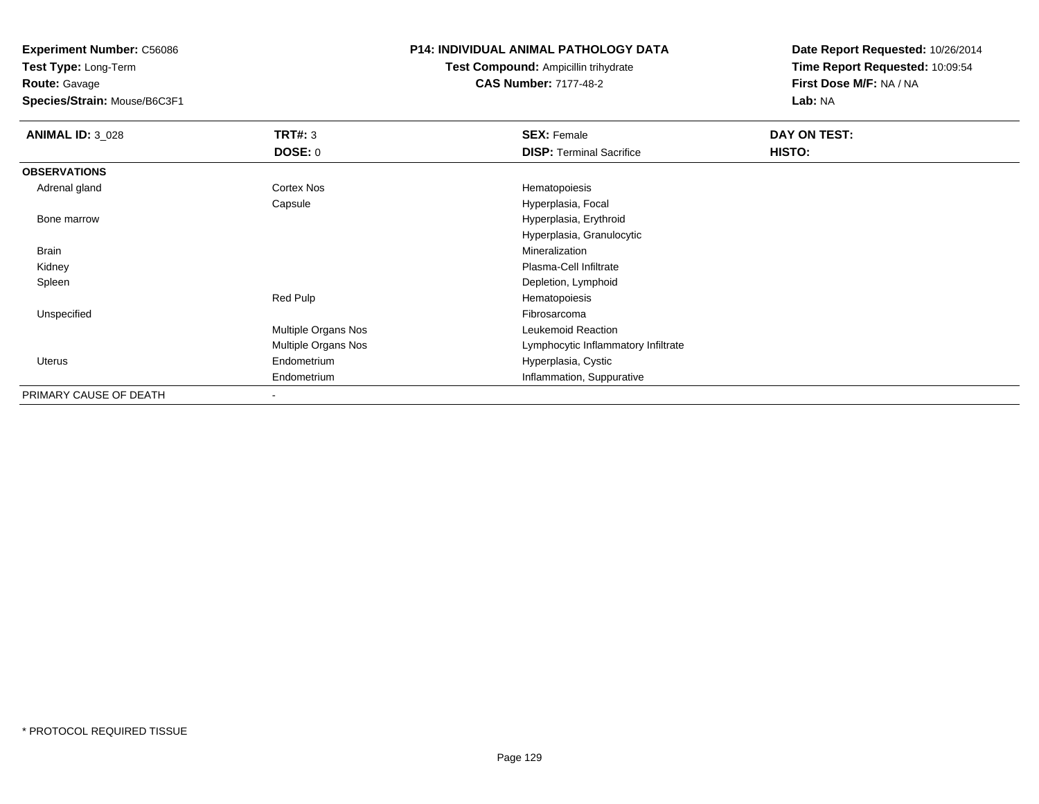**Experiment Number:** C56086
**Test Type:** Long-Term
**Route:** Gavage
**Species/Strain:** Mouse/B6C3F1

**P14: INDIVIDUAL ANIMAL PATHOLOGY DATA**
**Test Compound:** Ampicillin trihydrate
**CAS Number:** 7177-48-2

**Date Report Requested:** 10/26/2014
**Time Report Requested:** 10:09:54
**First Dose M/F:** NA / NA
**Lab:** NA

| **ANIMAL ID:** 3_028 | **TRT#:** 3 | **SEX:** Female | **DAY ON TEST:** |
|---|---|---|---|
| | **DOSE:** 0 | **DISP:** Terminal Sacrifice | **HISTO:** |
| **OBSERVATIONS** | | | |
| Adrenal gland | Cortex Nos | Hematopoiesis | |
| | Capsule | Hyperplasia, Focal | |
| Bone marrow | | Hyperplasia, Erythroid | |
| | | Hyperplasia, Granulocytic | |
| Brain | | Mineralization | |
| Kidney | | Plasma-Cell Infiltrate | |
| Spleen | | Depletion, Lymphoid | |
| | Red Pulp | Hematopoiesis | |
| Unspecified | | Fibrosarcoma | |
| | Multiple Organs Nos | Leukemoid Reaction | |
| | Multiple Organs Nos | Lymphocytic Inflammatory Infiltrate | |
| Uterus | Endometrium | Hyperplasia, Cystic | |
| | Endometrium | Inflammation, Suppurative | |
| PRIMARY CAUSE OF DEATH | - | | |

* PROTOCOL REQUIRED TISSUE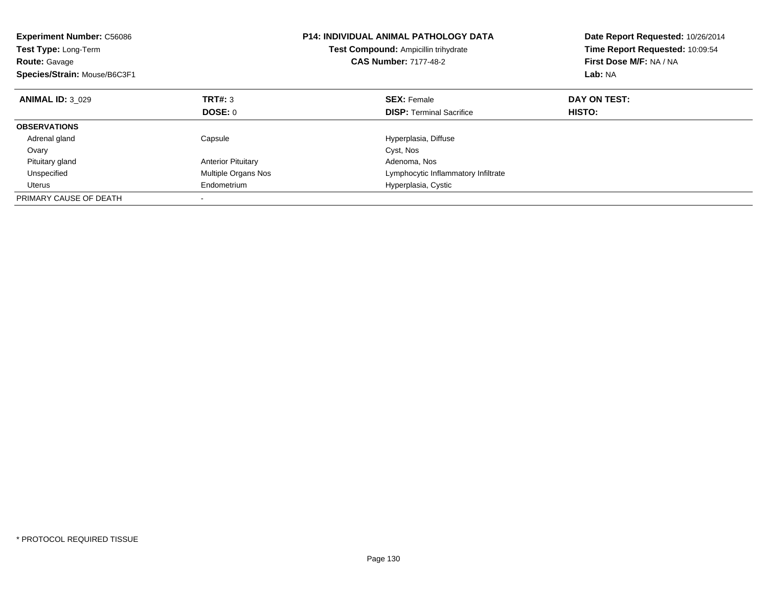**Experiment Number:** C56086
**Test Type:** Long-Term
**Route:** Gavage
**Species/Strain:** Mouse/B6C3F1

**P14: INDIVIDUAL ANIMAL PATHOLOGY DATA**
**Test Compound:** Ampicillin trihydrate
**CAS Number:** 7177-48-2

**Date Report Requested:** 10/26/2014
**Time Report Requested:** 10:09:54
**First Dose M/F:** NA / NA
**Lab:** NA

| **ANIMAL ID:** 3_029 | **TRT#:** 3 | **SEX:** Female | **DAY ON TEST:** |
|---|---|---|---|
| | **DOSE:** 0 | **DISP:** Terminal Sacrifice | **HISTO:** |
| **OBSERVATIONS** | | | |
| Adrenal gland | Capsule | Hyperplasia, Diffuse | |
| Ovary | | Cyst, Nos | |
| Pituitary gland | Anterior Pituitary | Adenoma, Nos | |
| Unspecified | Multiple Organs Nos | Lymphocytic Inflammatory Infiltrate | |
| Uterus | Endometrium | Hyperplasia, Cystic | |
| PRIMARY CAUSE OF DEATH | - | | |

* PROTOCOL REQUIRED TISSUE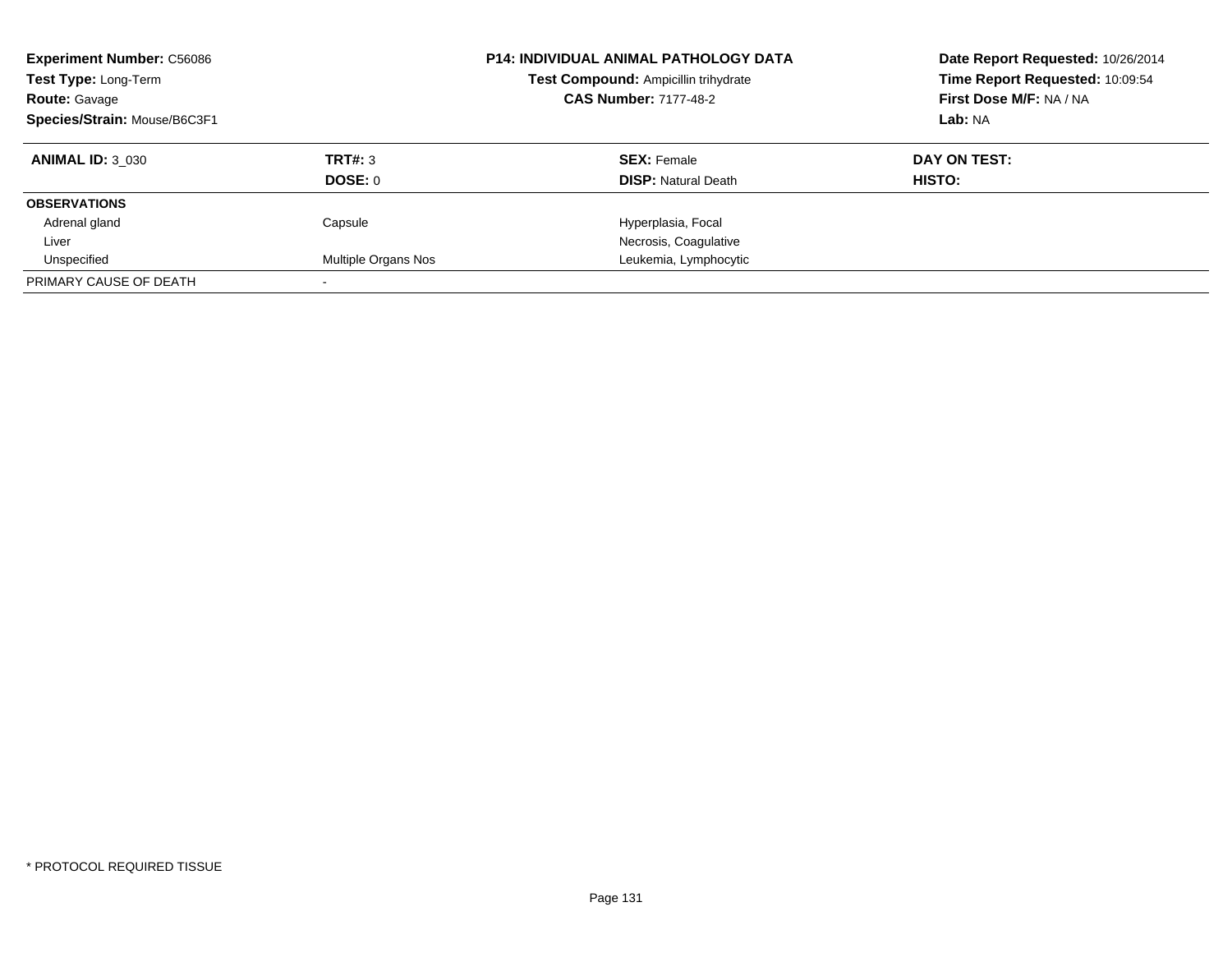**Experiment Number:** C56086
**Test Type:** Long-Term
**Route:** Gavage
**Species/Strain:** Mouse/B6C3F1

**P14: INDIVIDUAL ANIMAL PATHOLOGY DATA**
**Test Compound:** Ampicillin trihydrate
**CAS Number:** 7177-48-2

**Date Report Requested:** 10/26/2014
**Time Report Requested:** 10:09:54
**First Dose M/F:** NA / NA
**Lab:** NA

| **ANIMAL ID:** 3_030 | **TRT#:** 3 | **SEX:** Female | **DAY ON TEST:** |
|---|---|---|---|
| | **DOSE:** 0 | **DISP:** Natural Death | **HISTO:** |
| **OBSERVATIONS** | | | |
| Adrenal gland | Capsule | Hyperplasia, Focal | |
| Liver | | Necrosis, Coagulative | |
| Unspecified | Multiple Organs Nos | Leukemia, Lymphocytic | |
| PRIMARY CAUSE OF DEATH | - | | |

* PROTOCOL REQUIRED TISSUE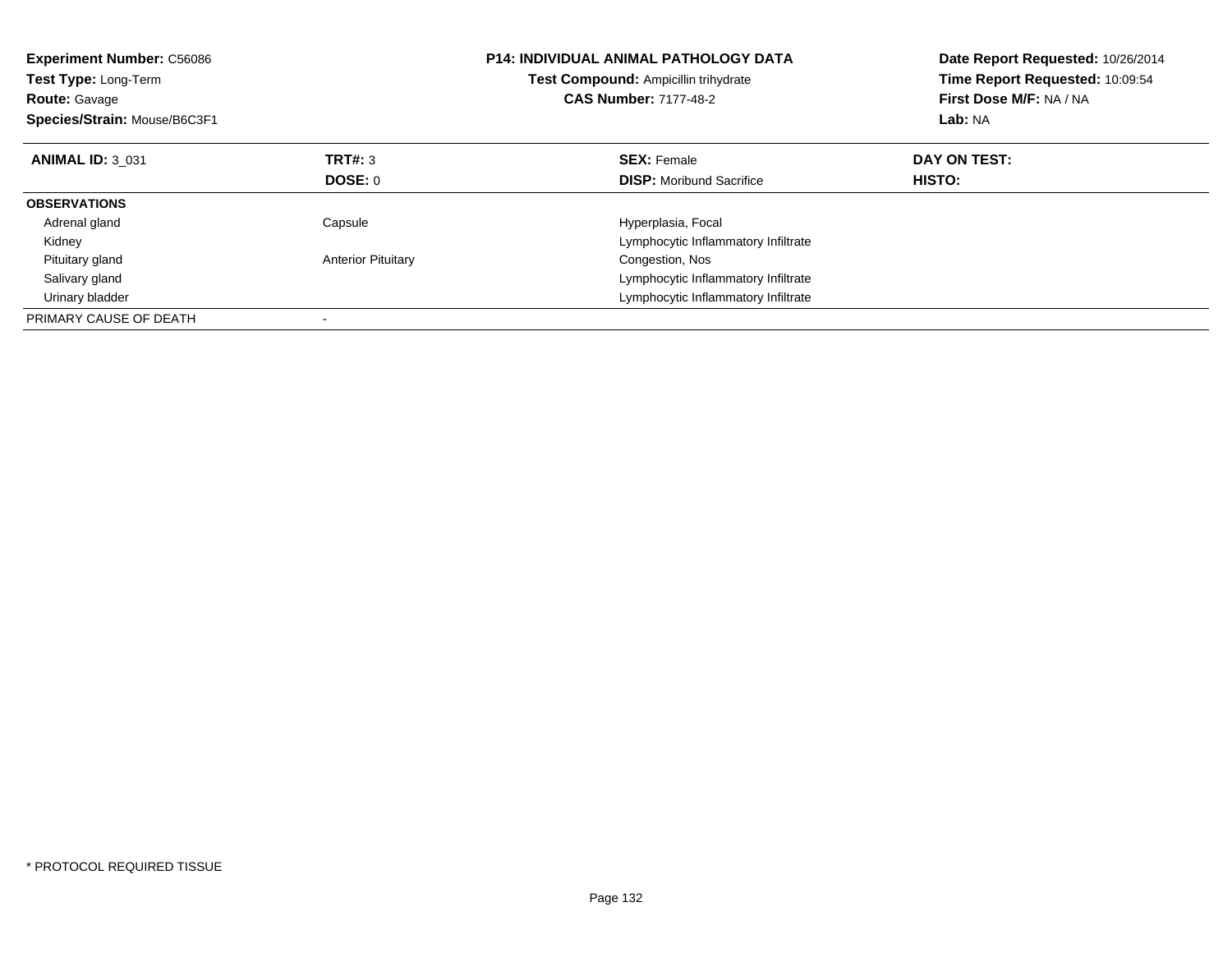**Experiment Number:** C56086
**Test Type:** Long-Term
**Route:** Gavage
**Species/Strain:** Mouse/B6C3F1

**P14: INDIVIDUAL ANIMAL PATHOLOGY DATA**
**Test Compound:** Ampicillin trihydrate
**CAS Number:** 7177-48-2

**Date Report Requested:** 10/26/2014
**Time Report Requested:** 10:09:54
**First Dose M/F:** NA / NA
**Lab:** NA

| **ANIMAL ID:** 3_031 | **TRT#:** 3 | **SEX:** Female | **DAY ON TEST:** |
|---|---|---|---|
| | **DOSE:** 0 | **DISP:** Moribund Sacrifice | **HISTO:** |
| **OBSERVATIONS** | | | |
| Adrenal gland | Capsule | Hyperplasia, Focal | |
| Kidney | | Lymphocytic Inflammatory Infiltrate | |
| Pituitary gland | Anterior Pituitary | Congestion, Nos | |
| Salivary gland | | Lymphocytic Inflammatory Infiltrate | |
| Urinary bladder | | Lymphocytic Inflammatory Infiltrate | |
| PRIMARY CAUSE OF DEATH | - | | |

* PROTOCOL REQUIRED TISSUE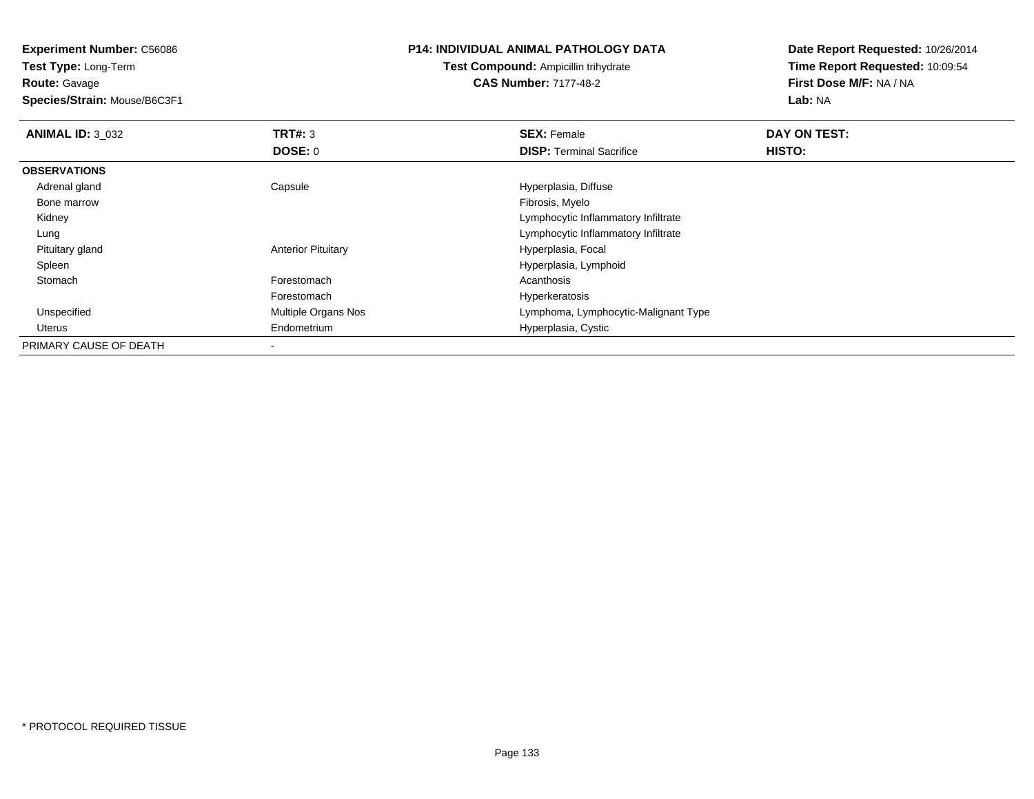**Experiment Number:** C56086
**Test Type:** Long-Term
**Route:** Gavage
**Species/Strain:** Mouse/B6C3F1

**P14: INDIVIDUAL ANIMAL PATHOLOGY DATA**
**Test Compound:** Ampicillin trihydrate
**CAS Number:** 7177-48-2

**Date Report Requested:** 10/26/2014
**Time Report Requested:** 10:09:54
**First Dose M/F:** NA / NA
**Lab:** NA

| **ANIMAL ID:** 3_032 | **TRT#:** 3 | **SEX:** Female | **DAY ON TEST:** |
|---|---|---|---|
| | **DOSE:** 0 | **DISP:** Terminal Sacrifice | **HISTO:** |
| **OBSERVATIONS** | | | |
| Adrenal gland | Capsule | Hyperplasia, Diffuse | |
| Bone marrow | | Fibrosis, Myelo | |
| Kidney | | Lymphocytic Inflammatory Infiltrate | |
| Lung | | Lymphocytic Inflammatory Infiltrate | |
| Pituitary gland | Anterior Pituitary | Hyperplasia, Focal | |
| Spleen | | Hyperplasia, Lymphoid | |
| Stomach | Forestomach | Acanthosis | |
| | Forestomach | Hyperkeratosis | |
| Unspecified | Multiple Organs Nos | Lymphoma, Lymphocytic-Malignant Type | |
| Uterus | Endometrium | Hyperplasia, Cystic | |
| PRIMARY CAUSE OF DEATH | - | | |

* PROTOCOL REQUIRED TISSUE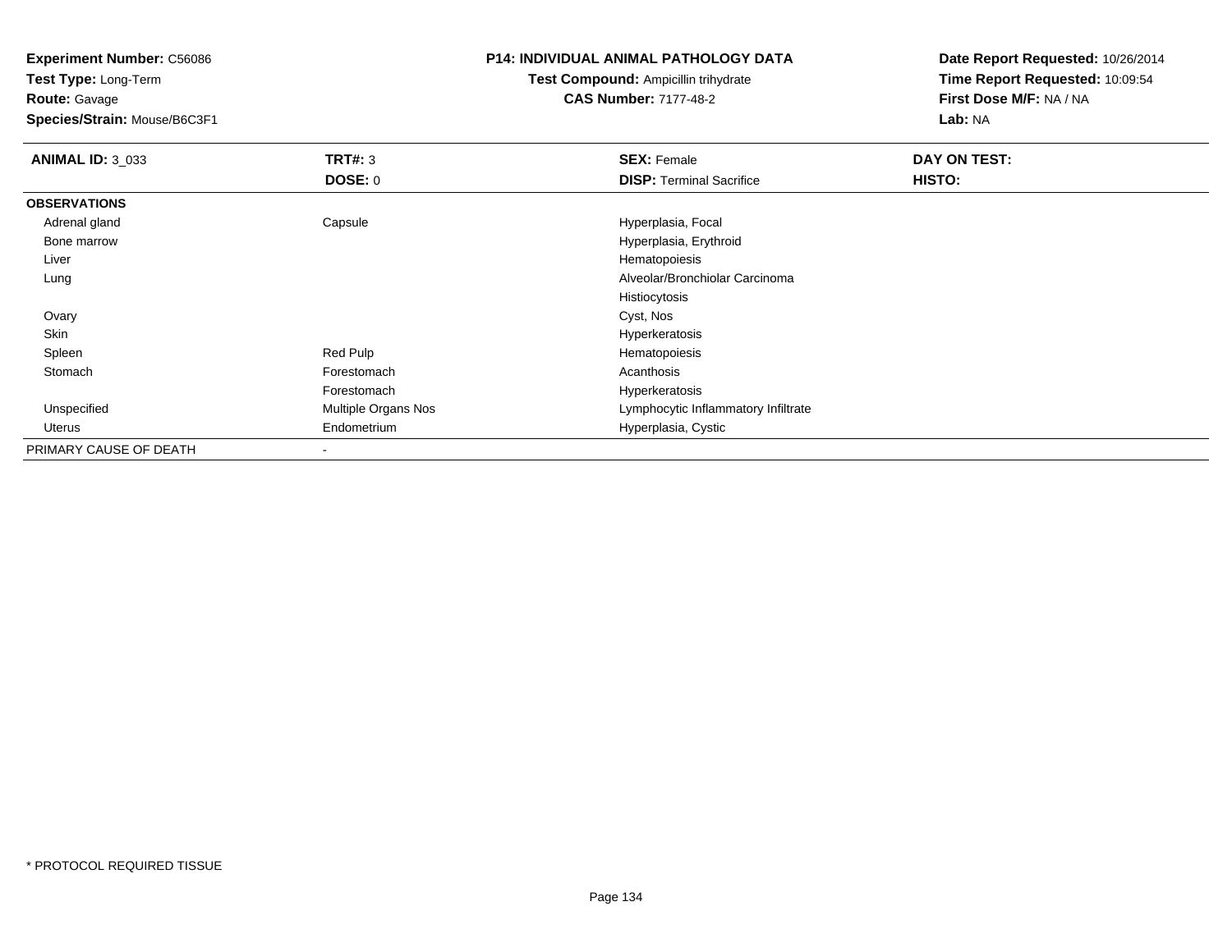**Experiment Number:** C56086
**Test Type:** Long-Term
**Route:** Gavage
**Species/Strain:** Mouse/B6C3F1

**P14: INDIVIDUAL ANIMAL PATHOLOGY DATA**
**Test Compound:** Ampicillin trihydrate
**CAS Number:** 7177-48-2

**Date Report Requested:** 10/26/2014
**Time Report Requested:** 10:09:54
**First Dose M/F:** NA / NA
**Lab:** NA

| **ANIMAL ID:** 3_033 | **TRT#:** 3 | **SEX:** Female | **DAY ON TEST:** |
|---|---|---|---|
| | **DOSE:** 0 | **DISP:** Terminal Sacrifice | **HISTO:** |
| **OBSERVATIONS** | | | |
| Adrenal gland | Capsule | Hyperplasia, Focal | |
| Bone marrow | | Hyperplasia, Erythroid | |
| Liver | | Hematopoiesis | |
| Lung | | Alveolar/Bronchiolar Carcinoma | |
| | | Histiocytosis | |
| Ovary | | Cyst, Nos | |
| Skin | | Hyperkeratosis | |
| Spleen | Red Pulp | Hematopoiesis | |
| Stomach | Forestomach | Acanthosis | |
| | Forestomach | Hyperkeratosis | |
| Unspecified | Multiple Organs Nos | Lymphocytic Inflammatory Infiltrate | |
| Uterus | Endometrium | Hyperplasia, Cystic | |
| PRIMARY CAUSE OF DEATH | - | | |

* PROTOCOL REQUIRED TISSUE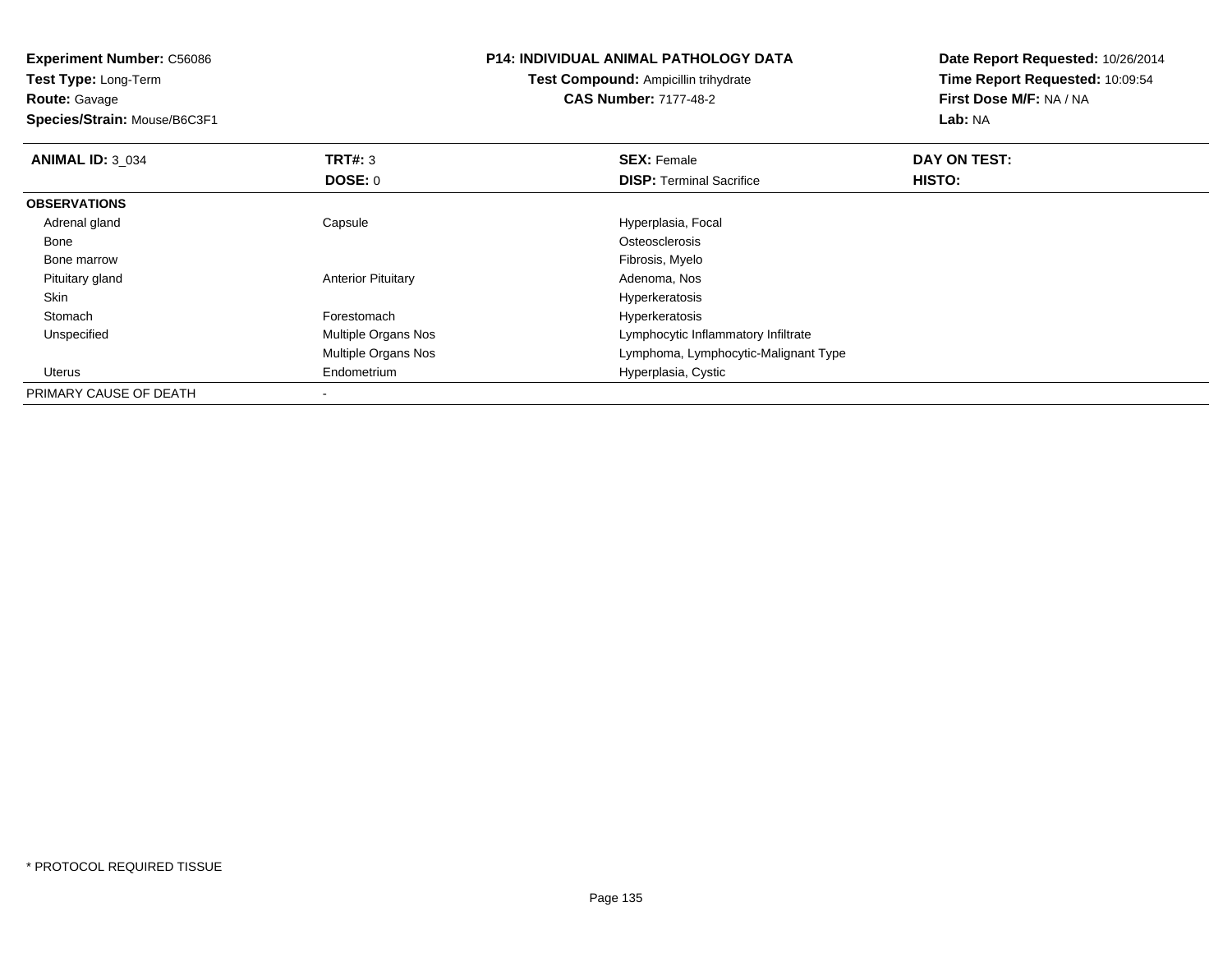**Experiment Number:** C56086
**Test Type:** Long-Term
**Route:** Gavage
**Species/Strain:** Mouse/B6C3F1

**P14: INDIVIDUAL ANIMAL PATHOLOGY DATA**
**Test Compound:** Ampicillin trihydrate
**CAS Number:** 7177-48-2

**Date Report Requested:** 10/26/2014
**Time Report Requested:** 10:09:54
**First Dose M/F:** NA / NA
**Lab:** NA

| **ANIMAL ID:** 3_034 | **TRT#:** 3 | **SEX:** Female | **DAY ON TEST:** |
|---|---|---|---|
| | **DOSE:** 0 | **DISP:** Terminal Sacrifice | **HISTO:** |
| **OBSERVATIONS** | | | |
| Adrenal gland | Capsule | Hyperplasia, Focal | |
| Bone | | Osteosclerosis | |
| Bone marrow | | Fibrosis, Myelo | |
| Pituitary gland | Anterior Pituitary | Adenoma, Nos | |
| Skin | | Hyperkeratosis | |
| Stomach | Forestomach | Hyperkeratosis | |
| Unspecified | Multiple Organs Nos | Lymphocytic Inflammatory Infiltrate | |
| | Multiple Organs Nos | Lymphoma, Lymphocytic-Malignant Type | |
| Uterus | Endometrium | Hyperplasia, Cystic | |
| PRIMARY CAUSE OF DEATH | - | | |

* PROTOCOL REQUIRED TISSUE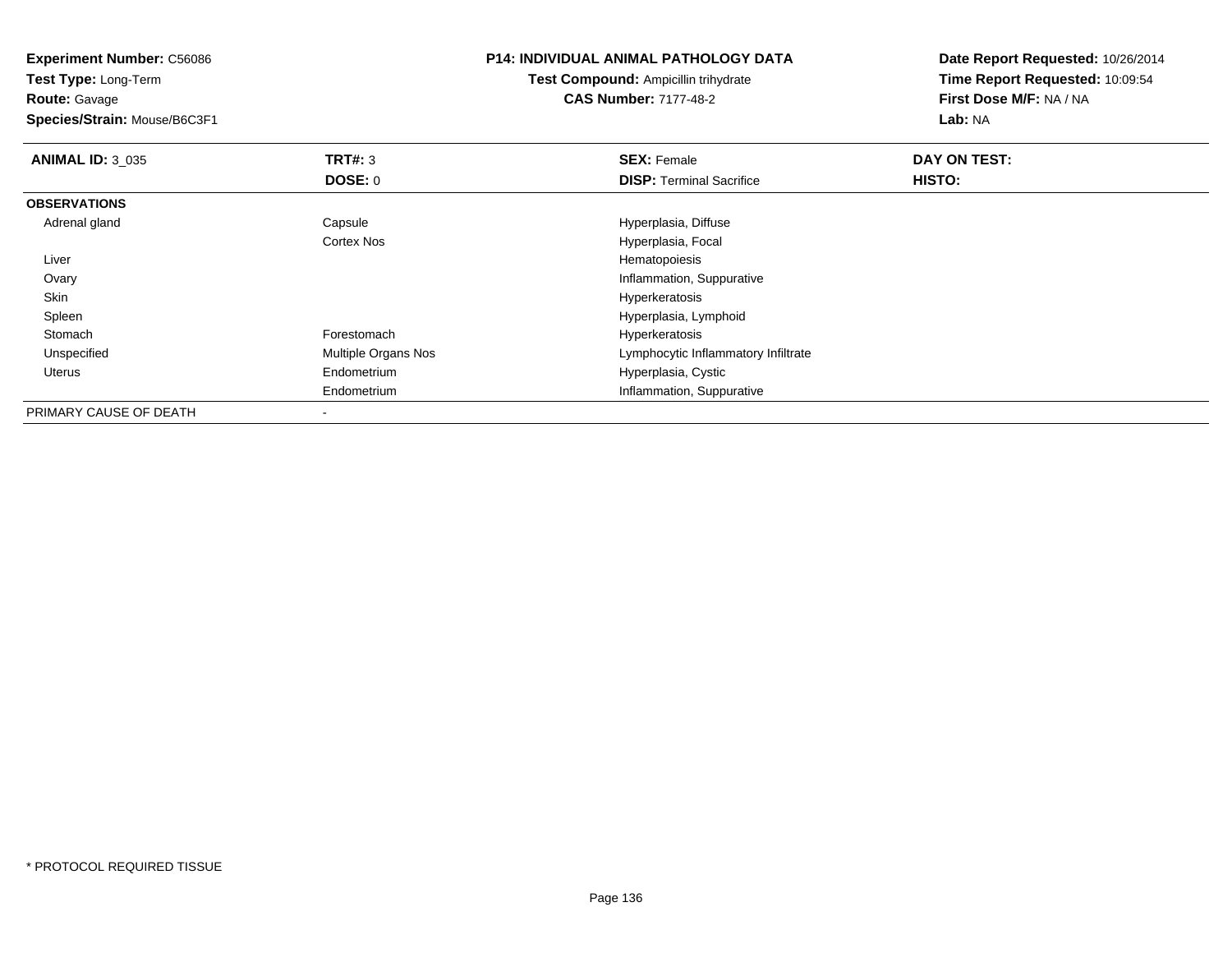**Experiment Number:** C56086
**Test Type:** Long-Term
**Route:** Gavage
**Species/Strain:** Mouse/B6C3F1

**P14: INDIVIDUAL ANIMAL PATHOLOGY DATA**
**Test Compound:** Ampicillin trihydrate
**CAS Number:** 7177-48-2

**Date Report Requested:** 10/26/2014
**Time Report Requested:** 10:09:54
**First Dose M/F:** NA / NA
**Lab:** NA

| **ANIMAL ID:** 3_035 | **TRT#:** 3 | **SEX:** Female | **DAY ON TEST:** |
|---|---|---|---|
| | **DOSE:** 0 | **DISP:** Terminal Sacrifice | **HISTO:** |
| **OBSERVATIONS** | | | |
| Adrenal gland | Capsule | Hyperplasia, Diffuse | |
| | Cortex Nos | Hyperplasia, Focal | |
| Liver | | Hematopoiesis | |
| Ovary | | Inflammation, Suppurative | |
| Skin | | Hyperkeratosis | |
| Spleen | | Hyperplasia, Lymphoid | |
| Stomach | Forestomach | Hyperkeratosis | |
| Unspecified | Multiple Organs Nos | Lymphocytic Inflammatory Infiltrate | |
| Uterus | Endometrium | Hyperplasia, Cystic | |
| | Endometrium | Inflammation, Suppurative | |
| PRIMARY CAUSE OF DEATH | - | | |

* PROTOCOL REQUIRED TISSUE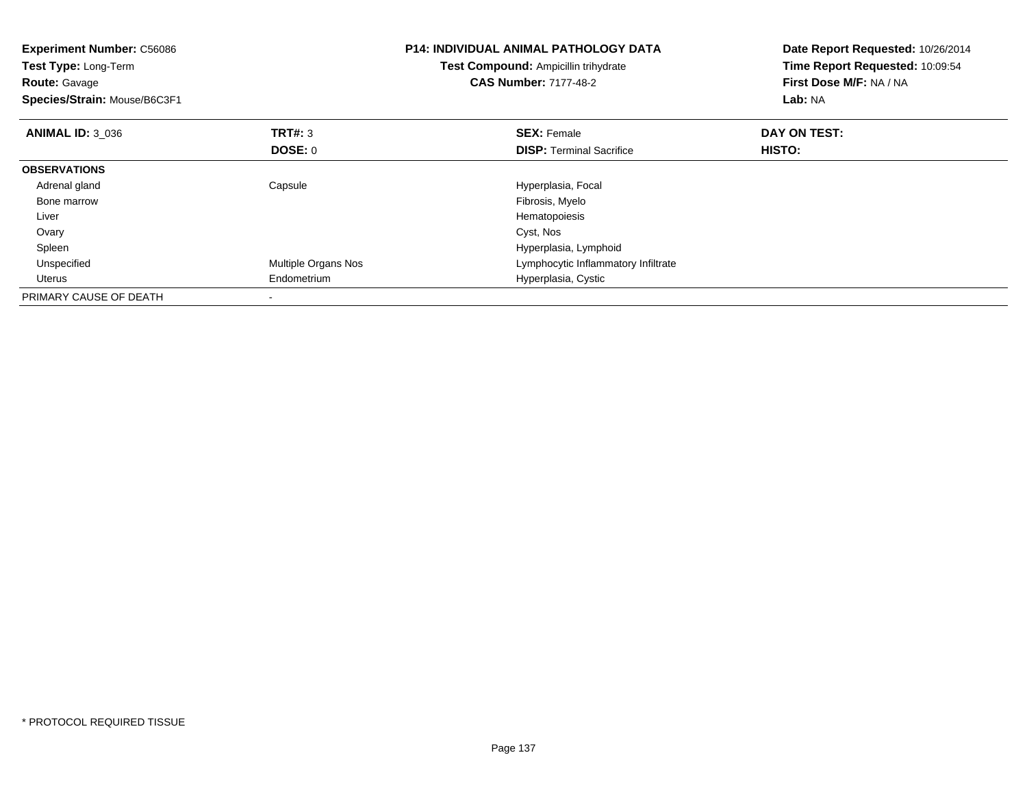**Experiment Number:** C56086
**Test Type:** Long-Term
**Route:** Gavage
**Species/Strain:** Mouse/B6C3F1

**P14: INDIVIDUAL ANIMAL PATHOLOGY DATA**
**Test Compound:** Ampicillin trihydrate
**CAS Number:** 7177-48-2

**Date Report Requested:** 10/26/2014
**Time Report Requested:** 10:09:54
**First Dose M/F:** NA / NA
**Lab:** NA

| **ANIMAL ID:** 3_036 | **TRT#:** 3 | **SEX:** Female | **DAY ON TEST:** |
|---|---|---|---|
| | **DOSE:** 0 | **DISP:** Terminal Sacrifice | **HISTO:** |
| **OBSERVATIONS** | | | |
| Adrenal gland | Capsule | Hyperplasia, Focal | |
| Bone marrow | | Fibrosis, Myelo | |
| Liver | | Hematopoiesis | |
| Ovary | | Cyst, Nos | |
| Spleen | | Hyperplasia, Lymphoid | |
| Unspecified | Multiple Organs Nos | Lymphocytic Inflammatory Infiltrate | |
| Uterus | Endometrium | Hyperplasia, Cystic | |
| PRIMARY CAUSE OF DEATH | - | | |

* PROTOCOL REQUIRED TISSUE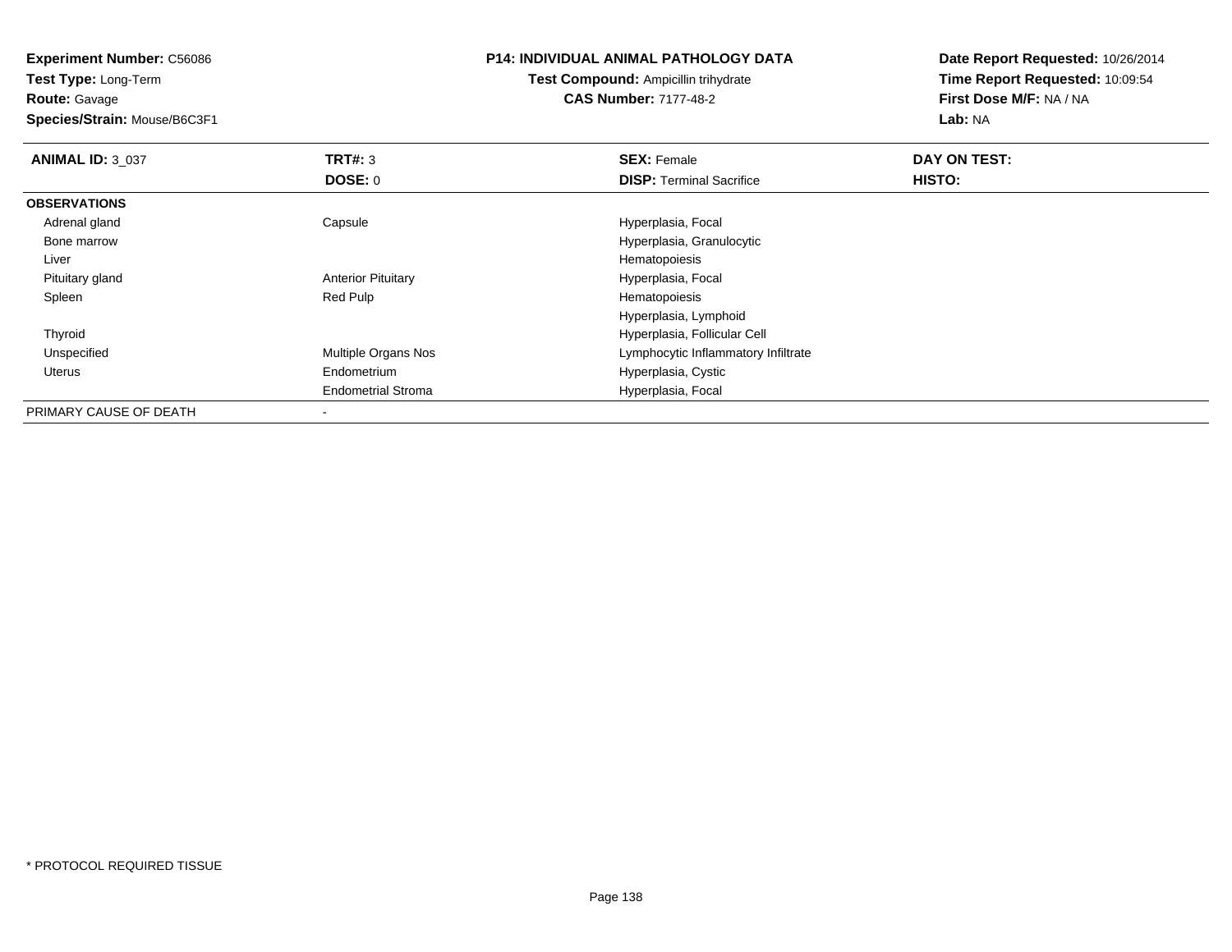**Experiment Number:** C56086
**Test Type:** Long-Term
**Route:** Gavage
**Species/Strain:** Mouse/B6C3F1

**P14: INDIVIDUAL ANIMAL PATHOLOGY DATA**
**Test Compound:** Ampicillin trihydrate
**CAS Number:** 7177-48-2

**Date Report Requested:** 10/26/2014
**Time Report Requested:** 10:09:54
**First Dose M/F:** NA / NA
**Lab:** NA

| **ANIMAL ID:** 3_037 | **TRT#:** 3 | **SEX:** Female | **DAY ON TEST:** |
|---|---|---|---|
| | **DOSE:** 0 | **DISP:** Terminal Sacrifice | **HISTO:** |
| **OBSERVATIONS** | | | |
| Adrenal gland | Capsule | Hyperplasia, Focal | |
| Bone marrow | | Hyperplasia, Granulocytic | |
| Liver | | Hematopoiesis | |
| Pituitary gland | Anterior Pituitary | Hyperplasia, Focal | |
| Spleen | Red Pulp | Hematopoiesis | |
| | | Hyperplasia, Lymphoid | |
| Thyroid | | Hyperplasia, Follicular Cell | |
| Unspecified | Multiple Organs Nos | Lymphocytic Inflammatory Infiltrate | |
| Uterus | Endometrium | Hyperplasia, Cystic | |
| | Endometrial Stroma | Hyperplasia, Focal | |
| PRIMARY CAUSE OF DEATH | - | | |

* PROTOCOL REQUIRED TISSUE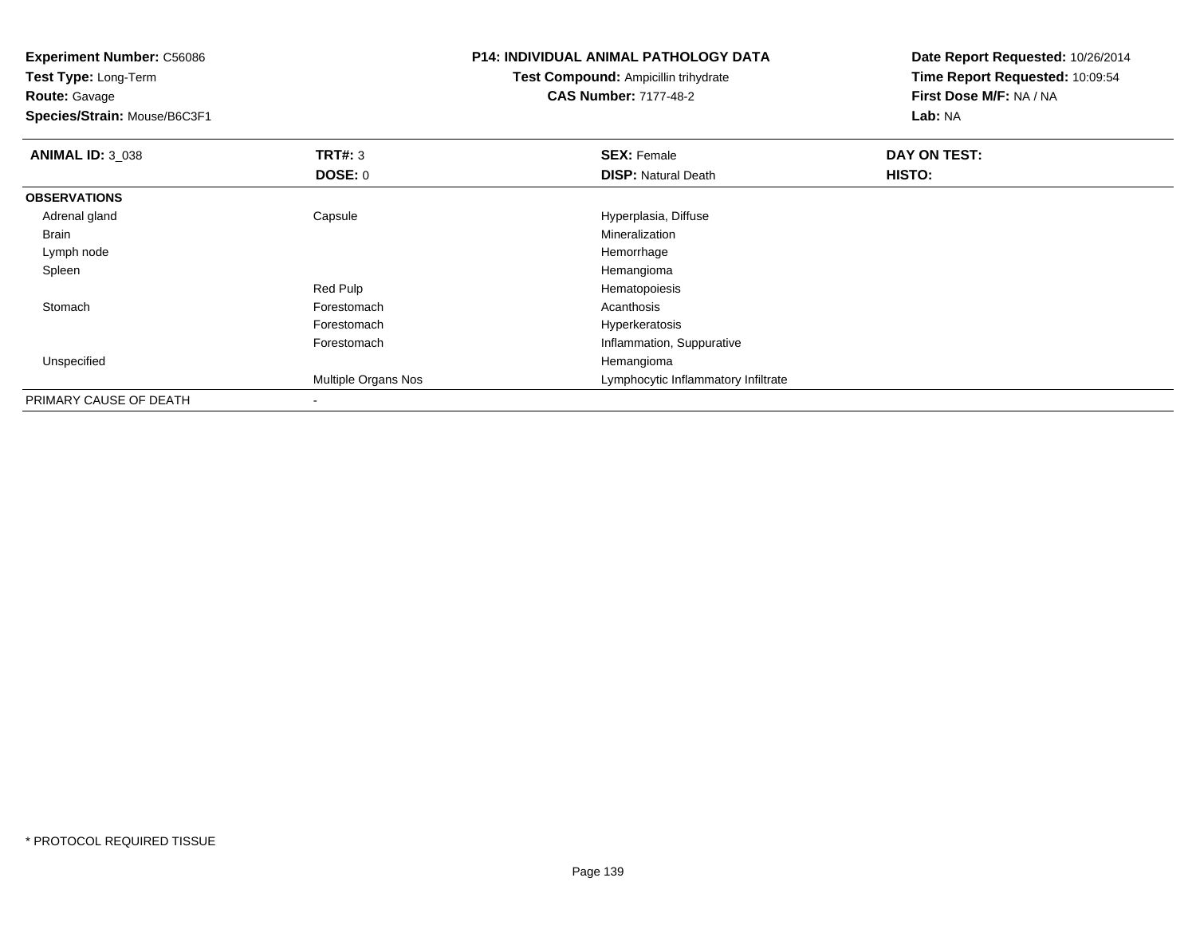**Experiment Number:** C56086
**Test Type:** Long-Term
**Route:** Gavage
**Species/Strain:** Mouse/B6C3F1

**P14: INDIVIDUAL ANIMAL PATHOLOGY DATA**
**Test Compound:** Ampicillin trihydrate
**CAS Number:** 7177-48-2

**Date Report Requested:** 10/26/2014
**Time Report Requested:** 10:09:54
**First Dose M/F:** NA / NA
**Lab:** NA

| **ANIMAL ID:** 3_038 | **TRT#:** 3 | **SEX:** Female | **DAY ON TEST:** |
|---|---|---|---|
| | **DOSE:** 0 | **DISP:** Natural Death | **HISTO:** |
| **OBSERVATIONS** | | | |
| Adrenal gland | Capsule | Hyperplasia, Diffuse | |
| Brain | | Mineralization | |
| Lymph node | | Hemorrhage | |
| Spleen | | Hemangioma | |
| | Red Pulp | Hematopoiesis | |
| Stomach | Forestomach | Acanthosis | |
| | Forestomach | Hyperkeratosis | |
| | Forestomach | Inflammation, Suppurative | |
| Unspecified | | Hemangioma | |
| | Multiple Organs Nos | Lymphocytic Inflammatory Infiltrate | |
| PRIMARY CAUSE OF DEATH | - | | |

* PROTOCOL REQUIRED TISSUE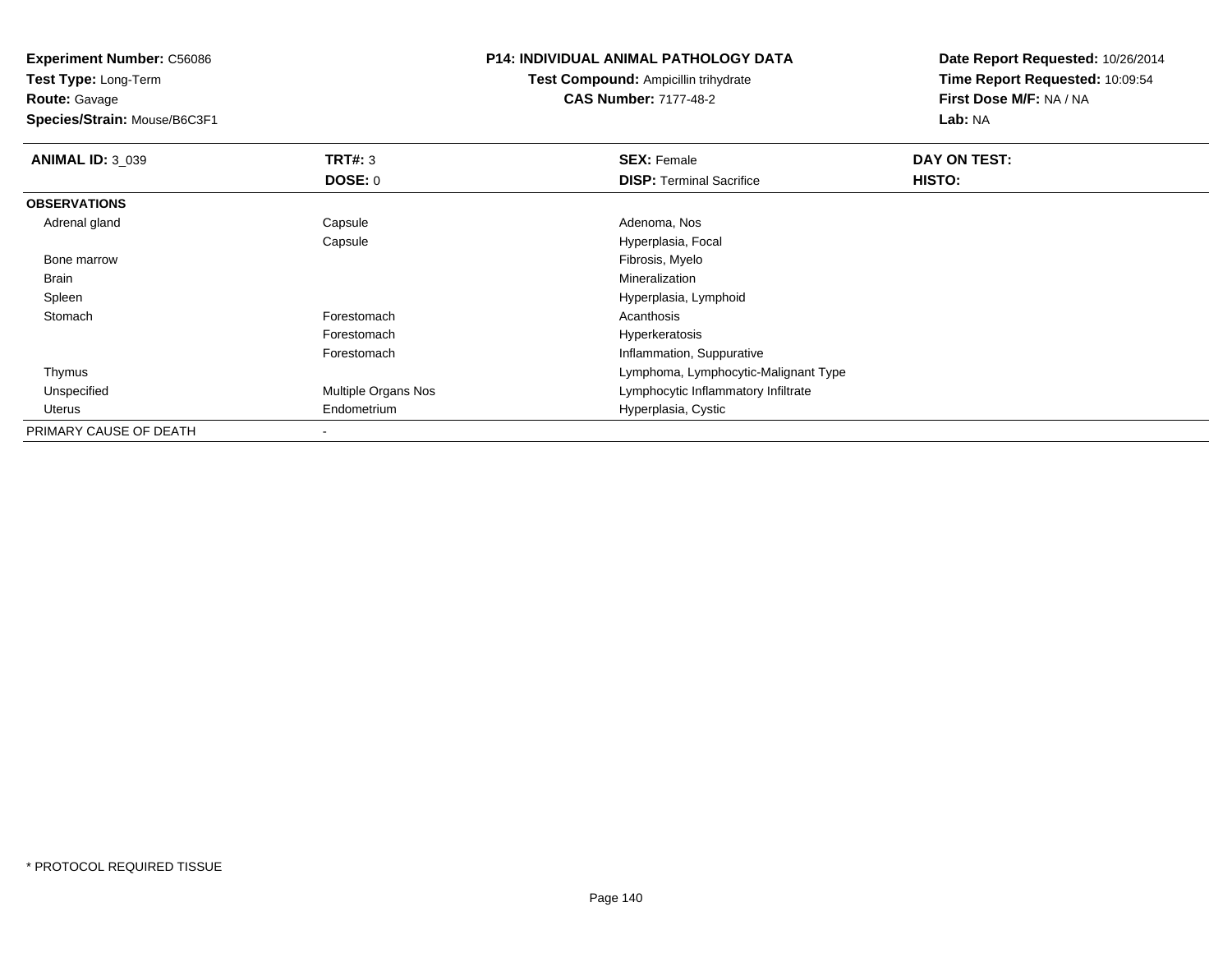**Experiment Number:** C56086
**Test Type:** Long-Term
**Route:** Gavage
**Species/Strain:** Mouse/B6C3F1

**P14: INDIVIDUAL ANIMAL PATHOLOGY DATA**
**Test Compound:** Ampicillin trihydrate
**CAS Number:** 7177-48-2

**Date Report Requested:** 10/26/2014
**Time Report Requested:** 10:09:54
**First Dose M/F:** NA / NA
**Lab:** NA

| **ANIMAL ID:** 3_039 | **TRT#:** 3 | **SEX:** Female | **DAY ON TEST:** |
|---|---|---|---|
| | **DOSE:** 0 | **DISP:** Terminal Sacrifice | **HISTO:** |
| **OBSERVATIONS** | | | |
| Adrenal gland | Capsule | Adenoma, Nos | |
| | Capsule | Hyperplasia, Focal | |
| Bone marrow | | Fibrosis, Myelo | |
| Brain | | Mineralization | |
| Spleen | | Hyperplasia, Lymphoid | |
| Stomach | Forestomach | Acanthosis | |
| | Forestomach | Hyperkeratosis | |
| | Forestomach | Inflammation, Suppurative | |
| Thymus | | Lymphoma, Lymphocytic-Malignant Type | |
| Unspecified | Multiple Organs Nos | Lymphocytic Inflammatory Infiltrate | |
| Uterus | Endometrium | Hyperplasia, Cystic | |
| PRIMARY CAUSE OF DEATH | - | | |

* PROTOCOL REQUIRED TISSUE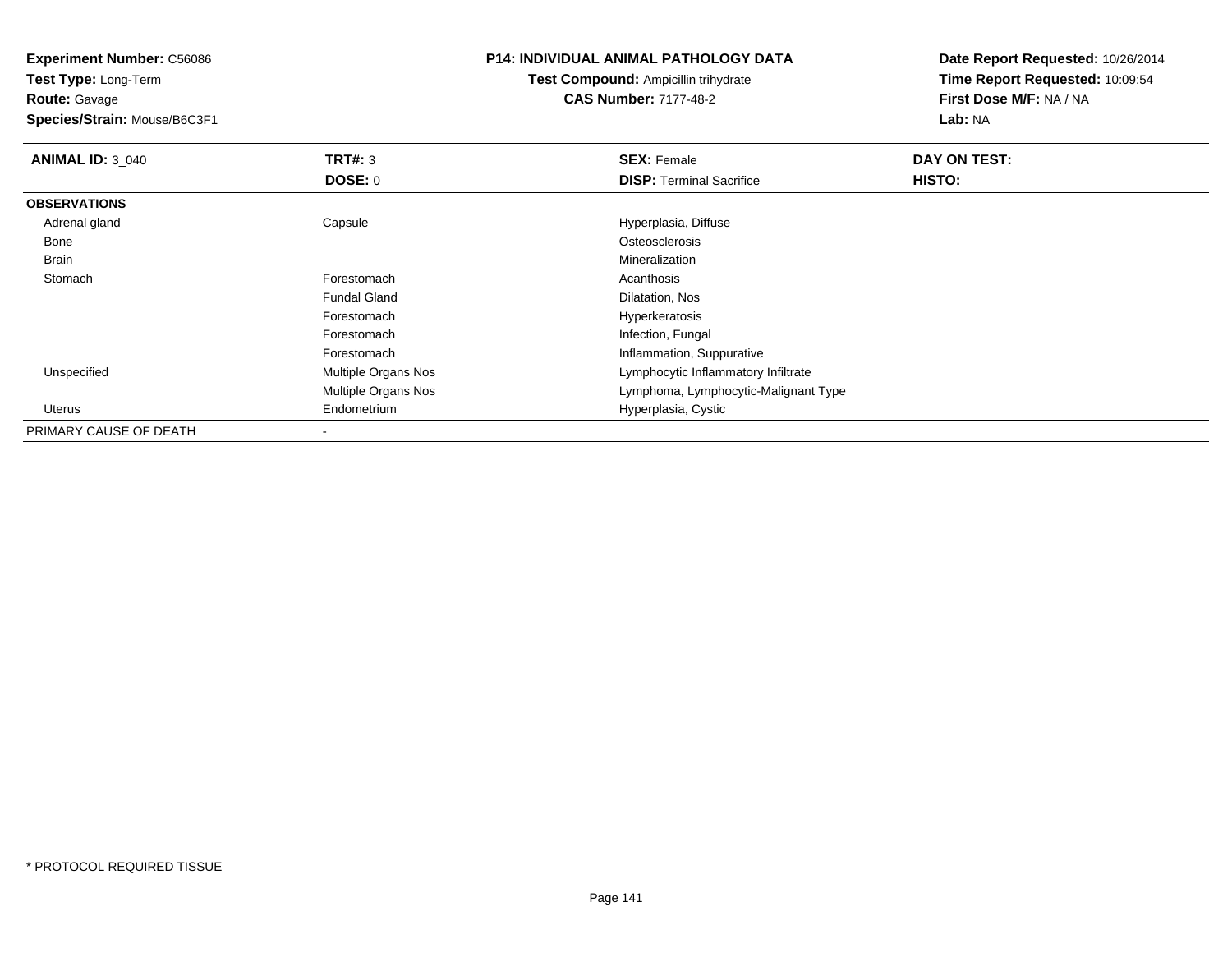**Experiment Number:** C56086
**Test Type:** Long-Term
**Route:** Gavage
**Species/Strain:** Mouse/B6C3F1

**P14: INDIVIDUAL ANIMAL PATHOLOGY DATA**
**Test Compound:** Ampicillin trihydrate
**CAS Number:** 7177-48-2

**Date Report Requested:** 10/26/2014
**Time Report Requested:** 10:09:54
**First Dose M/F:** NA / NA
**Lab:** NA

| **ANIMAL ID:** 3_040 | **TRT#:** 3 | **SEX:** Female | **DAY ON TEST:** |
|---|---|---|---|
| | **DOSE:** 0 | **DISP:** Terminal Sacrifice | **HISTO:** |
| **OBSERVATIONS** | | | |
| Adrenal gland | Capsule | Hyperplasia, Diffuse | |
| Bone | | Osteosclerosis | |
| Brain | | Mineralization | |
| Stomach | Forestomach | Acanthosis | |
| | Fundal Gland | Dilatation, Nos | |
| | Forestomach | Hyperkeratosis | |
| | Forestomach | Infection, Fungal | |
| | Forestomach | Inflammation, Suppurative | |
| Unspecified | Multiple Organs Nos | Lymphocytic Inflammatory Infiltrate | |
| | Multiple Organs Nos | Lymphoma, Lymphocytic-Malignant Type | |
| Uterus | Endometrium | Hyperplasia, Cystic | |
| PRIMARY CAUSE OF DEATH | - | | |

* PROTOCOL REQUIRED TISSUE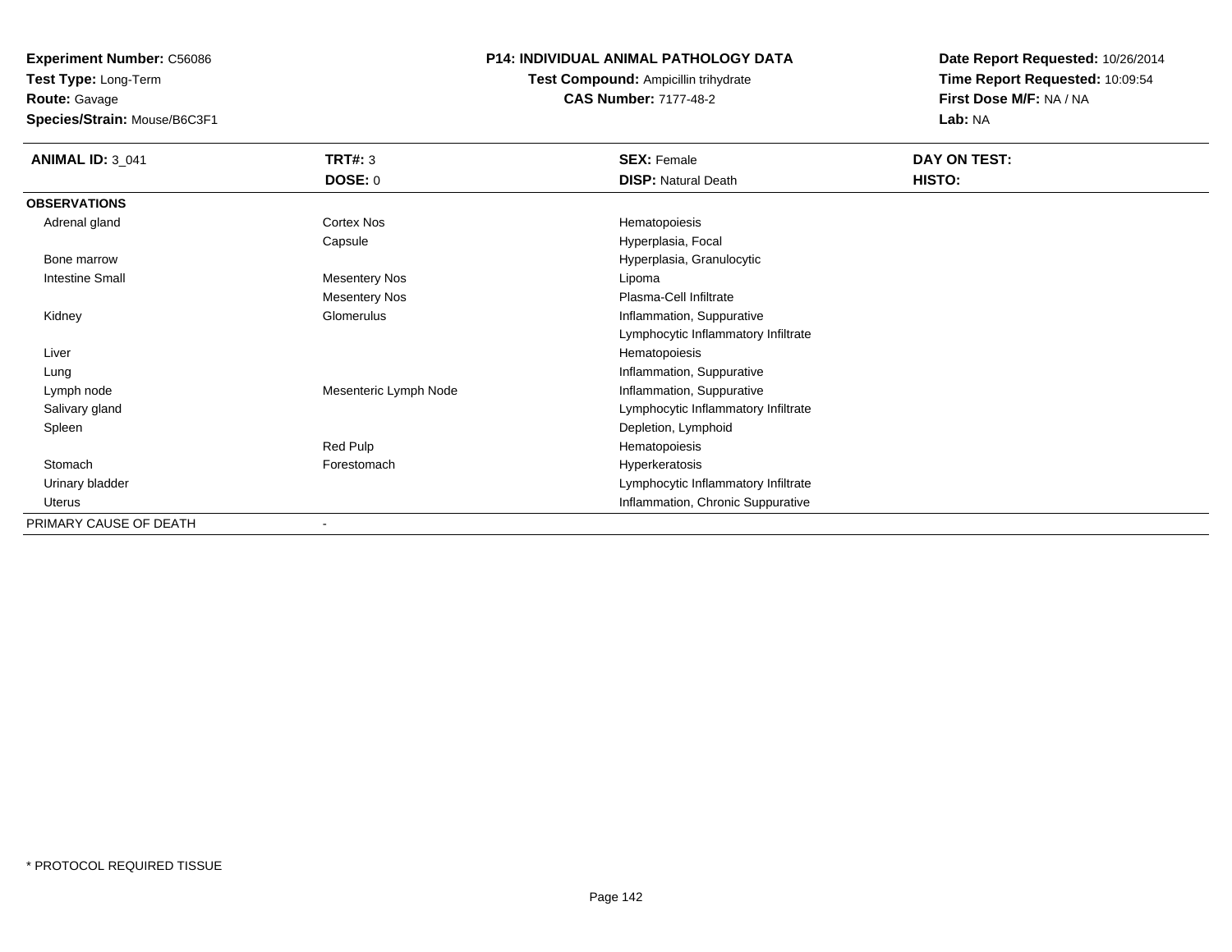**Experiment Number:** C56086
**Test Type:** Long-Term
**Route:** Gavage
**Species/Strain:** Mouse/B6C3F1

**P14: INDIVIDUAL ANIMAL PATHOLOGY DATA**
**Test Compound:** Ampicillin trihydrate
**CAS Number:** 7177-48-2

**Date Report Requested:** 10/26/2014
**Time Report Requested:** 10:09:54
**First Dose M/F:** NA / NA
**Lab:** NA

| **ANIMAL ID:** 3_041 | **TRT#:** 3 | **SEX:** Female | **DAY ON TEST:** |
|---|---|---|---|
| | **DOSE:** 0 | **DISP:** Natural Death | **HISTO:** |
| **OBSERVATIONS** | | | |
| Adrenal gland | Cortex Nos | Hematopoiesis | |
| | Capsule | Hyperplasia, Focal | |
| Bone marrow | | Hyperplasia, Granulocytic | |
| Intestine Small | Mesentery Nos | Lipoma | |
| | Mesentery Nos | Plasma-Cell Infiltrate | |
| Kidney | Glomerulus | Inflammation, Suppurative | |
| | | Lymphocytic Inflammatory Infiltrate | |
| Liver | | Hematopoiesis | |
| Lung | | Inflammation, Suppurative | |
| Lymph node | Mesenteric Lymph Node | Inflammation, Suppurative | |
| Salivary gland | | Lymphocytic Inflammatory Infiltrate | |
| Spleen | | Depletion, Lymphoid | |
| | Red Pulp | Hematopoiesis | |
| Stomach | Forestomach | Hyperkeratosis | |
| Urinary bladder | | Lymphocytic Inflammatory Infiltrate | |
| Uterus | | Inflammation, Chronic Suppurative | |
| PRIMARY CAUSE OF DEATH | - | | |

* PROTOCOL REQUIRED TISSUE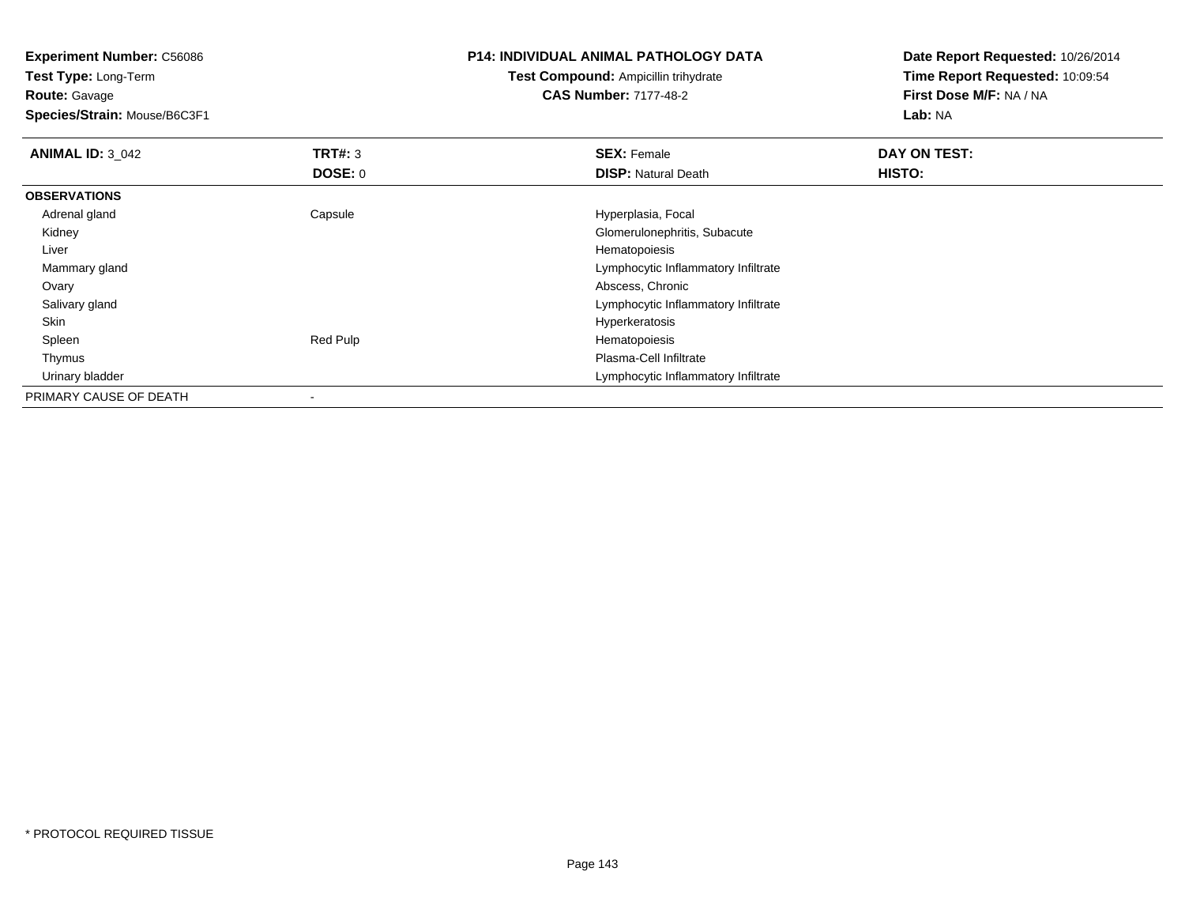**Experiment Number:** C56086
**Test Type:** Long-Term
**Route:** Gavage
**Species/Strain:** Mouse/B6C3F1

**P14: INDIVIDUAL ANIMAL PATHOLOGY DATA**
**Test Compound:** Ampicillin trihydrate
**CAS Number:** 7177-48-2

**Date Report Requested:** 10/26/2014
**Time Report Requested:** 10:09:54
**First Dose M/F:** NA / NA
**Lab:** NA

| **ANIMAL ID:** 3_042 | **TRT#:** 3 | **SEX:** Female | **DAY ON TEST:** |
|---|---|---|---|
| | **DOSE:** 0 | **DISP:** Natural Death | **HISTO:** |
| **OBSERVATIONS** | | | |
| Adrenal gland | Capsule | Hyperplasia, Focal | |
| Kidney | | Glomerulonephritis, Subacute | |
| Liver | | Hematopoiesis | |
| Mammary gland | | Lymphocytic Inflammatory Infiltrate | |
| Ovary | | Abscess, Chronic | |
| Salivary gland | | Lymphocytic Inflammatory Infiltrate | |
| Skin | | Hyperkeratosis | |
| Spleen | Red Pulp | Hematopoiesis | |
| Thymus | | Plasma-Cell Infiltrate | |
| Urinary bladder | | Lymphocytic Inflammatory Infiltrate | |
| PRIMARY CAUSE OF DEATH | - | | |

* PROTOCOL REQUIRED TISSUE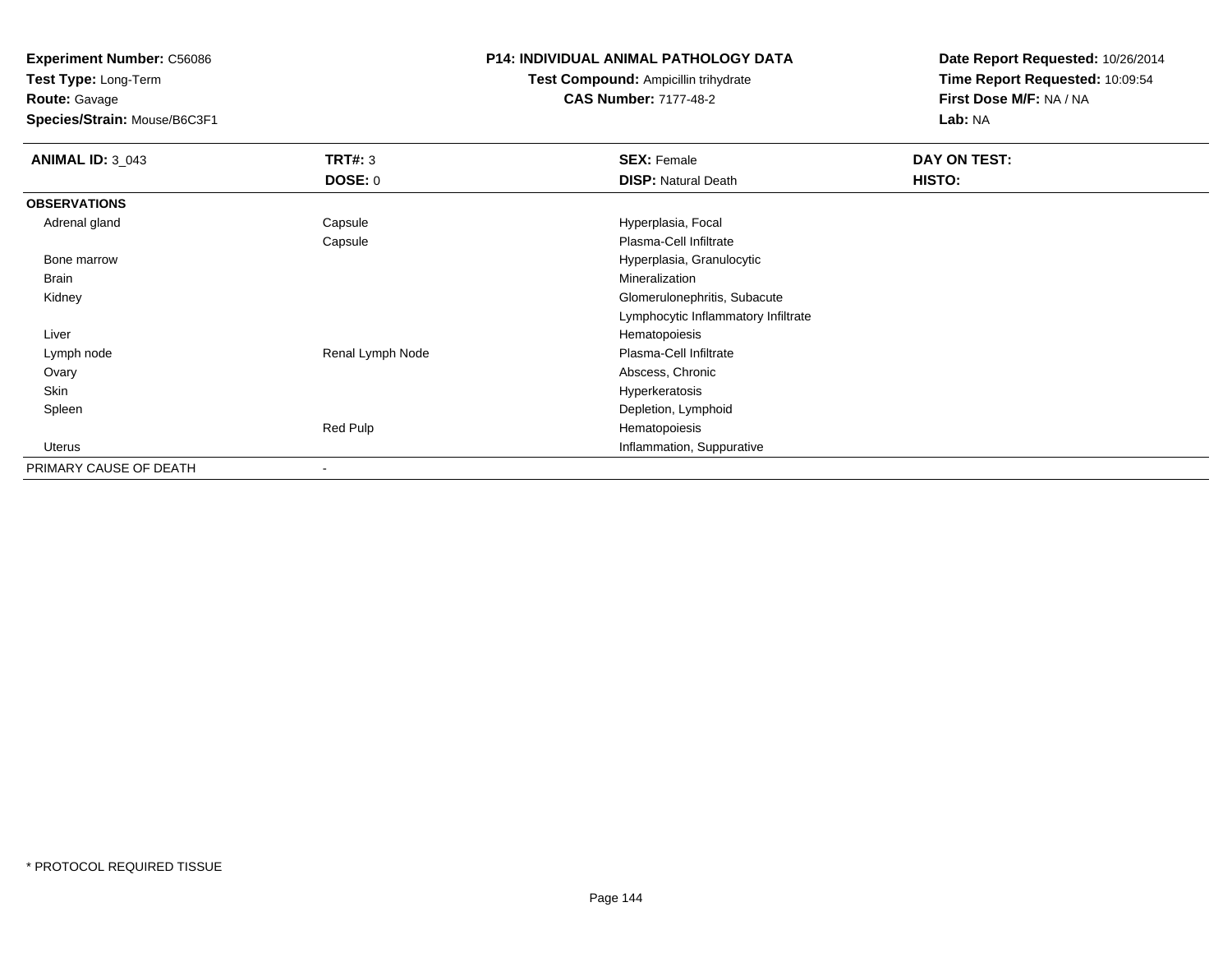**Experiment Number:** C56086
**Test Type:** Long-Term
**Route:** Gavage
**Species/Strain:** Mouse/B6C3F1

**P14: INDIVIDUAL ANIMAL PATHOLOGY DATA**
**Test Compound:** Ampicillin trihydrate
**CAS Number:** 7177-48-2

**Date Report Requested:** 10/26/2014
**Time Report Requested:** 10:09:54
**First Dose M/F:** NA / NA
**Lab:** NA

| **ANIMAL ID:** 3_043 | **TRT#:** 3 | **SEX:** Female | **DAY ON TEST:** |
|---|---|---|---|
| | **DOSE:** 0 | **DISP:** Natural Death | **HISTO:** |
| **OBSERVATIONS** | | | |
| Adrenal gland | Capsule | Hyperplasia, Focal | |
| | Capsule | Plasma-Cell Infiltrate | |
| Bone marrow | | Hyperplasia, Granulocytic | |
| Brain | | Mineralization | |
| Kidney | | Glomerulonephritis, Subacute | |
| | | Lymphocytic Inflammatory Infiltrate | |
| Liver | | Hematopoiesis | |
| Lymph node | Renal Lymph Node | Plasma-Cell Infiltrate | |
| Ovary | | Abscess, Chronic | |
| Skin | | Hyperkeratosis | |
| Spleen | | Depletion, Lymphoid | |
| | Red Pulp | Hematopoiesis | |
| Uterus | | Inflammation, Suppurative | |
| PRIMARY CAUSE OF DEATH | - | | |

* PROTOCOL REQUIRED TISSUE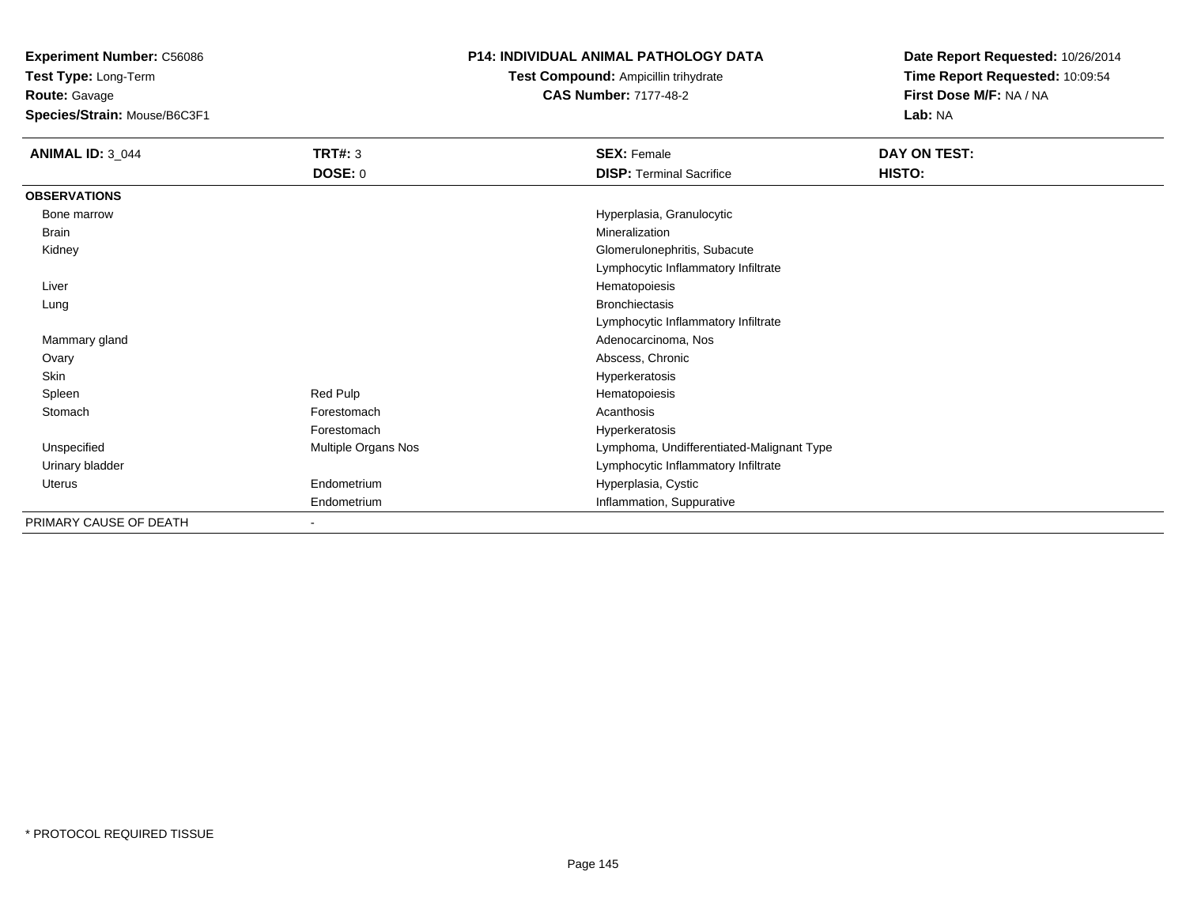**Experiment Number:** C56086
**Test Type:** Long-Term
**Route:** Gavage
**Species/Strain:** Mouse/B6C3F1

**P14: INDIVIDUAL ANIMAL PATHOLOGY DATA**
**Test Compound:** Ampicillin trihydrate
**CAS Number:** 7177-48-2

**Date Report Requested:** 10/26/2014
**Time Report Requested:** 10:09:54
**First Dose M/F:** NA / NA
**Lab:** NA

| **ANIMAL ID:** 3_044 | **TRT#:** 3 | **SEX:** Female | **DAY ON TEST:** |
|---|---|---|---|
| | **DOSE:** 0 | **DISP:** Terminal Sacrifice | **HISTO:** |
| **OBSERVATIONS** | | | |
| Bone marrow | | Hyperplasia, Granulocytic | |
| Brain | | Mineralization | |
| Kidney | | Glomerulonephritis, Subacute | |
| | | Lymphocytic Inflammatory Infiltrate | |
| Liver | | Hematopoiesis | |
| Lung | | Bronchiectasis | |
| | | Lymphocytic Inflammatory Infiltrate | |
| Mammary gland | | Adenocarcinoma, Nos | |
| Ovary | | Abscess, Chronic | |
| Skin | | Hyperkeratosis | |
| Spleen | Red Pulp | Hematopoiesis | |
| Stomach | Forestomach | Acanthosis | |
| | Forestomach | Hyperkeratosis | |
| Unspecified | Multiple Organs Nos | Lymphoma, Undifferentiated-Malignant Type | |
| Urinary bladder | | Lymphocytic Inflammatory Infiltrate | |
| Uterus | Endometrium | Hyperplasia, Cystic | |
| | Endometrium | Inflammation, Suppurative | |
| PRIMARY CAUSE OF DEATH | - | | |

* PROTOCOL REQUIRED TISSUE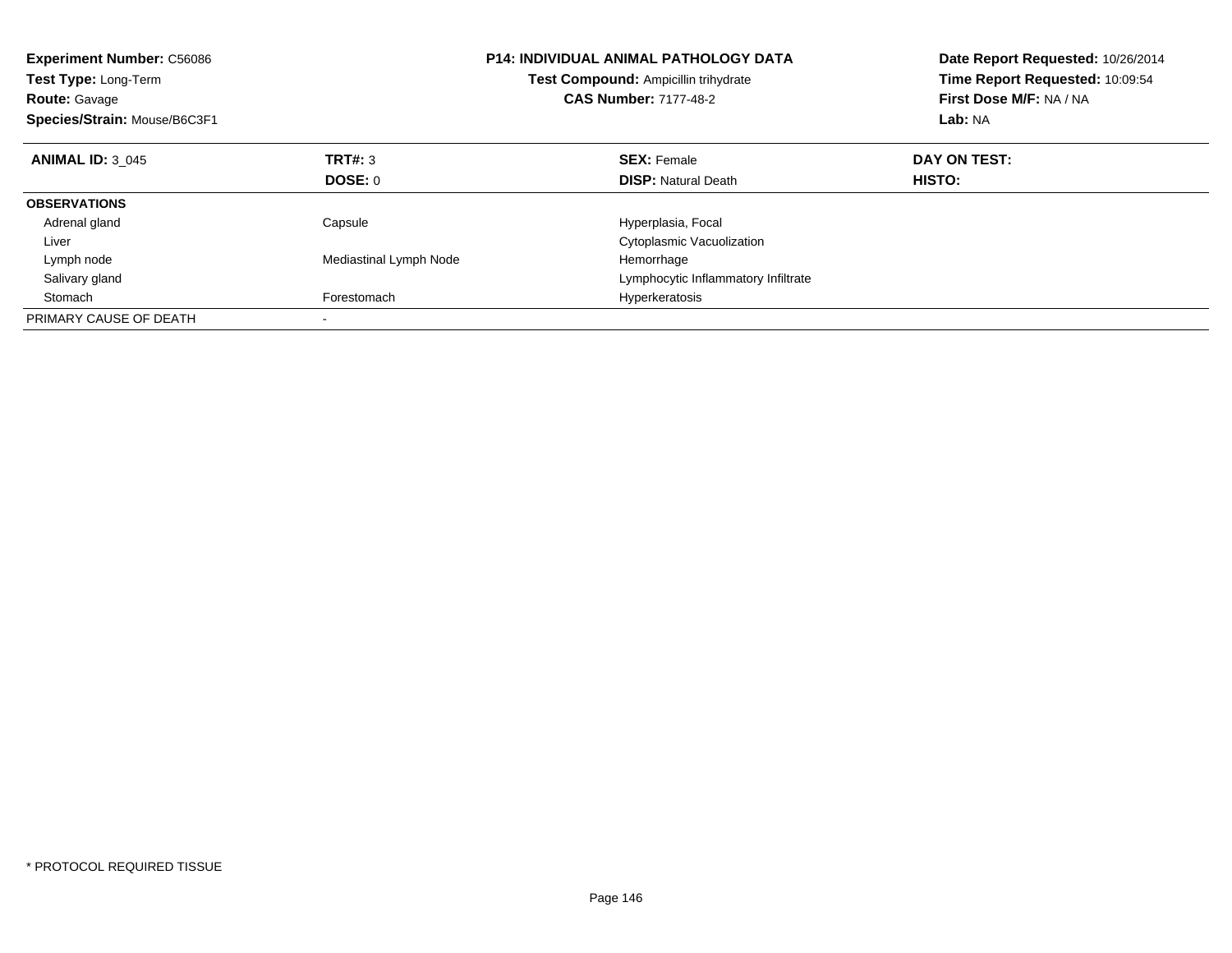**Experiment Number:** C56086
**Test Type:** Long-Term
**Route:** Gavage
**Species/Strain:** Mouse/B6C3F1

**P14: INDIVIDUAL ANIMAL PATHOLOGY DATA**
**Test Compound:** Ampicillin trihydrate
**CAS Number:** 7177-48-2

**Date Report Requested:** 10/26/2014
**Time Report Requested:** 10:09:54
**First Dose M/F:** NA / NA
**Lab:** NA

| **ANIMAL ID:** 3_045 | **TRT#:** 3 | **SEX:** Female | **DAY ON TEST:** |
|---|---|---|---|
| | **DOSE:** 0 | **DISP:** Natural Death | **HISTO:** |
| **OBSERVATIONS** | | | |
| Adrenal gland | Capsule | Hyperplasia, Focal | |
| Liver | | Cytoplasmic Vacuolization | |
| Lymph node | Mediastinal Lymph Node | Hemorrhage | |
| Salivary gland | | Lymphocytic Inflammatory Infiltrate | |
| Stomach | Forestomach | Hyperkeratosis | |
| PRIMARY CAUSE OF DEATH | - | | |

* PROTOCOL REQUIRED TISSUE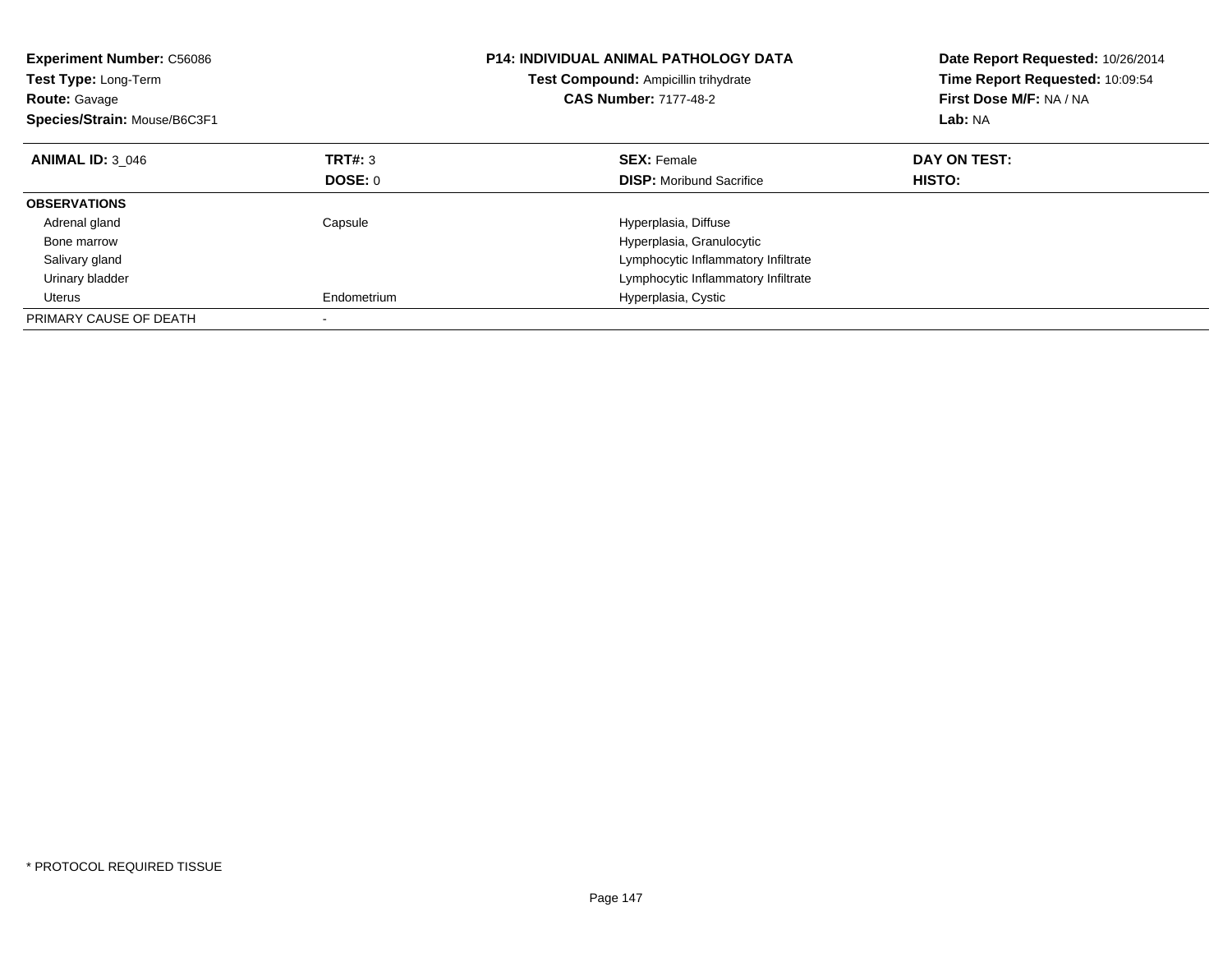**Experiment Number:** C56086
**Test Type:** Long-Term
**Route:** Gavage
**Species/Strain:** Mouse/B6C3F1

**P14: INDIVIDUAL ANIMAL PATHOLOGY DATA**
**Test Compound:** Ampicillin trihydrate
**CAS Number:** 7177-48-2

**Date Report Requested:** 10/26/2014
**Time Report Requested:** 10:09:54
**First Dose M/F:** NA / NA
**Lab:** NA

| **ANIMAL ID:** 3_046 | **TRT#:** 3 | **SEX:** Female | **DAY ON TEST:** |
|---|---|---|---|
| | **DOSE:** 0 | **DISP:** Moribund Sacrifice | **HISTO:** |
| **OBSERVATIONS** | | | |
| Adrenal gland | Capsule | Hyperplasia, Diffuse | |
| Bone marrow | | Hyperplasia, Granulocytic | |
| Salivary gland | | Lymphocytic Inflammatory Infiltrate | |
| Urinary bladder | | Lymphocytic Inflammatory Infiltrate | |
| Uterus | Endometrium | Hyperplasia, Cystic | |
| PRIMARY CAUSE OF DEATH | - | | |

* PROTOCOL REQUIRED TISSUE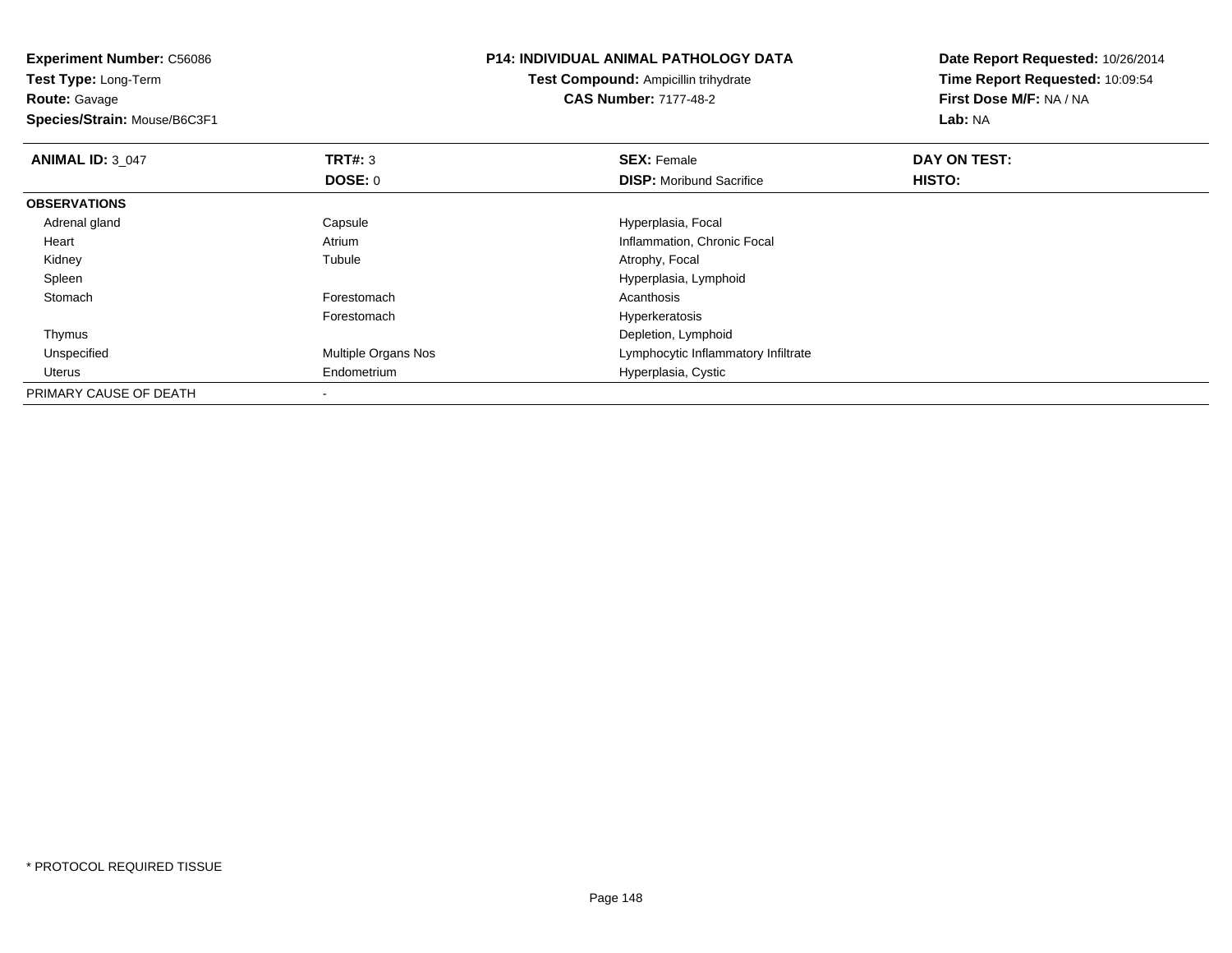**Experiment Number:** C56086
**Test Type:** Long-Term
**Route:** Gavage
**Species/Strain:** Mouse/B6C3F1

**P14: INDIVIDUAL ANIMAL PATHOLOGY DATA**
**Test Compound:** Ampicillin trihydrate
**CAS Number:** 7177-48-2

**Date Report Requested:** 10/26/2014
**Time Report Requested:** 10:09:54
**First Dose M/F:** NA / NA
**Lab:** NA

| **ANIMAL ID:** 3_047 | **TRT#:** 3 | **SEX:** Female | **DAY ON TEST:** |
|---|---|---|---|
| | **DOSE:** 0 | **DISP:** Moribund Sacrifice | **HISTO:** |
| **OBSERVATIONS** | | | |
| Adrenal gland | Capsule | Hyperplasia, Focal | |
| Heart | Atrium | Inflammation, Chronic Focal | |
| Kidney | Tubule | Atrophy, Focal | |
| Spleen | | Hyperplasia, Lymphoid | |
| Stomach | Forestomach | Acanthosis | |
| | Forestomach | Hyperkeratosis | |
| Thymus | | Depletion, Lymphoid | |
| Unspecified | Multiple Organs Nos | Lymphocytic Inflammatory Infiltrate | |
| Uterus | Endometrium | Hyperplasia, Cystic | |
| PRIMARY CAUSE OF DEATH | - | | |

* PROTOCOL REQUIRED TISSUE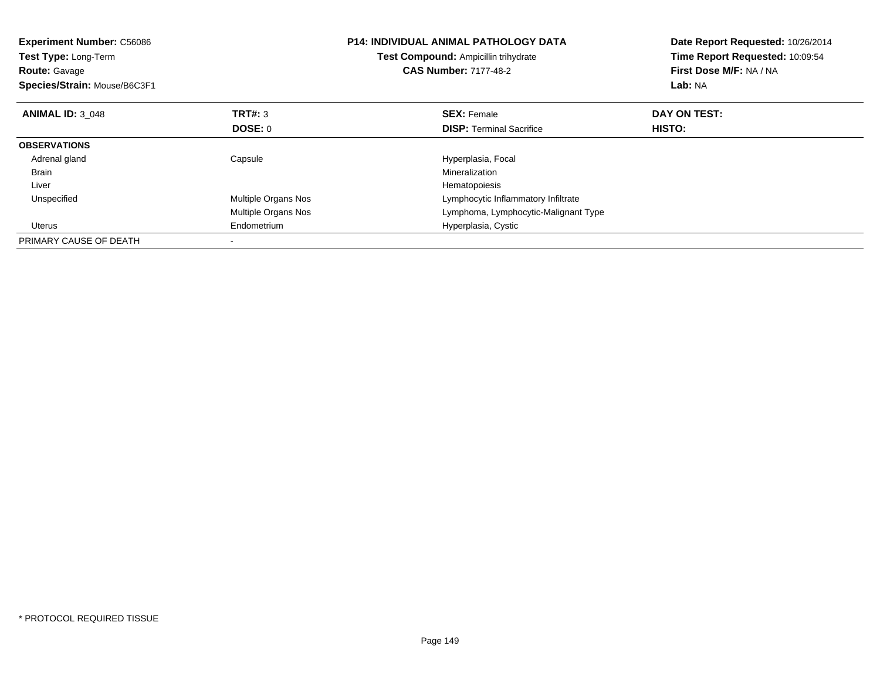**Experiment Number:** C56086
**Test Type:** Long-Term
**Route:** Gavage
**Species/Strain:** Mouse/B6C3F1

**P14: INDIVIDUAL ANIMAL PATHOLOGY DATA**
**Test Compound:** Ampicillin trihydrate
**CAS Number:** 7177-48-2

**Date Report Requested:** 10/26/2014
**Time Report Requested:** 10:09:54
**First Dose M/F:** NA / NA
**Lab:** NA

| **ANIMAL ID:** 3_048 | **TRT#:** 3 | **SEX:** Female | **DAY ON TEST:** |
|---|---|---|---|
| | **DOSE:** 0 | **DISP:** Terminal Sacrifice | **HISTO:** |
| **OBSERVATIONS** | | | |
| Adrenal gland | Capsule | Hyperplasia, Focal | |
| Brain | | Mineralization | |
| Liver | | Hematopoiesis | |
| Unspecified | Multiple Organs Nos | Lymphocytic Inflammatory Infiltrate | |
| | Multiple Organs Nos | Lymphoma, Lymphocytic-Malignant Type | |
| Uterus | Endometrium | Hyperplasia, Cystic | |
| PRIMARY CAUSE OF DEATH | - | | |

* PROTOCOL REQUIRED TISSUE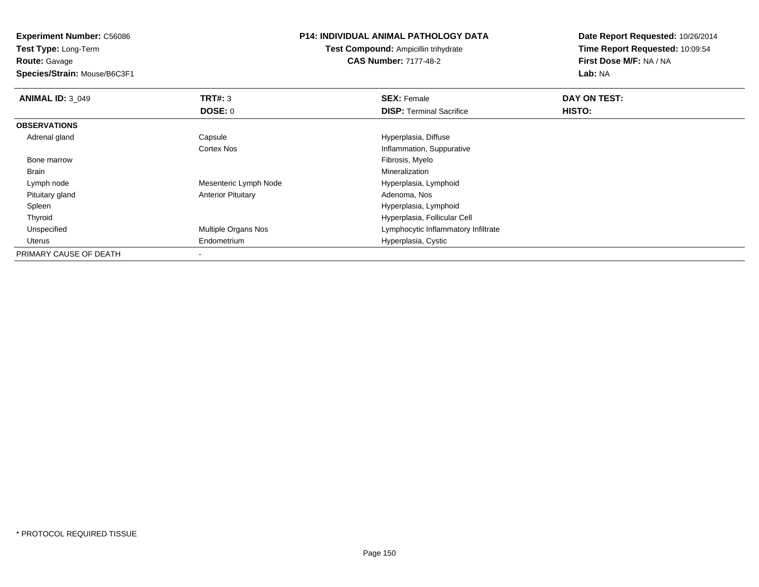**Experiment Number:** C56086
**Test Type:** Long-Term
**Route:** Gavage
**Species/Strain:** Mouse/B6C3F1

**P14: INDIVIDUAL ANIMAL PATHOLOGY DATA**
**Test Compound:** Ampicillin trihydrate
**CAS Number:** 7177-48-2

**Date Report Requested:** 10/26/2014
**Time Report Requested:** 10:09:54
**First Dose M/F:** NA / NA
**Lab:** NA

| **ANIMAL ID:** 3_049 | **TRT#:** 3 | **SEX:** Female | **DAY ON TEST:** |
|---|---|---|---|
| | **DOSE:** 0 | **DISP:** Terminal Sacrifice | **HISTO:** |
| **OBSERVATIONS** | | | |
| Adrenal gland | Capsule | Hyperplasia, Diffuse | |
| | Cortex Nos | Inflammation, Suppurative | |
| Bone marrow | | Fibrosis, Myelo | |
| Brain | | Mineralization | |
| Lymph node | Mesenteric Lymph Node | Hyperplasia, Lymphoid | |
| Pituitary gland | Anterior Pituitary | Adenoma, Nos | |
| Spleen | | Hyperplasia, Lymphoid | |
| Thyroid | | Hyperplasia, Follicular Cell | |
| Unspecified | Multiple Organs Nos | Lymphocytic Inflammatory Infiltrate | |
| Uterus | Endometrium | Hyperplasia, Cystic | |
| PRIMARY CAUSE OF DEATH | - | | |

* PROTOCOL REQUIRED TISSUE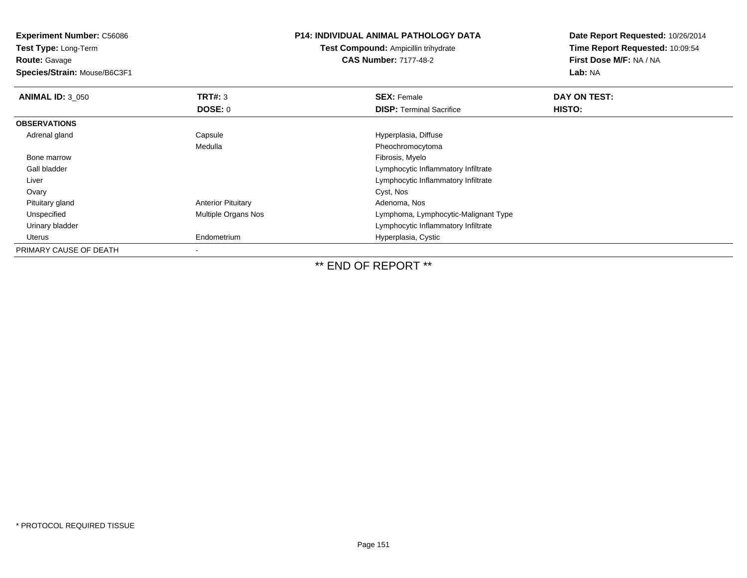**Experiment Number:** C56086
**Test Type:** Long-Term
**Route:** Gavage
**Species/Strain:** Mouse/B6C3F1

**P14: INDIVIDUAL ANIMAL PATHOLOGY DATA**
**Test Compound:** Ampicillin trihydrate
**CAS Number:** 7177-48-2

**Date Report Requested:** 10/26/2014
**Time Report Requested:** 10:09:54
**First Dose M/F:** NA / NA
**Lab:** NA

| **ANIMAL ID:** 3_050 | **TRT#:** 3 | **SEX:** Female | **DAY ON TEST:** |
|---|---|---|---|
| | **DOSE:** 0 | **DISP:** Terminal Sacrifice | **HISTO:** |
| **OBSERVATIONS** | | | |
| Adrenal gland | Capsule | Hyperplasia, Diffuse | |
| | Medulla | Pheochromocytoma | |
| Bone marrow | | Fibrosis, Myelo | |
| Gall bladder | | Lymphocytic Inflammatory Infiltrate | |
| Liver | | Lymphocytic Inflammatory Infiltrate | |
| Ovary | | Cyst, Nos | |
| Pituitary gland | Anterior Pituitary | Adenoma, Nos | |
| Unspecified | Multiple Organs Nos | Lymphoma, Lymphocytic-Malignant Type | |
| Urinary bladder | | Lymphocytic Inflammatory Infiltrate | |
| Uterus | Endometrium | Hyperplasia, Cystic | |
| PRIMARY CAUSE OF DEATH | - | | |

** END OF REPORT **

* PROTOCOL REQUIRED TISSUE